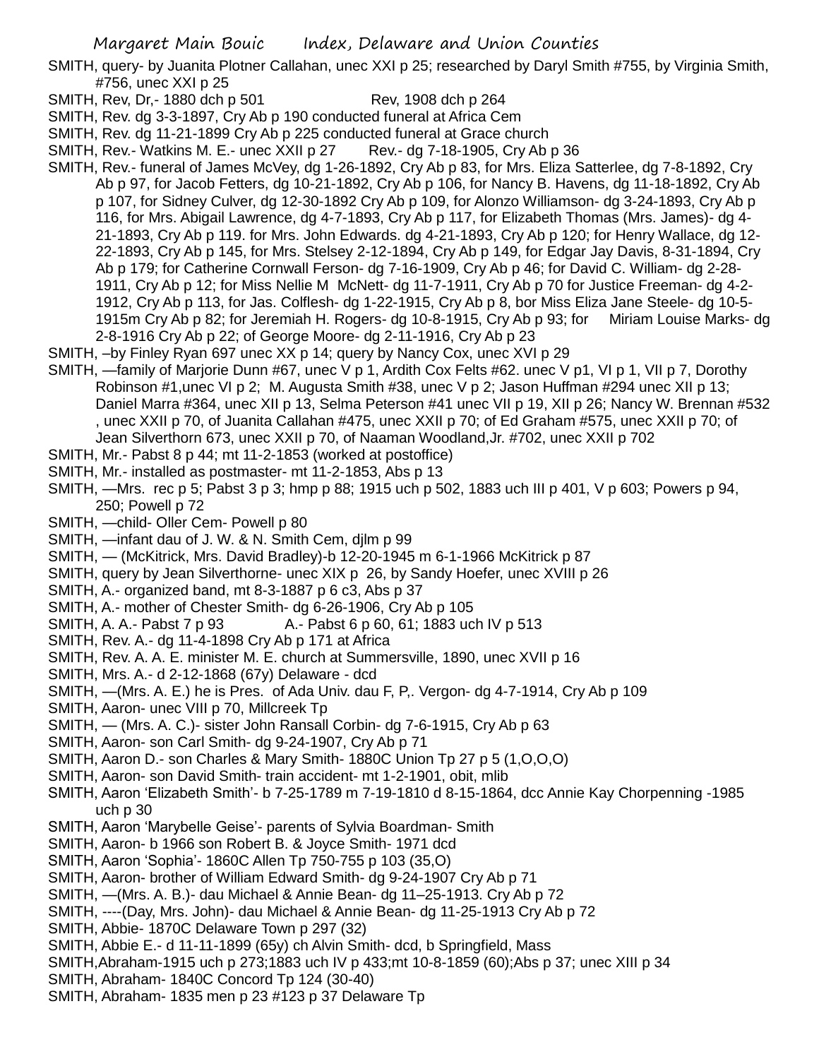SMITH, query- by Juanita Plotner Callahan, unec XXI p 25; researched by Daryl Smith #755, by Virginia Smith, #756, unec XXI p 25

SMITH, Rev, Dr,- 1880 dch p 501 Rev, 1908 dch p 264

SMITH, Rev. dg 3-3-1897, Cry Ab p 190 conducted funeral at Africa Cem

SMITH, Rev. dg 11-21-1899 Cry Ab p 225 conducted funeral at Grace church

SMITH, Rev.- Watkins M. E.- unec XXII p 27 Rev.- dg 7-18-1905, Cry Ab p 36

SMITH, Rev.- funeral of James McVey, dg 1-26-1892, Cry Ab p 83, for Mrs. Eliza Satterlee, dg 7-8-1892, Cry Ab p 97, for Jacob Fetters, dg 10-21-1892, Cry Ab p 106, for Nancy B. Havens, dg 11-18-1892, Cry Ab p 107, for Sidney Culver, dg 12-30-1892 Cry Ab p 109, for Alonzo Williamson- dg 3-24-1893, Cry Ab p 116, for Mrs. Abigail Lawrence, dg 4-7-1893, Cry Ab p 117, for Elizabeth Thomas (Mrs. James)- dg 4-21-1893, Cry Ab p 119. for Mrs. John Edwards. dg 4-21-1893, Cry Ab p 120; for Henry Wallace, dg 12-22-1893, Cry Ab p 145, for Mrs. Stelsey 2-12-1894, Cry Ab p 149, for Edgar Jay Davis, 8-31-1894, Cry Ab p 179; for Catherine Cornwall Ferson- dg 7-16-1909, Cry Ab p 46; for David C. William- dg 2-28-1911, Cry Ab p 12; for Miss Nellie M McNett- dg 11-7-1911, Cry Ab p 70 for Justice Freeman- dg 4-2-1912, Cry Ab p 113, for Jas. Colflesh- dg 1-22-1915, Cry Ab p 8, bor Miss Eliza Jane Steele- dg 10-5-1915m Cry Ab p 82; for Jeremiah H. Rogers- dg 10-8-1915, Cry Ab p 93; for Miriam Louise Marks- dg 2-8-1916 Cry Ab p 22; of George Moore- dg 2-11-1916, Cry Ab p 23

SMITH, –by Finley Ryan 697 unec XX p 14; query by Nancy Cox, unec XVI p 29

SMITH, —family of Marjorie Dunn #67, unec V p 1, Ardith Cox Felts #62. unec V p1, VI p 1, VII p 7, Dorothy Robinson #1,unec VI p 2; M. Augusta Smith #38, unec V p 2; Jason Huffman #294 unec XII p 13; Daniel Marra #364, unec XII p 13, Selma Peterson #41 unec VII p 19, XII p 26; Nancy W. Brennan #532 , unec XXII p 70, of Juanita Callahan #475, unec XXII p 70; of Ed Graham #575, unec XXII p 70; of Jean Silverthorn 673, unec XXII p 70, of Naaman Woodland,Jr. #702, unec XXII p 702

SMITH, Mr.- Pabst 8 p 44; mt 11-2-1853 (worked at postoffice)

SMITH, Mr.- installed as postmaster- mt 11-2-1853, Abs p 13

SMITH, —Mrs. rec p 5; Pabst 3 p 3; hmp p 88; 1915 uch p 502, 1883 uch III p 401, V p 603; Powers p 94, 250; Powell p 72

SMITH, —child- Oller Cem- Powell p 80

SMITH, —infant dau of J. W. & N. Smith Cem, djlm p 99

SMITH, — (McKitrick, Mrs. David Bradley)-b 12-20-1945 m 6-1-1966 McKitrick p 87

SMITH, query by Jean Silverthorne- unec XIX p 26, by Sandy Hoefer, unec XVIII p 26

SMITH, A.- organized band, mt 8-3-1887 p 6 c3, Abs p 37

SMITH, A.- mother of Chester Smith- dg 6-26-1906, Cry Ab p 105

SMITH, A. A.- Pabst 7 p 93 A.- Pabst 6 p 60, 61; 1883 uch IV p 513

SMITH, Rev. A.- dg 11-4-1898 Cry Ab p 171 at Africa

SMITH, Rev. A. A. E. minister M. E. church at Summersville, 1890, unec XVII p 16

SMITH, Mrs. A.- d 2-12-1868 (67y) Delaware - dcd

SMITH, —(Mrs. A. E.) he is Pres. of Ada Univ. dau F, P,. Vergon- dg 4-7-1914, Cry Ab p 109

SMITH, Aaron- unec VIII p 70, Millcreek Tp

SMITH, — (Mrs. A. C.)- sister John Ransall Corbin- dg 7-6-1915, Cry Ab p 63

SMITH, Aaron- son Carl Smith- dg 9-24-1907, Cry Ab p 71

SMITH, Aaron D.- son Charles & Mary Smith- 1880C Union Tp 27 p 5 (1,O,O,O)

SMITH, Aaron- son David Smith- train accident- mt 1-2-1901, obit, mlib

SMITH, Aaron 'Elizabeth Smith'- b 7-25-1789 m 7-19-1810 d 8-15-1864, dcc Annie Kay Chorpenning -1985 uch p 30

SMITH, Aaron 'Marybelle Geise'- parents of Sylvia Boardman- Smith

SMITH, Aaron- b 1966 son Robert B. & Joyce Smith- 1971 dcd

SMITH, Aaron 'Sophia'- 1860C Allen Tp 750-755 p 103 (35,O)

SMITH, Aaron- brother of William Edward Smith- dg 9-24-1907 Cry Ab p 71

SMITH, —(Mrs. A. B.)- dau Michael & Annie Bean- dg 11–25-1913. Cry Ab p 72

SMITH, ----(Day, Mrs. John)- dau Michael & Annie Bean- dg 11-25-1913 Cry Ab p 72

SMITH, Abbie- 1870C Delaware Town p 297 (32)

SMITH, Abbie E.- d 11-11-1899 (65y) ch Alvin Smith- dcd, b Springfield, Mass

SMITH,Abraham-1915 uch p 273;1883 uch IV p 433;mt 10-8-1859 (60);Abs p 37; unec XIII p 34

SMITH, Abraham- 1840C Concord Tp 124 (30-40)

SMITH, Abraham- 1835 men p 23 #123 p 37 Delaware Tp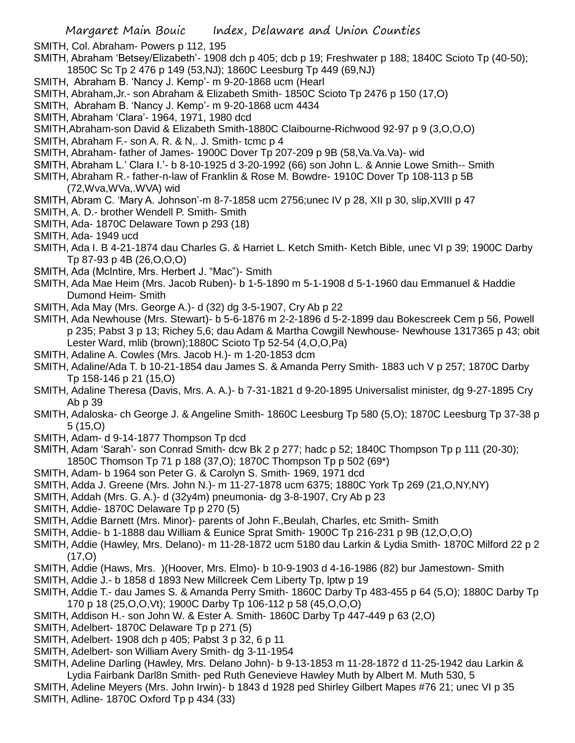SMITH, Col. Abraham- Powers p 112, 195

SMITH, Abraham 'Betsey/Elizabeth'- 1908 dch p 405; dcb p 19; Freshwater p 188; 1840C Scioto Tp (40-50); 1850C Sc Tp 2 476 p 149 (53,NJ); 1860C Leesburg Tp 449 (69,NJ)

SMITH, Abraham B. 'Nancy J. Kemp'- m 9-20-1868 ucm (Hearl

SMITH, Abraham,Jr.- son Abraham & Elizabeth Smith- 1850C Scioto Tp 2476 p 150 (17,O)

SMITH, Abraham B. 'Nancy J. Kemp'- m 9-20-1868 ucm 4434

SMITH, Abraham 'Clara'- 1964, 1971, 1980 dcd

SMITH,Abraham-son David & Elizabeth Smith-1880C Claibourne-Richwood 92-97 p 9 (3,O,O,O)

SMITH, Abraham F.- son A. R. & N,. J. Smith- tcmc p 4

SMITH, Abraham- father of James- 1900C Dover Tp 207-209 p 9B (58,Va.Va.Va)- wid

SMITH, Abraham L.' Clara I.'- b 8-10-1925 d 3-20-1992 (66) son John L. & Annie Lowe Smith-- Smith

SMITH, Abraham R.- father-n-law of Franklin & Rose M. Bowdre- 1910C Dover Tp 108-113 p 5B (72,Wva,WVa,.WVA) wid

SMITH, Abram C. 'Mary A. Johnson'-m 8-7-1858 ucm 2756;unec IV p 28, XII p 30, slip,XVIII p 47

SMITH, A. D.- brother Wendell P. Smith- Smith

SMITH, Ada- 1870C Delaware Town p 293 (18)

SMITH, Ada- 1949 ucd

SMITH, Ada I. B 4-21-1874 dau Charles G. & Harriet L. Ketch Smith- Ketch Bible, unec VI p 39; 1900C Darby Tp 87-93 p 4B (26,O,O,O)

SMITH, Ada (McIntire, Mrs. Herbert J. "Mac")- Smith

SMITH, Ada Mae Heim (Mrs. Jacob Ruben)- b 1-5-1890 m 5-1-1908 d 5-1-1960 dau Emmanuel & Haddie Dumond Heim- Smith

SMITH, Ada May (Mrs. George A.)- d (32) dg 3-5-1907, Cry Ab p 22

SMITH, Ada Newhouse (Mrs. Stewart)- b 5-6-1876 m 2-2-1896 d 5-2-1899 dau Bokescreek Cem p 56, Powell p 235; Pabst 3 p 13; Richey 5,6; dau Adam & Martha Cowgill Newhouse- Newhouse 1317365 p 43; obit Lester Ward, mlib (brown);1880C Scioto Tp 52-54 (4,O,O,Pa)

SMITH, Adaline A. Cowles (Mrs. Jacob H.)- m 1-20-1853 dcm

SMITH, Adaline/Ada T. b 10-21-1854 dau James S. & Amanda Perry Smith- 1883 uch V p 257; 1870C Darby Tp 158-146 p 21 (15,O)

SMITH, Adaline Theresa (Davis, Mrs. A. A.)- b 7-31-1821 d 9-20-1895 Universalist minister, dg 9-27-1895 Cry Ab p 39

SMITH, Adaloska- ch George J. & Angeline Smith- 1860C Leesburg Tp 580 (5,O); 1870C Leesburg Tp 37-38 p 5 (15,O)

SMITH, Adam- d 9-14-1877 Thompson Tp dcd

SMITH, Adam 'Sarah'- son Conrad Smith- dcw Bk 2 p 277; hadc p 52; 1840C Thompson Tp p 111 (20-30); 1850C Thomson Tp 71 p 188 (37,O); 1870C Thompson Tp p 502 (69*)

SMITH, Adam- b 1964 son Peter G. & Carolyn S. Smith- 1969, 1971 dcd

SMITH, Adda J. Greene (Mrs. John N.)- m 11-27-1878 ucm 6375; 1880C York Tp 269 (21,O,NY,NY)

SMITH, Addah (Mrs. G. A.)- d (32y4m) pneumonia- dg 3-8-1907, Cry Ab p 23

SMITH, Addie- 1870C Delaware Tp p 270 (5)

SMITH, Addie Barnett (Mrs. Minor)- parents of John F.,Beulah, Charles, etc Smith- Smith

SMITH, Addie- b 1-1888 dau William & Eunice Sprat Smith- 1900C Tp 216-231 p 9B (12,O,O,O)

SMITH, Addie (Hawley, Mrs. Delano)- m 11-28-1872 ucm 5180 dau Larkin & Lydia Smith- 1870C Milford 22 p 2 (17,O)

SMITH, Addie (Haws, Mrs. )(Hoover, Mrs. Elmo)- b 10-9-1903 d 4-16-1986 (82) bur Jamestown- Smith

SMITH, Addie J.- b 1858 d 1893 New Millcreek Cem Liberty Tp, lptw p 19

SMITH, Addie T.- dau James S. & Amanda Perry Smith- 1860C Darby Tp 483-455 p 64 (5,O); 1880C Darby Tp 170 p 18 (25,O,O,Vt); 1900C Darby Tp 106-112 p 58 (45,O,O,O)

SMITH, Addison H.- son John W. & Ester A. Smith- 1860C Darby Tp 447-449 p 63 (2,O)

SMITH, Adelbert- 1870C Delaware Tp p 271 (5)

SMITH, Adelbert- 1908 dch p 405; Pabst 3 p 32, 6 p 11

SMITH, Adelbert- son William Avery Smith- dg 3-11-1954

SMITH, Adeline Darling (Hawley, Mrs. Delano John)- b 9-13-1853 m 11-28-1872 d 11-25-1942 dau Larkin & Lydia Fairbank Darl8n Smith- ped Ruth Genevieve Hawley Muth by Albert M. Muth 530, 5

SMITH, Adeline Meyers (Mrs. John Irwin)- b 1843 d 1928 ped Shirley Gilbert Mapes #76 21; unec VI p 35

SMITH, Adline- 1870C Oxford Tp p 434 (33)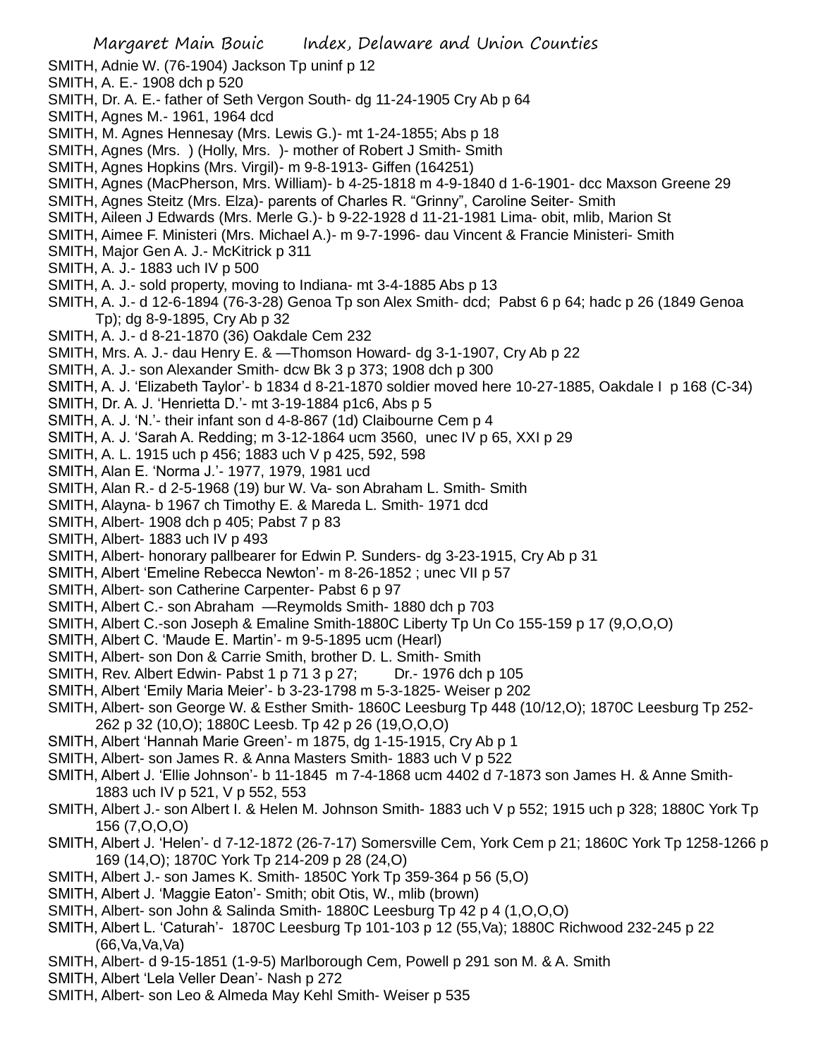SMITH, Adnie W. (76-1904) Jackson Tp uninf p 12
SMITH, A. E.- 1908 dch p 520
SMITH, Dr. A. E.- father of Seth Vergon South- dg 11-24-1905 Cry Ab p 64
SMITH, Agnes M.- 1961, 1964 dcd
SMITH, M. Agnes Hennesay (Mrs. Lewis G.)- mt 1-24-1855; Abs p 18
SMITH, Agnes (Mrs. ) (Holly, Mrs. )- mother of Robert J Smith- Smith
SMITH, Agnes Hopkins (Mrs. Virgil)- m 9-8-1913- Giffen (164251)
SMITH, Agnes (MacPherson, Mrs. William)- b 4-25-1818 m 4-9-1840 d 1-6-1901- dcc Maxson Greene 29
SMITH, Agnes Steitz (Mrs. Elza)- parents of Charles R. "Grinny", Caroline Seiter- Smith
SMITH, Aileen J Edwards (Mrs. Merle G.)- b 9-22-1928 d 11-21-1981 Lima- obit, mlib, Marion St
SMITH, Aimee F. Ministeri (Mrs. Michael A.)- m 9-7-1996- dau Vincent & Francie Ministeri- Smith
SMITH, Major Gen A. J.- McKitrick p 311
SMITH, A. J.- 1883 uch IV p 500
SMITH, A. J.- sold property, moving to Indiana- mt 3-4-1885 Abs p 13
SMITH, A. J.- d 12-6-1894 (76-3-28) Genoa Tp son Alex Smith- dcd; Pabst 6 p 64; hadc p 26 (1849 Genoa Tp); dg 8-9-1895, Cry Ab p 32
SMITH, A. J.- d 8-21-1870 (36) Oakdale Cem 232
SMITH, Mrs. A. J.- dau Henry E. & —Thomson Howard- dg 3-1-1907, Cry Ab p 22
SMITH, A. J.- son Alexander Smith- dcw Bk 3 p 373; 1908 dch p 300
SMITH, A. J. 'Elizabeth Taylor'- b 1834 d 8-21-1870 soldier moved here 10-27-1885, Oakdale I p 168 (C-34)
SMITH, Dr. A. J. 'Henrietta D.'- mt 3-19-1884 p1c6, Abs p 5
SMITH, A. J. 'N.'- their infant son d 4-8-867 (1d) Claibourne Cem p 4
SMITH, A. J. 'Sarah A. Redding; m 3-12-1864 ucm 3560, unec IV p 65, XXI p 29
SMITH, A. L. 1915 uch p 456; 1883 uch V p 425, 592, 598
SMITH, Alan E. 'Norma J.'- 1977, 1979, 1981 ucd
SMITH, Alan R.- d 2-5-1968 (19) bur W. Va- son Abraham L. Smith- Smith
SMITH, Alayna- b 1967 ch Timothy E. & Mareda L. Smith- 1971 dcd
SMITH, Albert- 1908 dch p 405; Pabst 7 p 83
SMITH, Albert- 1883 uch IV p 493
SMITH, Albert- honorary pallbearer for Edwin P. Sunders- dg 3-23-1915, Cry Ab p 31
SMITH, Albert 'Emeline Rebecca Newton'- m 8-26-1852 ; unec VII p 57
SMITH, Albert- son Catherine Carpenter- Pabst 6 p 97
SMITH, Albert C.- son Abraham —Reymolds Smith- 1880 dch p 703
SMITH, Albert C.-son Joseph & Emaline Smith-1880C Liberty Tp Un Co 155-159 p 17 (9,O,O,O)
SMITH, Albert C. 'Maude E. Martin'- m 9-5-1895 ucm (Hearl)
SMITH, Albert- son Don & Carrie Smith, brother D. L. Smith- Smith
SMITH, Rev. Albert Edwin- Pabst 1 p 71 3 p 27; Dr.- 1976 dch p 105
SMITH, Albert 'Emily Maria Meier'- b 3-23-1798 m 5-3-1825- Weiser p 202
SMITH, Albert- son George W. & Esther Smith- 1860C Leesburg Tp 448 (10/12,O); 1870C Leesburg Tp 252-262 p 32 (10,O); 1880C Leesb. Tp 42 p 26 (19,O,O,O)
SMITH, Albert 'Hannah Marie Green'- m 1875, dg 1-15-1915, Cry Ab p 1
SMITH, Albert- son James R. & Anna Masters Smith- 1883 uch V p 522
SMITH, Albert J. 'Ellie Johnson'- b 11-1845 m 7-4-1868 ucm 4402 d 7-1873 son James H. & Anne Smith- 1883 uch IV p 521, V p 552, 553
SMITH, Albert J.- son Albert I. & Helen M. Johnson Smith- 1883 uch V p 552; 1915 uch p 328; 1880C York Tp 156 (7,O,O,O)
SMITH, Albert J. 'Helen'- d 7-12-1872 (26-7-17) Somersville Cem, York Cem p 21; 1860C York Tp 1258-1266 p 169 (14,O); 1870C York Tp 214-209 p 28 (24,O)
SMITH, Albert J.- son James K. Smith- 1850C York Tp 359-364 p 56 (5,O)
SMITH, Albert J. 'Maggie Eaton'- Smith; obit Otis, W., mlib (brown)
SMITH, Albert- son John & Salinda Smith- 1880C Leesburg Tp 42 p 4 (1,O,O,O)
SMITH, Albert L. 'Caturah'- 1870C Leesburg Tp 101-103 p 12 (55,Va); 1880C Richwood 232-245 p 22 (66,Va,Va,Va)
SMITH, Albert- d 9-15-1851 (1-9-5) Marlborough Cem, Powell p 291 son M. & A. Smith
SMITH, Albert 'Lela Veller Dean'- Nash p 272
SMITH, Albert- son Leo & Almeda May Kehl Smith- Weiser p 535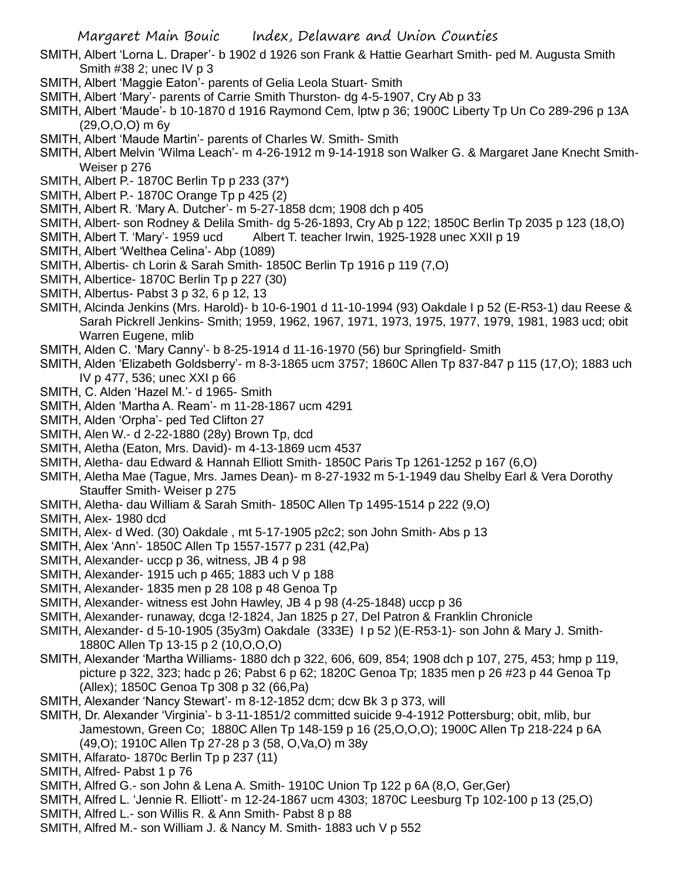SMITH, Albert 'Lorna L. Draper'- b 1902 d 1926 son Frank & Hattie Gearhart Smith- ped M. Augusta Smith Smith #38 2; unec IV p 3

SMITH, Albert 'Maggie Eaton'- parents of Gelia Leola Stuart- Smith

SMITH, Albert 'Mary'- parents of Carrie Smith Thurston- dg 4-5-1907, Cry Ab p 33

SMITH, Albert 'Maude'- b 10-1870 d 1916 Raymond Cem, lptw p 36; 1900C Liberty Tp Un Co 289-296 p 13A (29,O,O,O) m 6y

SMITH, Albert 'Maude Martin'- parents of Charles W. Smith- Smith

SMITH, Albert Melvin 'Wilma Leach'- m 4-26-1912 m 9-14-1918 son Walker G. & Margaret Jane Knecht Smith- Weiser p 276

SMITH, Albert P.- 1870C Berlin Tp p 233 (37*)

SMITH, Albert P.- 1870C Orange Tp p 425 (2)

SMITH, Albert R. 'Mary A. Dutcher'- m 5-27-1858 dcm; 1908 dch p 405

SMITH, Albert- son Rodney & Delila Smith- dg 5-26-1893, Cry Ab p 122; 1850C Berlin Tp 2035 p 123 (18,O)

SMITH, Albert T. 'Mary'- 1959 ucd Albert T. teacher Irwin, 1925-1928 unec XXII p 19

SMITH, Albert 'Welthea Celina'- Abp (1089)

SMITH, Albertis- ch Lorin & Sarah Smith- 1850C Berlin Tp 1916 p 119 (7,O)

SMITH, Albertice- 1870C Berlin Tp p 227 (30)

SMITH, Albertus- Pabst 3 p 32, 6 p 12, 13

SMITH, Alcinda Jenkins (Mrs. Harold)- b 10-6-1901 d 11-10-1994 (93) Oakdale I p 52 (E-R53-1) dau Reese & Sarah Pickrell Jenkins- Smith; 1959, 1962, 1967, 1971, 1973, 1975, 1977, 1979, 1981, 1983 ucd; obit Warren Eugene, mlib

SMITH, Alden C. 'Mary Canny'- b 8-25-1914 d 11-16-1970 (56) bur Springfield- Smith

SMITH, Alden 'Elizabeth Goldsberry'- m 8-3-1865 ucm 3757; 1860C Allen Tp 837-847 p 115 (17,O); 1883 uch IV p 477, 536; unec XXI p 66

SMITH, C. Alden 'Hazel M.'- d 1965- Smith

SMITH, Alden 'Martha A. Ream'- m 11-28-1867 ucm 4291

SMITH, Alden 'Orpha'- ped Ted Clifton 27

SMITH, Alen W.- d 2-22-1880 (28y) Brown Tp, dcd

SMITH, Aletha (Eaton, Mrs. David)- m 4-13-1869 ucm 4537

SMITH, Aletha- dau Edward & Hannah Elliott Smith- 1850C Paris Tp 1261-1252 p 167 (6,O)

SMITH, Aletha Mae (Tague, Mrs. James Dean)- m 8-27-1932 m 5-1-1949 dau Shelby Earl & Vera Dorothy Stauffer Smith- Weiser p 275

SMITH, Aletha- dau William & Sarah Smith- 1850C Allen Tp 1495-1514 p 222 (9,O)

SMITH, Alex- 1980 dcd

SMITH, Alex- d Wed. (30) Oakdale , mt 5-17-1905 p2c2; son John Smith- Abs p 13

SMITH, Alex 'Ann'- 1850C Allen Tp 1557-1577 p 231 (42,Pa)

SMITH, Alexander- uccp p 36, witness, JB 4 p 98

SMITH, Alexander- 1915 uch p 465; 1883 uch V p 188

SMITH, Alexander- 1835 men p 28 108 p 48 Genoa Tp

SMITH, Alexander- witness est John Hawley, JB 4 p 98 (4-25-1848) uccp p 36

SMITH, Alexander- runaway, dcga !2-1824, Jan 1825 p 27, Del Patron & Franklin Chronicle

SMITH, Alexander- d 5-10-1905 (35y3m) Oakdale (333E) I p 52 )(E-R53-1)- son John & Mary J. Smith- 1880C Allen Tp 13-15 p 2 (10,O,O,O)

SMITH, Alexander 'Martha Williams- 1880 dch p 322, 606, 609, 854; 1908 dch p 107, 275, 453; hmp p 119, picture p 322, 323; hadc p 26; Pabst 6 p 62; 1820C Genoa Tp; 1835 men p 26 #23 p 44 Genoa Tp (Allex); 1850C Genoa Tp 308 p 32 (66,Pa)

SMITH, Alexander 'Nancy Stewart'- m 8-12-1852 dcm; dcw Bk 3 p 373, will

SMITH, Dr. Alexander 'Virginia'- b 3-11-1851/2 committed suicide 9-4-1912 Pottersburg; obit, mlib, bur Jamestown, Green Co; 1880C Allen Tp 148-159 p 16 (25,O,O,O); 1900C Allen Tp 218-224 p 6A (49,O); 1910C Allen Tp 27-28 p 3 (58, O,Va,O) m 38y

SMITH, Alfarato- 1870c Berlin Tp p 237 (11)

SMITH, Alfred- Pabst 1 p 76

SMITH, Alfred G.- son John & Lena A. Smith- 1910C Union Tp 122 p 6A (8,O, Ger,Ger)

SMITH, Alfred L. 'Jennie R. Elliott'- m 12-24-1867 ucm 4303; 1870C Leesburg Tp 102-100 p 13 (25,O)

SMITH, Alfred L.- son Willis R. & Ann Smith- Pabst 8 p 88

SMITH, Alfred M.- son William J. & Nancy M. Smith- 1883 uch V p 552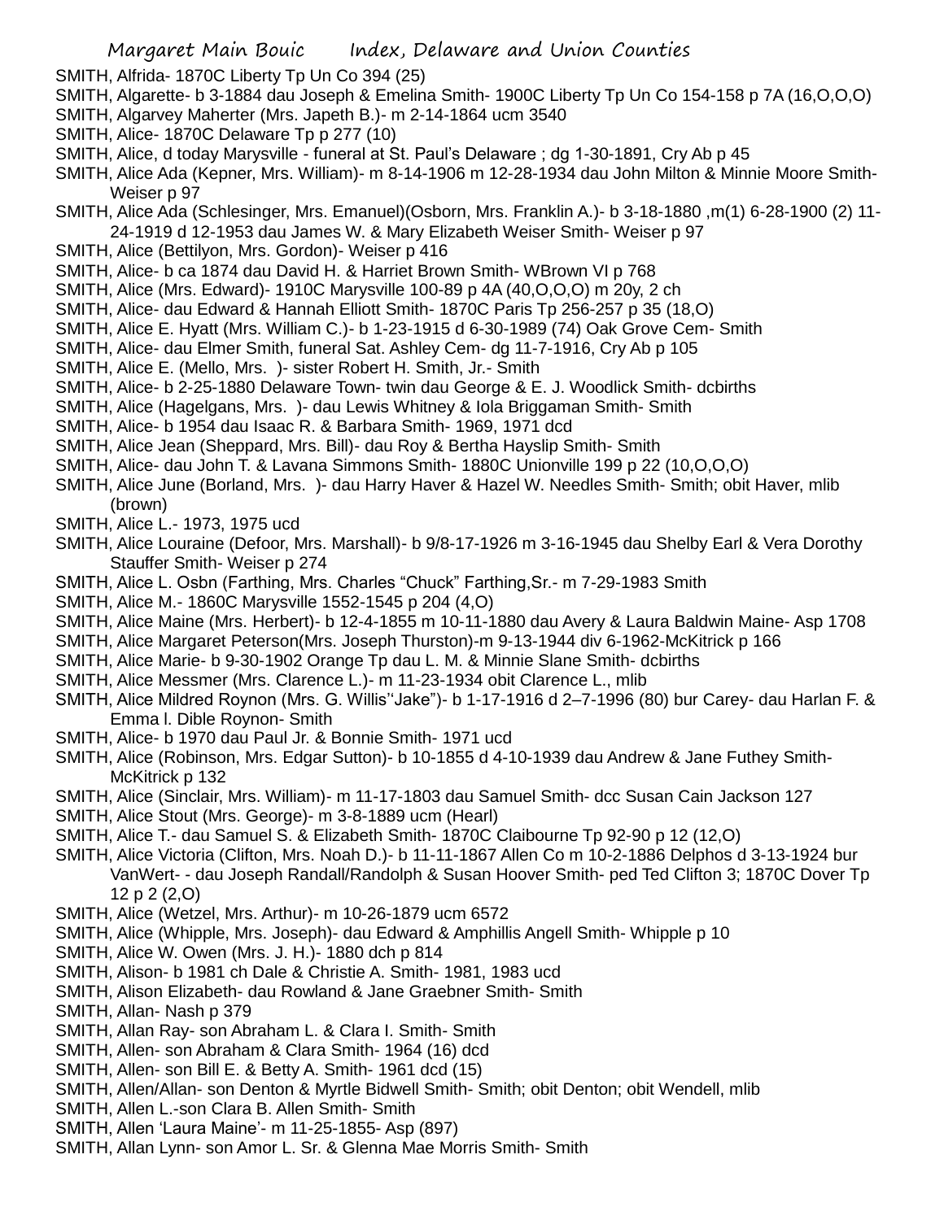SMITH, Alfrida- 1870C Liberty Tp Un Co 394 (25)

SMITH, Algarette- b 3-1884 dau Joseph & Emelina Smith- 1900C Liberty Tp Un Co 154-158 p 7A (16,O,O,O)

SMITH, Algarvey Maherter (Mrs. Japeth B.)- m 2-14-1864 ucm 3540

SMITH, Alice- 1870C Delaware Tp p 277 (10)

SMITH, Alice, d today Marysville - funeral at St. Paul's Delaware ; dg 1-30-1891, Cry Ab p 45

SMITH, Alice Ada (Kepner, Mrs. William)- m 8-14-1906 m 12-28-1934 dau John Milton & Minnie Moore Smith- Weiser p 97

SMITH, Alice Ada (Schlesinger, Mrs. Emanuel)(Osborn, Mrs. Franklin A.)- b 3-18-1880 ,m(1) 6-28-1900 (2) 11-24-1919 d 12-1953 dau James W. & Mary Elizabeth Weiser Smith- Weiser p 97

SMITH, Alice (Bettilyon, Mrs. Gordon)- Weiser p 416

SMITH, Alice- b ca 1874 dau David H. & Harriet Brown Smith- WBrown VI p 768

SMITH, Alice (Mrs. Edward)- 1910C Marysville 100-89 p 4A (40,O,O,O) m 20y, 2 ch

SMITH, Alice- dau Edward & Hannah Elliott Smith- 1870C Paris Tp 256-257 p 35 (18,O)

SMITH, Alice E. Hyatt (Mrs. William C.)- b 1-23-1915 d 6-30-1989 (74) Oak Grove Cem- Smith

SMITH, Alice- dau Elmer Smith, funeral Sat. Ashley Cem- dg 11-7-1916, Cry Ab p 105

SMITH, Alice E. (Mello, Mrs. )- sister Robert H. Smith, Jr.- Smith

SMITH, Alice- b 2-25-1880 Delaware Town- twin dau George & E. J. Woodlick Smith- dcbirths

SMITH, Alice (Hagelgans, Mrs. )- dau Lewis Whitney & Iola Briggaman Smith- Smith

SMITH, Alice- b 1954 dau Isaac R. & Barbara Smith- 1969, 1971 dcd

SMITH, Alice Jean (Sheppard, Mrs. Bill)- dau Roy & Bertha Hayslip Smith- Smith

SMITH, Alice- dau John T. & Lavana Simmons Smith- 1880C Unionville 199 p 22 (10,O,O,O)

SMITH, Alice June (Borland, Mrs. )- dau Harry Haver & Hazel W. Needles Smith- Smith; obit Haver, mlib (brown)

SMITH, Alice L.- 1973, 1975 ucd

SMITH, Alice Louraine (Defoor, Mrs. Marshall)- b 9/8-17-1926 m 3-16-1945 dau Shelby Earl & Vera Dorothy Stauffer Smith- Weiser p 274

SMITH, Alice L. Osbn (Farthing, Mrs. Charles "Chuck" Farthing,Sr.- m 7-29-1983 Smith

SMITH, Alice M.- 1860C Marysville 1552-1545 p 204 (4,O)

SMITH, Alice Maine (Mrs. Herbert)- b 12-4-1855 m 10-11-1880 dau Avery & Laura Baldwin Maine- Asp 1708

SMITH, Alice Margaret Peterson(Mrs. Joseph Thurston)-m 9-13-1944 div 6-1962-McKitrick p 166

SMITH, Alice Marie- b 9-30-1902 Orange Tp dau L. M. & Minnie Slane Smith- dcbirths

SMITH, Alice Messmer (Mrs. Clarence L.)- m 11-23-1934 obit Clarence L., mlib

SMITH, Alice Mildred Roynon (Mrs. G. Willis"Jake")- b 1-17-1916 d 2–7-1996 (80) bur Carey- dau Harlan F. & Emma l. Dible Roynon- Smith

SMITH, Alice- b 1970 dau Paul Jr. & Bonnie Smith- 1971 ucd

SMITH, Alice (Robinson, Mrs. Edgar Sutton)- b 10-1855 d 4-10-1939 dau Andrew & Jane Futhey Smith- McKitrick p 132

SMITH, Alice (Sinclair, Mrs. William)- m 11-17-1803 dau Samuel Smith- dcc Susan Cain Jackson 127

SMITH, Alice Stout (Mrs. George)- m 3-8-1889 ucm (Hearl)

SMITH, Alice T.- dau Samuel S. & Elizabeth Smith- 1870C Claibourne Tp 92-90 p 12 (12,O)

SMITH, Alice Victoria (Clifton, Mrs. Noah D.)- b 11-11-1867 Allen Co m 10-2-1886 Delphos d 3-13-1924 bur VanWert- - dau Joseph Randall/Randolph & Susan Hoover Smith- ped Ted Clifton 3; 1870C Dover Tp 12 p 2 (2,O)

SMITH, Alice (Wetzel, Mrs. Arthur)- m 10-26-1879 ucm 6572

SMITH, Alice (Whipple, Mrs. Joseph)- dau Edward & Amphillis Angell Smith- Whipple p 10

SMITH, Alice W. Owen (Mrs. J. H.)- 1880 dch p 814

SMITH, Alison- b 1981 ch Dale & Christie A. Smith- 1981, 1983 ucd

SMITH, Alison Elizabeth- dau Rowland & Jane Graebner Smith- Smith

SMITH, Allan- Nash p 379

SMITH, Allan Ray- son Abraham L. & Clara I. Smith- Smith

SMITH, Allen- son Abraham & Clara Smith- 1964 (16) dcd

SMITH, Allen- son Bill E. & Betty A. Smith- 1961 dcd (15)

SMITH, Allen/Allan- son Denton & Myrtle Bidwell Smith- Smith; obit Denton; obit Wendell, mlib

SMITH, Allen L.-son Clara B. Allen Smith- Smith

SMITH, Allen 'Laura Maine'- m 11-25-1855- Asp (897)

SMITH, Allan Lynn- son Amor L. Sr. & Glenna Mae Morris Smith- Smith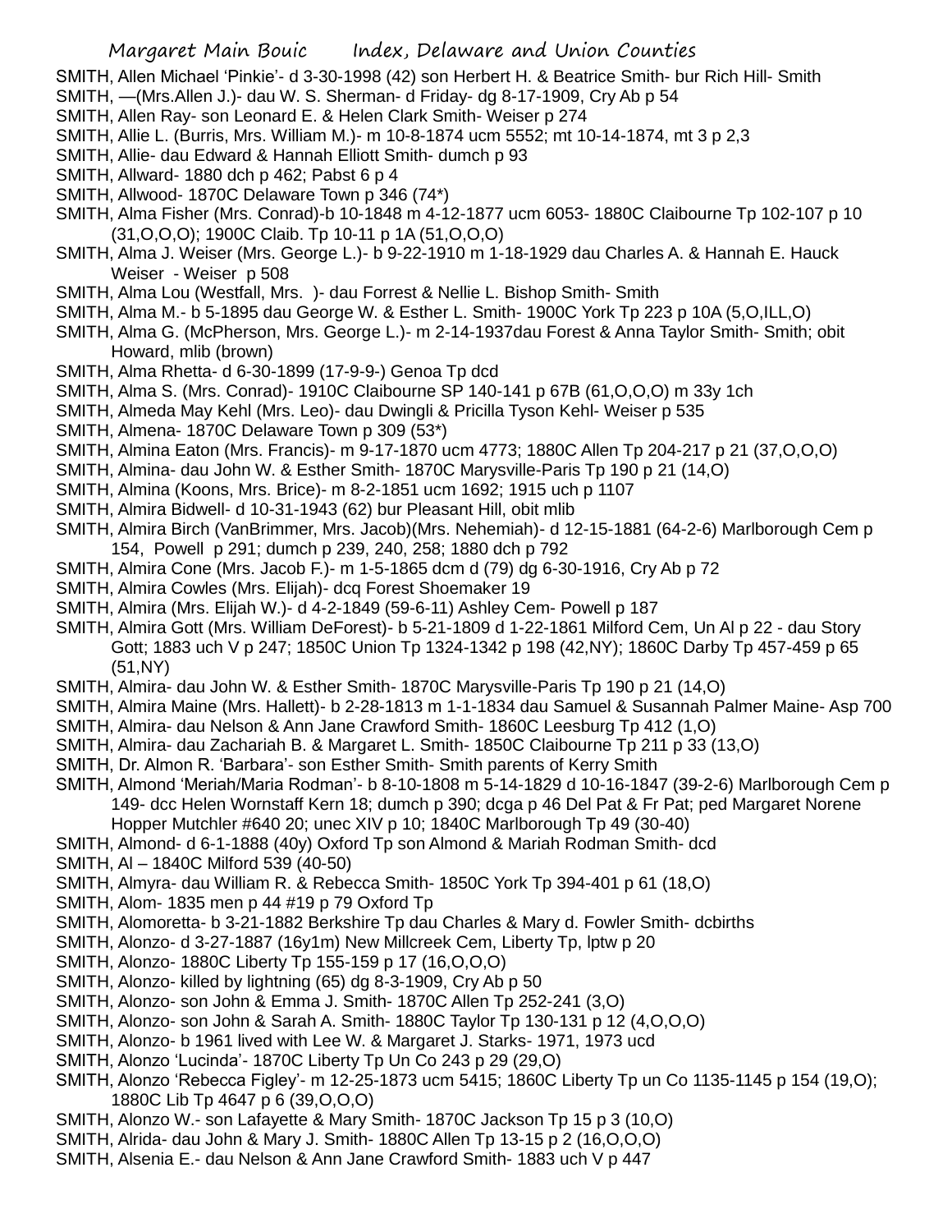SMITH, Allen Michael 'Pinkie'- d 3-30-1998 (42) son Herbert H. & Beatrice Smith- bur Rich Hill- Smith

SMITH, —(Mrs.Allen J.)- dau W. S. Sherman- d Friday- dg 8-17-1909, Cry Ab p 54

SMITH, Allen Ray- son Leonard E. & Helen Clark Smith- Weiser p 274

SMITH, Allie L. (Burris, Mrs. William M.)- m 10-8-1874 ucm 5552; mt 10-14-1874, mt 3 p 2,3

SMITH, Allie- dau Edward & Hannah Elliott Smith- dumch p 93

SMITH, Allward- 1880 dch p 462; Pabst 6 p 4

SMITH, Allwood- 1870C Delaware Town p 346 (74*)

SMITH, Alma Fisher (Mrs. Conrad)-b 10-1848 m 4-12-1877 ucm 6053- 1880C Claibourne Tp 102-107 p 10 (31,O,O,O); 1900C Claib. Tp 10-11 p 1A (51,O,O,O)

SMITH, Alma J. Weiser (Mrs. George L.)- b 9-22-1910 m 1-18-1929 dau Charles A. & Hannah E. Hauck Weiser - Weiser p 508

SMITH, Alma Lou (Westfall, Mrs. )- dau Forrest & Nellie L. Bishop Smith- Smith

SMITH, Alma M.- b 5-1895 dau George W. & Esther L. Smith- 1900C York Tp 223 p 10A (5,O,ILL,O)

SMITH, Alma G. (McPherson, Mrs. George L.)- m 2-14-1937dau Forest & Anna Taylor Smith- Smith; obit Howard, mlib (brown)

SMITH, Alma Rhetta- d 6-30-1899 (17-9-9-) Genoa Tp dcd

SMITH, Alma S. (Mrs. Conrad)- 1910C Claibourne SP 140-141 p 67B (61,O,O,O) m 33y 1ch

SMITH, Almeda May Kehl (Mrs. Leo)- dau Dwingli & Pricilla Tyson Kehl- Weiser p 535

SMITH, Almena- 1870C Delaware Town p 309 (53*)

SMITH, Almina Eaton (Mrs. Francis)- m 9-17-1870 ucm 4773; 1880C Allen Tp 204-217 p 21 (37,O,O,O)

SMITH, Almina- dau John W. & Esther Smith- 1870C Marysville-Paris Tp 190 p 21 (14,O)

SMITH, Almina (Koons, Mrs. Brice)- m 8-2-1851 ucm 1692; 1915 uch p 1107

SMITH, Almira Bidwell- d 10-31-1943 (62) bur Pleasant Hill, obit mlib

SMITH, Almira Birch (VanBrimmer, Mrs. Jacob)(Mrs. Nehemiah)- d 12-15-1881 (64-2-6) Marlborough Cem p 154, Powell p 291; dumch p 239, 240, 258; 1880 dch p 792

SMITH, Almira Cone (Mrs. Jacob F.)- m 1-5-1865 dcm d (79) dg 6-30-1916, Cry Ab p 72

SMITH, Almira Cowles (Mrs. Elijah)- dcq Forest Shoemaker 19

SMITH, Almira (Mrs. Elijah W.)- d 4-2-1849 (59-6-11) Ashley Cem- Powell p 187

SMITH, Almira Gott (Mrs. William DeForest)- b 5-21-1809 d 1-22-1861 Milford Cem, Un Al p 22 - dau Story Gott; 1883 uch V p 247; 1850C Union Tp 1324-1342 p 198 (42,NY); 1860C Darby Tp 457-459 p 65 (51,NY)

SMITH, Almira- dau John W. & Esther Smith- 1870C Marysville-Paris Tp 190 p 21 (14,O)

SMITH, Almira Maine (Mrs. Hallett)- b 2-28-1813 m 1-1-1834 dau Samuel & Susannah Palmer Maine- Asp 700

SMITH, Almira- dau Nelson & Ann Jane Crawford Smith- 1860C Leesburg Tp 412 (1,O)

SMITH, Almira- dau Zachariah B. & Margaret L. Smith- 1850C Claibourne Tp 211 p 33 (13,O)

SMITH, Dr. Almon R. 'Barbara'- son Esther Smith- Smith parents of Kerry Smith

SMITH, Almond 'Meriah/Maria Rodman'- b 8-10-1808 m 5-14-1829 d 10-16-1847 (39-2-6) Marlborough Cem p 149- dcc Helen Wornstaff Kern 18; dumch p 390; dcga p 46 Del Pat & Fr Pat; ped Margaret Norene Hopper Mutchler #640 20; unec XIV p 10; 1840C Marlborough Tp 49 (30-40)

SMITH, Almond- d 6-1-1888 (40y) Oxford Tp son Almond & Mariah Rodman Smith- dcd

SMITH, Al – 1840C Milford 539 (40-50)

SMITH, Almyra- dau William R. & Rebecca Smith- 1850C York Tp 394-401 p 61 (18,O)

SMITH, Alom- 1835 men p 44 #19 p 79 Oxford Tp

SMITH, Alomoretta- b 3-21-1882 Berkshire Tp dau Charles & Mary d. Fowler Smith- dcbirths

SMITH, Alonzo- d 3-27-1887 (16y1m) New Millcreek Cem, Liberty Tp, lptw p 20

SMITH, Alonzo- 1880C Liberty Tp 155-159 p 17 (16,O,O,O)

SMITH, Alonzo- killed by lightning (65) dg 8-3-1909, Cry Ab p 50

SMITH, Alonzo- son John & Emma J. Smith- 1870C Allen Tp 252-241 (3,O)

SMITH, Alonzo- son John & Sarah A. Smith- 1880C Taylor Tp 130-131 p 12 (4,O,O,O)

SMITH, Alonzo- b 1961 lived with Lee W. & Margaret J. Starks- 1971, 1973 ucd

SMITH, Alonzo 'Lucinda'- 1870C Liberty Tp Un Co 243 p 29 (29,O)

SMITH, Alonzo 'Rebecca Figley'- m 12-25-1873 ucm 5415; 1860C Liberty Tp un Co 1135-1145 p 154 (19,O); 1880C Lib Tp 4647 p 6 (39,O,O,O)

SMITH, Alonzo W.- son Lafayette & Mary Smith- 1870C Jackson Tp 15 p 3 (10,O)

SMITH, Alrida- dau John & Mary J. Smith- 1880C Allen Tp 13-15 p 2 (16,O,O,O)

SMITH, Alsenia E.- dau Nelson & Ann Jane Crawford Smith- 1883 uch V p 447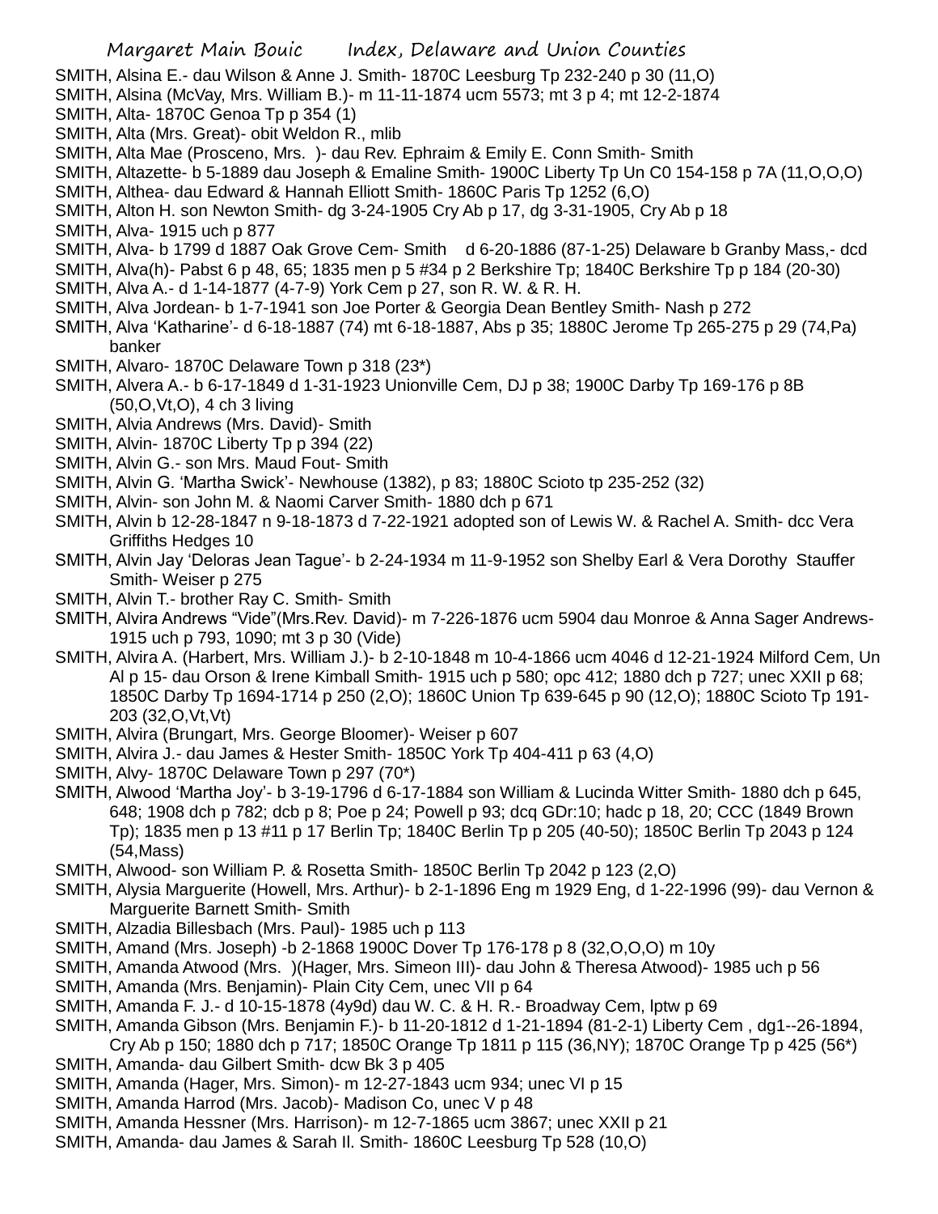SMITH, Alsina E.- dau Wilson & Anne J. Smith- 1870C Leesburg Tp 232-240 p 30 (11,O)
SMITH, Alsina (McVay, Mrs. William B.)- m 11-11-1874 ucm 5573; mt 3 p 4; mt 12-2-1874
SMITH, Alta- 1870C Genoa Tp p 354 (1)
SMITH, Alta (Mrs. Great)- obit Weldon R., mlib
SMITH, Alta Mae (Prosceno, Mrs. )- dau Rev. Ephraim & Emily E. Conn Smith- Smith
SMITH, Altazette- b 5-1889 dau Joseph & Emaline Smith- 1900C Liberty Tp Un C0 154-158 p 7A (11,O,O,O)
SMITH, Althea- dau Edward & Hannah Elliott Smith- 1860C Paris Tp 1252 (6,O)
SMITH, Alton H. son Newton Smith- dg 3-24-1905 Cry Ab p 17, dg 3-31-1905, Cry Ab p 18
SMITH, Alva- 1915 uch p 877
SMITH, Alva- b 1799 d 1887 Oak Grove Cem- Smith d 6-20-1886 (87-1-25) Delaware b Granby Mass,- dcd
SMITH, Alva(h)- Pabst 6 p 48, 65; 1835 men p 5 #34 p 2 Berkshire Tp; 1840C Berkshire Tp p 184 (20-30)
SMITH, Alva A.- d 1-14-1877 (4-7-9) York Cem p 27, son R. W. & R. H.
SMITH, Alva Jordean- b 1-7-1941 son Joe Porter & Georgia Dean Bentley Smith- Nash p 272
SMITH, Alva 'Katharine'- d 6-18-1887 (74) mt 6-18-1887, Abs p 35; 1880C Jerome Tp 265-275 p 29 (74,Pa) banker
SMITH, Alvaro- 1870C Delaware Town p 318 (23*)
SMITH, Alvera A.- b 6-17-1849 d 1-31-1923 Unionville Cem, DJ p 38; 1900C Darby Tp 169-176 p 8B (50,O,Vt,O), 4 ch 3 living
SMITH, Alvia Andrews (Mrs. David)- Smith
SMITH, Alvin- 1870C Liberty Tp p 394 (22)
SMITH, Alvin G.- son Mrs. Maud Fout- Smith
SMITH, Alvin G. 'Martha Swick'- Newhouse (1382), p 83; 1880C Scioto tp 235-252 (32)
SMITH, Alvin- son John M. & Naomi Carver Smith- 1880 dch p 671
SMITH, Alvin b 12-28-1847 n 9-18-1873 d 7-22-1921 adopted son of Lewis W. & Rachel A. Smith- dcc Vera Griffiths Hedges 10
SMITH, Alvin Jay 'Deloras Jean Tague'- b 2-24-1934 m 11-9-1952 son Shelby Earl & Vera Dorothy Stauffer Smith- Weiser p 275
SMITH, Alvin T.- brother Ray C. Smith- Smith
SMITH, Alvira Andrews "Vide"(Mrs.Rev. David)- m 7-226-1876 ucm 5904 dau Monroe & Anna Sager Andrews- 1915 uch p 793, 1090; mt 3 p 30 (Vide)
SMITH, Alvira A. (Harbert, Mrs. William J.)- b 2-10-1848 m 10-4-1866 ucm 4046 d 12-21-1924 Milford Cem, Un Al p 15- dau Orson & Irene Kimball Smith- 1915 uch p 580; opc 412; 1880 dch p 727; unec XXII p 68; 1850C Darby Tp 1694-1714 p 250 (2,O); 1860C Union Tp 639-645 p 90 (12,O); 1880C Scioto Tp 191-203 (32,O,Vt,Vt)
SMITH, Alvira (Brungart, Mrs. George Bloomer)- Weiser p 607
SMITH, Alvira J.- dau James & Hester Smith- 1850C York Tp 404-411 p 63 (4,O)
SMITH, Alvy- 1870C Delaware Town p 297 (70*)
SMITH, Alwood 'Martha Joy'- b 3-19-1796 d 6-17-1884 son William & Lucinda Witter Smith- 1880 dch p 645, 648; 1908 dch p 782; dcb p 8; Poe p 24; Powell p 93; dcq GDr:10; hadc p 18, 20; CCC (1849 Brown Tp); 1835 men p 13 #11 p 17 Berlin Tp; 1840C Berlin Tp p 205 (40-50); 1850C Berlin Tp 2043 p 124 (54,Mass)
SMITH, Alwood- son William P. & Rosetta Smith- 1850C Berlin Tp 2042 p 123 (2,O)
SMITH, Alysia Marguerite (Howell, Mrs. Arthur)- b 2-1-1896 Eng m 1929 Eng, d 1-22-1996 (99)- dau Vernon & Marguerite Barnett Smith- Smith
SMITH, Alzadia Billesbach (Mrs. Paul)- 1985 uch p 113
SMITH, Amand (Mrs. Joseph) -b 2-1868 1900C Dover Tp 176-178 p 8 (32,O,O,O) m 10y
SMITH, Amanda Atwood (Mrs. )(Hager, Mrs. Simeon III)- dau John & Theresa Atwood)- 1985 uch p 56
SMITH, Amanda (Mrs. Benjamin)- Plain City Cem, unec VII p 64
SMITH, Amanda F. J.- d 10-15-1878 (4y9d) dau W. C. & H. R.- Broadway Cem, lptw p 69
SMITH, Amanda Gibson (Mrs. Benjamin F.)- b 11-20-1812 d 1-21-1894 (81-2-1) Liberty Cem , dg1--26-1894, Cry Ab p 150; 1880 dch p 717; 1850C Orange Tp 1811 p 115 (36,NY); 1870C Orange Tp p 425 (56*)
SMITH, Amanda- dau Gilbert Smith- dcw Bk 3 p 405
SMITH, Amanda (Hager, Mrs. Simon)- m 12-27-1843 ucm 934; unec VI p 15
SMITH, Amanda Harrod (Mrs. Jacob)- Madison Co, unec V p 48
SMITH, Amanda Hessner (Mrs. Harrison)- m 12-7-1865 ucm 3867; unec XXII p 21
SMITH, Amanda- dau James & Sarah Il. Smith- 1860C Leesburg Tp 528 (10,O)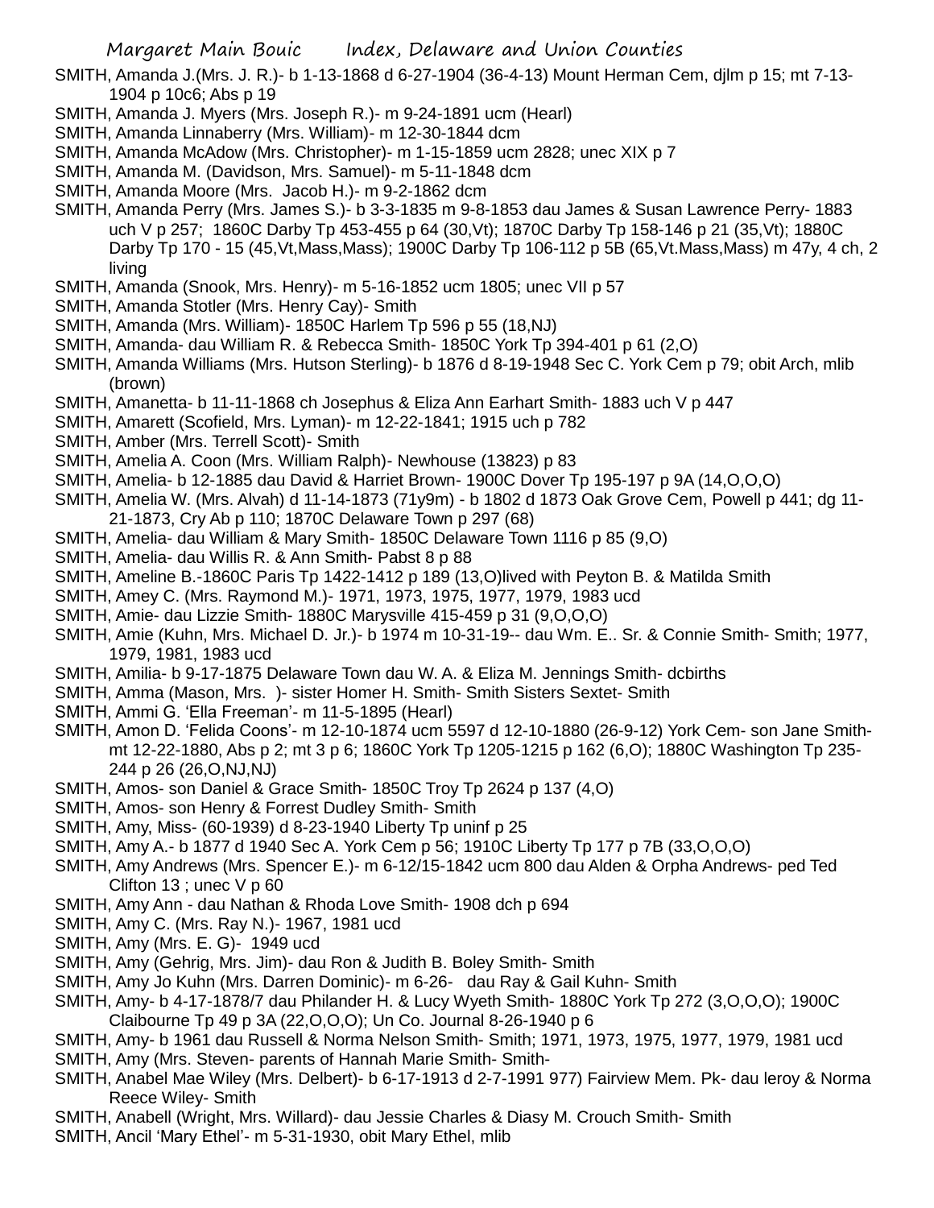SMITH, Amanda J.(Mrs. J. R.)- b 1-13-1868 d 6-27-1904 (36-4-13) Mount Herman Cem, djlm p 15; mt 7-13-1904 p 10c6; Abs p 19

SMITH, Amanda J. Myers (Mrs. Joseph R.)- m 9-24-1891 ucm (Hearl)

SMITH, Amanda Linnaberry (Mrs. William)- m 12-30-1844 dcm

SMITH, Amanda McAdow (Mrs. Christopher)- m 1-15-1859 ucm 2828; unec XIX p 7

SMITH, Amanda M. (Davidson, Mrs. Samuel)- m 5-11-1848 dcm

SMITH, Amanda Moore (Mrs. Jacob H.)- m 9-2-1862 dcm

SMITH, Amanda Perry (Mrs. James S.)- b 3-3-1835 m 9-8-1853 dau James & Susan Lawrence Perry- 1883 uch V p 257; 1860C Darby Tp 453-455 p 64 (30,Vt); 1870C Darby Tp 158-146 p 21 (35,Vt); 1880C Darby Tp 170 - 15 (45,Vt,Mass,Mass); 1900C Darby Tp 106-112 p 5B (65,Vt.Mass,Mass) m 47y, 4 ch, 2 living

SMITH, Amanda (Snook, Mrs. Henry)- m 5-16-1852 ucm 1805; unec VII p 57

SMITH, Amanda Stotler (Mrs. Henry Cay)- Smith

SMITH, Amanda (Mrs. William)- 1850C Harlem Tp 596 p 55 (18,NJ)

SMITH, Amanda- dau William R. & Rebecca Smith- 1850C York Tp 394-401 p 61 (2,O)

SMITH, Amanda Williams (Mrs. Hutson Sterling)- b 1876 d 8-19-1948 Sec C. York Cem p 79; obit Arch, mlib (brown)

SMITH, Amanetta- b 11-11-1868 ch Josephus & Eliza Ann Earhart Smith- 1883 uch V p 447

SMITH, Amarett (Scofield, Mrs. Lyman)- m 12-22-1841; 1915 uch p 782

SMITH, Amber (Mrs. Terrell Scott)- Smith

SMITH, Amelia A. Coon (Mrs. William Ralph)- Newhouse (13823) p 83

SMITH, Amelia- b 12-1885 dau David & Harriet Brown- 1900C Dover Tp 195-197 p 9A (14,O,O,O)

SMITH, Amelia W. (Mrs. Alvah) d 11-14-1873 (71y9m) - b 1802 d 1873 Oak Grove Cem, Powell p 441; dg 11-21-1873, Cry Ab p 110; 1870C Delaware Town p 297 (68)

SMITH, Amelia- dau William & Mary Smith- 1850C Delaware Town 1116 p 85 (9,O)

SMITH, Amelia- dau Willis R. & Ann Smith- Pabst 8 p 88

SMITH, Ameline B.-1860C Paris Tp 1422-1412 p 189 (13,O)lived with Peyton B. & Matilda Smith

SMITH, Amey C. (Mrs. Raymond M.)- 1971, 1973, 1975, 1977, 1979, 1983 ucd

SMITH, Amie- dau Lizzie Smith- 1880C Marysville 415-459 p 31 (9,O,O,O)

SMITH, Amie (Kuhn, Mrs. Michael D. Jr.)- b 1974 m 10-31-19-- dau Wm. E.. Sr. & Connie Smith- Smith; 1977, 1979, 1981, 1983 ucd

SMITH, Amilia- b 9-17-1875 Delaware Town dau W. A. & Eliza M. Jennings Smith- dcbirths

SMITH, Amma (Mason, Mrs. )- sister Homer H. Smith- Smith Sisters Sextet- Smith

SMITH, Ammi G. 'Ella Freeman'- m 11-5-1895 (Hearl)

SMITH, Amon D. 'Felida Coons'- m 12-10-1874 ucm 5597 d 12-10-1880 (26-9-12) York Cem- son Jane Smith- mt 12-22-1880, Abs p 2; mt 3 p 6; 1860C York Tp 1205-1215 p 162 (6,O); 1880C Washington Tp 235-244 p 26 (26,O,NJ,NJ)

SMITH, Amos- son Daniel & Grace Smith- 1850C Troy Tp 2624 p 137 (4,O)

SMITH, Amos- son Henry & Forrest Dudley Smith- Smith

SMITH, Amy, Miss- (60-1939) d 8-23-1940 Liberty Tp uninf p 25

SMITH, Amy A.- b 1877 d 1940 Sec A. York Cem p 56; 1910C Liberty Tp 177 p 7B (33,O,O,O)

SMITH, Amy Andrews (Mrs. Spencer E.)- m 6-12/15-1842 ucm 800 dau Alden & Orpha Andrews- ped Ted Clifton 13 ; unec V p 60

SMITH, Amy Ann - dau Nathan & Rhoda Love Smith- 1908 dch p 694

SMITH, Amy C. (Mrs. Ray N.)- 1967, 1981 ucd

SMITH, Amy (Mrs. E. G)- 1949 ucd

SMITH, Amy (Gehrig, Mrs. Jim)- dau Ron & Judith B. Boley Smith- Smith

SMITH, Amy Jo Kuhn (Mrs. Darren Dominic)- m 6-26- dau Ray & Gail Kuhn- Smith

SMITH, Amy- b 4-17-1878/7 dau Philander H. & Lucy Wyeth Smith- 1880C York Tp 272 (3,O,O,O); 1900C Claibourne Tp 49 p 3A (22,O,O,O); Un Co. Journal 8-26-1940 p 6

SMITH, Amy- b 1961 dau Russell & Norma Nelson Smith- Smith; 1971, 1973, 1975, 1977, 1979, 1981 ucd

SMITH, Amy (Mrs. Steven- parents of Hannah Marie Smith- Smith-

SMITH, Anabel Mae Wiley (Mrs. Delbert)- b 6-17-1913 d 2-7-1991 977) Fairview Mem. Pk- dau leroy & Norma Reece Wiley- Smith

SMITH, Anabell (Wright, Mrs. Willard)- dau Jessie Charles & Diasy M. Crouch Smith- Smith

SMITH, Ancil 'Mary Ethel'- m 5-31-1930, obit Mary Ethel, mlib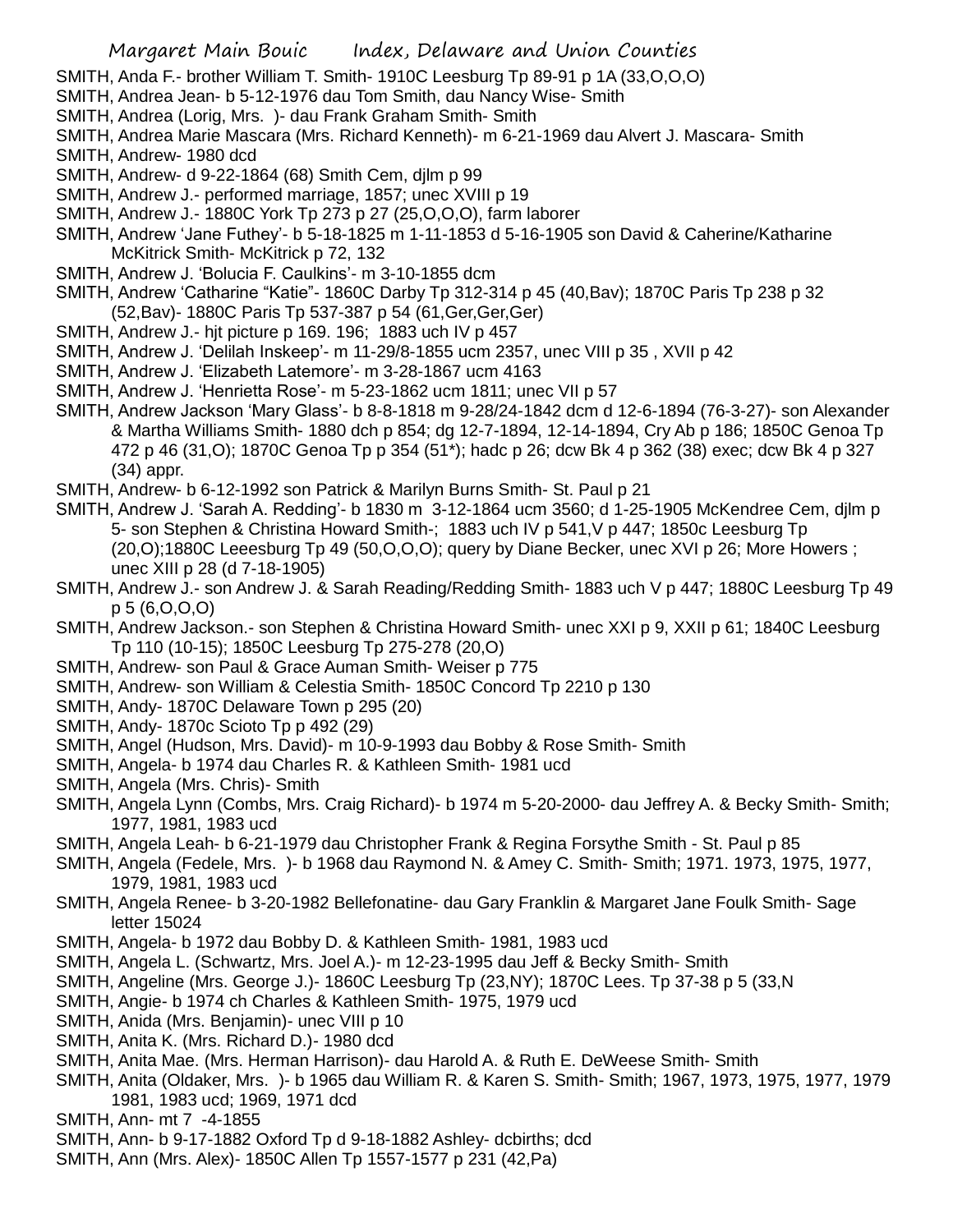SMITH, Anda F.- brother William T. Smith- 1910C Leesburg Tp 89-91 p 1A (33,O,O,O)
SMITH, Andrea Jean- b 5-12-1976 dau Tom Smith, dau Nancy Wise- Smith
SMITH, Andrea (Lorig, Mrs. )- dau Frank Graham Smith- Smith
SMITH, Andrea Marie Mascara (Mrs. Richard Kenneth)- m 6-21-1969 dau Alvert J. Mascara- Smith
SMITH, Andrew- 1980 dcd
SMITH, Andrew- d 9-22-1864 (68) Smith Cem, djlm p 99
SMITH, Andrew J.- performed marriage, 1857; unec XVIII p 19
SMITH, Andrew J.- 1880C York Tp 273 p 27 (25,O,O,O), farm laborer
SMITH, Andrew 'Jane Futhey'- b 5-18-1825 m 1-11-1853 d 5-16-1905 son David & Caherine/Katharine McKitrick Smith- McKitrick p 72, 132
SMITH, Andrew J. 'Bolucia F. Caulkins'- m 3-10-1855 dcm
SMITH, Andrew 'Catharine "Katie"- 1860C Darby Tp 312-314 p 45 (40,Bav); 1870C Paris Tp 238 p 32 (52,Bav)- 1880C Paris Tp 537-387 p 54 (61,Ger,Ger,Ger)
SMITH, Andrew J.- hjt picture p 169. 196; 1883 uch IV p 457
SMITH, Andrew J. 'Delilah Inskeep'- m 11-29/8-1855 ucm 2357, unec VIII p 35 , XVII p 42
SMITH, Andrew J. 'Elizabeth Latemore'- m 3-28-1867 ucm 4163
SMITH, Andrew J. 'Henrietta Rose'- m 5-23-1862 ucm 1811; unec VII p 57
SMITH, Andrew Jackson 'Mary Glass'- b 8-8-1818 m 9-28/24-1842 dcm d 12-6-1894 (76-3-27)- son Alexander & Martha Williams Smith- 1880 dch p 854; dg 12-7-1894, 12-14-1894, Cry Ab p 186; 1850C Genoa Tp 472 p 46 (31,O); 1870C Genoa Tp p 354 (51*); hadc p 26; dcw Bk 4 p 362 (38) exec; dcw Bk 4 p 327 (34) appr.
SMITH, Andrew- b 6-12-1992 son Patrick & Marilyn Burns Smith- St. Paul p 21
SMITH, Andrew J. 'Sarah A. Redding'- b 1830 m 3-12-1864 ucm 3560; d 1-25-1905 McKendree Cem, djlm p 5- son Stephen & Christina Howard Smith-; 1883 uch IV p 541,V p 447; 1850c Leesburg Tp (20,O);1880C Leeesburg Tp 49 (50,O,O,O); query by Diane Becker, unec XVI p 26; More Howers ; unec XIII p 28 (d 7-18-1905)
SMITH, Andrew J.- son Andrew J. & Sarah Reading/Redding Smith- 1883 uch V p 447; 1880C Leesburg Tp 49 p 5 (6,O,O,O)
SMITH, Andrew Jackson.- son Stephen & Christina Howard Smith- unec XXI p 9, XXII p 61; 1840C Leesburg Tp 110 (10-15); 1850C Leesburg Tp 275-278 (20,O)
SMITH, Andrew- son Paul & Grace Auman Smith- Weiser p 775
SMITH, Andrew- son William & Celestia Smith- 1850C Concord Tp 2210 p 130
SMITH, Andy- 1870C Delaware Town p 295 (20)
SMITH, Andy- 1870c Scioto Tp p 492 (29)
SMITH, Angel (Hudson, Mrs. David)- m 10-9-1993 dau Bobby & Rose Smith- Smith
SMITH, Angela- b 1974 dau Charles R. & Kathleen Smith- 1981 ucd
SMITH, Angela (Mrs. Chris)- Smith
SMITH, Angela Lynn (Combs, Mrs. Craig Richard)- b 1974 m 5-20-2000- dau Jeffrey A. & Becky Smith- Smith; 1977, 1981, 1983 ucd
SMITH, Angela Leah- b 6-21-1979 dau Christopher Frank & Regina Forsythe Smith - St. Paul p 85
SMITH, Angela (Fedele, Mrs. )- b 1968 dau Raymond N. & Amey C. Smith- Smith; 1971. 1973, 1975, 1977, 1979, 1981, 1983 ucd
SMITH, Angela Renee- b 3-20-1982 Bellefonatine- dau Gary Franklin & Margaret Jane Foulk Smith- Sage letter 15024
SMITH, Angela- b 1972 dau Bobby D. & Kathleen Smith- 1981, 1983 ucd
SMITH, Angela L. (Schwartz, Mrs. Joel A.)- m 12-23-1995 dau Jeff & Becky Smith- Smith
SMITH, Angeline (Mrs. George J.)- 1860C Leesburg Tp (23,NY); 1870C Lees. Tp 37-38 p 5 (33,N
SMITH, Angie- b 1974 ch Charles & Kathleen Smith- 1975, 1979 ucd
SMITH, Anida (Mrs. Benjamin)- unec VIII p 10
SMITH, Anita K. (Mrs. Richard D.)- 1980 dcd
SMITH, Anita Mae. (Mrs. Herman Harrison)- dau Harold A. & Ruth E. DeWeese Smith- Smith
SMITH, Anita (Oldaker, Mrs. )- b 1965 dau William R. & Karen S. Smith- Smith; 1967, 1973, 1975, 1977, 1979 1981, 1983 ucd; 1969, 1971 dcd
SMITH, Ann- mt 7 -4-1855
SMITH, Ann- b 9-17-1882 Oxford Tp d 9-18-1882 Ashley- dcbirths; dcd
SMITH, Ann (Mrs. Alex)- 1850C Allen Tp 1557-1577 p 231 (42,Pa)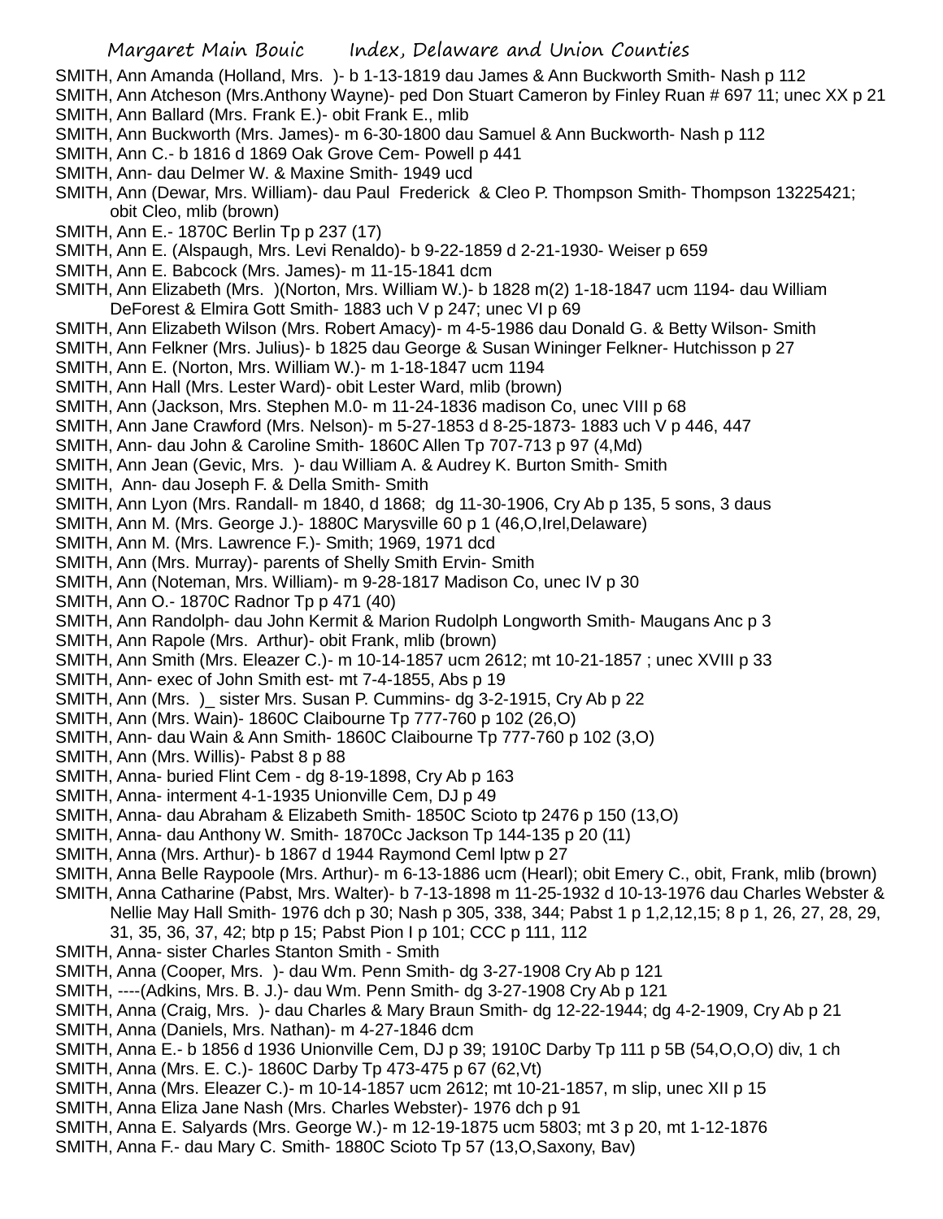SMITH, Ann Amanda (Holland, Mrs. )- b 1-13-1819 dau James & Ann Buckworth Smith- Nash p 112
SMITH, Ann Atcheson (Mrs.Anthony Wayne)- ped Don Stuart Cameron by Finley Ruan # 697 11; unec XX p 21
SMITH, Ann Ballard (Mrs. Frank E.)- obit Frank E., mlib
SMITH, Ann Buckworth (Mrs. James)- m 6-30-1800 dau Samuel & Ann Buckworth- Nash p 112
SMITH, Ann C.- b 1816 d 1869 Oak Grove Cem- Powell p 441
SMITH, Ann- dau Delmer W. & Maxine Smith- 1949 ucd
SMITH, Ann (Dewar, Mrs. William)- dau Paul Frederick & Cleo P. Thompson Smith- Thompson 13225421; obit Cleo, mlib (brown)
SMITH, Ann E.- 1870C Berlin Tp p 237 (17)
SMITH, Ann E. (Alspaugh, Mrs. Levi Renaldo)- b 9-22-1859 d 2-21-1930- Weiser p 659
SMITH, Ann E. Babcock (Mrs. James)- m 11-15-1841 dcm
SMITH, Ann Elizabeth (Mrs. )(Norton, Mrs. William W.)- b 1828 m(2) 1-18-1847 ucm 1194- dau William DeForest & Elmira Gott Smith- 1883 uch V p 247; unec VI p 69
SMITH, Ann Elizabeth Wilson (Mrs. Robert Amacy)- m 4-5-1986 dau Donald G. & Betty Wilson- Smith
SMITH, Ann Felkner (Mrs. Julius)- b 1825 dau George & Susan Wininger Felkner- Hutchisson p 27
SMITH, Ann E. (Norton, Mrs. William W.)- m 1-18-1847 ucm 1194
SMITH, Ann Hall (Mrs. Lester Ward)- obit Lester Ward, mlib (brown)
SMITH, Ann (Jackson, Mrs. Stephen M.0- m 11-24-1836 madison Co, unec VIII p 68
SMITH, Ann Jane Crawford (Mrs. Nelson)- m 5-27-1853 d 8-25-1873- 1883 uch V p 446, 447
SMITH, Ann- dau John & Caroline Smith- 1860C Allen Tp 707-713 p 97 (4,Md)
SMITH, Ann Jean (Gevic, Mrs. )- dau William A. & Audrey K. Burton Smith- Smith
SMITH, Ann- dau Joseph F. & Della Smith- Smith
SMITH, Ann Lyon (Mrs. Randall- m 1840, d 1868; dg 11-30-1906, Cry Ab p 135, 5 sons, 3 daus
SMITH, Ann M. (Mrs. George J.)- 1880C Marysville 60 p 1 (46,O,Irel,Delaware)
SMITH, Ann M. (Mrs. Lawrence F.)- Smith; 1969, 1971 dcd
SMITH, Ann (Mrs. Murray)- parents of Shelly Smith Ervin- Smith
SMITH, Ann (Noteman, Mrs. William)- m 9-28-1817 Madison Co, unec IV p 30
SMITH, Ann O.- 1870C Radnor Tp p 471 (40)
SMITH, Ann Randolph- dau John Kermit & Marion Rudolph Longworth Smith- Maugans Anc p 3
SMITH, Ann Rapole (Mrs. Arthur)- obit Frank, mlib (brown)
SMITH, Ann Smith (Mrs. Eleazer C.)- m 10-14-1857 ucm 2612; mt 10-21-1857 ; unec XVIII p 33
SMITH, Ann- exec of John Smith est- mt 7-4-1855, Abs p 19
SMITH, Ann (Mrs. )_ sister Mrs. Susan P. Cummins- dg 3-2-1915, Cry Ab p 22
SMITH, Ann (Mrs. Wain)- 1860C Claibourne Tp 777-760 p 102 (26,O)
SMITH, Ann- dau Wain & Ann Smith- 1860C Claibourne Tp 777-760 p 102 (3,O)
SMITH, Ann (Mrs. Willis)- Pabst 8 p 88
SMITH, Anna- buried Flint Cem - dg 8-19-1898, Cry Ab p 163
SMITH, Anna- interment 4-1-1935 Unionville Cem, DJ p 49
SMITH, Anna- dau Abraham & Elizabeth Smith- 1850C Scioto tp 2476 p 150 (13,O)
SMITH, Anna- dau Anthony W. Smith- 1870Cc Jackson Tp 144-135 p 20 (11)
SMITH, Anna (Mrs. Arthur)- b 1867 d 1944 Raymond Ceml lptw p 27
SMITH, Anna Belle Raypoole (Mrs. Arthur)- m 6-13-1886 ucm (Hearl); obit Emery C., obit, Frank, mlib (brown)
SMITH, Anna Catharine (Pabst, Mrs. Walter)- b 7-13-1898 m 11-25-1932 d 10-13-1976 dau Charles Webster & Nellie May Hall Smith- 1976 dch p 30; Nash p 305, 338, 344; Pabst 1 p 1,2,12,15; 8 p 1, 26, 27, 28, 29, 31, 35, 36, 37, 42; btp p 15; Pabst Pion I p 101; CCC p 111, 112
SMITH, Anna- sister Charles Stanton Smith - Smith
SMITH, Anna (Cooper, Mrs. )- dau Wm. Penn Smith- dg 3-27-1908 Cry Ab p 121
SMITH, ----(Adkins, Mrs. B. J.)- dau Wm. Penn Smith- dg 3-27-1908 Cry Ab p 121
SMITH, Anna (Craig, Mrs. )- dau Charles & Mary Braun Smith- dg 12-22-1944; dg 4-2-1909, Cry Ab p 21
SMITH, Anna (Daniels, Mrs. Nathan)- m 4-27-1846 dcm
SMITH, Anna E.- b 1856 d 1936 Unionville Cem, DJ p 39; 1910C Darby Tp 111 p 5B (54,O,O,O) div, 1 ch
SMITH, Anna (Mrs. E. C.)- 1860C Darby Tp 473-475 p 67 (62,Vt)
SMITH, Anna (Mrs. Eleazer C.)- m 10-14-1857 ucm 2612; mt 10-21-1857, m slip, unec XII p 15
SMITH, Anna Eliza Jane Nash (Mrs. Charles Webster)- 1976 dch p 91
SMITH, Anna E. Salyards (Mrs. George W.)- m 12-19-1875 ucm 5803; mt 3 p 20, mt 1-12-1876
SMITH, Anna F.- dau Mary C. Smith- 1880C Scioto Tp 57 (13,O,Saxony, Bav)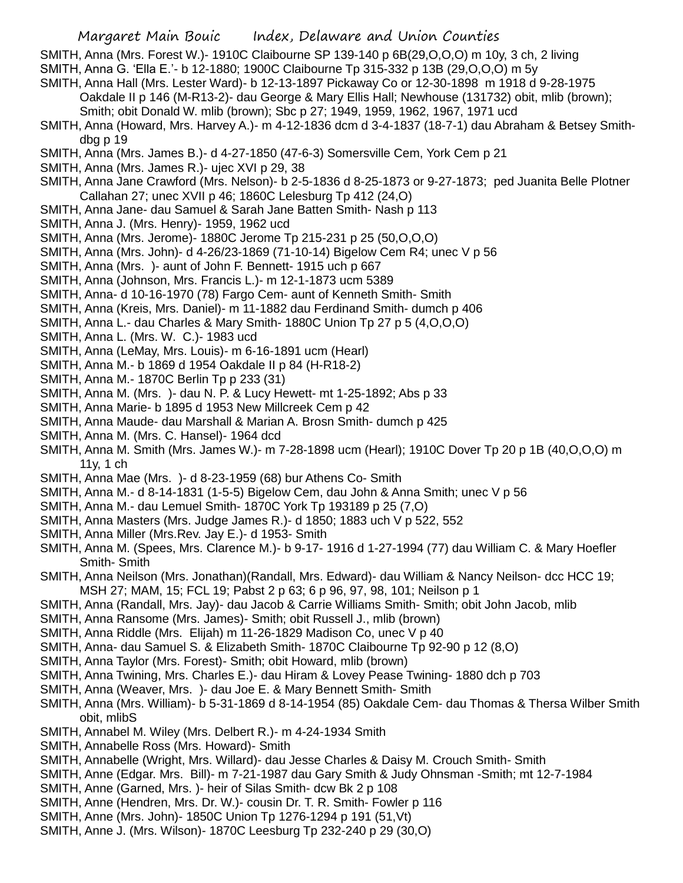SMITH, Anna (Mrs. Forest W.)- 1910C Claibourne SP 139-140 p 6B(29,O,O,O) m 10y, 3 ch, 2 living
SMITH, Anna G. 'Ella E.'- b 12-1880; 1900C Claibourne Tp 315-332 p 13B (29,O,O,O) m 5y
SMITH, Anna Hall (Mrs. Lester Ward)- b 12-13-1897 Pickaway Co or 12-30-1898 m 1918 d 9-28-1975 Oakdale II p 146 (M-R13-2)- dau George & Mary Ellis Hall; Newhouse (131732) obit, mlib (brown); Smith; obit Donald W. mlib (brown); Sbc p 27; 1949, 1959, 1962, 1967, 1971 ucd
SMITH, Anna (Howard, Mrs. Harvey A.)- m 4-12-1836 dcm d 3-4-1837 (18-7-1) dau Abraham & Betsey Smith- dbg p 19
SMITH, Anna (Mrs. James B.)- d 4-27-1850 (47-6-3) Somersville Cem, York Cem p 21
SMITH, Anna (Mrs. James R.)- ujec XVI p 29, 38
SMITH, Anna Jane Crawford (Mrs. Nelson)- b 2-5-1836 d 8-25-1873 or 9-27-1873; ped Juanita Belle Plotner Callahan 27; unec XVII p 46; 1860C Lelesburg Tp 412 (24,O)
SMITH, Anna Jane- dau Samuel & Sarah Jane Batten Smith- Nash p 113
SMITH, Anna J. (Mrs. Henry)- 1959, 1962 ucd
SMITH, Anna (Mrs. Jerome)- 1880C Jerome Tp 215-231 p 25 (50,O,O,O)
SMITH, Anna (Mrs. John)- d 4-26/23-1869 (71-10-14) Bigelow Cem R4; unec V p 56
SMITH, Anna (Mrs. )- aunt of John F. Bennett- 1915 uch p 667
SMITH, Anna (Johnson, Mrs. Francis L.)- m 12-1-1873 ucm 5389
SMITH, Anna- d 10-16-1970 (78) Fargo Cem- aunt of Kenneth Smith- Smith
SMITH, Anna (Kreis, Mrs. Daniel)- m 11-1882 dau Ferdinand Smith- dumch p 406
SMITH, Anna L.- dau Charles & Mary Smith- 1880C Union Tp 27 p 5 (4,O,O,O)
SMITH, Anna L. (Mrs. W. C.)- 1983 ucd
SMITH, Anna (LeMay, Mrs. Louis)- m 6-16-1891 ucm (Hearl)
SMITH, Anna M.- b 1869 d 1954 Oakdale II p 84 (H-R18-2)
SMITH, Anna M.- 1870C Berlin Tp p 233 (31)
SMITH, Anna M. (Mrs. )- dau N. P. & Lucy Hewett- mt 1-25-1892; Abs p 33
SMITH, Anna Marie- b 1895 d 1953 New Millcreek Cem p 42
SMITH, Anna Maude- dau Marshall & Marian A. Brosn Smith- dumch p 425
SMITH, Anna M. (Mrs. C. Hansel)- 1964 dcd
SMITH, Anna M. Smith (Mrs. James W.)- m 7-28-1898 ucm (Hearl); 1910C Dover Tp 20 p 1B (40,O,O,O) m 11y, 1 ch
SMITH, Anna Mae (Mrs. )- d 8-23-1959 (68) bur Athens Co- Smith
SMITH, Anna M.- d 8-14-1831 (1-5-5) Bigelow Cem, dau John & Anna Smith; unec V p 56
SMITH, Anna M.- dau Lemuel Smith- 1870C York Tp 193189 p 25 (7,O)
SMITH, Anna Masters (Mrs. Judge James R.)- d 1850; 1883 uch V p 522, 552
SMITH, Anna Miller (Mrs.Rev. Jay E.)- d 1953- Smith
SMITH, Anna M. (Spees, Mrs. Clarence M.)- b 9-17- 1916 d 1-27-1994 (77) dau William C. & Mary Hoefler Smith- Smith
SMITH, Anna Neilson (Mrs. Jonathan)(Randall, Mrs. Edward)- dau William & Nancy Neilson- dcc HCC 19; MSH 27; MAM, 15; FCL 19; Pabst 2 p 63; 6 p 96, 97, 98, 101; Neilson p 1
SMITH, Anna (Randall, Mrs. Jay)- dau Jacob & Carrie Williams Smith- Smith; obit John Jacob, mlib
SMITH, Anna Ransome (Mrs. James)- Smith; obit Russell J., mlib (brown)
SMITH, Anna Riddle (Mrs. Elijah) m 11-26-1829 Madison Co, unec V p 40
SMITH, Anna- dau Samuel S. & Elizabeth Smith- 1870C Claibourne Tp 92-90 p 12 (8,O)
SMITH, Anna Taylor (Mrs. Forest)- Smith; obit Howard, mlib (brown)
SMITH, Anna Twining, Mrs. Charles E.)- dau Hiram & Lovey Pease Twining- 1880 dch p 703
SMITH, Anna (Weaver, Mrs. )- dau Joe E. & Mary Bennett Smith- Smith
SMITH, Anna (Mrs. William)- b 5-31-1869 d 8-14-1954 (85) Oakdale Cem- dau Thomas & Thersa Wilber Smith obit, mlibS
SMITH, Annabel M. Wiley (Mrs. Delbert R.)- m 4-24-1934 Smith
SMITH, Annabelle Ross (Mrs. Howard)- Smith
SMITH, Annabelle (Wright, Mrs. Willard)- dau Jesse Charles & Daisy M. Crouch Smith- Smith
SMITH, Anne (Edgar. Mrs. Bill)- m 7-21-1987 dau Gary Smith & Judy Ohnsman -Smith; mt 12-7-1984
SMITH, Anne (Garned, Mrs. )- heir of Silas Smith- dcw Bk 2 p 108
SMITH, Anne (Hendren, Mrs. Dr. W.)- cousin Dr. T. R. Smith- Fowler p 116
SMITH, Anne (Mrs. John)- 1850C Union Tp 1276-1294 p 191 (51,Vt)
SMITH, Anne J. (Mrs. Wilson)- 1870C Leesburg Tp 232-240 p 29 (30,O)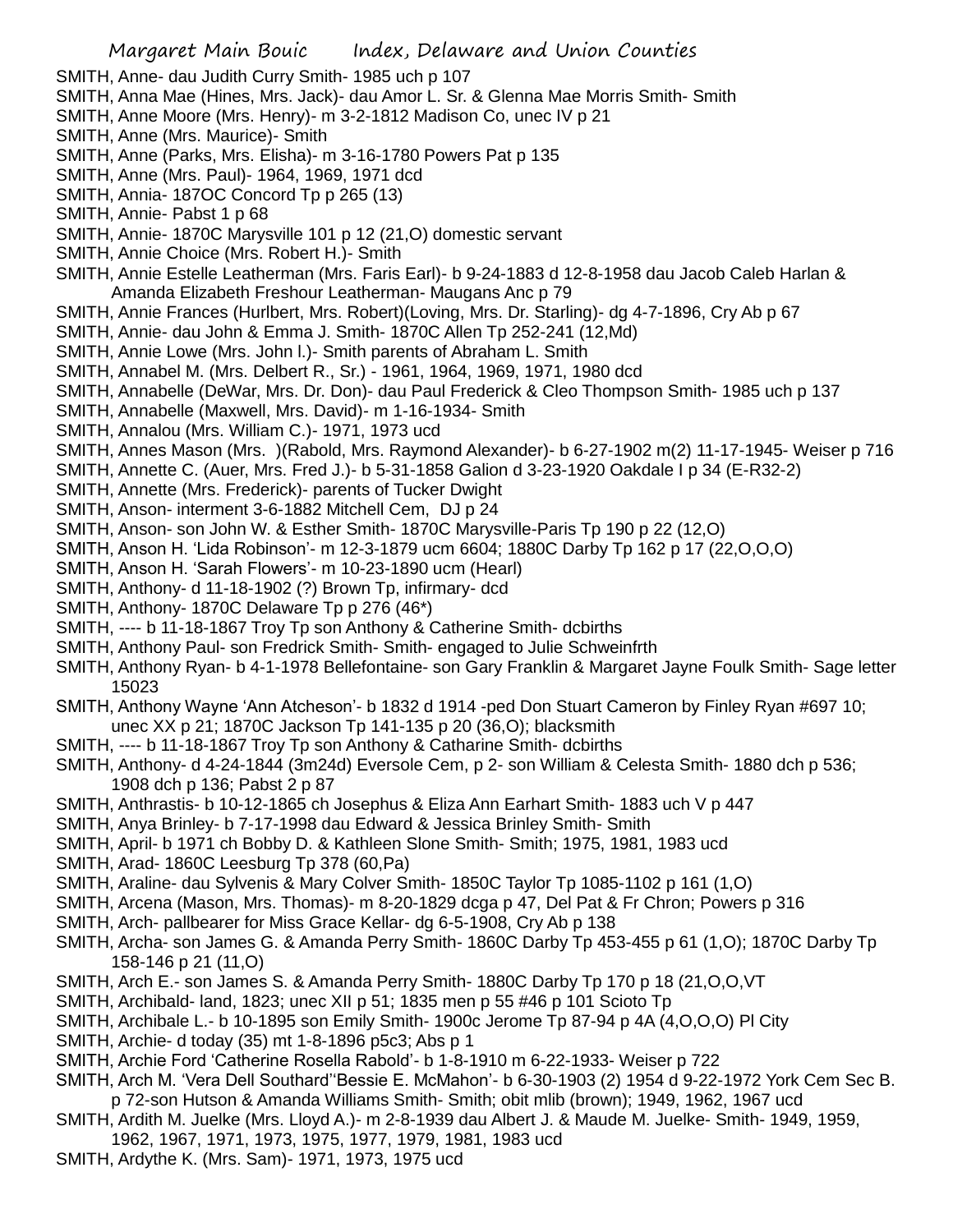SMITH, Anne- dau Judith Curry Smith- 1985 uch p 107

SMITH, Anna Mae (Hines, Mrs. Jack)- dau Amor L. Sr. & Glenna Mae Morris Smith- Smith

SMITH, Anne Moore (Mrs. Henry)- m 3-2-1812 Madison Co, unec IV p 21

SMITH, Anne (Mrs. Maurice)- Smith

SMITH, Anne (Parks, Mrs. Elisha)- m 3-16-1780 Powers Pat p 135

SMITH, Anne (Mrs. Paul)- 1964, 1969, 1971 dcd

SMITH, Annia- 187OC Concord Tp p 265 (13)

SMITH, Annie- Pabst 1 p 68

SMITH, Annie- 1870C Marysville 101 p 12 (21,O) domestic servant

SMITH, Annie Choice (Mrs. Robert H.)- Smith

SMITH, Annie Estelle Leatherman (Mrs. Faris Earl)- b 9-24-1883 d 12-8-1958 dau Jacob Caleb Harlan & Amanda Elizabeth Freshour Leatherman- Maugans Anc p 79

SMITH, Annie Frances (Hurlbert, Mrs. Robert)(Loving, Mrs. Dr. Starling)- dg 4-7-1896, Cry Ab p 67

SMITH, Annie- dau John & Emma J. Smith- 1870C Allen Tp 252-241 (12,Md)

SMITH, Annie Lowe (Mrs. John l.)- Smith parents of Abraham L. Smith

SMITH, Annabel M. (Mrs. Delbert R., Sr.) - 1961, 1964, 1969, 1971, 1980 dcd

SMITH, Annabelle (DeWar, Mrs. Dr. Don)- dau Paul Frederick & Cleo Thompson Smith- 1985 uch p 137

SMITH, Annabelle (Maxwell, Mrs. David)- m 1-16-1934- Smith

SMITH, Annalou (Mrs. William C.)- 1971, 1973 ucd

SMITH, Annes Mason (Mrs. )(Rabold, Mrs. Raymond Alexander)- b 6-27-1902 m(2) 11-17-1945- Weiser p 716

SMITH, Annette C. (Auer, Mrs. Fred J.)- b 5-31-1858 Galion d 3-23-1920 Oakdale I p 34 (E-R32-2)

SMITH, Annette (Mrs. Frederick)- parents of Tucker Dwight

SMITH, Anson- interment 3-6-1882 Mitchell Cem, DJ p 24

SMITH, Anson- son John W. & Esther Smith- 1870C Marysville-Paris Tp 190 p 22 (12,O)

SMITH, Anson H. 'Lida Robinson'- m 12-3-1879 ucm 6604; 1880C Darby Tp 162 p 17 (22,O,O,O)

SMITH, Anson H. 'Sarah Flowers'- m 10-23-1890 ucm (Hearl)

SMITH, Anthony- d 11-18-1902 (?) Brown Tp, infirmary- dcd

SMITH, Anthony- 1870C Delaware Tp p 276 (46*)

SMITH, ---- b 11-18-1867 Troy Tp son Anthony & Catherine Smith- dcbirths

SMITH, Anthony Paul- son Fredrick Smith- Smith- engaged to Julie Schweinfrth

SMITH, Anthony Ryan- b 4-1-1978 Bellefontaine- son Gary Franklin & Margaret Jayne Foulk Smith- Sage letter 15023

SMITH, Anthony Wayne 'Ann Atcheson'- b 1832 d 1914 -ped Don Stuart Cameron by Finley Ryan #697 10; unec XX p 21; 1870C Jackson Tp 141-135 p 20 (36,O); blacksmith

SMITH, ---- b 11-18-1867 Troy Tp son Anthony & Catharine Smith- dcbirths

SMITH, Anthony- d 4-24-1844 (3m24d) Eversole Cem, p 2- son William & Celesta Smith- 1880 dch p 536; 1908 dch p 136; Pabst 2 p 87

SMITH, Anthrastis- b 10-12-1865 ch Josephus & Eliza Ann Earhart Smith- 1883 uch V p 447

SMITH, Anya Brinley- b 7-17-1998 dau Edward & Jessica Brinley Smith- Smith

SMITH, April- b 1971 ch Bobby D. & Kathleen Slone Smith- Smith; 1975, 1981, 1983 ucd

SMITH, Arad- 1860C Leesburg Tp 378 (60,Pa)

SMITH, Araline- dau Sylvenis & Mary Colver Smith- 1850C Taylor Tp 1085-1102 p 161 (1,O)

SMITH, Arcena (Mason, Mrs. Thomas)- m 8-20-1829 dcga p 47, Del Pat & Fr Chron; Powers p 316

SMITH, Arch- pallbearer for Miss Grace Kellar- dg 6-5-1908, Cry Ab p 138

SMITH, Archa- son James G. & Amanda Perry Smith- 1860C Darby Tp 453-455 p 61 (1,O); 1870C Darby Tp 158-146 p 21 (11,O)

SMITH, Arch E.- son James S. & Amanda Perry Smith- 1880C Darby Tp 170 p 18 (21,O,O,VT

SMITH, Archibald- land, 1823; unec XII p 51; 1835 men p 55 #46 p 101 Scioto Tp

SMITH, Archibale L.- b 10-1895 son Emily Smith- 1900c Jerome Tp 87-94 p 4A (4,O,O,O) Pl City

SMITH, Archie- d today (35) mt 1-8-1896 p5c3; Abs p 1

SMITH, Archie Ford 'Catherine Rosella Rabold'- b 1-8-1910 m 6-22-1933- Weiser p 722

SMITH, Arch M. 'Vera Dell Southard''Bessie E. McMahon'- b 6-30-1903 (2) 1954 d 9-22-1972 York Cem Sec B. p 72-son Hutson & Amanda Williams Smith- Smith; obit mlib (brown); 1949, 1962, 1967 ucd

SMITH, Ardith M. Juelke (Mrs. Lloyd A.)- m 2-8-1939 dau Albert J. & Maude M. Juelke- Smith- 1949, 1959, 1962, 1967, 1971, 1973, 1975, 1977, 1979, 1981, 1983 ucd

SMITH, Ardythe K. (Mrs. Sam)- 1971, 1973, 1975 ucd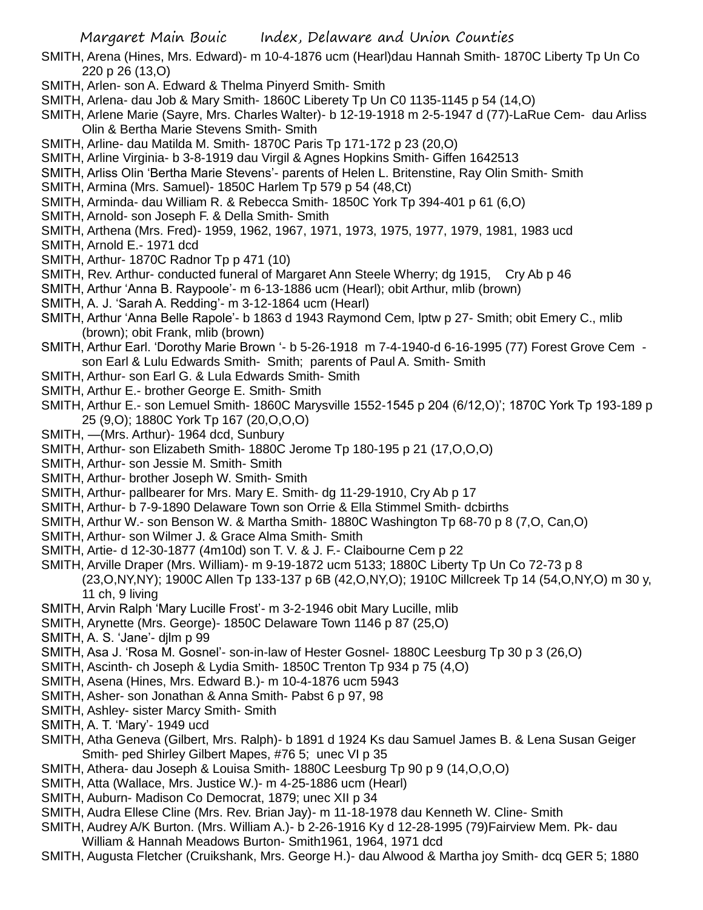SMITH, Arena (Hines, Mrs. Edward)- m 10-4-1876 ucm (Hearl)dau Hannah Smith- 1870C Liberty Tp Un Co 220 p 26 (13,O)

SMITH, Arlen- son A. Edward & Thelma Pinyerd Smith- Smith

SMITH, Arlena- dau Job & Mary Smith- 1860C Liberety Tp Un C0 1135-1145 p 54 (14,O)

SMITH, Arlene Marie (Sayre, Mrs. Charles Walter)- b 12-19-1918 m 2-5-1947 d (77)-LaRue Cem- dau Arliss Olin & Bertha Marie Stevens Smith- Smith

SMITH, Arline- dau Matilda M. Smith- 1870C Paris Tp 171-172 p 23 (20,O)

SMITH, Arline Virginia- b 3-8-1919 dau Virgil & Agnes Hopkins Smith- Giffen 1642513

SMITH, Arliss Olin 'Bertha Marie Stevens'- parents of Helen L. Britenstine, Ray Olin Smith- Smith

SMITH, Armina (Mrs. Samuel)- 1850C Harlem Tp 579 p 54 (48,Ct)

SMITH, Arminda- dau William R. & Rebecca Smith- 1850C York Tp 394-401 p 61 (6,O)

SMITH, Arnold- son Joseph F. & Della Smith- Smith

SMITH, Arthena (Mrs. Fred)- 1959, 1962, 1967, 1971, 1973, 1975, 1977, 1979, 1981, 1983 ucd

SMITH, Arnold E.- 1971 dcd

SMITH, Arthur- 1870C Radnor Tp p 471 (10)

SMITH, Rev. Arthur- conducted funeral of Margaret Ann Steele Wherry; dg 1915, Cry Ab p 46

SMITH, Arthur 'Anna B. Raypoole'- m 6-13-1886 ucm (Hearl); obit Arthur, mlib (brown)

SMITH, A. J. 'Sarah A. Redding'- m 3-12-1864 ucm (Hearl)

SMITH, Arthur 'Anna Belle Rapole'- b 1863 d 1943 Raymond Cem, lptw p 27- Smith; obit Emery C., mlib (brown); obit Frank, mlib (brown)

SMITH, Arthur Earl. 'Dorothy Marie Brown '- b 5-26-1918 m 7-4-1940-d 6-16-1995 (77) Forest Grove Cem - son Earl & Lulu Edwards Smith- Smith; parents of Paul A. Smith- Smith

SMITH, Arthur- son Earl G. & Lula Edwards Smith- Smith

SMITH, Arthur E.- brother George E. Smith- Smith

SMITH, Arthur E.- son Lemuel Smith- 1860C Marysville 1552-1545 p 204 (6/12,O)'; 1870C York Tp 193-189 p 25 (9,O); 1880C York Tp 167 (20,O,O,O)

SMITH, —(Mrs. Arthur)- 1964 dcd, Sunbury

SMITH, Arthur- son Elizabeth Smith- 1880C Jerome Tp 180-195 p 21 (17,O,O,O)

SMITH, Arthur- son Jessie M. Smith- Smith

SMITH, Arthur- brother Joseph W. Smith- Smith

SMITH, Arthur- pallbearer for Mrs. Mary E. Smith- dg 11-29-1910, Cry Ab p 17

SMITH, Arthur- b 7-9-1890 Delaware Town son Orrie & Ella Stimmel Smith- dcbirths

SMITH, Arthur W.- son Benson W. & Martha Smith- 1880C Washington Tp 68-70 p 8 (7,O, Can,O)

SMITH, Arthur- son Wilmer J. & Grace Alma Smith- Smith

SMITH, Artie- d 12-30-1877 (4m10d) son T. V. & J. F.- Claibourne Cem p 22

SMITH, Arville Draper (Mrs. William)- m 9-19-1872 ucm 5133; 1880C Liberty Tp Un Co 72-73 p 8 (23,O,NY,NY); 1900C Allen Tp 133-137 p 6B (42,O,NY,O); 1910C Millcreek Tp 14 (54,O,NY,O) m 30 y, 11 ch, 9 living

SMITH, Arvin Ralph 'Mary Lucille Frost'- m 3-2-1946 obit Mary Lucille, mlib

SMITH, Arynette (Mrs. George)- 1850C Delaware Town 1146 p 87 (25,O)

SMITH, A. S. 'Jane'- djlm p 99

SMITH, Asa J. 'Rosa M. Gosnel'- son-in-law of Hester Gosnel- 1880C Leesburg Tp 30 p 3 (26,O)

SMITH, Ascinth- ch Joseph & Lydia Smith- 1850C Trenton Tp 934 p 75 (4,O)

SMITH, Asena (Hines, Mrs. Edward B.)- m 10-4-1876 ucm 5943

SMITH, Asher- son Jonathan & Anna Smith- Pabst 6 p 97, 98

SMITH, Ashley- sister Marcy Smith- Smith

SMITH, A. T. 'Mary'- 1949 ucd

SMITH, Atha Geneva (Gilbert, Mrs. Ralph)- b 1891 d 1924 Ks dau Samuel James B. & Lena Susan Geiger Smith- ped Shirley Gilbert Mapes, #76 5; unec VI p 35

SMITH, Athera- dau Joseph & Louisa Smith- 1880C Leesburg Tp 90 p 9 (14,O,O,O)

SMITH, Atta (Wallace, Mrs. Justice W.)- m 4-25-1886 ucm (Hearl)

SMITH, Auburn- Madison Co Democrat, 1879; unec XII p 34

SMITH, Audra Ellese Cline (Mrs. Rev. Brian Jay)- m 11-18-1978 dau Kenneth W. Cline- Smith

SMITH, Audrey A/K Burton. (Mrs. William A.)- b 2-26-1916 Ky d 12-28-1995 (79)Fairview Mem. Pk- dau William & Hannah Meadows Burton- Smith1961, 1964, 1971 dcd

SMITH, Augusta Fletcher (Cruikshank, Mrs. George H.)- dau Alwood & Martha joy Smith- dcq GER 5; 1880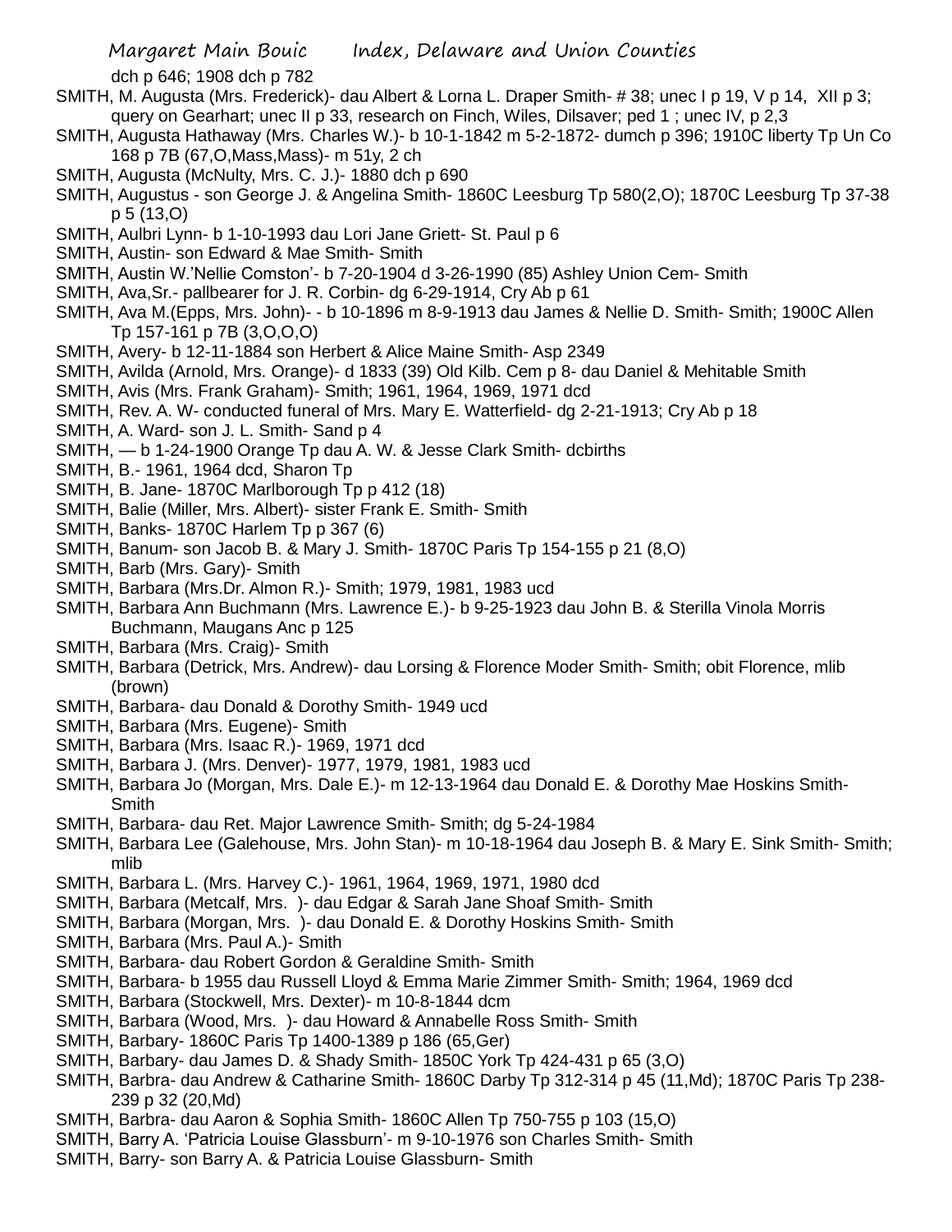dch p 646; 1908 dch p 782

SMITH, M. Augusta (Mrs. Frederick)- dau Albert & Lorna L. Draper Smith- # 38; unec I p 19, V p 14, XII p 3; query on Gearhart; unec II p 33, research on Finch, Wiles, Dilsaver; ped 1 ; unec IV, p 2,3

SMITH, Augusta Hathaway (Mrs. Charles W.)- b 10-1-1842 m 5-2-1872- dumch p 396; 1910C liberty Tp Un Co 168 p 7B (67,O,Mass,Mass)- m 51y, 2 ch

SMITH, Augusta (McNulty, Mrs. C. J.)- 1880 dch p 690

SMITH, Augustus - son George J. & Angelina Smith- 1860C Leesburg Tp 580(2,O); 1870C Leesburg Tp 37-38 p 5 (13,O)

SMITH, Aulbri Lynn- b 1-10-1993 dau Lori Jane Griett- St. Paul p 6

SMITH, Austin- son Edward & Mae Smith- Smith

SMITH, Austin W.'Nellie Comston'- b 7-20-1904 d 3-26-1990 (85) Ashley Union Cem- Smith

SMITH, Ava,Sr.- pallbearer for J. R. Corbin- dg 6-29-1914, Cry Ab p 61

SMITH, Ava M.(Epps, Mrs. John)- - b 10-1896 m 8-9-1913 dau James & Nellie D. Smith- Smith; 1900C Allen Tp 157-161 p 7B (3,O,O,O)

SMITH, Avery- b 12-11-1884 son Herbert & Alice Maine Smith- Asp 2349

SMITH, Avilda (Arnold, Mrs. Orange)- d 1833 (39) Old Kilb. Cem p 8- dau Daniel & Mehitable Smith

SMITH, Avis (Mrs. Frank Graham)- Smith; 1961, 1964, 1969, 1971 dcd

SMITH, Rev. A. W- conducted funeral of Mrs. Mary E. Watterfield- dg 2-21-1913; Cry Ab p 18

SMITH, A. Ward- son J. L. Smith- Sand p 4

SMITH, — b 1-24-1900 Orange Tp dau A. W. & Jesse Clark Smith- dcbirths

SMITH, B.- 1961, 1964 dcd, Sharon Tp

SMITH, B. Jane- 1870C Marlborough Tp p 412 (18)

SMITH, Balie (Miller, Mrs. Albert)- sister Frank E. Smith- Smith

SMITH, Banks- 1870C Harlem Tp p 367 (6)

SMITH, Banum- son Jacob B. & Mary J. Smith- 1870C Paris Tp 154-155 p 21 (8,O)

SMITH, Barb (Mrs. Gary)- Smith

SMITH, Barbara (Mrs.Dr. Almon R.)- Smith; 1979, 1981, 1983 ucd

SMITH, Barbara Ann Buchmann (Mrs. Lawrence E.)- b 9-25-1923 dau John B. & Sterilla Vinola Morris Buchmann, Maugans Anc p 125

SMITH, Barbara (Mrs. Craig)- Smith

SMITH, Barbara (Detrick, Mrs. Andrew)- dau Lorsing & Florence Moder Smith- Smith; obit Florence, mlib (brown)

SMITH, Barbara- dau Donald & Dorothy Smith- 1949 ucd

SMITH, Barbara (Mrs. Eugene)- Smith

SMITH, Barbara (Mrs. Isaac R.)- 1969, 1971 dcd

SMITH, Barbara J. (Mrs. Denver)- 1977, 1979, 1981, 1983 ucd

SMITH, Barbara Jo (Morgan, Mrs. Dale E.)- m 12-13-1964 dau Donald E. & Dorothy Mae Hoskins Smith- Smith

SMITH, Barbara- dau Ret. Major Lawrence Smith- Smith; dg 5-24-1984

SMITH, Barbara Lee (Galehouse, Mrs. John Stan)- m 10-18-1964 dau Joseph B. & Mary E. Sink Smith- Smith; mlib

SMITH, Barbara L. (Mrs. Harvey C.)- 1961, 1964, 1969, 1971, 1980 dcd

SMITH, Barbara (Metcalf, Mrs. )- dau Edgar & Sarah Jane Shoaf Smith- Smith

SMITH, Barbara (Morgan, Mrs. )- dau Donald E. & Dorothy Hoskins Smith- Smith

SMITH, Barbara (Mrs. Paul A.)- Smith

SMITH, Barbara- dau Robert Gordon & Geraldine Smith- Smith

SMITH, Barbara- b 1955 dau Russell Lloyd & Emma Marie Zimmer Smith- Smith; 1964, 1969 dcd

SMITH, Barbara (Stockwell, Mrs. Dexter)- m 10-8-1844 dcm

SMITH, Barbara (Wood, Mrs. )- dau Howard & Annabelle Ross Smith- Smith

SMITH, Barbary- 1860C Paris Tp 1400-1389 p 186 (65,Ger)

SMITH, Barbary- dau James D. & Shady Smith- 1850C York Tp 424-431 p 65 (3,O)

SMITH, Barbra- dau Andrew & Catharine Smith- 1860C Darby Tp 312-314 p 45 (11,Md); 1870C Paris Tp 238-239 p 32 (20,Md)

SMITH, Barbra- dau Aaron & Sophia Smith- 1860C Allen Tp 750-755 p 103 (15,O)

SMITH, Barry A. 'Patricia Louise Glassburn'- m 9-10-1976 son Charles Smith- Smith

SMITH, Barry- son Barry A. & Patricia Louise Glassburn- Smith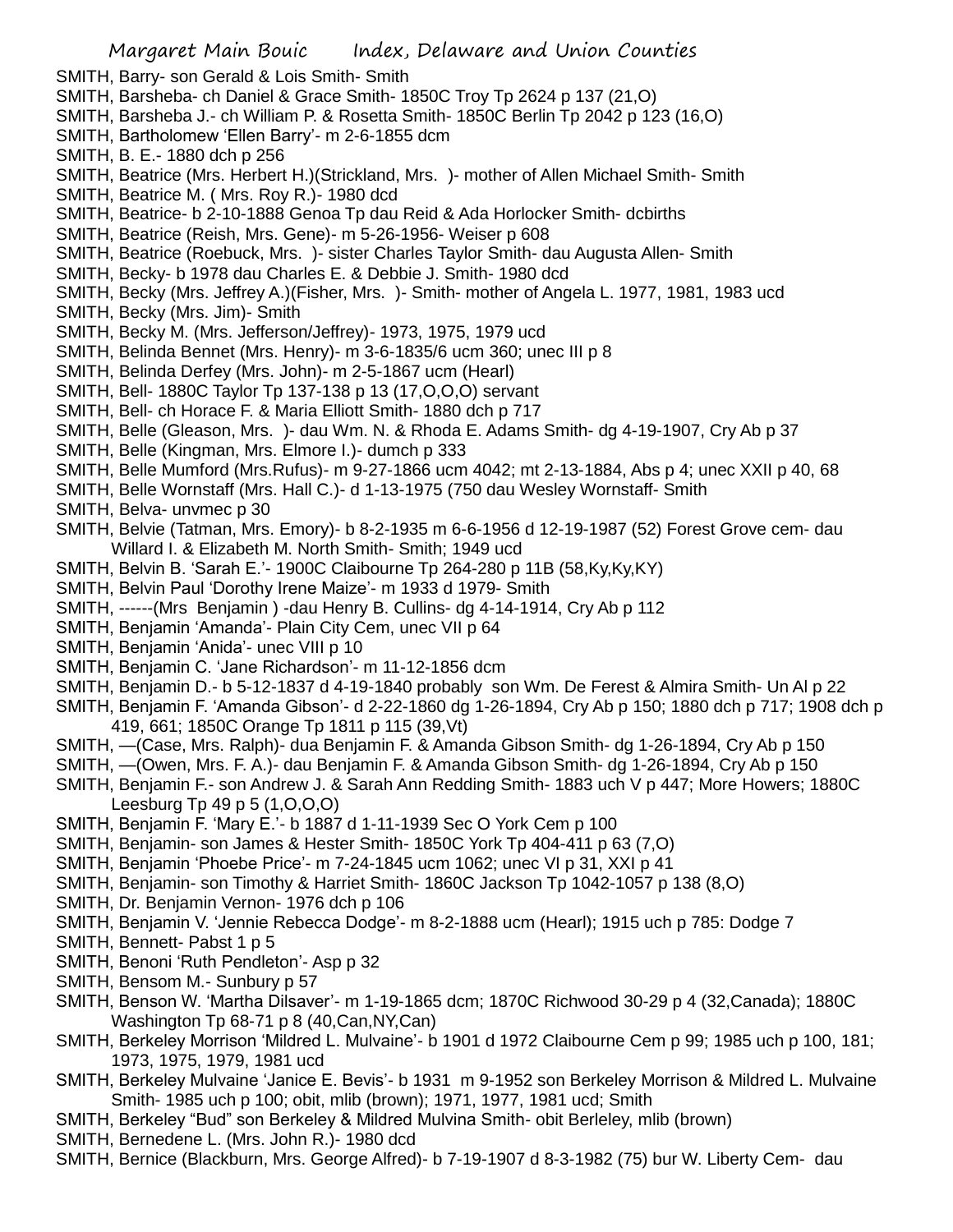SMITH, Barry- son Gerald & Lois Smith- Smith
SMITH, Barsheba- ch Daniel & Grace Smith- 1850C Troy Tp 2624 p 137 (21,O)
SMITH, Barsheba J.- ch William P. & Rosetta Smith- 1850C Berlin Tp 2042 p 123 (16,O)
SMITH, Bartholomew 'Ellen Barry'- m 2-6-1855 dcm
SMITH, B. E.- 1880 dch p 256
SMITH, Beatrice (Mrs. Herbert H.)(Strickland, Mrs. )- mother of Allen Michael Smith- Smith
SMITH, Beatrice M. ( Mrs. Roy R.)- 1980 dcd
SMITH, Beatrice- b 2-10-1888 Genoa Tp dau Reid & Ada Horlocker Smith- dcbirths
SMITH, Beatrice (Reish, Mrs. Gene)- m 5-26-1956- Weiser p 608
SMITH, Beatrice (Roebuck, Mrs. )- sister Charles Taylor Smith- dau Augusta Allen- Smith
SMITH, Becky- b 1978 dau Charles E. & Debbie J. Smith- 1980 dcd
SMITH, Becky (Mrs. Jeffrey A.)(Fisher, Mrs. )- Smith- mother of Angela L. 1977, 1981, 1983 ucd
SMITH, Becky (Mrs. Jim)- Smith
SMITH, Becky M. (Mrs. Jefferson/Jeffrey)- 1973, 1975, 1979 ucd
SMITH, Belinda Bennet (Mrs. Henry)- m 3-6-1835/6 ucm 360; unec III p 8
SMITH, Belinda Derfey (Mrs. John)- m 2-5-1867 ucm (Hearl)
SMITH, Bell- 1880C Taylor Tp 137-138 p 13 (17,O,O,O) servant
SMITH, Bell- ch Horace F. & Maria Elliott Smith- 1880 dch p 717
SMITH, Belle (Gleason, Mrs. )- dau Wm. N. & Rhoda E. Adams Smith- dg 4-19-1907, Cry Ab p 37
SMITH, Belle (Kingman, Mrs. Elmore I.)- dumch p 333
SMITH, Belle Mumford (Mrs.Rufus)- m 9-27-1866 ucm 4042; mt 2-13-1884, Abs p 4; unec XXII p 40, 68
SMITH, Belle Wornstaff (Mrs. Hall C.)- d 1-13-1975 (750 dau Wesley Wornstaff- Smith
SMITH, Belva- unvmec p 30
SMITH, Belvie (Tatman, Mrs. Emory)- b 8-2-1935 m 6-6-1956 d 12-19-1987 (52) Forest Grove cem- dau Willard I. & Elizabeth M. North Smith- Smith; 1949 ucd
SMITH, Belvin B. 'Sarah E.'- 1900C Claibourne Tp 264-280 p 11B (58,Ky,Ky,KY)
SMITH, Belvin Paul 'Dorothy Irene Maize'- m 1933 d 1979- Smith
SMITH, ------(Mrs Benjamin ) -dau Henry B. Cullins- dg 4-14-1914, Cry Ab p 112
SMITH, Benjamin 'Amanda'- Plain City Cem, unec VII p 64
SMITH, Benjamin 'Anida'- unec VIII p 10
SMITH, Benjamin C. 'Jane Richardson'- m 11-12-1856 dcm
SMITH, Benjamin D.- b 5-12-1837 d 4-19-1840 probably son Wm. De Ferest & Almira Smith- Un Al p 22
SMITH, Benjamin F. 'Amanda Gibson'- d 2-22-1860 dg 1-26-1894, Cry Ab p 150; 1880 dch p 717; 1908 dch p 419, 661; 1850C Orange Tp 1811 p 115 (39,Vt)
SMITH, —(Case, Mrs. Ralph)- dua Benjamin F. & Amanda Gibson Smith- dg 1-26-1894, Cry Ab p 150
SMITH, —(Owen, Mrs. F. A.)- dau Benjamin F. & Amanda Gibson Smith- dg 1-26-1894, Cry Ab p 150
SMITH, Benjamin F.- son Andrew J. & Sarah Ann Redding Smith- 1883 uch V p 447; More Howers; 1880C Leesburg Tp 49 p 5 (1,O,O,O)
SMITH, Benjamin F. 'Mary E.'- b 1887 d 1-11-1939 Sec O York Cem p 100
SMITH, Benjamin- son James & Hester Smith- 1850C York Tp 404-411 p 63 (7,O)
SMITH, Benjamin 'Phoebe Price'- m 7-24-1845 ucm 1062; unec VI p 31, XXI p 41
SMITH, Benjamin- son Timothy & Harriet Smith- 1860C Jackson Tp 1042-1057 p 138 (8,O)
SMITH, Dr. Benjamin Vernon- 1976 dch p 106
SMITH, Benjamin V. 'Jennie Rebecca Dodge'- m 8-2-1888 ucm (Hearl); 1915 uch p 785: Dodge 7
SMITH, Bennett- Pabst 1 p 5
SMITH, Benoni 'Ruth Pendleton'- Asp p 32
SMITH, Bensom M.- Sunbury p 57
SMITH, Benson W. 'Martha Dilsaver'- m 1-19-1865 dcm; 1870C Richwood 30-29 p 4 (32,Canada); 1880C Washington Tp 68-71 p 8 (40,Can,NY,Can)
SMITH, Berkeley Morrison 'Mildred L. Mulvaine'- b 1901 d 1972 Claibourne Cem p 99; 1985 uch p 100, 181; 1973, 1975, 1979, 1981 ucd
SMITH, Berkeley Mulvaine 'Janice E. Bevis'- b 1931 m 9-1952 son Berkeley Morrison & Mildred L. Mulvaine Smith- 1985 uch p 100; obit, mlib (brown); 1971, 1977, 1981 ucd; Smith
SMITH, Berkeley "Bud" son Berkeley & Mildred Mulvina Smith- obit Berleley, mlib (brown)
SMITH, Bernedene L. (Mrs. John R.)- 1980 dcd
SMITH, Bernice (Blackburn, Mrs. George Alfred)- b 7-19-1907 d 8-3-1982 (75) bur W. Liberty Cem- dau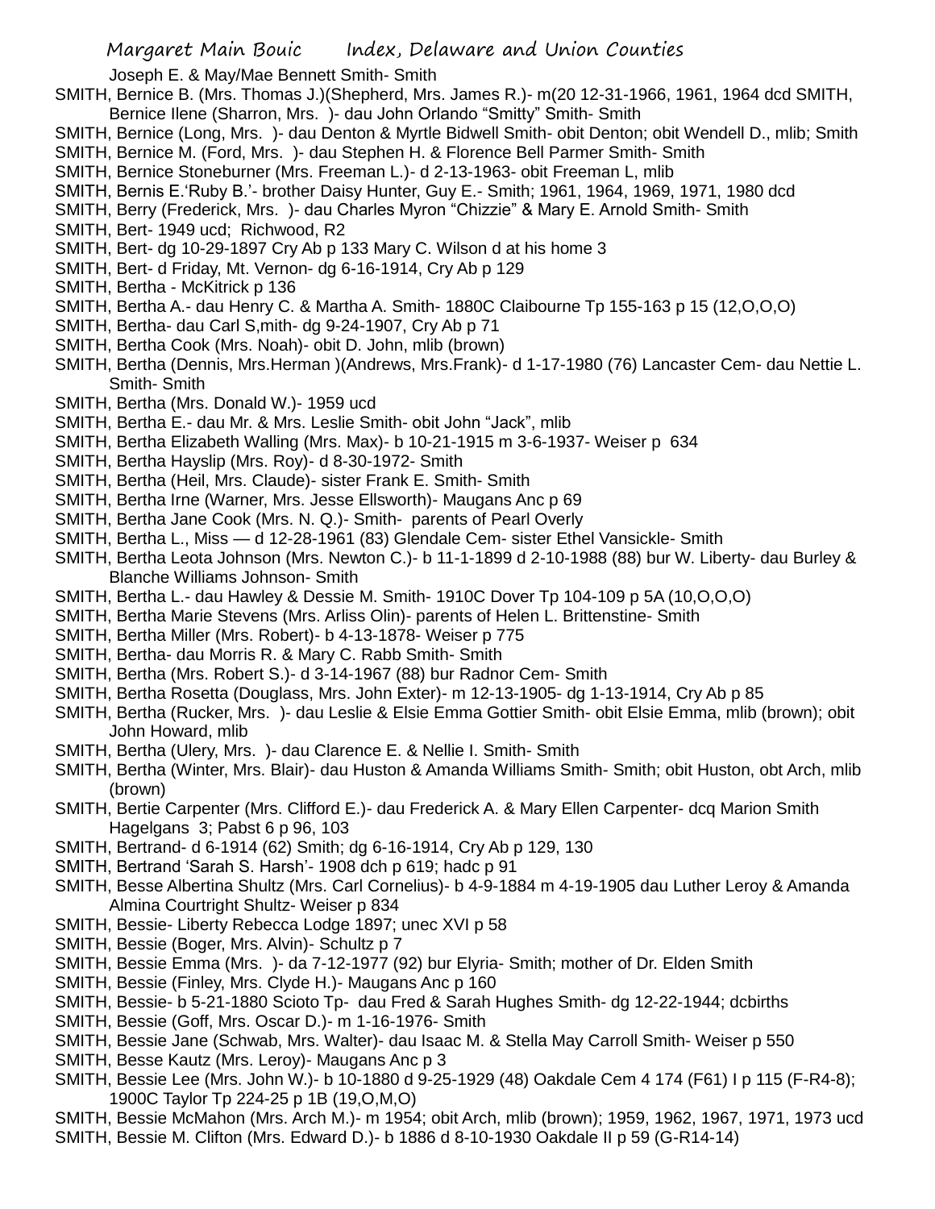Joseph E. & May/Mae Bennett Smith- Smith

SMITH, Bernice B. (Mrs. Thomas J.)(Shepherd, Mrs. James R.)- m(20 12-31-1966, 1961, 1964 dcd SMITH, Bernice Ilene (Sharron, Mrs. )- dau John Orlando "Smitty" Smith- Smith

SMITH, Bernice (Long, Mrs. )- dau Denton & Myrtle Bidwell Smith- obit Denton; obit Wendell D., mlib; Smith

SMITH, Bernice M. (Ford, Mrs. )- dau Stephen H. & Florence Bell Parmer Smith- Smith

SMITH, Bernice Stoneburner (Mrs. Freeman L.)- d 2-13-1963- obit Freeman L, mlib

SMITH, Bernis E.'Ruby B.'- brother Daisy Hunter, Guy E.- Smith; 1961, 1964, 1969, 1971, 1980 dcd

SMITH, Berry (Frederick, Mrs. )- dau Charles Myron "Chizzie" & Mary E. Arnold Smith- Smith

SMITH, Bert- 1949 ucd; Richwood, R2

SMITH, Bert- dg 10-29-1897 Cry Ab p 133 Mary C. Wilson d at his home 3

SMITH, Bert- d Friday, Mt. Vernon- dg 6-16-1914, Cry Ab p 129

SMITH, Bertha - McKitrick p 136

SMITH, Bertha A.- dau Henry C. & Martha A. Smith- 1880C Claibourne Tp 155-163 p 15 (12,O,O,O)

SMITH, Bertha- dau Carl S,mith- dg 9-24-1907, Cry Ab p 71

SMITH, Bertha Cook (Mrs. Noah)- obit D. John, mlib (brown)

SMITH, Bertha (Dennis, Mrs.Herman )(Andrews, Mrs.Frank)- d 1-17-1980 (76) Lancaster Cem- dau Nettie L. Smith- Smith

SMITH, Bertha (Mrs. Donald W.)- 1959 ucd

SMITH, Bertha E.- dau Mr. & Mrs. Leslie Smith- obit John "Jack", mlib

SMITH, Bertha Elizabeth Walling (Mrs. Max)- b 10-21-1915 m 3-6-1937- Weiser p 634

SMITH, Bertha Hayslip (Mrs. Roy)- d 8-30-1972- Smith

SMITH, Bertha (Heil, Mrs. Claude)- sister Frank E. Smith- Smith

SMITH, Bertha Irne (Warner, Mrs. Jesse Ellsworth)- Maugans Anc p 69

SMITH, Bertha Jane Cook (Mrs. N. Q.)- Smith- parents of Pearl Overly

SMITH, Bertha L., Miss — d 12-28-1961 (83) Glendale Cem- sister Ethel Vansickle- Smith

SMITH, Bertha Leota Johnson (Mrs. Newton C.)- b 11-1-1899 d 2-10-1988 (88) bur W. Liberty- dau Burley & Blanche Williams Johnson- Smith

SMITH, Bertha L.- dau Hawley & Dessie M. Smith- 1910C Dover Tp 104-109 p 5A (10,O,O,O)

SMITH, Bertha Marie Stevens (Mrs. Arliss Olin)- parents of Helen L. Brittenstine- Smith

SMITH, Bertha Miller (Mrs. Robert)- b 4-13-1878- Weiser p 775

SMITH, Bertha- dau Morris R. & Mary C. Rabb Smith- Smith

SMITH, Bertha (Mrs. Robert S.)- d 3-14-1967 (88) bur Radnor Cem- Smith

SMITH, Bertha Rosetta (Douglass, Mrs. John Exter)- m 12-13-1905- dg 1-13-1914, Cry Ab p 85

SMITH, Bertha (Rucker, Mrs. )- dau Leslie & Elsie Emma Gottier Smith- obit Elsie Emma, mlib (brown); obit John Howard, mlib

SMITH, Bertha (Ulery, Mrs. )- dau Clarence E. & Nellie I. Smith- Smith

SMITH, Bertha (Winter, Mrs. Blair)- dau Huston & Amanda Williams Smith- Smith; obit Huston, obt Arch, mlib (brown)

SMITH, Bertie Carpenter (Mrs. Clifford E.)- dau Frederick A. & Mary Ellen Carpenter- dcq Marion Smith Hagelgans 3; Pabst 6 p 96, 103

SMITH, Bertrand- d 6-1914 (62) Smith; dg 6-16-1914, Cry Ab p 129, 130

SMITH, Bertrand 'Sarah S. Harsh'- 1908 dch p 619; hadc p 91

SMITH, Besse Albertina Shultz (Mrs. Carl Cornelius)- b 4-9-1884 m 4-19-1905 dau Luther Leroy & Amanda Almina Courtright Shultz- Weiser p 834

SMITH, Bessie- Liberty Rebecca Lodge 1897; unec XVI p 58

SMITH, Bessie (Boger, Mrs. Alvin)- Schultz p 7

SMITH, Bessie Emma (Mrs. )- da 7-12-1977 (92) bur Elyria- Smith; mother of Dr. Elden Smith

SMITH, Bessie (Finley, Mrs. Clyde H.)- Maugans Anc p 160

SMITH, Bessie- b 5-21-1880 Scioto Tp- dau Fred & Sarah Hughes Smith- dg 12-22-1944; dcbirths

SMITH, Bessie (Goff, Mrs. Oscar D.)- m 1-16-1976- Smith

SMITH, Bessie Jane (Schwab, Mrs. Walter)- dau Isaac M. & Stella May Carroll Smith- Weiser p 550

SMITH, Besse Kautz (Mrs. Leroy)- Maugans Anc p 3

SMITH, Bessie Lee (Mrs. John W.)- b 10-1880 d 9-25-1929 (48) Oakdale Cem 4 174 (F61) I p 115 (F-R4-8); 1900C Taylor Tp 224-25 p 1B (19,O,M,O)

SMITH, Bessie McMahon (Mrs. Arch M.)- m 1954; obit Arch, mlib (brown); 1959, 1962, 1967, 1971, 1973 ucd

SMITH, Bessie M. Clifton (Mrs. Edward D.)- b 1886 d 8-10-1930 Oakdale II p 59 (G-R14-14)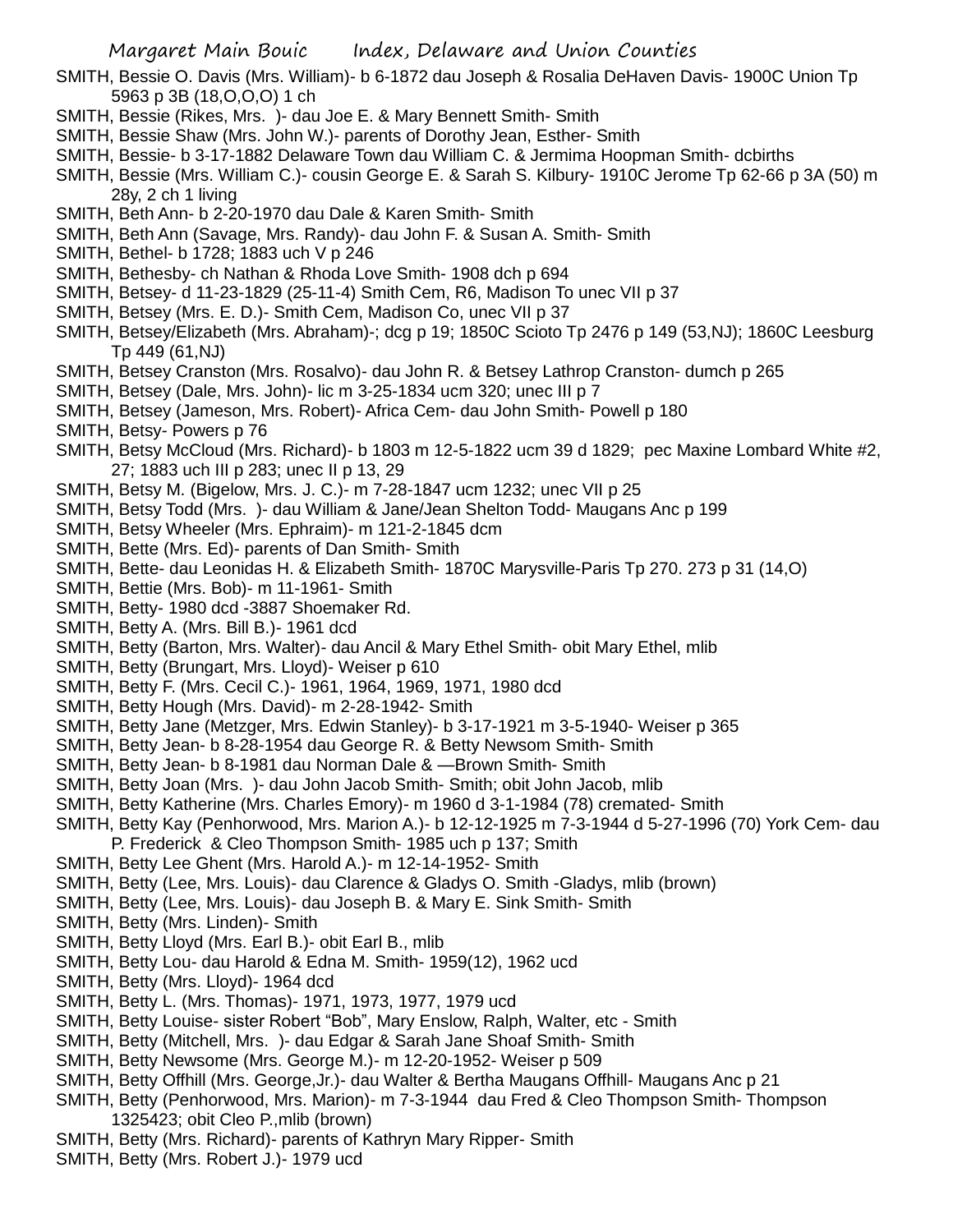SMITH, Bessie O. Davis (Mrs. William)- b 6-1872 dau Joseph & Rosalia DeHaven Davis- 1900C Union Tp 5963 p 3B (18,O,O,O) 1 ch

SMITH, Bessie (Rikes, Mrs. )- dau Joe E. & Mary Bennett Smith- Smith

SMITH, Bessie Shaw (Mrs. John W.)- parents of Dorothy Jean, Esther- Smith

SMITH, Bessie- b 3-17-1882 Delaware Town dau William C. & Jermima Hoopman Smith- dcbirths

SMITH, Bessie (Mrs. William C.)- cousin George E. & Sarah S. Kilbury- 1910C Jerome Tp 62-66 p 3A (50) m 28y, 2 ch 1 living

SMITH, Beth Ann- b 2-20-1970 dau Dale & Karen Smith- Smith

SMITH, Beth Ann (Savage, Mrs. Randy)- dau John F. & Susan A. Smith- Smith

SMITH, Bethel- b 1728; 1883 uch V p 246

SMITH, Bethesby- ch Nathan & Rhoda Love Smith- 1908 dch p 694

SMITH, Betsey- d 11-23-1829 (25-11-4) Smith Cem, R6, Madison To unec VII p 37

SMITH, Betsey (Mrs. E. D.)- Smith Cem, Madison Co, unec VII p 37

SMITH, Betsey/Elizabeth (Mrs. Abraham)-; dcg p 19; 1850C Scioto Tp 2476 p 149 (53,NJ); 1860C Leesburg Tp 449 (61,NJ)

SMITH, Betsey Cranston (Mrs. Rosalvo)- dau John R. & Betsey Lathrop Cranston- dumch p 265

SMITH, Betsey (Dale, Mrs. John)- lic m 3-25-1834 ucm 320; unec III p 7

SMITH, Betsey (Jameson, Mrs. Robert)- Africa Cem- dau John Smith- Powell p 180

SMITH, Betsy- Powers p 76

SMITH, Betsy McCloud (Mrs. Richard)- b 1803 m 12-5-1822 ucm 39 d 1829; pec Maxine Lombard White #2, 27; 1883 uch III p 283; unec II p 13, 29

SMITH, Betsy M. (Bigelow, Mrs. J. C.)- m 7-28-1847 ucm 1232; unec VII p 25

SMITH, Betsy Todd (Mrs. )- dau William & Jane/Jean Shelton Todd- Maugans Anc p 199

SMITH, Betsy Wheeler (Mrs. Ephraim)- m 121-2-1845 dcm

SMITH, Bette (Mrs. Ed)- parents of Dan Smith- Smith

SMITH, Bette- dau Leonidas H. & Elizabeth Smith- 1870C Marysville-Paris Tp 270. 273 p 31 (14,O)

SMITH, Bettie (Mrs. Bob)- m 11-1961- Smith

SMITH, Betty- 1980 dcd -3887 Shoemaker Rd.

SMITH, Betty A. (Mrs. Bill B.)- 1961 dcd

SMITH, Betty (Barton, Mrs. Walter)- dau Ancil & Mary Ethel Smith- obit Mary Ethel, mlib

SMITH, Betty (Brungart, Mrs. Lloyd)- Weiser p 610

SMITH, Betty F. (Mrs. Cecil C.)- 1961, 1964, 1969, 1971, 1980 dcd

SMITH, Betty Hough (Mrs. David)- m 2-28-1942- Smith

SMITH, Betty Jane (Metzger, Mrs. Edwin Stanley)- b 3-17-1921 m 3-5-1940- Weiser p 365

SMITH, Betty Jean- b 8-28-1954 dau George R. & Betty Newsom Smith- Smith

SMITH, Betty Jean- b 8-1981 dau Norman Dale & —Brown Smith- Smith

SMITH, Betty Joan (Mrs. )- dau John Jacob Smith- Smith; obit John Jacob, mlib

SMITH, Betty Katherine (Mrs. Charles Emory)- m 1960 d 3-1-1984 (78) cremated- Smith

SMITH, Betty Kay (Penhorwood, Mrs. Marion A.)- b 12-12-1925 m 7-3-1944 d 5-27-1996 (70) York Cem- dau P. Frederick & Cleo Thompson Smith- 1985 uch p 137; Smith

SMITH, Betty Lee Ghent (Mrs. Harold A.)- m 12-14-1952- Smith

SMITH, Betty (Lee, Mrs. Louis)- dau Clarence & Gladys O. Smith -Gladys, mlib (brown)

SMITH, Betty (Lee, Mrs. Louis)- dau Joseph B. & Mary E. Sink Smith- Smith

SMITH, Betty (Mrs. Linden)- Smith

SMITH, Betty Lloyd (Mrs. Earl B.)- obit Earl B., mlib

SMITH, Betty Lou- dau Harold & Edna M. Smith- 1959(12), 1962 ucd

SMITH, Betty (Mrs. Lloyd)- 1964 dcd

SMITH, Betty L. (Mrs. Thomas)- 1971, 1973, 1977, 1979 ucd

SMITH, Betty Louise- sister Robert "Bob", Mary Enslow, Ralph, Walter, etc - Smith

SMITH, Betty (Mitchell, Mrs. )- dau Edgar & Sarah Jane Shoaf Smith- Smith

SMITH, Betty Newsome (Mrs. George M.)- m 12-20-1952- Weiser p 509

SMITH, Betty Offhill (Mrs. George,Jr.)- dau Walter & Bertha Maugans Offhill- Maugans Anc p 21

SMITH, Betty (Penhorwood, Mrs. Marion)- m 7-3-1944 dau Fred & Cleo Thompson Smith- Thompson 1325423; obit Cleo P.,mlib (brown)

SMITH, Betty (Mrs. Richard)- parents of Kathryn Mary Ripper- Smith

SMITH, Betty (Mrs. Robert J.)- 1979 ucd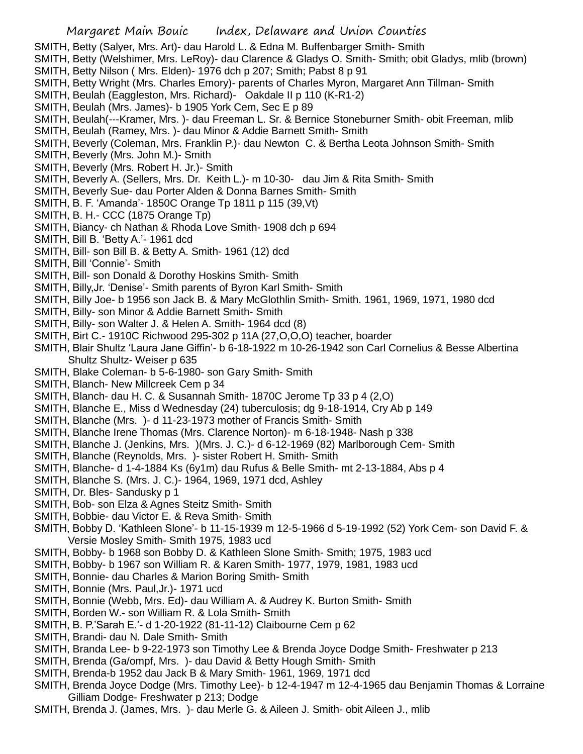SMITH, Betty (Salyer, Mrs. Art)- dau Harold L. & Edna M. Buffenbarger Smith- Smith
SMITH, Betty (Welshimer, Mrs. LeRoy)- dau Clarence & Gladys O. Smith- Smith; obit Gladys, mlib (brown)
SMITH, Betty Nilson ( Mrs. Elden)- 1976 dch p 207; Smith; Pabst 8 p 91
SMITH, Betty Wright (Mrs. Charles Emory)- parents of Charles Myron, Margaret Ann Tillman- Smith
SMITH, Beulah (Eaggleston, Mrs. Richard)- Oakdale II p 110 (K-R1-2)
SMITH, Beulah (Mrs. James)- b 1905 York Cem, Sec E p 89
SMITH, Beulah(---Kramer, Mrs. )- dau Freeman L. Sr. & Bernice Stoneburner Smith- obit Freeman, mlib
SMITH, Beulah (Ramey, Mrs. )- dau Minor & Addie Barnett Smith- Smith
SMITH, Beverly (Coleman, Mrs. Franklin P.)- dau Newton C. & Bertha Leota Johnson Smith- Smith
SMITH, Beverly (Mrs. John M.)- Smith
SMITH, Beverly (Mrs. Robert H. Jr.)- Smith
SMITH, Beverly A. (Sellers, Mrs. Dr. Keith L.)- m 10-30- dau Jim & Rita Smith- Smith
SMITH, Beverly Sue- dau Porter Alden & Donna Barnes Smith- Smith
SMITH, B. F. 'Amanda'- 1850C Orange Tp 1811 p 115 (39,Vt)
SMITH, B. H.- CCC (1875 Orange Tp)
SMITH, Biancy- ch Nathan & Rhoda Love Smith- 1908 dch p 694
SMITH, Bill B. 'Betty A.'- 1961 dcd
SMITH, Bill- son Bill B. & Betty A. Smith- 1961 (12) dcd
SMITH, Bill 'Connie'- Smith
SMITH, Bill- son Donald & Dorothy Hoskins Smith- Smith
SMITH, Billy,Jr. 'Denise'- Smith parents of Byron Karl Smith- Smith
SMITH, Billy Joe- b 1956 son Jack B. & Mary McGlothlin Smith- Smith. 1961, 1969, 1971, 1980 dcd
SMITH, Billy- son Minor & Addie Barnett Smith- Smith
SMITH, Billy- son Walter J. & Helen A. Smith- 1964 dcd (8)
SMITH, Birt C.- 1910C Richwood 295-302 p 11A (27,O,O,O) teacher, boarder
SMITH, Blair Shultz 'Laura Jane Giffin'- b 6-18-1922 m 10-26-1942 son Carl Cornelius & Besse Albertina Shultz Shultz- Weiser p 635
SMITH, Blake Coleman- b 5-6-1980- son Gary Smith- Smith
SMITH, Blanch- New Millcreek Cem p 34
SMITH, Blanch- dau H. C. & Susannah Smith- 1870C Jerome Tp 33 p 4 (2,O)
SMITH, Blanche E., Miss d Wednesday (24) tuberculosis; dg 9-18-1914, Cry Ab p 149
SMITH, Blanche (Mrs. )- d 11-23-1973 mother of Francis Smith- Smith
SMITH, Blanche Irene Thomas (Mrs. Clarence Norton)- m 6-18-1948- Nash p 338
SMITH, Blanche J. (Jenkins, Mrs. )(Mrs. J. C.)- d 6-12-1969 (82) Marlborough Cem- Smith
SMITH, Blanche (Reynolds, Mrs. )- sister Robert H. Smith- Smith
SMITH, Blanche- d 1-4-1884 Ks (6y1m) dau Rufus & Belle Smith- mt 2-13-1884, Abs p 4
SMITH, Blanche S. (Mrs. J. C.)- 1964, 1969, 1971 dcd, Ashley
SMITH, Dr. Bles- Sandusky p 1
SMITH, Bob- son Elza & Agnes Steitz Smith- Smith
SMITH, Bobbie- dau Victor E. & Reva Smith- Smith
SMITH, Bobby D. 'Kathleen Slone'- b 11-15-1939 m 12-5-1966 d 5-19-1992 (52) York Cem- son David F. & Versie Mosley Smith- Smith 1975, 1983 ucd
SMITH, Bobby- b 1968 son Bobby D. & Kathleen Slone Smith- Smith; 1975, 1983 ucd
SMITH, Bobby- b 1967 son William R. & Karen Smith- 1977, 1979, 1981, 1983 ucd
SMITH, Bonnie- dau Charles & Marion Boring Smith- Smith
SMITH, Bonnie (Mrs. Paul,Jr.)- 1971 ucd
SMITH, Bonnie (Webb, Mrs. Ed)- dau William A. & Audrey K. Burton Smith- Smith
SMITH, Borden W.- son William R. & Lola Smith- Smith
SMITH, B. P.'Sarah E.'- d 1-20-1922 (81-11-12) Claibourne Cem p 62
SMITH, Brandi- dau N. Dale Smith- Smith
SMITH, Branda Lee- b 9-22-1973 son Timothy Lee & Brenda Joyce Dodge Smith- Freshwater p 213
SMITH, Brenda (Ga/ompf, Mrs. )- dau David & Betty Hough Smith- Smith
SMITH, Brenda-b 1952 dau Jack B & Mary Smith- 1961, 1969, 1971 dcd
SMITH, Brenda Joyce Dodge (Mrs. Timothy Lee)- b 12-4-1947 m 12-4-1965 dau Benjamin Thomas & Lorraine Gilliam Dodge- Freshwater p 213; Dodge
SMITH, Brenda J. (James, Mrs. )- dau Merle G. & Aileen J. Smith- obit Aileen J., mlib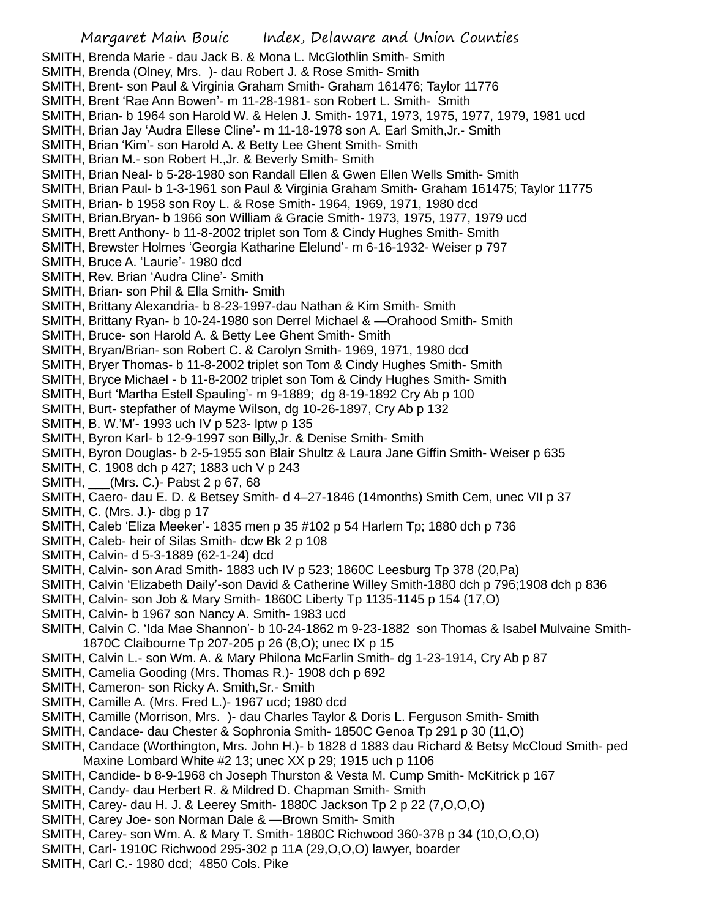SMITH, Brenda Marie - dau Jack B. & Mona L. McGlothlin Smith- Smith
SMITH, Brenda (Olney, Mrs. )- dau Robert J. & Rose Smith- Smith
SMITH, Brent- son Paul & Virginia Graham Smith- Graham 161476; Taylor 11776
SMITH, Brent 'Rae Ann Bowen'- m 11-28-1981- son Robert L. Smith- Smith
SMITH, Brian- b 1964 son Harold W. & Helen J. Smith- 1971, 1973, 1975, 1977, 1979, 1981 ucd
SMITH, Brian Jay 'Audra Ellese Cline'- m 11-18-1978 son A. Earl Smith,Jr.- Smith
SMITH, Brian 'Kim'- son Harold A. & Betty Lee Ghent Smith- Smith
SMITH, Brian M.- son Robert H.,Jr. & Beverly Smith- Smith
SMITH, Brian Neal- b 5-28-1980 son Randall Ellen & Gwen Ellen Wells Smith- Smith
SMITH, Brian Paul- b 1-3-1961 son Paul & Virginia Graham Smith- Graham 161475; Taylor 11775
SMITH, Brian- b 1958 son Roy L. & Rose Smith- 1964, 1969, 1971, 1980 dcd
SMITH, Brian.Bryan- b 1966 son William & Gracie Smith- 1973, 1975, 1977, 1979 ucd
SMITH, Brett Anthony- b 11-8-2002 triplet son Tom & Cindy Hughes Smith- Smith
SMITH, Brewster Holmes 'Georgia Katharine Elelund'- m 6-16-1932- Weiser p 797
SMITH, Bruce A. 'Laurie'- 1980 dcd
SMITH, Rev. Brian 'Audra Cline'- Smith
SMITH, Brian- son Phil & Ella Smith- Smith
SMITH, Brittany Alexandria- b 8-23-1997-dau Nathan & Kim Smith- Smith
SMITH, Brittany Ryan- b 10-24-1980 son Derrel Michael & —Orahood Smith- Smith
SMITH, Bruce- son Harold A. & Betty Lee Ghent Smith- Smith
SMITH, Bryan/Brian- son Robert C. & Carolyn Smith- 1969, 1971, 1980 dcd
SMITH, Bryer Thomas- b 11-8-2002 triplet son Tom & Cindy Hughes Smith- Smith
SMITH, Bryce Michael - b 11-8-2002 triplet son Tom & Cindy Hughes Smith- Smith
SMITH, Burt 'Martha Estell Spauling'- m 9-1889; dg 8-19-1892 Cry Ab p 100
SMITH, Burt- stepfather of Mayme Wilson, dg 10-26-1897, Cry Ab p 132
SMITH, B. W.'M'- 1993 uch IV p 523- lptw p 135
SMITH, Byron Karl- b 12-9-1997 son Billy,Jr. & Denise Smith- Smith
SMITH, Byron Douglas- b 2-5-1955 son Blair Shultz & Laura Jane Giffin Smith- Weiser p 635
SMITH, C. 1908 dch p 427; 1883 uch V p 243
SMITH, ___(Mrs. C.)- Pabst 2 p 67, 68
SMITH, Caero- dau E. D. & Betsey Smith- d 4–27-1846 (14months) Smith Cem, unec VII p 37
SMITH, C. (Mrs. J.)- dbg p 17
SMITH, Caleb 'Eliza Meeker'- 1835 men p 35 #102 p 54 Harlem Tp; 1880 dch p 736
SMITH, Caleb- heir of Silas Smith- dcw Bk 2 p 108
SMITH, Calvin- d 5-3-1889 (62-1-24) dcd
SMITH, Calvin- son Arad Smith- 1883 uch IV p 523; 1860C Leesburg Tp 378 (20,Pa)
SMITH, Calvin 'Elizabeth Daily'-son David & Catherine Willey Smith-1880 dch p 796;1908 dch p 836
SMITH, Calvin- son Job & Mary Smith- 1860C Liberty Tp 1135-1145 p 154 (17,O)
SMITH, Calvin- b 1967 son Nancy A. Smith- 1983 ucd
SMITH, Calvin C. 'Ida Mae Shannon'- b 10-24-1862 m 9-23-1882 son Thomas & Isabel Mulvaine Smith- 1870C Claibourne Tp 207-205 p 26 (8,O); unec IX p 15
SMITH, Calvin L.- son Wm. A. & Mary Philona McFarlin Smith- dg 1-23-1914, Cry Ab p 87
SMITH, Camelia Gooding (Mrs. Thomas R.)- 1908 dch p 692
SMITH, Cameron- son Ricky A. Smith,Sr.- Smith
SMITH, Camille A. (Mrs. Fred L.)- 1967 ucd; 1980 dcd
SMITH, Camille (Morrison, Mrs. )- dau Charles Taylor & Doris L. Ferguson Smith- Smith
SMITH, Candace- dau Chester & Sophronia Smith- 1850C Genoa Tp 291 p 30 (11,O)
SMITH, Candace (Worthington, Mrs. John H.)- b 1828 d 1883 dau Richard & Betsy McCloud Smith- ped Maxine Lombard White #2 13; unec XX p 29; 1915 uch p 1106
SMITH, Candide- b 8-9-1968 ch Joseph Thurston & Vesta M. Cump Smith- McKitrick p 167
SMITH, Candy- dau Herbert R. & Mildred D. Chapman Smith- Smith
SMITH, Carey- dau H. J. & Leerey Smith- 1880C Jackson Tp 2 p 22 (7,O,O,O)
SMITH, Carey Joe- son Norman Dale & —Brown Smith- Smith
SMITH, Carey- son Wm. A. & Mary T. Smith- 1880C Richwood 360-378 p 34 (10,O,O,O)
SMITH, Carl- 1910C Richwood 295-302 p 11A (29,O,O,O) lawyer, boarder
SMITH, Carl C.- 1980 dcd; 4850 Cols. Pike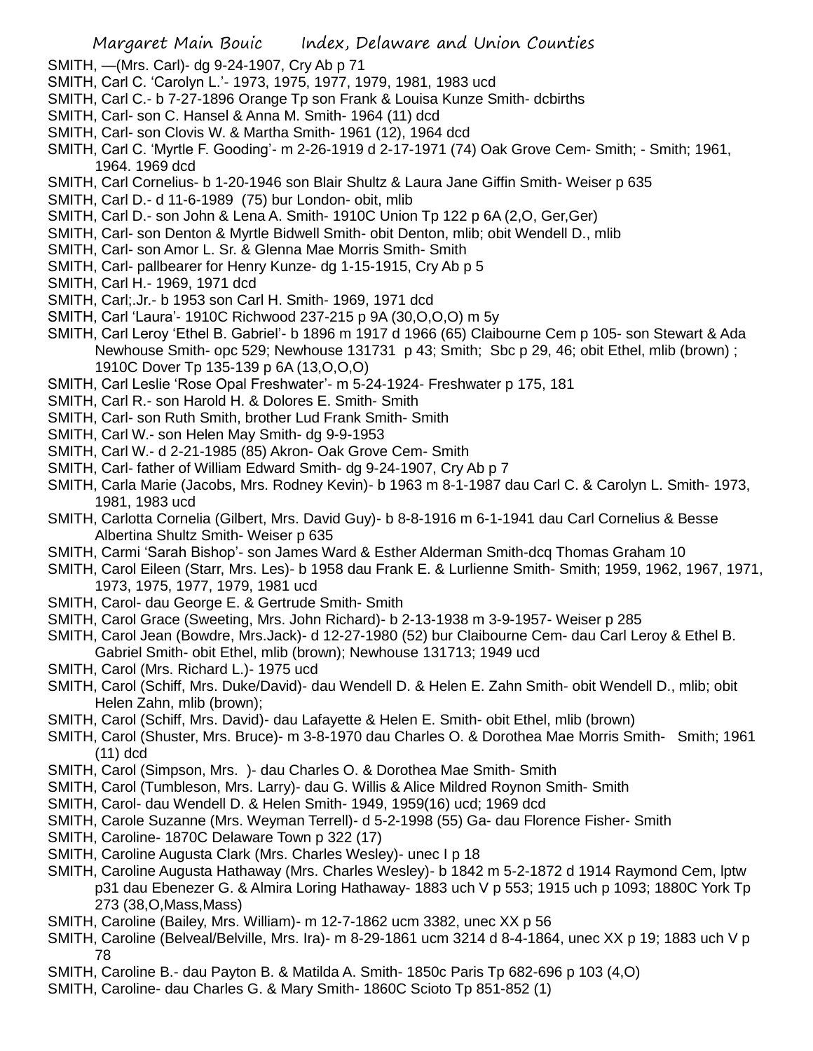SMITH, —(Mrs. Carl)- dg 9-24-1907, Cry Ab p 71

SMITH, Carl C. 'Carolyn L.'- 1973, 1975, 1977, 1979, 1981, 1983 ucd

SMITH, Carl C.- b 7-27-1896 Orange Tp son Frank & Louisa Kunze Smith- dcbirths

SMITH, Carl- son C. Hansel & Anna M. Smith- 1964 (11) dcd

SMITH, Carl- son Clovis W. & Martha Smith- 1961 (12), 1964 dcd

SMITH, Carl C. 'Myrtle F. Gooding'- m 2-26-1919 d 2-17-1971 (74) Oak Grove Cem- Smith; - Smith; 1961, 1964. 1969 dcd

SMITH, Carl Cornelius- b 1-20-1946 son Blair Shultz & Laura Jane Giffin Smith- Weiser p 635

SMITH, Carl D.- d 11-6-1989 (75) bur London- obit, mlib

SMITH, Carl D.- son John & Lena A. Smith- 1910C Union Tp 122 p 6A (2,O, Ger,Ger)

SMITH, Carl- son Denton & Myrtle Bidwell Smith- obit Denton, mlib; obit Wendell D., mlib

SMITH, Carl- son Amor L. Sr. & Glenna Mae Morris Smith- Smith

SMITH, Carl- pallbearer for Henry Kunze- dg 1-15-1915, Cry Ab p 5

SMITH, Carl H.- 1969, 1971 dcd

SMITH, Carl;.Jr.- b 1953 son Carl H. Smith- 1969, 1971 dcd

SMITH, Carl 'Laura'- 1910C Richwood 237-215 p 9A (30,O,O,O) m 5y

SMITH, Carl Leroy 'Ethel B. Gabriel'- b 1896 m 1917 d 1966 (65) Claibourne Cem p 105- son Stewart & Ada Newhouse Smith- opc 529; Newhouse 131731 p 43; Smith; Sbc p 29, 46; obit Ethel, mlib (brown) ; 1910C Dover Tp 135-139 p 6A (13,O,O,O)

SMITH, Carl Leslie 'Rose Opal Freshwater'- m 5-24-1924- Freshwater p 175, 181

SMITH, Carl R.- son Harold H. & Dolores E. Smith- Smith

SMITH, Carl- son Ruth Smith, brother Lud Frank Smith- Smith

SMITH, Carl W.- son Helen May Smith- dg 9-9-1953

SMITH, Carl W.- d 2-21-1985 (85) Akron- Oak Grove Cem- Smith

SMITH, Carl- father of William Edward Smith- dg 9-24-1907, Cry Ab p 7

SMITH, Carla Marie (Jacobs, Mrs. Rodney Kevin)- b 1963 m 8-1-1987 dau Carl C. & Carolyn L. Smith- 1973, 1981, 1983 ucd

SMITH, Carlotta Cornelia (Gilbert, Mrs. David Guy)- b 8-8-1916 m 6-1-1941 dau Carl Cornelius & Besse Albertina Shultz Smith- Weiser p 635

SMITH, Carmi 'Sarah Bishop'- son James Ward & Esther Alderman Smith-dcq Thomas Graham 10

SMITH, Carol Eileen (Starr, Mrs. Les)- b 1958 dau Frank E. & Lurlienne Smith- Smith; 1959, 1962, 1967, 1971, 1973, 1975, 1977, 1979, 1981 ucd

SMITH, Carol- dau George E. & Gertrude Smith- Smith

SMITH, Carol Grace (Sweeting, Mrs. John Richard)- b 2-13-1938 m 3-9-1957- Weiser p 285

SMITH, Carol Jean (Bowdre, Mrs.Jack)- d 12-27-1980 (52) bur Claibourne Cem- dau Carl Leroy & Ethel B. Gabriel Smith- obit Ethel, mlib (brown); Newhouse 131713; 1949 ucd

SMITH, Carol (Mrs. Richard L.)- 1975 ucd

SMITH, Carol (Schiff, Mrs. Duke/David)- dau Wendell D. & Helen E. Zahn Smith- obit Wendell D., mlib; obit Helen Zahn, mlib (brown);

SMITH, Carol (Schiff, Mrs. David)- dau Lafayette & Helen E. Smith- obit Ethel, mlib (brown)

SMITH, Carol (Shuster, Mrs. Bruce)- m 3-8-1970 dau Charles O. & Dorothea Mae Morris Smith- Smith; 1961 (11) dcd

SMITH, Carol (Simpson, Mrs. )- dau Charles O. & Dorothea Mae Smith- Smith

SMITH, Carol (Tumbleson, Mrs. Larry)- dau G. Willis & Alice Mildred Roynon Smith- Smith

SMITH, Carol- dau Wendell D. & Helen Smith- 1949, 1959(16) ucd; 1969 dcd

SMITH, Carole Suzanne (Mrs. Weyman Terrell)- d 5-2-1998 (55) Ga- dau Florence Fisher- Smith

SMITH, Caroline- 1870C Delaware Town p 322 (17)

SMITH, Caroline Augusta Clark (Mrs. Charles Wesley)- unec I p 18

SMITH, Caroline Augusta Hathaway (Mrs. Charles Wesley)- b 1842 m 5-2-1872 d 1914 Raymond Cem, lptw p31 dau Ebenezer G. & Almira Loring Hathaway- 1883 uch V p 553; 1915 uch p 1093; 1880C York Tp 273 (38,O,Mass,Mass)

SMITH, Caroline (Bailey, Mrs. William)- m 12-7-1862 ucm 3382, unec XX p 56

SMITH, Caroline (Belveal/Belville, Mrs. Ira)- m 8-29-1861 ucm 3214 d 8-4-1864, unec XX p 19; 1883 uch V p 78

SMITH, Caroline B.- dau Payton B. & Matilda A. Smith- 1850c Paris Tp 682-696 p 103 (4,O)

SMITH, Caroline- dau Charles G. & Mary Smith- 1860C Scioto Tp 851-852 (1)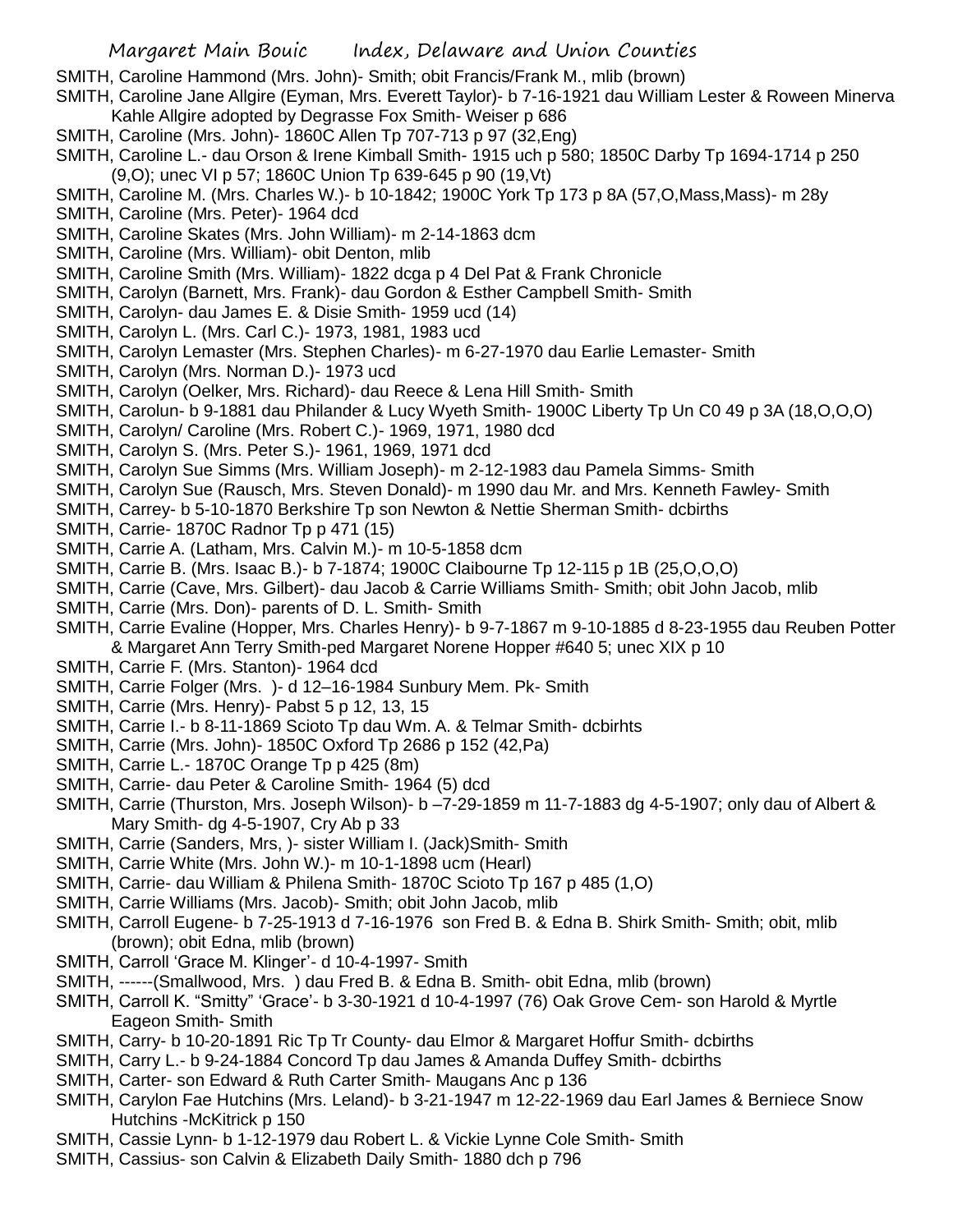SMITH, Caroline Hammond (Mrs. John)- Smith; obit Francis/Frank M., mlib (brown)

SMITH, Caroline Jane Allgire (Eyman, Mrs. Everett Taylor)- b 7-16-1921 dau William Lester & Roween Minerva Kahle Allgire adopted by Degrasse Fox Smith- Weiser p 686

SMITH, Caroline (Mrs. John)- 1860C Allen Tp 707-713 p 97 (32,Eng)

SMITH, Caroline L.- dau Orson & Irene Kimball Smith- 1915 uch p 580; 1850C Darby Tp 1694-1714 p 250 (9,O); unec VI p 57; 1860C Union Tp 639-645 p 90 (19,Vt)

SMITH, Caroline M. (Mrs. Charles W.)- b 10-1842; 1900C York Tp 173 p 8A (57,O,Mass,Mass)- m 28y

SMITH, Caroline (Mrs. Peter)- 1964 dcd

SMITH, Caroline Skates (Mrs. John William)- m 2-14-1863 dcm

SMITH, Caroline (Mrs. William)- obit Denton, mlib

SMITH, Caroline Smith (Mrs. William)- 1822 dcga p 4 Del Pat & Frank Chronicle

SMITH, Carolyn (Barnett, Mrs. Frank)- dau Gordon & Esther Campbell Smith- Smith

SMITH, Carolyn- dau James E. & Disie Smith- 1959 ucd (14)

SMITH, Carolyn L. (Mrs. Carl C.)- 1973, 1981, 1983 ucd

SMITH, Carolyn Lemaster (Mrs. Stephen Charles)- m 6-27-1970 dau Earlie Lemaster- Smith

SMITH, Carolyn (Mrs. Norman D.)- 1973 ucd

SMITH, Carolyn (Oelker, Mrs. Richard)- dau Reece & Lena Hill Smith- Smith

SMITH, Carolun- b 9-1881 dau Philander & Lucy Wyeth Smith- 1900C Liberty Tp Un C0 49 p 3A (18,O,O,O)

SMITH, Carolyn/ Caroline (Mrs. Robert C.)- 1969, 1971, 1980 dcd

SMITH, Carolyn S. (Mrs. Peter S.)- 1961, 1969, 1971 dcd

SMITH, Carolyn Sue Simms (Mrs. William Joseph)- m 2-12-1983 dau Pamela Simms- Smith

SMITH, Carolyn Sue (Rausch, Mrs. Steven Donald)- m 1990 dau Mr. and Mrs. Kenneth Fawley- Smith

SMITH, Carrey- b 5-10-1870 Berkshire Tp son Newton & Nettie Sherman Smith- dcbirths

SMITH, Carrie- 1870C Radnor Tp p 471 (15)

SMITH, Carrie A. (Latham, Mrs. Calvin M.)- m 10-5-1858 dcm

SMITH, Carrie B. (Mrs. Isaac B.)- b 7-1874; 1900C Claibourne Tp 12-115 p 1B (25,O,O,O)

SMITH, Carrie (Cave, Mrs. Gilbert)- dau Jacob & Carrie Williams Smith- Smith; obit John Jacob, mlib

SMITH, Carrie (Mrs. Don)- parents of D. L. Smith- Smith

SMITH, Carrie Evaline (Hopper, Mrs. Charles Henry)- b 9-7-1867 m 9-10-1885 d 8-23-1955 dau Reuben Potter & Margaret Ann Terry Smith-ped Margaret Norene Hopper #640 5; unec XIX p 10

SMITH, Carrie F. (Mrs. Stanton)- 1964 dcd

SMITH, Carrie Folger (Mrs. )- d 12–16-1984 Sunbury Mem. Pk- Smith

SMITH, Carrie (Mrs. Henry)- Pabst 5 p 12, 13, 15

SMITH, Carrie I.- b 8-11-1869 Scioto Tp dau Wm. A. & Telmar Smith- dcbirhts

SMITH, Carrie (Mrs. John)- 1850C Oxford Tp 2686 p 152 (42,Pa)

SMITH, Carrie L.- 1870C Orange Tp p 425 (8m)

SMITH, Carrie- dau Peter & Caroline Smith- 1964 (5) dcd

SMITH, Carrie (Thurston, Mrs. Joseph Wilson)- b –7-29-1859 m 11-7-1883 dg 4-5-1907; only dau of Albert & Mary Smith- dg 4-5-1907, Cry Ab p 33

SMITH, Carrie (Sanders, Mrs, )- sister William I. (Jack)Smith- Smith

SMITH, Carrie White (Mrs. John W.)- m 10-1-1898 ucm (Hearl)

SMITH, Carrie- dau William & Philena Smith- 1870C Scioto Tp 167 p 485 (1,O)

SMITH, Carrie Williams (Mrs. Jacob)- Smith; obit John Jacob, mlib

SMITH, Carroll Eugene- b 7-25-1913 d 7-16-1976 son Fred B. & Edna B. Shirk Smith- Smith; obit, mlib (brown); obit Edna, mlib (brown)

SMITH, Carroll 'Grace M. Klinger'- d 10-4-1997- Smith

SMITH, ------(Smallwood, Mrs. ) dau Fred B. & Edna B. Smith- obit Edna, mlib (brown)

SMITH, Carroll K. "Smitty" 'Grace'- b 3-30-1921 d 10-4-1997 (76) Oak Grove Cem- son Harold & Myrtle Eageon Smith- Smith

SMITH, Carry- b 10-20-1891 Ric Tp Tr County- dau Elmor & Margaret Hoffur Smith- dcbirths

SMITH, Carry L.- b 9-24-1884 Concord Tp dau James & Amanda Duffey Smith- dcbirths

SMITH, Carter- son Edward & Ruth Carter Smith- Maugans Anc p 136

SMITH, Carylon Fae Hutchins (Mrs. Leland)- b 3-21-1947 m 12-22-1969 dau Earl James & Berniece Snow Hutchins -McKitrick p 150

SMITH, Cassie Lynn- b 1-12-1979 dau Robert L. & Vickie Lynne Cole Smith- Smith

SMITH, Cassius- son Calvin & Elizabeth Daily Smith- 1880 dch p 796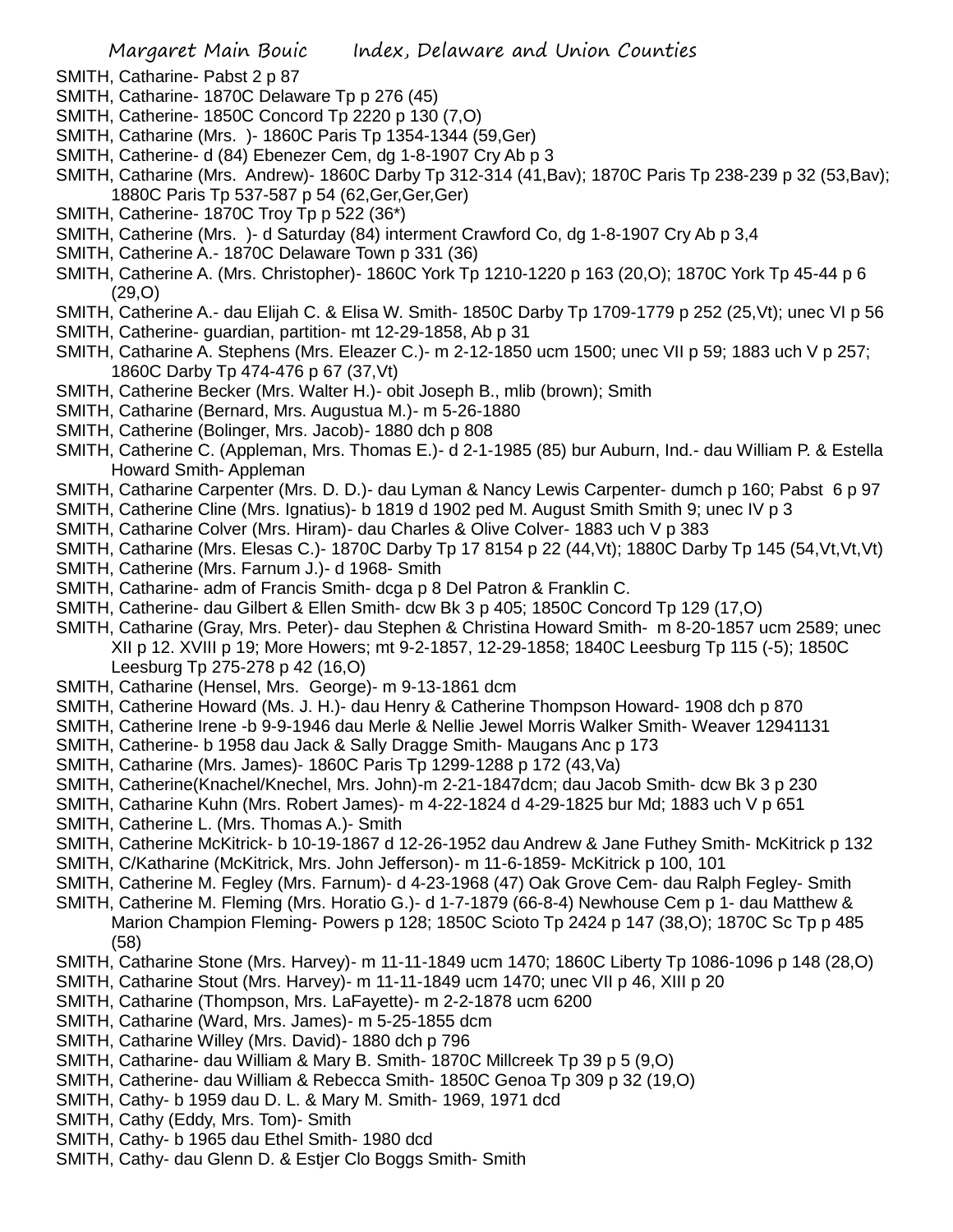SMITH, Catharine- Pabst 2 p 87
SMITH, Catharine- 1870C Delaware Tp p 276 (45)
SMITH, Catherine- 1850C Concord Tp 2220 p 130 (7,O)
SMITH, Catharine (Mrs. )- 1860C Paris Tp 1354-1344 (59,Ger)
SMITH, Catherine- d (84) Ebenezer Cem, dg 1-8-1907 Cry Ab p 3
SMITH, Catharine (Mrs. Andrew)- 1860C Darby Tp 312-314 (41,Bav); 1870C Paris Tp 238-239 p 32 (53,Bav); 1880C Paris Tp 537-587 p 54 (62,Ger,Ger,Ger)
SMITH, Catherine- 1870C Troy Tp p 522 (36*)
SMITH, Catherine (Mrs. )- d Saturday (84) interment Crawford Co, dg 1-8-1907 Cry Ab p 3,4
SMITH, Catherine A.- 1870C Delaware Town p 331 (36)
SMITH, Catherine A. (Mrs. Christopher)- 1860C York Tp 1210-1220 p 163 (20,O); 1870C York Tp 45-44 p 6 (29,O)
SMITH, Catherine A.- dau Elijah C. & Elisa W. Smith- 1850C Darby Tp 1709-1779 p 252 (25,Vt); unec VI p 56
SMITH, Catherine- guardian, partition- mt 12-29-1858, Ab p 31
SMITH, Catharine A. Stephens (Mrs. Eleazer C.)- m 2-12-1850 ucm 1500; unec VII p 59; 1883 uch V p 257; 1860C Darby Tp 474-476 p 67 (37,Vt)
SMITH, Catherine Becker (Mrs. Walter H.)- obit Joseph B., mlib (brown); Smith
SMITH, Catharine (Bernard, Mrs. Augustua M.)- m 5-26-1880
SMITH, Catherine (Bolinger, Mrs. Jacob)- 1880 dch p 808
SMITH, Catherine C. (Appleman, Mrs. Thomas E.)- d 2-1-1985 (85) bur Auburn, Ind.- dau William P. & Estella Howard Smith- Appleman
SMITH, Catharine Carpenter (Mrs. D. D.)- dau Lyman & Nancy Lewis Carpenter- dumch p 160; Pabst 6 p 97
SMITH, Catherine Cline (Mrs. Ignatius)- b 1819 d 1902 ped M. August Smith Smith 9; unec IV p 3
SMITH, Catharine Colver (Mrs. Hiram)- dau Charles & Olive Colver- 1883 uch V p 383
SMITH, Catharine (Mrs. Elesas C.)- 1870C Darby Tp 17 8154 p 22 (44,Vt); 1880C Darby Tp 145 (54,Vt,Vt,Vt)
SMITH, Catherine (Mrs. Farnum J.)- d 1968- Smith
SMITH, Catharine- adm of Francis Smith- dcga p 8 Del Patron & Franklin C.
SMITH, Catherine- dau Gilbert & Ellen Smith- dcw Bk 3 p 405; 1850C Concord Tp 129 (17,O)
SMITH, Catharine (Gray, Mrs. Peter)- dau Stephen & Christina Howard Smith- m 8-20-1857 ucm 2589; unec XII p 12. XVIII p 19; More Howers; mt 9-2-1857, 12-29-1858; 1840C Leesburg Tp 115 (-5); 1850C Leesburg Tp 275-278 p 42 (16,O)
SMITH, Catharine (Hensel, Mrs. George)- m 9-13-1861 dcm
SMITH, Catherine Howard (Ms. J. H.)- dau Henry & Catherine Thompson Howard- 1908 dch p 870
SMITH, Catherine Irene -b 9-9-1946 dau Merle & Nellie Jewel Morris Walker Smith- Weaver 12941131
SMITH, Catherine- b 1958 dau Jack & Sally Dragge Smith- Maugans Anc p 173
SMITH, Catharine (Mrs. James)- 1860C Paris Tp 1299-1288 p 172 (43,Va)
SMITH, Catherine(Knachel/Knechel, Mrs. John)-m 2-21-1847dcm; dau Jacob Smith- dcw Bk 3 p 230
SMITH, Catharine Kuhn (Mrs. Robert James)- m 4-22-1824 d 4-29-1825 bur Md; 1883 uch V p 651
SMITH, Catherine L. (Mrs. Thomas A.)- Smith
SMITH, Catherine McKitrick- b 10-19-1867 d 12-26-1952 dau Andrew & Jane Futhey Smith- McKitrick p 132
SMITH, C/Katharine (McKitrick, Mrs. John Jefferson)- m 11-6-1859- McKitrick p 100, 101
SMITH, Catherine M. Fegley (Mrs. Farnum)- d 4-23-1968 (47) Oak Grove Cem- dau Ralph Fegley- Smith
SMITH, Catherine M. Fleming (Mrs. Horatio G.)- d 1-7-1879 (66-8-4) Newhouse Cem p 1- dau Matthew & Marion Champion Fleming- Powers p 128; 1850C Scioto Tp 2424 p 147 (38,O); 1870C Sc Tp p 485 (58)
SMITH, Catharine Stone (Mrs. Harvey)- m 11-11-1849 ucm 1470; 1860C Liberty Tp 1086-1096 p 148 (28,O)
SMITH, Catharine Stout (Mrs. Harvey)- m 11-11-1849 ucm 1470; unec VII p 46, XIII p 20
SMITH, Catharine (Thompson, Mrs. LaFayette)- m 2-2-1878 ucm 6200
SMITH, Catharine (Ward, Mrs. James)- m 5-25-1855 dcm
SMITH, Catharine Willey (Mrs. David)- 1880 dch p 796
SMITH, Catharine- dau William & Mary B. Smith- 1870C Millcreek Tp 39 p 5 (9,O)
SMITH, Catherine- dau William & Rebecca Smith- 1850C Genoa Tp 309 p 32 (19,O)
SMITH, Cathy- b 1959 dau D. L. & Mary M. Smith- 1969, 1971 dcd
SMITH, Cathy (Eddy, Mrs. Tom)- Smith
SMITH, Cathy- b 1965 dau Ethel Smith- 1980 dcd
SMITH, Cathy- dau Glenn D. & Estjer Clo Boggs Smith- Smith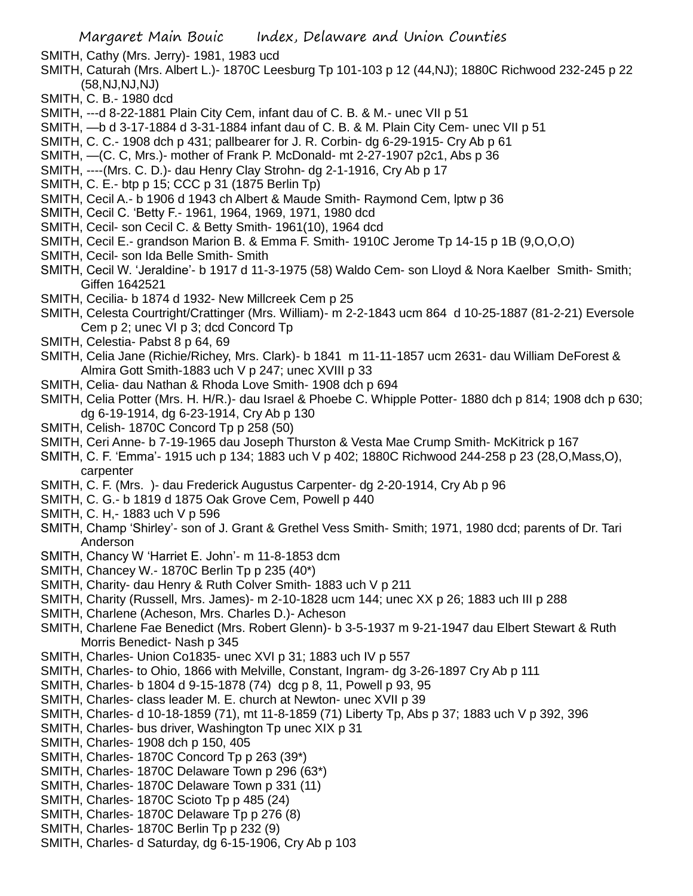SMITH, Cathy (Mrs. Jerry)- 1981, 1983 ucd

SMITH, Caturah (Mrs. Albert L.)- 1870C Leesburg Tp 101-103 p 12 (44,NJ); 1880C Richwood 232-245 p 22 (58,NJ,NJ,NJ)

SMITH, C. B.- 1980 dcd

SMITH, ---d 8-22-1881 Plain City Cem, infant dau of C. B. & M.- unec VII p 51

SMITH, —b d 3-17-1884 d 3-31-1884 infant dau of C. B. & M. Plain City Cem- unec VII p 51

SMITH, C. C.- 1908 dch p 431; pallbearer for J. R. Corbin- dg 6-29-1915- Cry Ab p 61

SMITH, —(C. C, Mrs.)- mother of Frank P. McDonald- mt 2-27-1907 p2c1, Abs p 36

SMITH, ----(Mrs. C. D.)- dau Henry Clay Strohn- dg 2-1-1916, Cry Ab p 17

SMITH, C. E.- btp p 15; CCC p 31 (1875 Berlin Tp)

SMITH, Cecil A.- b 1906 d 1943 ch Albert & Maude Smith- Raymond Cem, lptw p 36

SMITH, Cecil C. 'Betty F.- 1961, 1964, 1969, 1971, 1980 dcd

SMITH, Cecil- son Cecil C. & Betty Smith- 1961(10), 1964 dcd

SMITH, Cecil E.- grandson Marion B. & Emma F. Smith- 1910C Jerome Tp 14-15 p 1B (9,O,O,O)

SMITH, Cecil- son Ida Belle Smith- Smith

SMITH, Cecil W. 'Jeraldine'- b 1917 d 11-3-1975 (58) Waldo Cem- son Lloyd & Nora Kaelber Smith- Smith; Giffen 1642521

SMITH, Cecilia- b 1874 d 1932- New Millcreek Cem p 25

SMITH, Celesta Courtright/Crattinger (Mrs. William)- m 2-2-1843 ucm 864 d 10-25-1887 (81-2-21) Eversole Cem p 2; unec VI p 3; dcd Concord Tp

SMITH, Celestia- Pabst 8 p 64, 69

SMITH, Celia Jane (Richie/Richey, Mrs. Clark)- b 1841 m 11-11-1857 ucm 2631- dau William DeForest & Almira Gott Smith-1883 uch V p 247; unec XVIII p 33

SMITH, Celia- dau Nathan & Rhoda Love Smith- 1908 dch p 694

SMITH, Celia Potter (Mrs. H. H/R.)- dau Israel & Phoebe C. Whipple Potter- 1880 dch p 814; 1908 dch p 630; dg 6-19-1914, dg 6-23-1914, Cry Ab p 130

SMITH, Celish- 1870C Concord Tp p 258 (50)

SMITH, Ceri Anne- b 7-19-1965 dau Joseph Thurston & Vesta Mae Crump Smith- McKitrick p 167

SMITH, C. F. 'Emma'- 1915 uch p 134; 1883 uch V p 402; 1880C Richwood 244-258 p 23 (28,O,Mass,O), carpenter

SMITH, C. F. (Mrs. )- dau Frederick Augustus Carpenter- dg 2-20-1914, Cry Ab p 96

SMITH, C. G.- b 1819 d 1875 Oak Grove Cem, Powell p 440

SMITH, C. H,- 1883 uch V p 596

SMITH, Champ 'Shirley'- son of J. Grant & Grethel Vess Smith- Smith; 1971, 1980 dcd; parents of Dr. Tari Anderson

SMITH, Chancy W 'Harriet E. John'- m 11-8-1853 dcm

SMITH, Chancey W.- 1870C Berlin Tp p 235 (40*)

SMITH, Charity- dau Henry & Ruth Colver Smith- 1883 uch V p 211

SMITH, Charity (Russell, Mrs. James)- m 2-10-1828 ucm 144; unec XX p 26; 1883 uch III p 288

SMITH, Charlene (Acheson, Mrs. Charles D.)- Acheson

SMITH, Charlene Fae Benedict (Mrs. Robert Glenn)- b 3-5-1937 m 9-21-1947 dau Elbert Stewart & Ruth Morris Benedict- Nash p 345

SMITH, Charles- Union Co1835- unec XVI p 31; 1883 uch IV p 557

SMITH, Charles- to Ohio, 1866 with Melville, Constant, Ingram- dg 3-26-1897 Cry Ab p 111

SMITH, Charles- b 1804 d 9-15-1878 (74) dcg p 8, 11, Powell p 93, 95

SMITH, Charles- class leader M. E. church at Newton- unec XVII p 39

SMITH, Charles- d 10-18-1859 (71), mt 11-8-1859 (71) Liberty Tp, Abs p 37; 1883 uch V p 392, 396

SMITH, Charles- bus driver, Washington Tp unec XIX p 31

SMITH, Charles- 1908 dch p 150, 405

SMITH, Charles- 1870C Concord Tp p 263 (39*)

SMITH, Charles- 1870C Delaware Town p 296 (63*)

SMITH, Charles- 1870C Delaware Town p 331 (11)

SMITH, Charles- 1870C Scioto Tp p 485 (24)

SMITH, Charles- 1870C Delaware Tp p 276 (8)

SMITH, Charles- 1870C Berlin Tp p 232 (9)

SMITH, Charles- d Saturday, dg 6-15-1906, Cry Ab p 103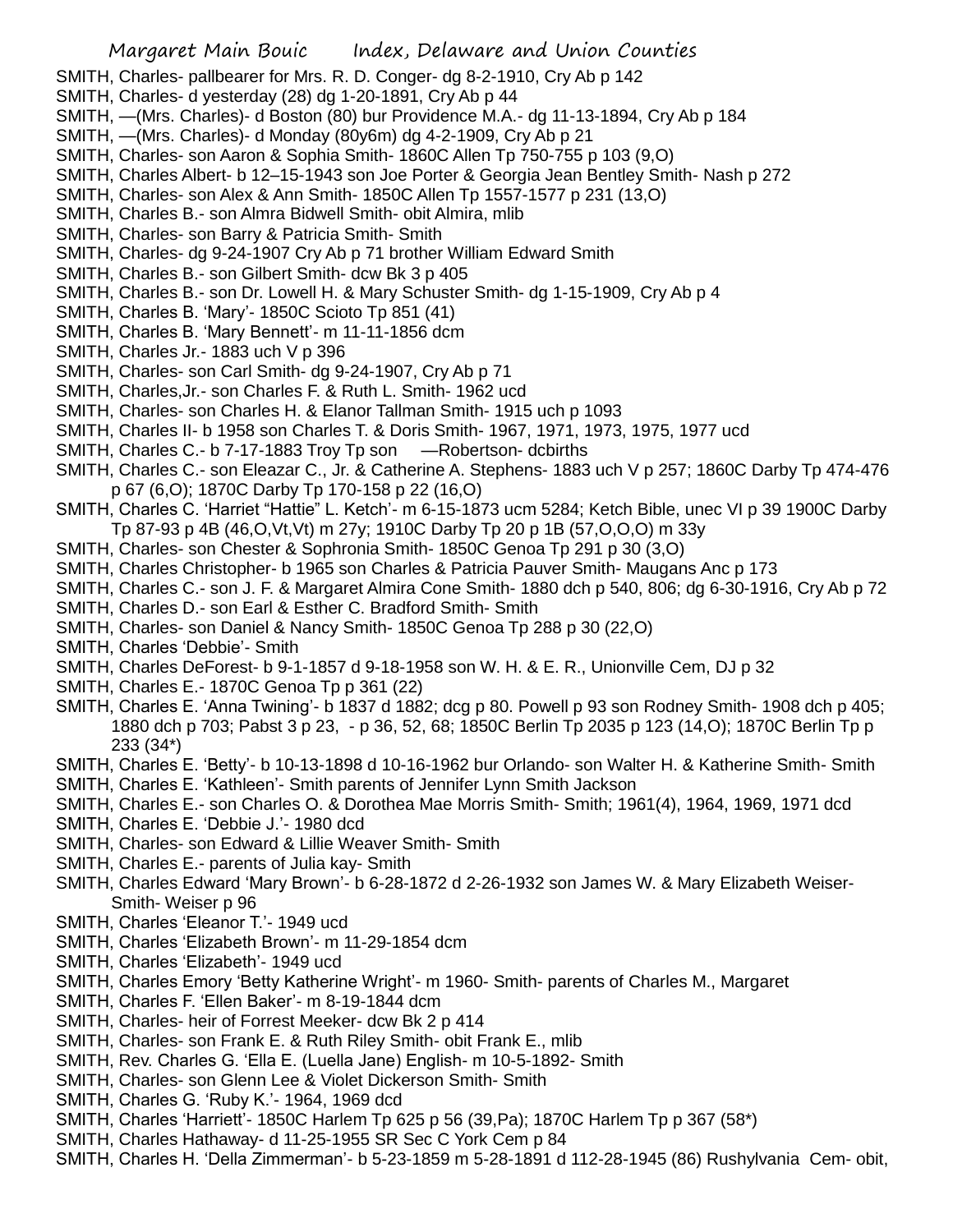SMITH, Charles- pallbearer for Mrs. R. D. Conger- dg 8-2-1910, Cry Ab p 142
SMITH, Charles- d yesterday (28) dg 1-20-1891, Cry Ab p 44
SMITH, —(Mrs. Charles)- d Boston (80) bur Providence M.A.- dg 11-13-1894, Cry Ab p 184
SMITH, —(Mrs. Charles)- d Monday (80y6m) dg 4-2-1909, Cry Ab p 21
SMITH, Charles- son Aaron & Sophia Smith- 1860C Allen Tp 750-755 p 103 (9,O)
SMITH, Charles Albert- b 12–15-1943 son Joe Porter & Georgia Jean Bentley Smith- Nash p 272
SMITH, Charles- son Alex & Ann Smith- 1850C Allen Tp 1557-1577 p 231 (13,O)
SMITH, Charles B.- son Almra Bidwell Smith- obit Almira, mlib
SMITH, Charles- son Barry & Patricia Smith- Smith
SMITH, Charles- dg 9-24-1907 Cry Ab p 71 brother William Edward Smith
SMITH, Charles B.- son Gilbert Smith- dcw Bk 3 p 405
SMITH, Charles B.- son Dr. Lowell H. & Mary Schuster Smith- dg 1-15-1909, Cry Ab p 4
SMITH, Charles B. 'Mary'- 1850C Scioto Tp 851 (41)
SMITH, Charles B. 'Mary Bennett'- m 11-11-1856 dcm
SMITH, Charles Jr.- 1883 uch V p 396
SMITH, Charles- son Carl Smith- dg 9-24-1907, Cry Ab p 71
SMITH, Charles,Jr.- son Charles F. & Ruth L. Smith- 1962 ucd
SMITH, Charles- son Charles H. & Elanor Tallman Smith- 1915 uch p 1093
SMITH, Charles II- b 1958 son Charles T. & Doris Smith- 1967, 1971, 1973, 1975, 1977 ucd
SMITH, Charles C.- b 7-17-1883 Troy Tp son —Robertson- dcbirths
SMITH, Charles C.- son Eleazar C., Jr. & Catherine A. Stephens- 1883 uch V p 257; 1860C Darby Tp 474-476 p 67 (6,O); 1870C Darby Tp 170-158 p 22 (16,O)
SMITH, Charles C. 'Harriet "Hattie" L. Ketch'- m 6-15-1873 ucm 5284; Ketch Bible, unec VI p 39 1900C Darby Tp 87-93 p 4B (46,O,Vt,Vt) m 27y; 1910C Darby Tp 20 p 1B (57,O,O,O) m 33y
SMITH, Charles- son Chester & Sophronia Smith- 1850C Genoa Tp 291 p 30 (3,O)
SMITH, Charles Christopher- b 1965 son Charles & Patricia Pauver Smith- Maugans Anc p 173
SMITH, Charles C.- son J. F. & Margaret Almira Cone Smith- 1880 dch p 540, 806; dg 6-30-1916, Cry Ab p 72
SMITH, Charles D.- son Earl & Esther C. Bradford Smith- Smith
SMITH, Charles- son Daniel & Nancy Smith- 1850C Genoa Tp 288 p 30 (22,O)
SMITH, Charles 'Debbie'- Smith
SMITH, Charles DeForest- b 9-1-1857 d 9-18-1958 son W. H. & E. R., Unionville Cem, DJ p 32
SMITH, Charles E.- 1870C Genoa Tp p 361 (22)
SMITH, Charles E. 'Anna Twining'- b 1837 d 1882; dcg p 80. Powell p 93 son Rodney Smith- 1908 dch p 405; 1880 dch p 703; Pabst 3 p 23, - p 36, 52, 68; 1850C Berlin Tp 2035 p 123 (14,O); 1870C Berlin Tp p 233 (34*)
SMITH, Charles E. 'Betty'- b 10-13-1898 d 10-16-1962 bur Orlando- son Walter H. & Katherine Smith- Smith
SMITH, Charles E. 'Kathleen'- Smith parents of Jennifer Lynn Smith Jackson
SMITH, Charles E.- son Charles O. & Dorothea Mae Morris Smith- Smith; 1961(4), 1964, 1969, 1971 dcd
SMITH, Charles E. 'Debbie J.'- 1980 dcd
SMITH, Charles- son Edward & Lillie Weaver Smith- Smith
SMITH, Charles E.- parents of Julia kay- Smith
SMITH, Charles Edward 'Mary Brown'- b 6-28-1872 d 2-26-1932 son James W. & Mary Elizabeth Weiser-Smith- Weiser p 96
SMITH, Charles 'Eleanor T.'- 1949 ucd
SMITH, Charles 'Elizabeth Brown'- m 11-29-1854 dcm
SMITH, Charles 'Elizabeth'- 1949 ucd
SMITH, Charles Emory 'Betty Katherine Wright'- m 1960- Smith- parents of Charles M., Margaret
SMITH, Charles F. 'Ellen Baker'- m 8-19-1844 dcm
SMITH, Charles- heir of Forrest Meeker- dcw Bk 2 p 414
SMITH, Charles- son Frank E. & Ruth Riley Smith- obit Frank E., mlib
SMITH, Rev. Charles G. 'Ella E. (Luella Jane) English- m 10-5-1892- Smith
SMITH, Charles- son Glenn Lee & Violet Dickerson Smith- Smith
SMITH, Charles G. 'Ruby K.'- 1964, 1969 dcd
SMITH, Charles 'Harriett'- 1850C Harlem Tp 625 p 56 (39,Pa); 1870C Harlem Tp p 367 (58*)
SMITH, Charles Hathaway- d 11-25-1955 SR Sec C York Cem p 84
SMITH, Charles H. 'Della Zimmerman'- b 5-23-1859 m 5-28-1891 d 112-28-1945 (86) Rushylvania Cem- obit,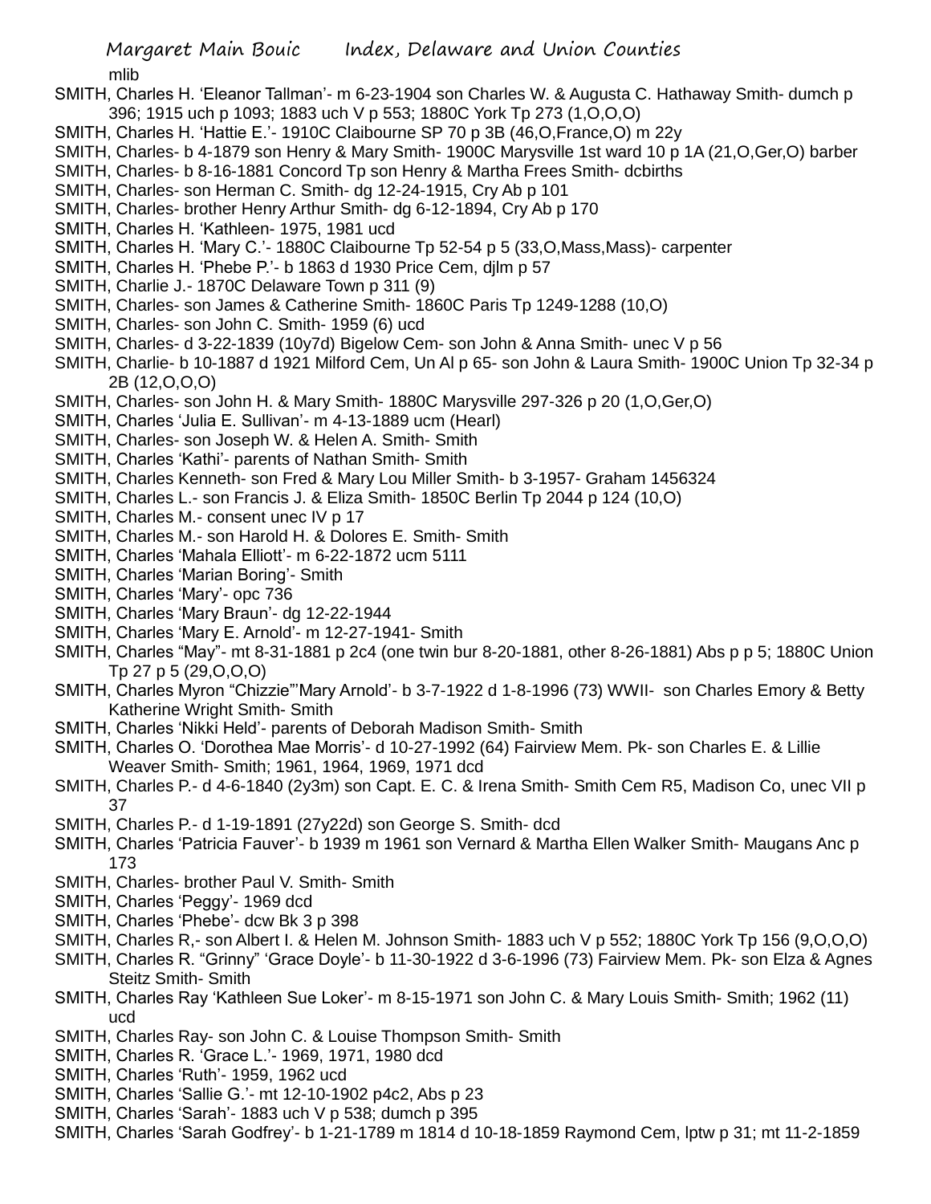mlib

SMITH, Charles H. 'Eleanor Tallman'- m 6-23-1904 son Charles W. & Augusta C. Hathaway Smith- dumch p 396; 1915 uch p 1093; 1883 uch V p 553; 1880C York Tp 273 (1,O,O,O)

SMITH, Charles H. 'Hattie E.'- 1910C Claibourne SP 70 p 3B (46,O,France,O) m 22y

SMITH, Charles- b 4-1879 son Henry & Mary Smith- 1900C Marysville 1st ward 10 p 1A (21,O,Ger,O) barber

SMITH, Charles- b 8-16-1881 Concord Tp son Henry & Martha Frees Smith- dcbirths

SMITH, Charles- son Herman C. Smith- dg 12-24-1915, Cry Ab p 101

SMITH, Charles- brother Henry Arthur Smith- dg 6-12-1894, Cry Ab p 170

SMITH, Charles H. 'Kathleen- 1975, 1981 ucd

SMITH, Charles H. 'Mary C.'- 1880C Claibourne Tp 52-54 p 5 (33,O,Mass,Mass)- carpenter

SMITH, Charles H. 'Phebe P.'- b 1863 d 1930 Price Cem, djlm p 57

SMITH, Charlie J.- 1870C Delaware Town p 311 (9)

SMITH, Charles- son James & Catherine Smith- 1860C Paris Tp 1249-1288 (10,O)

SMITH, Charles- son John C. Smith- 1959 (6) ucd

SMITH, Charles- d 3-22-1839 (10y7d) Bigelow Cem- son John & Anna Smith- unec V p 56

SMITH, Charlie- b 10-1887 d 1921 Milford Cem, Un Al p 65- son John & Laura Smith- 1900C Union Tp 32-34 p 2B (12,O,O,O)

SMITH, Charles- son John H. & Mary Smith- 1880C Marysville 297-326 p 20 (1,O,Ger,O)

SMITH, Charles 'Julia E. Sullivan'- m 4-13-1889 ucm (Hearl)

SMITH, Charles- son Joseph W. & Helen A. Smith- Smith

SMITH, Charles 'Kathi'- parents of Nathan Smith- Smith

SMITH, Charles Kenneth- son Fred & Mary Lou Miller Smith- b 3-1957- Graham 1456324

SMITH, Charles L.- son Francis J. & Eliza Smith- 1850C Berlin Tp 2044 p 124 (10,O)

SMITH, Charles M.- consent unec IV p 17

SMITH, Charles M.- son Harold H. & Dolores E. Smith- Smith

SMITH, Charles 'Mahala Elliott'- m 6-22-1872 ucm 5111

SMITH, Charles 'Marian Boring'- Smith

SMITH, Charles 'Mary'- opc 736

SMITH, Charles 'Mary Braun'- dg 12-22-1944

SMITH, Charles 'Mary E. Arnold'- m 12-27-1941- Smith

SMITH, Charles "May"- mt 8-31-1881 p 2c4 (one twin bur 8-20-1881, other 8-26-1881) Abs p p 5; 1880C Union Tp 27 p 5 (29,O,O,O)

SMITH, Charles Myron "Chizzie"'Mary Arnold'- b 3-7-1922 d 1-8-1996 (73) WWII- son Charles Emory & Betty Katherine Wright Smith- Smith

SMITH, Charles 'Nikki Held'- parents of Deborah Madison Smith- Smith

SMITH, Charles O. 'Dorothea Mae Morris'- d 10-27-1992 (64) Fairview Mem. Pk- son Charles E. & Lillie Weaver Smith- Smith; 1961, 1964, 1969, 1971 dcd

SMITH, Charles P.- d 4-6-1840 (2y3m) son Capt. E. C. & Irena Smith- Smith Cem R5, Madison Co, unec VII p 37

SMITH, Charles P.- d 1-19-1891 (27y22d) son George S. Smith- dcd

SMITH, Charles 'Patricia Fauver'- b 1939 m 1961 son Vernard & Martha Ellen Walker Smith- Maugans Anc p 173

SMITH, Charles- brother Paul V. Smith- Smith

SMITH, Charles 'Peggy'- 1969 dcd

SMITH, Charles 'Phebe'- dcw Bk 3 p 398

SMITH, Charles R,- son Albert I. & Helen M. Johnson Smith- 1883 uch V p 552; 1880C York Tp 156 (9,O,O,O)

SMITH, Charles R. "Grinny" 'Grace Doyle'- b 11-30-1922 d 3-6-1996 (73) Fairview Mem. Pk- son Elza & Agnes Steitz Smith- Smith

SMITH, Charles Ray 'Kathleen Sue Loker'- m 8-15-1971 son John C. & Mary Louis Smith- Smith; 1962 (11) ucd

SMITH, Charles Ray- son John C. & Louise Thompson Smith- Smith

SMITH, Charles R. 'Grace L.'- 1969, 1971, 1980 dcd

SMITH, Charles 'Ruth'- 1959, 1962 ucd

SMITH, Charles 'Sallie G.'- mt 12-10-1902 p4c2, Abs p 23

SMITH, Charles 'Sarah'- 1883 uch V p 538; dumch p 395

SMITH, Charles 'Sarah Godfrey'- b 1-21-1789 m 1814 d 10-18-1859 Raymond Cem, lptw p 31; mt 11-2-1859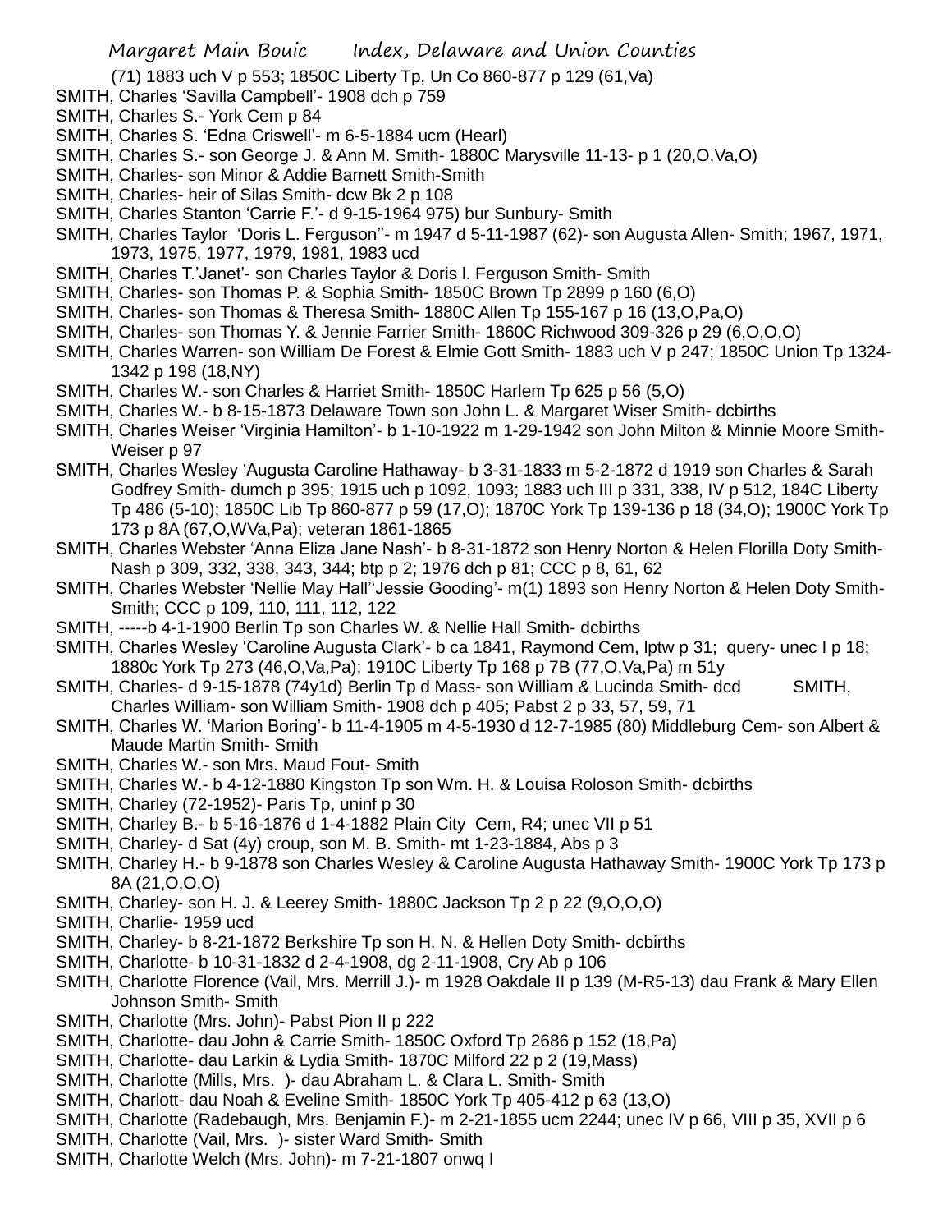(71) 1883 uch V p 553; 1850C Liberty Tp, Un Co 860-877 p 129 (61,Va)

SMITH, Charles 'Savilla Campbell'- 1908 dch p 759

SMITH, Charles S.- York Cem p 84

SMITH, Charles S. 'Edna Criswell'- m 6-5-1884 ucm (Hearl)

SMITH, Charles S.- son George J. & Ann M. Smith- 1880C Marysville 11-13- p 1 (20,O,Va,O)

SMITH, Charles- son Minor & Addie Barnett Smith-Smith

SMITH, Charles- heir of Silas Smith- dcw Bk 2 p 108

SMITH, Charles Stanton 'Carrie F.'- d 9-15-1964 975) bur Sunbury- Smith

SMITH, Charles Taylor 'Doris L. Ferguson''- m 1947 d 5-11-1987 (62)- son Augusta Allen- Smith; 1967, 1971, 1973, 1975, 1977, 1979, 1981, 1983 ucd

SMITH, Charles T.'Janet'- son Charles Taylor & Doris l. Ferguson Smith- Smith

SMITH, Charles- son Thomas P. & Sophia Smith- 1850C Brown Tp 2899 p 160 (6,O)

SMITH, Charles- son Thomas & Theresa Smith- 1880C Allen Tp 155-167 p 16 (13,O,Pa,O)

SMITH, Charles- son Thomas Y. & Jennie Farrier Smith- 1860C Richwood 309-326 p 29 (6,O,O,O)

SMITH, Charles Warren- son William De Forest & Elmie Gott Smith- 1883 uch V p 247; 1850C Union Tp 1324-1342 p 198 (18,NY)

SMITH, Charles W.- son Charles & Harriet Smith- 1850C Harlem Tp 625 p 56 (5,O)

SMITH, Charles W.- b 8-15-1873 Delaware Town son John L. & Margaret Wiser Smith- dcbirths

SMITH, Charles Weiser 'Virginia Hamilton'- b 1-10-1922 m 1-29-1942 son John Milton & Minnie Moore Smith- Weiser p 97

SMITH, Charles Wesley 'Augusta Caroline Hathaway- b 3-31-1833 m 5-2-1872 d 1919 son Charles & Sarah Godfrey Smith- dumch p 395; 1915 uch p 1092, 1093; 1883 uch III p 331, 338, IV p 512, 184C Liberty Tp 486 (5-10); 1850C Lib Tp 860-877 p 59 (17,O); 1870C York Tp 139-136 p 18 (34,O); 1900C York Tp 173 p 8A (67,O,WVa,Pa); veteran 1861-1865

SMITH, Charles Webster 'Anna Eliza Jane Nash'- b 8-31-1872 son Henry Norton & Helen Florilla Doty Smith- Nash p 309, 332, 338, 343, 344; btp p 2; 1976 dch p 81; CCC p 8, 61, 62

SMITH, Charles Webster 'Nellie May Hall''Jessie Gooding'- m(1) 1893 son Henry Norton & Helen Doty Smith- Smith; CCC p 109, 110, 111, 112, 122

SMITH, -----b 4-1-1900 Berlin Tp son Charles W. & Nellie Hall Smith- dcbirths

SMITH, Charles Wesley 'Caroline Augusta Clark'- b ca 1841, Raymond Cem, lptw p 31; query- unec I p 18; 1880c York Tp 273 (46,O,Va,Pa); 1910C Liberty Tp 168 p 7B (77,O,Va,Pa) m 51y

SMITH, Charles- d 9-15-1878 (74y1d) Berlin Tp d Mass- son William & Lucinda Smith- dcd

SMITH, Charles William- son William Smith- 1908 dch p 405; Pabst 2 p 33, 57, 59, 71

SMITH, Charles W. 'Marion Boring'- b 11-4-1905 m 4-5-1930 d 12-7-1985 (80) Middleburg Cem- son Albert & Maude Martin Smith- Smith

SMITH, Charles W.- son Mrs. Maud Fout- Smith

SMITH, Charles W.- b 4-12-1880 Kingston Tp son Wm. H. & Louisa Roloson Smith- dcbirths

SMITH, Charley (72-1952)- Paris Tp, uninf p 30

SMITH, Charley B.- b 5-16-1876 d 1-4-1882 Plain City Cem, R4; unec VII p 51

SMITH, Charley- d Sat (4y) croup, son M. B. Smith- mt 1-23-1884, Abs p 3

SMITH, Charley H.- b 9-1878 son Charles Wesley & Caroline Augusta Hathaway Smith- 1900C York Tp 173 p 8A (21,O,O,O)

SMITH, Charley- son H. J. & Leerey Smith- 1880C Jackson Tp 2 p 22 (9,O,O,O)

SMITH, Charlie- 1959 ucd

SMITH, Charley- b 8-21-1872 Berkshire Tp son H. N. & Hellen Doty Smith- dcbirths

SMITH, Charlotte- b 10-31-1832 d 2-4-1908, dg 2-11-1908, Cry Ab p 106

SMITH, Charlotte Florence (Vail, Mrs. Merrill J.)- m 1928 Oakdale II p 139 (M-R5-13) dau Frank & Mary Ellen Johnson Smith- Smith

SMITH, Charlotte (Mrs. John)- Pabst Pion II p 222

SMITH, Charlotte- dau John & Carrie Smith- 1850C Oxford Tp 2686 p 152 (18,Pa)

SMITH, Charlotte- dau Larkin & Lydia Smith- 1870C Milford 22 p 2 (19,Mass)

SMITH, Charlotte (Mills, Mrs. )- dau Abraham L. & Clara L. Smith- Smith

SMITH, Charlott- dau Noah & Eveline Smith- 1850C York Tp 405-412 p 63 (13,O)

SMITH, Charlotte (Radebaugh, Mrs. Benjamin F.)- m 2-21-1855 ucm 2244; unec IV p 66, VIII p 35, XVII p 6

SMITH, Charlotte (Vail, Mrs. )- sister Ward Smith- Smith

SMITH, Charlotte Welch (Mrs. John)- m 7-21-1807 onwq I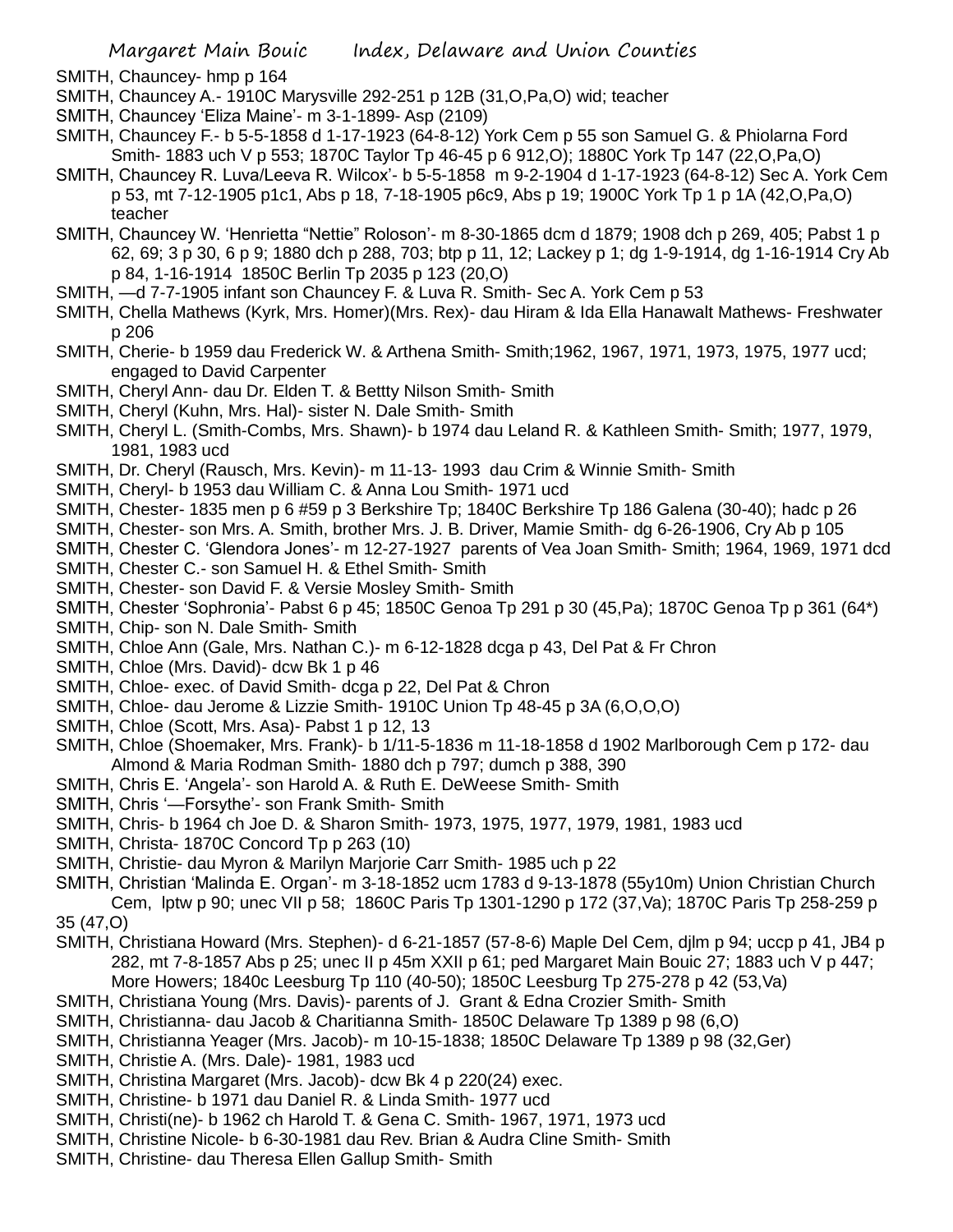SMITH, Chauncey- hmp p 164

SMITH, Chauncey A.- 1910C Marysville 292-251 p 12B (31,O,Pa,O) wid; teacher

SMITH, Chauncey 'Eliza Maine'- m 3-1-1899- Asp (2109)

SMITH, Chauncey F.- b 5-5-1858 d 1-17-1923 (64-8-12) York Cem p 55 son Samuel G. & Phiolarna Ford Smith- 1883 uch V p 553; 1870C Taylor Tp 46-45 p 6 912,O); 1880C York Tp 147 (22,O,Pa,O)

SMITH, Chauncey R. Luva/Leeva R. Wilcox'- b 5-5-1858 m 9-2-1904 d 1-17-1923 (64-8-12) Sec A. York Cem p 53, mt 7-12-1905 p1c1, Abs p 18, 7-18-1905 p6c9, Abs p 19; 1900C York Tp 1 p 1A (42,O,Pa,O) teacher

SMITH, Chauncey W. 'Henrietta "Nettie" Roloson'- m 8-30-1865 dcm d 1879; 1908 dch p 269, 405; Pabst 1 p 62, 69; 3 p 30, 6 p 9; 1880 dch p 288, 703; btp p 11, 12; Lackey p 1; dg 1-9-1914, dg 1-16-1914 Cry Ab p 84, 1-16-1914 1850C Berlin Tp 2035 p 123 (20,O)

SMITH, —d 7-7-1905 infant son Chauncey F. & Luva R. Smith- Sec A. York Cem p 53

SMITH, Chella Mathews (Kyrk, Mrs. Homer)(Mrs. Rex)- dau Hiram & Ida Ella Hanawalt Mathews- Freshwater p 206

SMITH, Cherie- b 1959 dau Frederick W. & Arthena Smith- Smith;1962, 1967, 1971, 1973, 1975, 1977 ucd; engaged to David Carpenter

SMITH, Cheryl Ann- dau Dr. Elden T. & Bettty Nilson Smith- Smith

SMITH, Cheryl (Kuhn, Mrs. Hal)- sister N. Dale Smith- Smith

SMITH, Cheryl L. (Smith-Combs, Mrs. Shawn)- b 1974 dau Leland R. & Kathleen Smith- Smith; 1977, 1979, 1981, 1983 ucd

SMITH, Dr. Cheryl (Rausch, Mrs. Kevin)- m 11-13- 1993 dau Crim & Winnie Smith- Smith

SMITH, Cheryl- b 1953 dau William C. & Anna Lou Smith- 1971 ucd

SMITH, Chester- 1835 men p 6 #59 p 3 Berkshire Tp; 1840C Berkshire Tp 186 Galena (30-40); hadc p 26

SMITH, Chester- son Mrs. A. Smith, brother Mrs. J. B. Driver, Mamie Smith- dg 6-26-1906, Cry Ab p 105

SMITH, Chester C. 'Glendora Jones'- m 12-27-1927 parents of Vea Joan Smith- Smith; 1964, 1969, 1971 dcd

SMITH, Chester C.- son Samuel H. & Ethel Smith- Smith

SMITH, Chester- son David F. & Versie Mosley Smith- Smith

SMITH, Chester 'Sophronia'- Pabst 6 p 45; 1850C Genoa Tp 291 p 30 (45,Pa); 1870C Genoa Tp p 361 (64*)

SMITH, Chip- son N. Dale Smith- Smith

SMITH, Chloe Ann (Gale, Mrs. Nathan C.)- m 6-12-1828 dcga p 43, Del Pat & Fr Chron

SMITH, Chloe (Mrs. David)- dcw Bk 1 p 46

SMITH, Chloe- exec. of David Smith- dcga p 22, Del Pat & Chron

SMITH, Chloe- dau Jerome & Lizzie Smith- 1910C Union Tp 48-45 p 3A (6,O,O,O)

SMITH, Chloe (Scott, Mrs. Asa)- Pabst 1 p 12, 13

SMITH, Chloe (Shoemaker, Mrs. Frank)- b 1/11-5-1836 m 11-18-1858 d 1902 Marlborough Cem p 172- dau Almond & Maria Rodman Smith- 1880 dch p 797; dumch p 388, 390

SMITH, Chris E. 'Angela'- son Harold A. & Ruth E. DeWeese Smith- Smith

SMITH, Chris '—Forsythe'- son Frank Smith- Smith

SMITH, Chris- b 1964 ch Joe D. & Sharon Smith- 1973, 1975, 1977, 1979, 1981, 1983 ucd

SMITH, Christa- 1870C Concord Tp p 263 (10)

SMITH, Christie- dau Myron & Marilyn Marjorie Carr Smith- 1985 uch p 22

SMITH, Christian 'Malinda E. Organ'- m 3-18-1852 ucm 1783 d 9-13-1878 (55y10m) Union Christian Church Cem, lptw p 90; unec VII p 58; 1860C Paris Tp 1301-1290 p 172 (37,Va); 1870C Paris Tp 258-259 p 35 (47,O)

SMITH, Christiana Howard (Mrs. Stephen)- d 6-21-1857 (57-8-6) Maple Del Cem, djlm p 94; uccp p 41, JB4 p 282, mt 7-8-1857 Abs p 25; unec II p 45m XXII p 61; ped Margaret Main Bouic 27; 1883 uch V p 447; More Howers; 1840c Leesburg Tp 110 (40-50); 1850C Leesburg Tp 275-278 p 42 (53,Va)

SMITH, Christiana Young (Mrs. Davis)- parents of J. Grant & Edna Crozier Smith- Smith

SMITH, Christianna- dau Jacob & Charitianna Smith- 1850C Delaware Tp 1389 p 98 (6,O)

SMITH, Christianna Yeager (Mrs. Jacob)- m 10-15-1838; 1850C Delaware Tp 1389 p 98 (32,Ger)

SMITH, Christie A. (Mrs. Dale)- 1981, 1983 ucd

SMITH, Christina Margaret (Mrs. Jacob)- dcw Bk 4 p 220(24) exec.

SMITH, Christine- b 1971 dau Daniel R. & Linda Smith- 1977 ucd

SMITH, Christi(ne)- b 1962 ch Harold T. & Gena C. Smith- 1967, 1971, 1973 ucd

SMITH, Christine Nicole- b 6-30-1981 dau Rev. Brian & Audra Cline Smith- Smith

SMITH, Christine- dau Theresa Ellen Gallup Smith- Smith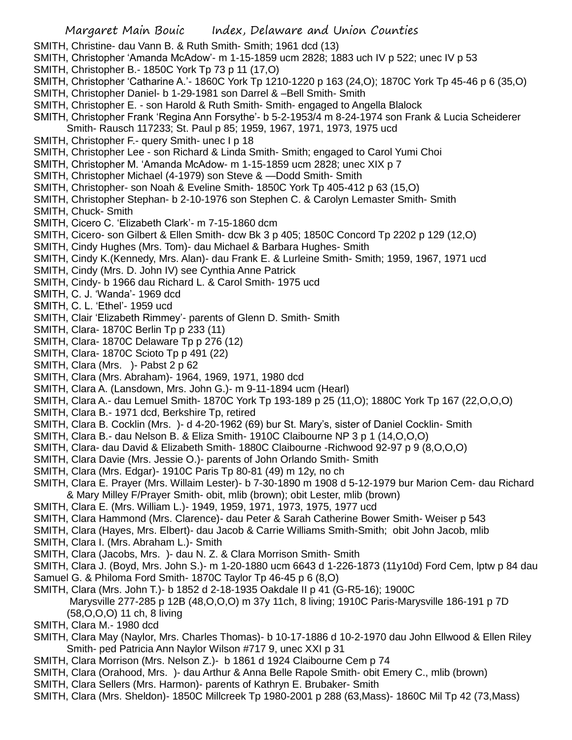SMITH, Christine- dau Vann B. & Ruth Smith- Smith; 1961 dcd (13)

SMITH, Christopher 'Amanda McAdow'- m 1-15-1859 ucm 2828; 1883 uch IV p 522; unec IV p 53

SMITH, Christopher B.- 1850C York Tp 73 p 11 (17,O)

SMITH, Christopher 'Catharine A.'- 1860C York Tp 1210-1220 p 163 (24,O); 1870C York Tp 45-46 p 6 (35,O)

SMITH, Christopher Daniel- b 1-29-1981 son Darrel & –Bell Smith- Smith

SMITH, Christopher E. - son Harold & Ruth Smith- Smith- engaged to Angella Blalock

SMITH, Christopher Frank 'Regina Ann Forsythe'- b 5-2-1953/4 m 8-24-1974 son Frank & Lucia Scheiderer Smith- Rausch 117233; St. Paul p 85; 1959, 1967, 1971, 1973, 1975 ucd

SMITH, Christopher F.- query Smith- unec I p 18

SMITH, Christopher Lee - son Richard & Linda Smith- Smith; engaged to Carol Yumi Choi

SMITH, Christopher M. 'Amanda McAdow- m 1-15-1859 ucm 2828; unec XIX p 7

SMITH, Christopher Michael (4-1979) son Steve & —Dodd Smith- Smith

SMITH, Christopher- son Noah & Eveline Smith- 1850C York Tp 405-412 p 63 (15,O)

SMITH, Christopher Stephan- b 2-10-1976 son Stephen C. & Carolyn Lemaster Smith- Smith

SMITH, Chuck- Smith

SMITH, Cicero C. 'Elizabeth Clark'- m 7-15-1860 dcm

SMITH, Cicero- son Gilbert & Ellen Smith- dcw Bk 3 p 405; 1850C Concord Tp 2202 p 129 (12,O)

SMITH, Cindy Hughes (Mrs. Tom)- dau Michael & Barbara Hughes- Smith

SMITH, Cindy K.(Kennedy, Mrs. Alan)- dau Frank E. & Lurleine Smith- Smith; 1959, 1967, 1971 ucd

SMITH, Cindy (Mrs. D. John IV) see Cynthia Anne Patrick

SMITH, Cindy- b 1966 dau Richard L. & Carol Smith- 1975 ucd

SMITH, C. J. 'Wanda'- 1969 dcd

SMITH, C. L. 'Ethel'- 1959 ucd

SMITH, Clair 'Elizabeth Rimmey'- parents of Glenn D. Smith- Smith

SMITH, Clara- 1870C Berlin Tp p 233 (11)

SMITH, Clara- 1870C Delaware Tp p 276 (12)

SMITH, Clara- 1870C Scioto Tp p 491 (22)

SMITH, Clara (Mrs. )- Pabst 2 p 62

SMITH, Clara (Mrs. Abraham)- 1964, 1969, 1971, 1980 dcd

SMITH, Clara A. (Lansdown, Mrs. John G.)- m 9-11-1894 ucm (Hearl)

SMITH, Clara A.- dau Lemuel Smith- 1870C York Tp 193-189 p 25 (11,O); 1880C York Tp 167 (22,O,O,O)

SMITH, Clara B.- 1971 dcd, Berkshire Tp, retired

SMITH, Clara B. Cocklin (Mrs. )- d 4-20-1962 (69) bur St. Mary's, sister of Daniel Cocklin- Smith

SMITH, Clara B.- dau Nelson B. & Eliza Smith- 1910C Claibourne NP 3 p 1 (14,O,O,O)

SMITH, Clara- dau David & Elizabeth Smith- 1880C Claibourne -Richwood 92-97 p 9 (8,O,O,O)

SMITH, Clara Davie (Mrs. Jessie O.)- parents of John Orlando Smith- Smith

SMITH, Clara (Mrs. Edgar)- 1910C Paris Tp 80-81 (49) m 12y, no ch

SMITH, Clara E. Prayer (Mrs. Willaim Lester)- b 7-30-1890 m 1908 d 5-12-1979 bur Marion Cem- dau Richard & Mary Milley F/Prayer Smith- obit, mlib (brown); obit Lester, mlib (brown)

SMITH, Clara E. (Mrs. William L.)- 1949, 1959, 1971, 1973, 1975, 1977 ucd

SMITH, Clara Hammond (Mrs. Clarence)- dau Peter & Sarah Catherine Bower Smith- Weiser p 543

SMITH, Clara (Hayes, Mrs. Elbert)- dau Jacob & Carrie Williams Smith-Smith; obit John Jacob, mlib

SMITH, Clara I. (Mrs. Abraham L.)- Smith

SMITH, Clara (Jacobs, Mrs. )- dau N. Z. & Clara Morrison Smith- Smith

SMITH, Clara J. (Boyd, Mrs. John S.)- m 1-20-1880 ucm 6643 d 1-226-1873 (11y10d) Ford Cem, lptw p 84 dau Samuel G. & Philoma Ford Smith- 1870C Taylor Tp 46-45 p 6 (8,O)

SMITH, Clara (Mrs. John T.)- b 1852 d 2-18-1935 Oakdale II p 41 (G-R5-16); 1900C Marysville 277-285 p 12B (48,O,O,O) m 37y 11ch, 8 living; 1910C Paris-Marysville 186-191 p 7D (58,O,O,O) 11 ch, 8 living

SMITH, Clara M.- 1980 dcd

SMITH, Clara May (Naylor, Mrs. Charles Thomas)- b 10-17-1886 d 10-2-1970 dau John Ellwood & Ellen Riley Smith- ped Patricia Ann Naylor Wilson #717 9, unec XXI p 31

SMITH, Clara Morrison (Mrs. Nelson Z.)- b 1861 d 1924 Claibourne Cem p 74

SMITH, Clara (Orahood, Mrs. )- dau Arthur & Anna Belle Rapole Smith- obit Emery C., mlib (brown)

SMITH, Clara Sellers (Mrs. Harmon)- parents of Kathryn E. Brubaker- Smith

SMITH, Clara (Mrs. Sheldon)- 1850C Millcreek Tp 1980-2001 p 288 (63,Mass)- 1860C Mil Tp 42 (73,Mass)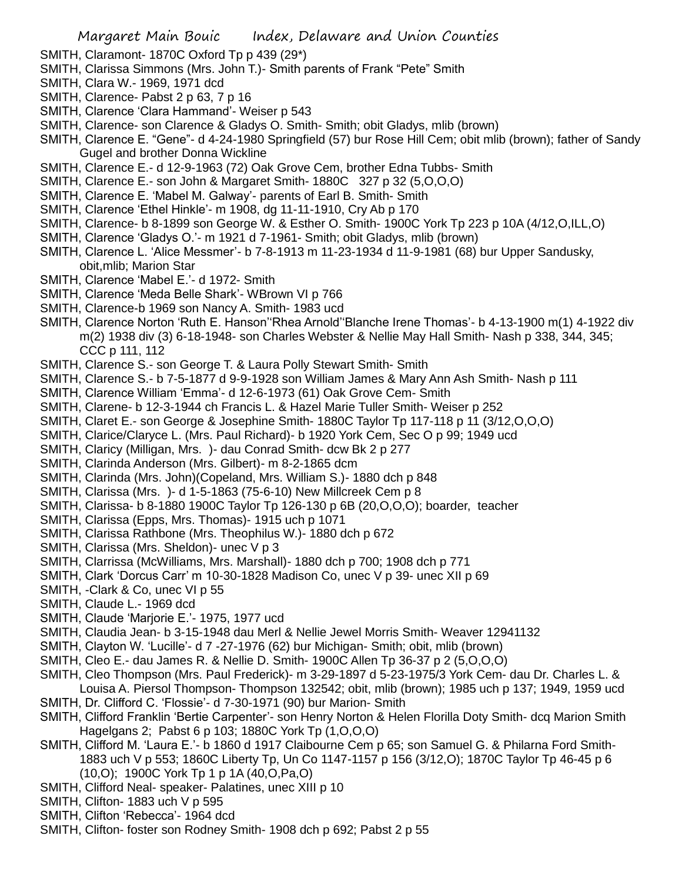SMITH, Claramont- 1870C Oxford Tp p 439 (29*)

SMITH, Clarissa Simmons (Mrs. John T.)- Smith parents of Frank "Pete" Smith

SMITH, Clara W.- 1969, 1971 dcd

SMITH, Clarence- Pabst 2 p 63, 7 p 16

SMITH, Clarence 'Clara Hammand'- Weiser p 543

SMITH, Clarence- son Clarence & Gladys O. Smith- Smith; obit Gladys, mlib (brown)

SMITH, Clarence E. "Gene"- d 4-24-1980 Springfield (57) bur Rose Hill Cem; obit mlib (brown); father of Sandy Gugel and brother Donna Wickline

SMITH, Clarence E.- d 12-9-1963 (72) Oak Grove Cem, brother Edna Tubbs- Smith

SMITH, Clarence E.- son John & Margaret Smith- 1880C 327 p 32 (5,O,O,O)

SMITH, Clarence E. 'Mabel M. Galway'- parents of Earl B. Smith- Smith

SMITH, Clarence 'Ethel Hinkle'- m 1908, dg 11-11-1910, Cry Ab p 170

SMITH, Clarence- b 8-1899 son George W. & Esther O. Smith- 1900C York Tp 223 p 10A (4/12,O,ILL,O)

SMITH, Clarence 'Gladys O.'- m 1921 d 7-1961- Smith; obit Gladys, mlib (brown)

SMITH, Clarence L. 'Alice Messmer'- b 7-8-1913 m 11-23-1934 d 11-9-1981 (68) bur Upper Sandusky, obit,mlib; Marion Star

SMITH, Clarence 'Mabel E.'- d 1972- Smith

SMITH, Clarence 'Meda Belle Shark'- WBrown VI p 766

SMITH, Clarence-b 1969 son Nancy A. Smith- 1983 ucd

SMITH, Clarence Norton 'Ruth E. Hanson''Rhea Arnold''Blanche Irene Thomas'- b 4-13-1900 m(1) 4-1922 div m(2) 1938 div (3) 6-18-1948- son Charles Webster & Nellie May Hall Smith- Nash p 338, 344, 345; CCC p 111, 112

SMITH, Clarence S.- son George T. & Laura Polly Stewart Smith- Smith

SMITH, Clarence S.- b 7-5-1877 d 9-9-1928 son William James & Mary Ann Ash Smith- Nash p 111

SMITH, Clarence William 'Emma'- d 12-6-1973 (61) Oak Grove Cem- Smith

SMITH, Clarene- b 12-3-1944 ch Francis L. & Hazel Marie Tuller Smith- Weiser p 252

SMITH, Claret E.- son George & Josephine Smith- 1880C Taylor Tp 117-118 p 11 (3/12,O,O,O)

SMITH, Clarice/Claryce L. (Mrs. Paul Richard)- b 1920 York Cem, Sec O p 99; 1949 ucd

SMITH, Claricy (Milligan, Mrs. )- dau Conrad Smith- dcw Bk 2 p 277

SMITH, Clarinda Anderson (Mrs. Gilbert)- m 8-2-1865 dcm

SMITH, Clarinda (Mrs. John)(Copeland, Mrs. William S.)- 1880 dch p 848

SMITH, Clarissa (Mrs. )- d 1-5-1863 (75-6-10) New Millcreek Cem p 8

SMITH, Clarissa- b 8-1880 1900C Taylor Tp 126-130 p 6B (20,O,O,O); boarder, teacher

SMITH, Clarissa (Epps, Mrs. Thomas)- 1915 uch p 1071

SMITH, Clarissa Rathbone (Mrs. Theophilus W.)- 1880 dch p 672

SMITH, Clarissa (Mrs. Sheldon)- unec V p 3

SMITH, Clarrissa (McWilliams, Mrs. Marshall)- 1880 dch p 700; 1908 dch p 771

SMITH, Clark 'Dorcus Carr' m 10-30-1828 Madison Co, unec V p 39- unec XII p 69

SMITH, -Clark & Co, unec VI p 55

SMITH, Claude L.- 1969 dcd

SMITH, Claude 'Marjorie E.'- 1975, 1977 ucd

SMITH, Claudia Jean- b 3-15-1948 dau Merl & Nellie Jewel Morris Smith- Weaver 12941132

SMITH, Clayton W. 'Lucille'- d 7 -27-1976 (62) bur Michigan- Smith; obit, mlib (brown)

SMITH, Cleo E.- dau James R. & Nellie D. Smith- 1900C Allen Tp 36-37 p 2 (5,O,O,O)

SMITH, Cleo Thompson (Mrs. Paul Frederick)- m 3-29-1897 d 5-23-1975/3 York Cem- dau Dr. Charles L. & Louisa A. Piersol Thompson- Thompson 132542; obit, mlib (brown); 1985 uch p 137; 1949, 1959 ucd

SMITH, Dr. Clifford C. 'Flossie'- d 7-30-1971 (90) bur Marion- Smith

SMITH, Clifford Franklin 'Bertie Carpenter'- son Henry Norton & Helen Florilla Doty Smith- dcq Marion Smith Hagelgans 2; Pabst 6 p 103; 1880C York Tp (1,O,O,O)

SMITH, Clifford M. 'Laura E.'- b 1860 d 1917 Claibourne Cem p 65; son Samuel G. & Philarna Ford Smith- 1883 uch V p 553; 1860C Liberty Tp, Un Co 1147-1157 p 156 (3/12,O); 1870C Taylor Tp 46-45 p 6 (10,O); 1900C York Tp 1 p 1A (40,O,Pa,O)

SMITH, Clifford Neal- speaker- Palatines, unec XIII p 10

SMITH, Clifton- 1883 uch V p 595

SMITH, Clifton 'Rebecca'- 1964 dcd

SMITH, Clifton- foster son Rodney Smith- 1908 dch p 692; Pabst 2 p 55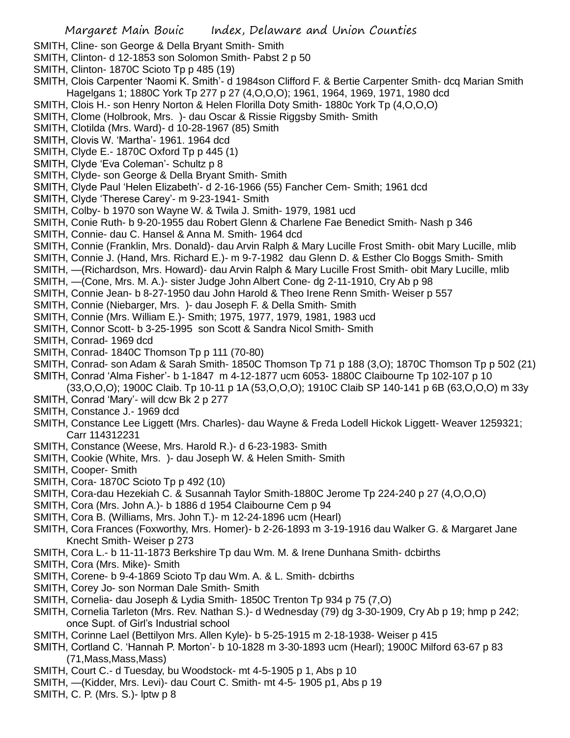SMITH, Cline- son George & Della Bryant Smith- Smith
SMITH, Clinton- d 12-1853 son Solomon Smith- Pabst 2 p 50
SMITH, Clinton- 1870C Scioto Tp p 485 (19)
SMITH, Clois Carpenter 'Naomi K. Smith'- d 1984son Clifford F. & Bertie Carpenter Smith- dcq Marian Smith Hagelgans 1; 1880C York Tp 277 p 27 (4,O,O,O); 1961, 1964, 1969, 1971, 1980 dcd
SMITH, Clois H.- son Henry Norton & Helen Florilla Doty Smith- 1880c York Tp (4,O,O,O)
SMITH, Clome (Holbrook, Mrs. )- dau Oscar & Rissie Riggsby Smith- Smith
SMITH, Clotilda (Mrs. Ward)- d 10-28-1967 (85) Smith
SMITH, Clovis W. 'Martha'- 1961. 1964 dcd
SMITH, Clyde E.- 1870C Oxford Tp p 445 (1)
SMITH, Clyde 'Eva Coleman'- Schultz p 8
SMITH, Clyde- son George & Della Bryant Smith- Smith
SMITH, Clyde Paul 'Helen Elizabeth'- d 2-16-1966 (55) Fancher Cem- Smith; 1961 dcd
SMITH, Clyde 'Therese Carey'- m 9-23-1941- Smith
SMITH, Colby- b 1970 son Wayne W. & Twila J. Smith- 1979, 1981 ucd
SMITH, Conie Ruth- b 9-20-1955 dau Robert Glenn & Charlene Fae Benedict Smith- Nash p 346
SMITH, Connie- dau C. Hansel & Anna M. Smith- 1964 dcd
SMITH, Connie (Franklin, Mrs. Donald)- dau Arvin Ralph & Mary Lucille Frost Smith- obit Mary Lucille, mlib
SMITH, Connie J. (Hand, Mrs. Richard E.)- m 9-7-1982 dau Glenn D. & Esther Clo Boggs Smith- Smith
SMITH, —(Richardson, Mrs. Howard)- dau Arvin Ralph & Mary Lucille Frost Smith- obit Mary Lucille, mlib
SMITH, —(Cone, Mrs. M. A.)- sister Judge John Albert Cone- dg 2-11-1910, Cry Ab p 98
SMITH, Connie Jean- b 8-27-1950 dau John Harold & Theo Irene Renn Smith- Weiser p 557
SMITH, Connie (Niebarger, Mrs. )- dau Joseph F. & Della Smith- Smith
SMITH, Connie (Mrs. William E.)- Smith; 1975, 1977, 1979, 1981, 1983 ucd
SMITH, Connor Scott- b 3-25-1995 son Scott & Sandra Nicol Smith- Smith
SMITH, Conrad- 1969 dcd
SMITH, Conrad- 1840C Thomson Tp p 111 (70-80)
SMITH, Conrad- son Adam & Sarah Smith- 1850C Thomson Tp 71 p 188 (3,O); 1870C Thomson Tp p 502 (21)
SMITH, Conrad 'Alma Fisher'- b 1-1847 m 4-12-1877 ucm 6053- 1880C Claibourne Tp 102-107 p 10 (33,O,O,O); 1900C Claib. Tp 10-11 p 1A (53,O,O,O); 1910C Claib SP 140-141 p 6B (63,O,O,O) m 33y
SMITH, Conrad 'Mary'- will dcw Bk 2 p 277
SMITH, Constance J.- 1969 dcd
SMITH, Constance Lee Liggett (Mrs. Charles)- dau Wayne & Freda Lodell Hickok Liggett- Weaver 1259321; Carr 114312231
SMITH, Constance (Weese, Mrs. Harold R.)- d 6-23-1983- Smith
SMITH, Cookie (White, Mrs. )- dau Joseph W. & Helen Smith- Smith
SMITH, Cooper- Smith
SMITH, Cora- 1870C Scioto Tp p 492 (10)
SMITH, Cora-dau Hezekiah C. & Susannah Taylor Smith-1880C Jerome Tp 224-240 p 27 (4,O,O,O)
SMITH, Cora (Mrs. John A.)- b 1886 d 1954 Claibourne Cem p 94
SMITH, Cora B. (Williams, Mrs. John T.)- m 12-24-1896 ucm (Hearl)
SMITH, Cora Frances (Foxworthy, Mrs. Homer)- b 2-26-1893 m 3-19-1916 dau Walker G. & Margaret Jane Knecht Smith- Weiser p 273
SMITH, Cora L.- b 11-11-1873 Berkshire Tp dau Wm. M. & Irene Dunhana Smith- dcbirths
SMITH, Cora (Mrs. Mike)- Smith
SMITH, Corene- b 9-4-1869 Scioto Tp dau Wm. A. & L. Smith- dcbirths
SMITH, Corey Jo- son Norman Dale Smith- Smith
SMITH, Cornelia- dau Joseph & Lydia Smith- 1850C Trenton Tp 934 p 75 (7,O)
SMITH, Cornelia Tarleton (Mrs. Rev. Nathan S.)- d Wednesday (79) dg 3-30-1909, Cry Ab p 19; hmp p 242; once Supt. of Girl's Industrial school
SMITH, Corinne Lael (Bettilyon Mrs. Allen Kyle)- b 5-25-1915 m 2-18-1938- Weiser p 415
SMITH, Cortland C. 'Hannah P. Morton'- b 10-1828 m 3-30-1893 ucm (Hearl); 1900C Milford 63-67 p 83 (71,Mass,Mass,Mass)
SMITH, Court C.- d Tuesday, bu Woodstock- mt 4-5-1905 p 1, Abs p 10
SMITH, —(Kidder, Mrs. Levi)- dau Court C. Smith- mt 4-5- 1905 p1, Abs p 19
SMITH, C. P. (Mrs. S.)- lptw p 8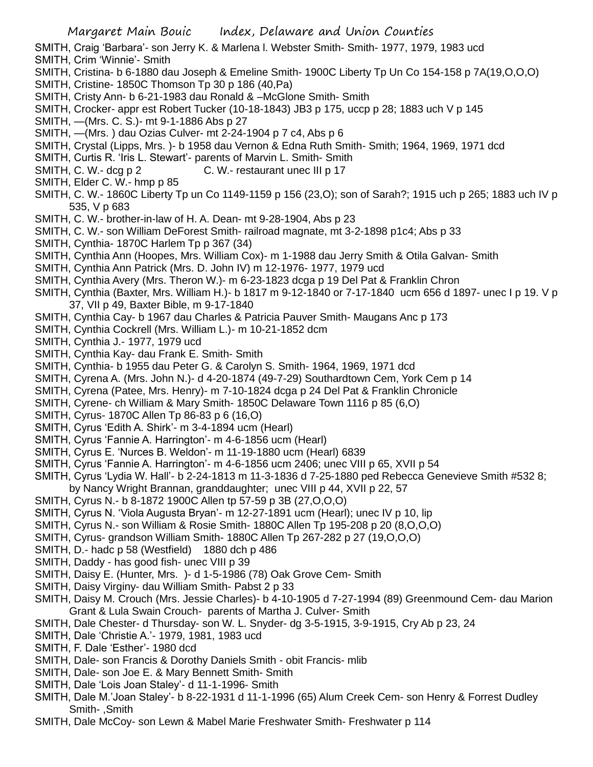SMITH, Craig 'Barbara'- son Jerry K. & Marlena l. Webster Smith- Smith- 1977, 1979, 1983 ucd
SMITH, Crim 'Winnie'- Smith
SMITH, Cristina- b 6-1880 dau Joseph & Emeline Smith- 1900C Liberty Tp Un Co 154-158 p 7A(19,O,O,O)
SMITH, Cristine- 1850C Thomson Tp 30 p 186 (40,Pa)
SMITH, Cristy Ann- b 6-21-1983 dau Ronald & –McGlone Smith- Smith
SMITH, Crocker- appr est Robert Tucker (10-18-1843) JB3 p 175, uccp p 28; 1883 uch V p 145
SMITH, —(Mrs. C. S.)- mt 9-1-1886 Abs p 27
SMITH, —(Mrs. ) dau Ozias Culver- mt 2-24-1904 p 7 c4, Abs p 6
SMITH, Crystal (Lipps, Mrs. )- b 1958 dau Vernon & Edna Ruth Smith- Smith; 1964, 1969, 1971 dcd
SMITH, Curtis R. 'Iris L. Stewart'- parents of Marvin L. Smith- Smith
SMITH, C. W.- dcg p 2 C. W.- restaurant unec III p 17
SMITH, Elder C. W.- hmp p 85
SMITH, C. W.- 1860C Liberty Tp un Co 1149-1159 p 156 (23,O); son of Sarah?; 1915 uch p 265; 1883 uch IV p 535, V p 683
SMITH, C. W.- brother-in-law of H. A. Dean- mt 9-28-1904, Abs p 23
SMITH, C. W.- son William DeForest Smith- railroad magnate, mt 3-2-1898 p1c4; Abs p 33
SMITH, Cynthia- 1870C Harlem Tp p 367 (34)
SMITH, Cynthia Ann (Hoopes, Mrs. William Cox)- m 1-1988 dau Jerry Smith & Otila Galvan- Smith
SMITH, Cynthia Ann Patrick (Mrs. D. John IV) m 12-1976- 1977, 1979 ucd
SMITH, Cynthia Avery (Mrs. Theron W.)- m 6-23-1823 dcga p 19 Del Pat & Franklin Chron
SMITH, Cynthia (Baxter, Mrs. William H.)- b 1817 m 9-12-1840 or 7-17-1840 ucm 656 d 1897- unec I p 19. V p 37, VII p 49, Baxter Bible, m 9-17-1840
SMITH, Cynthia Cay- b 1967 dau Charles & Patricia Pauver Smith- Maugans Anc p 173
SMITH, Cynthia Cockrell (Mrs. William L.)- m 10-21-1852 dcm
SMITH, Cynthia J.- 1977, 1979 ucd
SMITH, Cynthia Kay- dau Frank E. Smith- Smith
SMITH, Cynthia- b 1955 dau Peter G. & Carolyn S. Smith- 1964, 1969, 1971 dcd
SMITH, Cyrena A. (Mrs. John N.)- d 4-20-1874 (49-7-29) Southardtown Cem, York Cem p 14
SMITH, Cyrena (Patee, Mrs. Henry)- m 7-10-1824 dcga p 24 Del Pat & Franklin Chronicle
SMITH, Cyrene- ch William & Mary Smith- 1850C Delaware Town 1116 p 85 (6,O)
SMITH, Cyrus- 1870C Allen Tp 86-83 p 6 (16,O)
SMITH, Cyrus 'Edith A. Shirk'- m 3-4-1894 ucm (Hearl)
SMITH, Cyrus 'Fannie A. Harrington'- m 4-6-1856 ucm (Hearl)
SMITH, Cyrus E. 'Nurces B. Weldon'- m 11-19-1880 ucm (Hearl) 6839
SMITH, Cyrus 'Fannie A. Harrington'- m 4-6-1856 ucm 2406; unec VIII p 65, XVII p 54
SMITH, Cyrus 'Lydia W. Hall'- b 2-24-1813 m 11-3-1836 d 7-25-1880 ped Rebecca Genevieve Smith #532 8; by Nancy Wright Brannan, granddaughter; unec VIII p 44, XVII p 22, 57
SMITH, Cyrus N.- b 8-1872 1900C Allen tp 57-59 p 3B (27,O,O,O)
SMITH, Cyrus N. 'Viola Augusta Bryan'- m 12-27-1891 ucm (Hearl); unec IV p 10, lip
SMITH, Cyrus N.- son William & Rosie Smith- 1880C Allen Tp 195-208 p 20 (8,O,O,O)
SMITH, Cyrus- grandson William Smith- 1880C Allen Tp 267-282 p 27 (19,O,O,O)
SMITH, D.- hadc p 58 (Westfield) 1880 dch p 486
SMITH, Daddy - has good fish- unec VIII p 39
SMITH, Daisy E. (Hunter, Mrs. )- d 1-5-1986 (78) Oak Grove Cem- Smith
SMITH, Daisy Virginy- dau William Smith- Pabst 2 p 33
SMITH, Daisy M. Crouch (Mrs. Jessie Charles)- b 4-10-1905 d 7-27-1994 (89) Greenmound Cem- dau Marion Grant & Lula Swain Crouch- parents of Martha J. Culver- Smith
SMITH, Dale Chester- d Thursday- son W. L. Snyder- dg 3-5-1915, 3-9-1915, Cry Ab p 23, 24
SMITH, Dale 'Christie A.'- 1979, 1981, 1983 ucd
SMITH, F. Dale 'Esther'- 1980 dcd
SMITH, Dale- son Francis & Dorothy Daniels Smith - obit Francis- mlib
SMITH, Dale- son Joe E. & Mary Bennett Smith- Smith
SMITH, Dale 'Lois Joan Staley'- d 11-1-1996- Smith
SMITH, Dale M.'Joan Staley'- b 8-22-1931 d 11-1-1996 (65) Alum Creek Cem- son Henry & Forrest Dudley Smith- ,Smith
SMITH, Dale McCoy- son Lewn & Mabel Marie Freshwater Smith- Freshwater p 114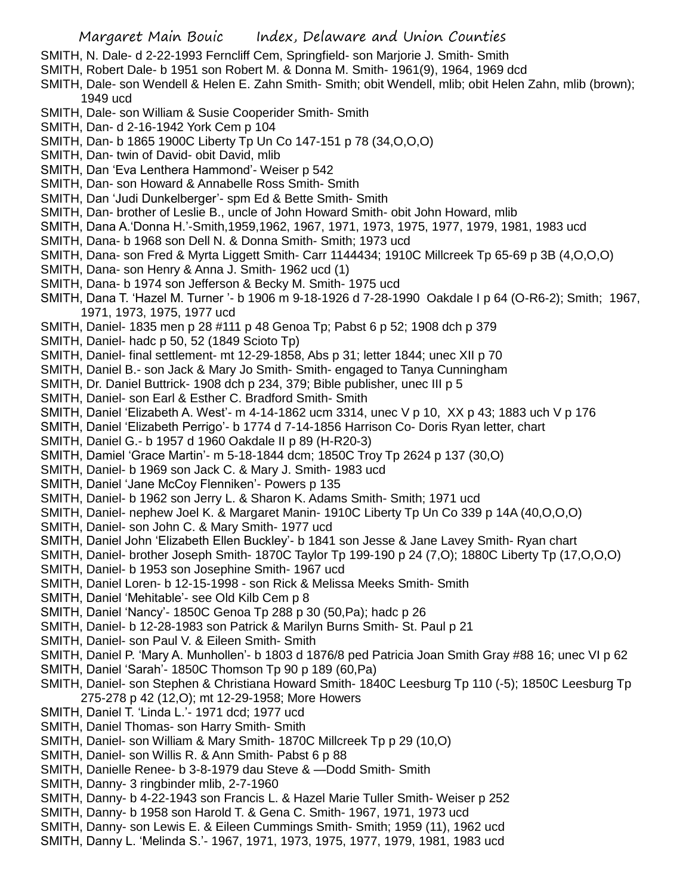SMITH, N. Dale- d 2-22-1993 Ferncliff Cem, Springfield- son Marjorie J. Smith- Smith

SMITH, Robert Dale- b 1951 son Robert M. & Donna M. Smith- 1961(9), 1964, 1969 dcd

SMITH, Dale- son Wendell & Helen E. Zahn Smith- Smith; obit Wendell, mlib; obit Helen Zahn, mlib (brown); 1949 ucd

SMITH, Dale- son William & Susie Cooperider Smith- Smith

SMITH, Dan- d 2-16-1942 York Cem p 104

SMITH, Dan- b 1865 1900C Liberty Tp Un Co 147-151 p 78 (34,O,O,O)

SMITH, Dan- twin of David- obit David, mlib

SMITH, Dan 'Eva Lenthera Hammond'- Weiser p 542

SMITH, Dan- son Howard & Annabelle Ross Smith- Smith

SMITH, Dan 'Judi Dunkelberger'- spm Ed & Bette Smith- Smith

SMITH, Dan- brother of Leslie B., uncle of John Howard Smith- obit John Howard, mlib

SMITH, Dana A.'Donna H.'-Smith,1959,1962, 1967, 1971, 1973, 1975, 1977, 1979, 1981, 1983 ucd

SMITH, Dana- b 1968 son Dell N. & Donna Smith- Smith; 1973 ucd

SMITH, Dana- son Fred & Myrta Liggett Smith- Carr 1144434; 1910C Millcreek Tp 65-69 p 3B (4,O,O,O)

SMITH, Dana- son Henry & Anna J. Smith- 1962 ucd (1)

SMITH, Dana- b 1974 son Jefferson & Becky M. Smith- 1975 ucd

SMITH, Dana T. 'Hazel M. Turner '- b 1906 m 9-18-1926 d 7-28-1990 Oakdale I p 64 (O-R6-2); Smith; 1967, 1971, 1973, 1975, 1977 ucd

SMITH, Daniel- 1835 men p 28 #111 p 48 Genoa Tp; Pabst 6 p 52; 1908 dch p 379

SMITH, Daniel- hadc p 50, 52 (1849 Scioto Tp)

SMITH, Daniel- final settlement- mt 12-29-1858, Abs p 31; letter 1844; unec XII p 70

SMITH, Daniel B.- son Jack & Mary Jo Smith- Smith- engaged to Tanya Cunningham

SMITH, Dr. Daniel Buttrick- 1908 dch p 234, 379; Bible publisher, unec III p 5

SMITH, Daniel- son Earl & Esther C. Bradford Smith- Smith

SMITH, Daniel 'Elizabeth A. West'- m 4-14-1862 ucm 3314, unec V p 10, XX p 43; 1883 uch V p 176

SMITH, Daniel 'Elizabeth Perrigo'- b 1774 d 7-14-1856 Harrison Co- Doris Ryan letter, chart

SMITH, Daniel G.- b 1957 d 1960 Oakdale II p 89 (H-R20-3)

SMITH, Damiel 'Grace Martin'- m 5-18-1844 dcm; 1850C Troy Tp 2624 p 137 (30,O)

SMITH, Daniel- b 1969 son Jack C. & Mary J. Smith- 1983 ucd

SMITH, Daniel 'Jane McCoy Flenniken'- Powers p 135

SMITH, Daniel- b 1962 son Jerry L. & Sharon K. Adams Smith- Smith; 1971 ucd

SMITH, Daniel- nephew Joel K. & Margaret Manin- 1910C Liberty Tp Un Co 339 p 14A (40,O,O,O)

SMITH, Daniel- son John C. & Mary Smith- 1977 ucd

SMITH, Daniel John 'Elizabeth Ellen Buckley'- b 1841 son Jesse & Jane Lavey Smith- Ryan chart

SMITH, Daniel- brother Joseph Smith- 1870C Taylor Tp 199-190 p 24 (7,O); 1880C Liberty Tp (17,O,O,O)

SMITH, Daniel- b 1953 son Josephine Smith- 1967 ucd

SMITH, Daniel Loren- b 12-15-1998 - son Rick & Melissa Meeks Smith- Smith

SMITH, Daniel 'Mehitable'- see Old Kilb Cem p 8

SMITH, Daniel 'Nancy'- 1850C Genoa Tp 288 p 30 (50,Pa); hadc p 26

SMITH, Daniel- b 12-28-1983 son Patrick & Marilyn Burns Smith- St. Paul p 21

SMITH, Daniel- son Paul V. & Eileen Smith- Smith

SMITH, Daniel P. 'Mary A. Munhollen'- b 1803 d 1876/8 ped Patricia Joan Smith Gray #88 16; unec VI p 62

SMITH, Daniel 'Sarah'- 1850C Thomson Tp 90 p 189 (60,Pa)

SMITH, Daniel- son Stephen & Christiana Howard Smith- 1840C Leesburg Tp 110 (-5); 1850C Leesburg Tp 275-278 p 42 (12,O); mt 12-29-1958; More Howers

SMITH, Daniel T. 'Linda L.'- 1971 dcd; 1977 ucd

SMITH, Daniel Thomas- son Harry Smith- Smith

SMITH, Daniel- son William & Mary Smith- 1870C Millcreek Tp p 29 (10,O)

SMITH, Daniel- son Willis R. & Ann Smith- Pabst 6 p 88

SMITH, Danielle Renee- b 3-8-1979 dau Steve & —Dodd Smith- Smith

SMITH, Danny- 3 ringbinder mlib, 2-7-1960

SMITH, Danny- b 4-22-1943 son Francis L. & Hazel Marie Tuller Smith- Weiser p 252

SMITH, Danny- b 1958 son Harold T. & Gena C. Smith- 1967, 1971, 1973 ucd

SMITH, Danny- son Lewis E. & Eileen Cummings Smith- Smith; 1959 (11), 1962 ucd

SMITH, Danny L. 'Melinda S.'- 1967, 1971, 1973, 1975, 1977, 1979, 1981, 1983 ucd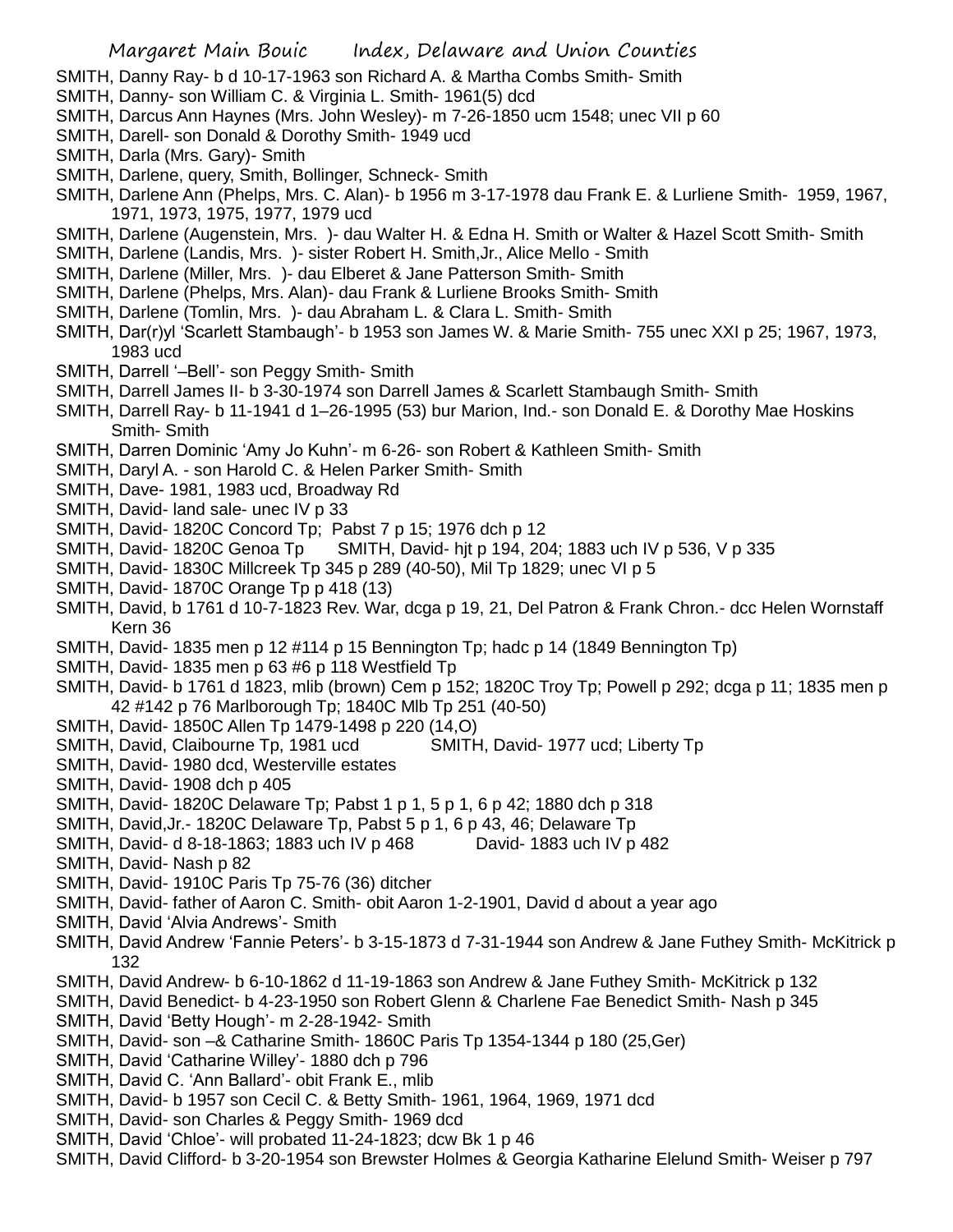SMITH, Danny Ray- b d 10-17-1963 son Richard A. & Martha Combs Smith- Smith
SMITH, Danny- son William C. & Virginia L. Smith- 1961(5) dcd
SMITH, Darcus Ann Haynes (Mrs. John Wesley)- m 7-26-1850 ucm 1548; unec VII p 60
SMITH, Darell- son Donald & Dorothy Smith- 1949 ucd
SMITH, Darla (Mrs. Gary)- Smith
SMITH, Darlene, query, Smith, Bollinger, Schneck- Smith
SMITH, Darlene Ann (Phelps, Mrs. C. Alan)- b 1956 m 3-17-1978 dau Frank E. & Lurliene Smith- 1959, 1967, 1971, 1973, 1975, 1977, 1979 ucd
SMITH, Darlene (Augenstein, Mrs. )- dau Walter H. & Edna H. Smith or Walter & Hazel Scott Smith- Smith
SMITH, Darlene (Landis, Mrs. )- sister Robert H. Smith,Jr., Alice Mello - Smith
SMITH, Darlene (Miller, Mrs. )- dau Elberet & Jane Patterson Smith- Smith
SMITH, Darlene (Phelps, Mrs. Alan)- dau Frank & Lurliene Brooks Smith- Smith
SMITH, Darlene (Tomlin, Mrs. )- dau Abraham L. & Clara L. Smith- Smith
SMITH, Dar(r)yl 'Scarlett Stambaugh'- b 1953 son James W. & Marie Smith- 755 unec XXI p 25; 1967, 1973, 1983 ucd
SMITH, Darrell '–Bell'- son Peggy Smith- Smith
SMITH, Darrell James II- b 3-30-1974 son Darrell James & Scarlett Stambaugh Smith- Smith
SMITH, Darrell Ray- b 11-1941 d 1–26-1995 (53) bur Marion, Ind.- son Donald E. & Dorothy Mae Hoskins Smith- Smith
SMITH, Darren Dominic 'Amy Jo Kuhn'- m 6-26- son Robert & Kathleen Smith- Smith
SMITH, Daryl A. - son Harold C. & Helen Parker Smith- Smith
SMITH, Dave- 1981, 1983 ucd, Broadway Rd
SMITH, David- land sale- unec IV p 33
SMITH, David- 1820C Concord Tp; Pabst 7 p 15; 1976 dch p 12
SMITH, David- 1820C Genoa Tp  SMITH, David- hjt p 194, 204; 1883 uch IV p 536, V p 335
SMITH, David- 1830C Millcreek Tp 345 p 289 (40-50), Mil Tp 1829; unec VI p 5
SMITH, David- 1870C Orange Tp p 418 (13)
SMITH, David, b 1761 d 10-7-1823 Rev. War, dcga p 19, 21, Del Patron & Frank Chron.- dcc Helen Wornstaff Kern 36
SMITH, David- 1835 men p 12 #114 p 15 Bennington Tp; hadc p 14 (1849 Bennington Tp)
SMITH, David- 1835 men p 63 #6 p 118 Westfield Tp
SMITH, David- b 1761 d 1823, mlib (brown) Cem p 152; 1820C Troy Tp; Powell p 292; dcga p 11; 1835 men p 42 #142 p 76 Marlborough Tp; 1840C Mlb Tp 251 (40-50)
SMITH, David- 1850C Allen Tp 1479-1498 p 220 (14,O)
SMITH, David, Claibourne Tp, 1981 ucd  SMITH, David- 1977 ucd; Liberty Tp
SMITH, David- 1980 dcd, Westerville estates
SMITH, David- 1908 dch p 405
SMITH, David- 1820C Delaware Tp; Pabst 1 p 1, 5 p 1, 6 p 42; 1880 dch p 318
SMITH, David,Jr.- 1820C Delaware Tp, Pabst 5 p 1, 6 p 43, 46; Delaware Tp
SMITH, David- d 8-18-1863; 1883 uch IV p 468  David- 1883 uch IV p 482
SMITH, David- Nash p 82
SMITH, David- 1910C Paris Tp 75-76 (36) ditcher
SMITH, David- father of Aaron C. Smith- obit Aaron 1-2-1901, David d about a year ago
SMITH, David 'Alvia Andrews'- Smith
SMITH, David Andrew 'Fannie Peters'- b 3-15-1873 d 7-31-1944 son Andrew & Jane Futhey Smith- McKitrick p 132
SMITH, David Andrew- b 6-10-1862 d 11-19-1863 son Andrew & Jane Futhey Smith- McKitrick p 132
SMITH, David Benedict- b 4-23-1950 son Robert Glenn & Charlene Fae Benedict Smith- Nash p 345
SMITH, David 'Betty Hough'- m 2-28-1942- Smith
SMITH, David- son –& Catharine Smith- 1860C Paris Tp 1354-1344 p 180 (25,Ger)
SMITH, David 'Catharine Willey'- 1880 dch p 796
SMITH, David C. 'Ann Ballard'- obit Frank E., mlib
SMITH, David- b 1957 son Cecil C. & Betty Smith- 1961, 1964, 1969, 1971 dcd
SMITH, David- son Charles & Peggy Smith- 1969 dcd
SMITH, David 'Chloe'- will probated 11-24-1823; dcw Bk 1 p 46
SMITH, David Clifford- b 3-20-1954 son Brewster Holmes & Georgia Katharine Elelund Smith- Weiser p 797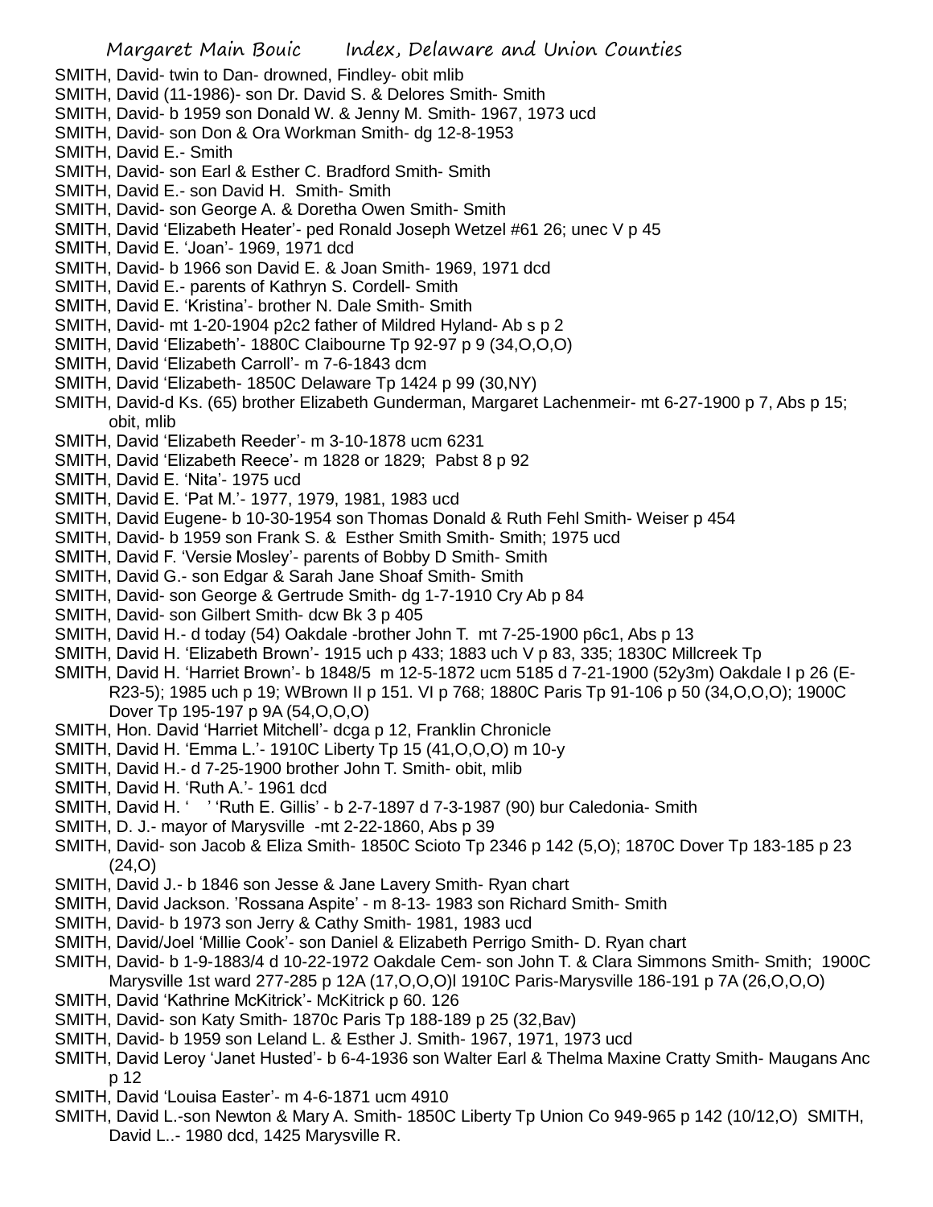SMITH, David- twin to Dan- drowned, Findley- obit mlib
SMITH, David (11-1986)- son Dr. David S. & Delores Smith- Smith
SMITH, David- b 1959 son Donald W. & Jenny M. Smith- 1967, 1973 ucd
SMITH, David- son Don & Ora Workman Smith- dg 12-8-1953
SMITH, David E.- Smith
SMITH, David- son Earl & Esther C. Bradford Smith- Smith
SMITH, David E.- son David H. Smith- Smith
SMITH, David- son George A. & Doretha Owen Smith- Smith
SMITH, David 'Elizabeth Heater'- ped Ronald Joseph Wetzel #61 26; unec V p 45
SMITH, David E. 'Joan'- 1969, 1971 dcd
SMITH, David- b 1966 son David E. & Joan Smith- 1969, 1971 dcd
SMITH, David E.- parents of Kathryn S. Cordell- Smith
SMITH, David E. 'Kristina'- brother N. Dale Smith- Smith
SMITH, David- mt 1-20-1904 p2c2 father of Mildred Hyland- Ab s p 2
SMITH, David 'Elizabeth'- 1880C Claibourne Tp 92-97 p 9 (34,O,O,O)
SMITH, David 'Elizabeth Carroll'- m 7-6-1843 dcm
SMITH, David 'Elizabeth- 1850C Delaware Tp 1424 p 99 (30,NY)
SMITH, David-d Ks. (65) brother Elizabeth Gunderman, Margaret Lachenmeir- mt 6-27-1900 p 7, Abs p 15; obit, mlib
SMITH, David 'Elizabeth Reeder'- m 3-10-1878 ucm 6231
SMITH, David 'Elizabeth Reece'- m 1828 or 1829; Pabst 8 p 92
SMITH, David E. 'Nita'- 1975 ucd
SMITH, David E. 'Pat M.'- 1977, 1979, 1981, 1983 ucd
SMITH, David Eugene- b 10-30-1954 son Thomas Donald & Ruth Fehl Smith- Weiser p 454
SMITH, David- b 1959 son Frank S. & Esther Smith Smith- Smith; 1975 ucd
SMITH, David F. 'Versie Mosley'- parents of Bobby D Smith- Smith
SMITH, David G.- son Edgar & Sarah Jane Shoaf Smith- Smith
SMITH, David- son George & Gertrude Smith- dg 1-7-1910 Cry Ab p 84
SMITH, David- son Gilbert Smith- dcw Bk 3 p 405
SMITH, David H.- d today (54) Oakdale -brother John T. mt 7-25-1900 p6c1, Abs p 13
SMITH, David H. 'Elizabeth Brown'- 1915 uch p 433; 1883 uch V p 83, 335; 1830C Millcreek Tp
SMITH, David H. 'Harriet Brown'- b 1848/5 m 12-5-1872 ucm 5185 d 7-21-1900 (52y3m) Oakdale I p 26 (E-R23-5); 1985 uch p 19; WBrown II p 151. VI p 768; 1880C Paris Tp 91-106 p 50 (34,O,O,O); 1900C Dover Tp 195-197 p 9A (54,O,O,O)
SMITH, Hon. David 'Harriet Mitchell'- dcga p 12, Franklin Chronicle
SMITH, David H. 'Emma L.'- 1910C Liberty Tp 15 (41,O,O,O) m 10-y
SMITH, David H.- d 7-25-1900 brother John T. Smith- obit, mlib
SMITH, David H. 'Ruth A.'- 1961 dcd
SMITH, David H. ' ' 'Ruth E. Gillis' - b 2-7-1897 d 7-3-1987 (90) bur Caledonia- Smith
SMITH, D. J.- mayor of Marysville -mt 2-22-1860, Abs p 39
SMITH, David- son Jacob & Eliza Smith- 1850C Scioto Tp 2346 p 142 (5,O); 1870C Dover Tp 183-185 p 23 (24,O)
SMITH, David J.- b 1846 son Jesse & Jane Lavery Smith- Ryan chart
SMITH, David Jackson. 'Rossana Aspite' - m 8-13- 1983 son Richard Smith- Smith
SMITH, David- b 1973 son Jerry & Cathy Smith- 1981, 1983 ucd
SMITH, David/Joel 'Millie Cook'- son Daniel & Elizabeth Perrigo Smith- D. Ryan chart
SMITH, David- b 1-9-1883/4 d 10-22-1972 Oakdale Cem- son John T. & Clara Simmons Smith- Smith; 1900C Marysville 1st ward 277-285 p 12A (17,O,O,O)l 1910C Paris-Marysville 186-191 p 7A (26,O,O,O)
SMITH, David 'Kathrine McKitrick'- McKitrick p 60. 126
SMITH, David- son Katy Smith- 1870c Paris Tp 188-189 p 25 (32,Bav)
SMITH, David- b 1959 son Leland L. & Esther J. Smith- 1967, 1971, 1973 ucd
SMITH, David Leroy 'Janet Husted'- b 6-4-1936 son Walter Earl & Thelma Maxine Cratty Smith- Maugans Anc p 12
SMITH, David 'Louisa Easter'- m 4-6-1871 ucm 4910
SMITH, David L.-son Newton & Mary A. Smith- 1850C Liberty Tp Union Co 949-965 p 142 (10/12,O) SMITH, David L..- 1980 dcd, 1425 Marysville R.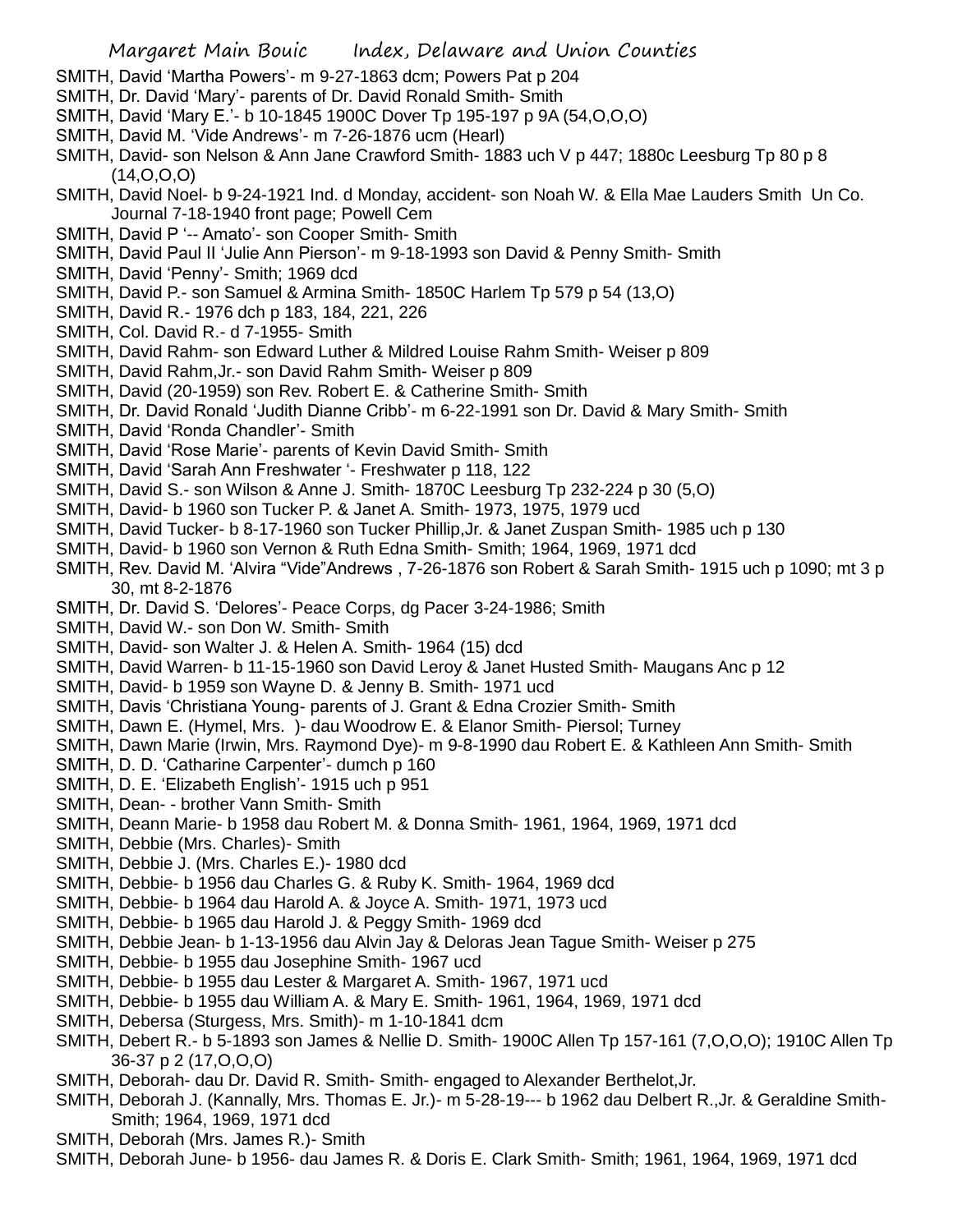SMITH, David 'Martha Powers'- m 9-27-1863 dcm; Powers Pat p 204

SMITH, Dr. David 'Mary'- parents of Dr. David Ronald Smith- Smith

SMITH, David 'Mary E.'- b 10-1845 1900C Dover Tp 195-197 p 9A (54,O,O,O)

SMITH, David M. 'Vide Andrews'- m 7-26-1876 ucm (Hearl)

SMITH, David- son Nelson & Ann Jane Crawford Smith- 1883 uch V p 447; 1880c Leesburg Tp 80 p 8 (14,O,O,O)

SMITH, David Noel- b 9-24-1921 Ind. d Monday, accident- son Noah W. & Ella Mae Lauders Smith Un Co. Journal 7-18-1940 front page; Powell Cem

SMITH, David P '-- Amato'- son Cooper Smith- Smith

SMITH, David Paul II 'Julie Ann Pierson'- m 9-18-1993 son David & Penny Smith- Smith

SMITH, David 'Penny'- Smith; 1969 dcd

SMITH, David P.- son Samuel & Armina Smith- 1850C Harlem Tp 579 p 54 (13,O)

SMITH, David R.- 1976 dch p 183, 184, 221, 226

SMITH, Col. David R.- d 7-1955- Smith

SMITH, David Rahm- son Edward Luther & Mildred Louise Rahm Smith- Weiser p 809

SMITH, David Rahm,Jr.- son David Rahm Smith- Weiser p 809

SMITH, David (20-1959) son Rev. Robert E. & Catherine Smith- Smith

SMITH, Dr. David Ronald 'Judith Dianne Cribb'- m 6-22-1991 son Dr. David & Mary Smith- Smith

SMITH, David 'Ronda Chandler'- Smith

SMITH, David 'Rose Marie'- parents of Kevin David Smith- Smith

SMITH, David 'Sarah Ann Freshwater '- Freshwater p 118, 122

SMITH, David S.- son Wilson & Anne J. Smith- 1870C Leesburg Tp 232-224 p 30 (5,O)

SMITH, David- b 1960 son Tucker P. & Janet A. Smith- 1973, 1975, 1979 ucd

SMITH, David Tucker- b 8-17-1960 son Tucker Phillip,Jr. & Janet Zuspan Smith- 1985 uch p 130

SMITH, David- b 1960 son Vernon & Ruth Edna Smith- Smith; 1964, 1969, 1971 dcd

SMITH, Rev. David M. 'Alvira "Vide"Andrews , 7-26-1876 son Robert & Sarah Smith- 1915 uch p 1090; mt 3 p 30, mt 8-2-1876

SMITH, Dr. David S. 'Delores'- Peace Corps, dg Pacer 3-24-1986; Smith

SMITH, David W.- son Don W. Smith- Smith

SMITH, David- son Walter J. & Helen A. Smith- 1964 (15) dcd

SMITH, David Warren- b 11-15-1960 son David Leroy & Janet Husted Smith- Maugans Anc p 12

SMITH, David- b 1959 son Wayne D. & Jenny B. Smith- 1971 ucd

SMITH, Davis 'Christiana Young- parents of J. Grant & Edna Crozier Smith- Smith

SMITH, Dawn E. (Hymel, Mrs. )- dau Woodrow E. & Elanor Smith- Piersol; Turney

SMITH, Dawn Marie (Irwin, Mrs. Raymond Dye)- m 9-8-1990 dau Robert E. & Kathleen Ann Smith- Smith

SMITH, D. D. 'Catharine Carpenter'- dumch p 160

SMITH, D. E. 'Elizabeth English'- 1915 uch p 951

SMITH, Dean- - brother Vann Smith- Smith

SMITH, Deann Marie- b 1958 dau Robert M. & Donna Smith- 1961, 1964, 1969, 1971 dcd

SMITH, Debbie (Mrs. Charles)- Smith

SMITH, Debbie J. (Mrs. Charles E.)- 1980 dcd

SMITH, Debbie- b 1956 dau Charles G. & Ruby K. Smith- 1964, 1969 dcd

SMITH, Debbie- b 1964 dau Harold A. & Joyce A. Smith- 1971, 1973 ucd

SMITH, Debbie- b 1965 dau Harold J. & Peggy Smith- 1969 dcd

SMITH, Debbie Jean- b 1-13-1956 dau Alvin Jay & Deloras Jean Tague Smith- Weiser p 275

SMITH, Debbie- b 1955 dau Josephine Smith- 1967 ucd

SMITH, Debbie- b 1955 dau Lester & Margaret A. Smith- 1967, 1971 ucd

SMITH, Debbie- b 1955 dau William A. & Mary E. Smith- 1961, 1964, 1969, 1971 dcd

SMITH, Debersa (Sturgess, Mrs. Smith)- m 1-10-1841 dcm

SMITH, Debert R.- b 5-1893 son James & Nellie D. Smith- 1900C Allen Tp 157-161 (7,O,O,O); 1910C Allen Tp 36-37 p 2 (17,O,O,O)

SMITH, Deborah- dau Dr. David R. Smith- Smith- engaged to Alexander Berthelot,Jr.

SMITH, Deborah J. (Kannally, Mrs. Thomas E. Jr.)- m 5-28-19--- b 1962 dau Delbert R.,Jr. & Geraldine Smith- Smith; 1964, 1969, 1971 dcd

SMITH, Deborah (Mrs. James R.)- Smith

SMITH, Deborah June- b 1956- dau James R. & Doris E. Clark Smith- Smith; 1961, 1964, 1969, 1971 dcd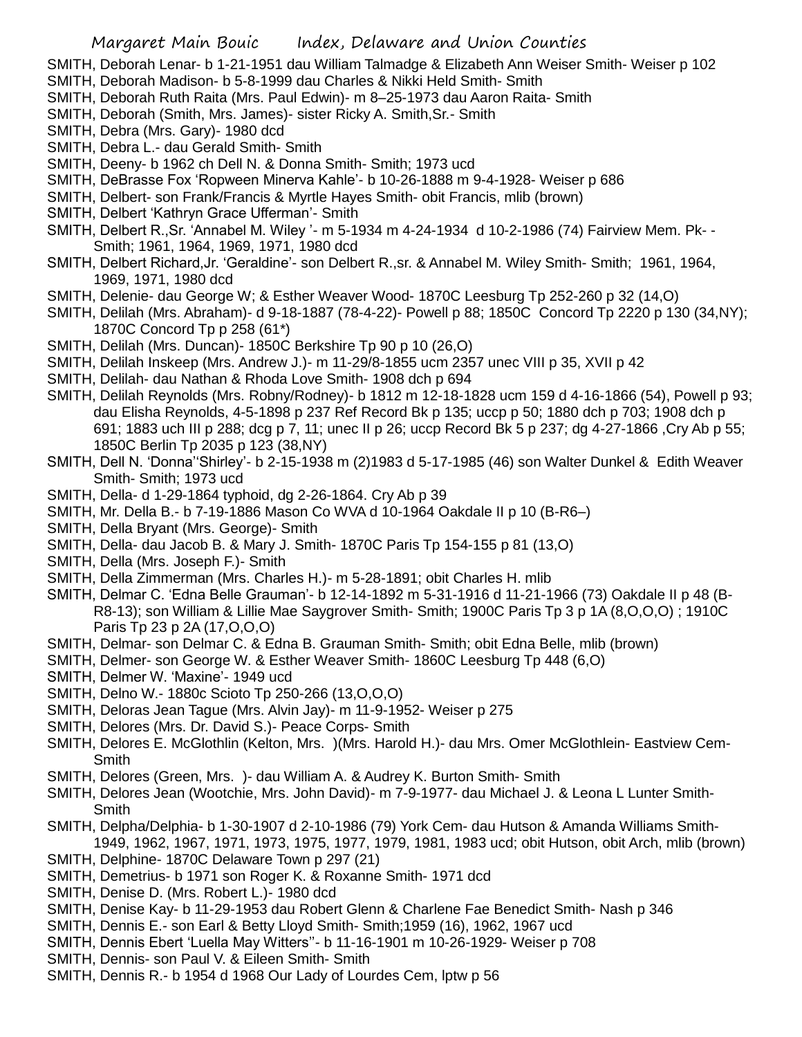SMITH, Deborah Lenar- b 1-21-1951 dau William Talmadge & Elizabeth Ann Weiser Smith- Weiser p 102

SMITH, Deborah Madison- b 5-8-1999 dau Charles & Nikki Held Smith- Smith

SMITH, Deborah Ruth Raita (Mrs. Paul Edwin)- m 8–25-1973 dau Aaron Raita- Smith

SMITH, Deborah (Smith, Mrs. James)- sister Ricky A. Smith,Sr.- Smith

SMITH, Debra (Mrs. Gary)- 1980 dcd

SMITH, Debra L.- dau Gerald Smith- Smith

SMITH, Deeny- b 1962 ch Dell N. & Donna Smith- Smith; 1973 ucd

SMITH, DeBrasse Fox 'Ropween Minerva Kahle'- b 10-26-1888 m 9-4-1928- Weiser p 686

SMITH, Delbert- son Frank/Francis & Myrtle Hayes Smith- obit Francis, mlib (brown)

SMITH, Delbert 'Kathryn Grace Ufferman'- Smith

SMITH, Delbert R.,Sr. 'Annabel M. Wiley '- m 5-1934 m 4-24-1934 d 10-2-1986 (74) Fairview Mem. Pk- - Smith; 1961, 1964, 1969, 1971, 1980 dcd

SMITH, Delbert Richard,Jr. 'Geraldine'- son Delbert R.,sr. & Annabel M. Wiley Smith- Smith; 1961, 1964, 1969, 1971, 1980 dcd

SMITH, Delenie- dau George W; & Esther Weaver Wood- 1870C Leesburg Tp 252-260 p 32 (14,O)

SMITH, Delilah (Mrs. Abraham)- d 9-18-1887 (78-4-22)- Powell p 88; 1850C Concord Tp 2220 p 130 (34,NY); 1870C Concord Tp p 258 (61*)

SMITH, Delilah (Mrs. Duncan)- 1850C Berkshire Tp 90 p 10 (26,O)

SMITH, Delilah Inskeep (Mrs. Andrew J.)- m 11-29/8-1855 ucm 2357 unec VIII p 35, XVII p 42

SMITH, Delilah- dau Nathan & Rhoda Love Smith- 1908 dch p 694

SMITH, Delilah Reynolds (Mrs. Robny/Rodney)- b 1812 m 12-18-1828 ucm 159 d 4-16-1866 (54), Powell p 93; dau Elisha Reynolds, 4-5-1898 p 237 Ref Record Bk p 135; uccp p 50; 1880 dch p 703; 1908 dch p 691; 1883 uch III p 288; dcg p 7, 11; unec II p 26; uccp Record Bk 5 p 237; dg 4-27-1866 ,Cry Ab p 55; 1850C Berlin Tp 2035 p 123 (38,NY)

SMITH, Dell N. 'Donna''Shirley'- b 2-15-1938 m (2)1983 d 5-17-1985 (46) son Walter Dunkel & Edith Weaver Smith- Smith; 1973 ucd

SMITH, Della- d 1-29-1864 typhoid, dg 2-26-1864. Cry Ab p 39

SMITH, Mr. Della B.- b 7-19-1886 Mason Co WVA d 10-1964 Oakdale II p 10 (B-R6–)

SMITH, Della Bryant (Mrs. George)- Smith

SMITH, Della- dau Jacob B. & Mary J. Smith- 1870C Paris Tp 154-155 p 81 (13,O)

SMITH, Della (Mrs. Joseph F.)- Smith

SMITH, Della Zimmerman (Mrs. Charles H.)- m 5-28-1891; obit Charles H. mlib

SMITH, Delmar C. 'Edna Belle Grauman'- b 12-14-1892 m 5-31-1916 d 11-21-1966 (73) Oakdale II p 48 (B-R8-13); son William & Lillie Mae Saygrover Smith- Smith; 1900C Paris Tp 3 p 1A (8,O,O,O) ; 1910C Paris Tp 23 p 2A (17,O,O,O)

SMITH, Delmar- son Delmar C. & Edna B. Grauman Smith- Smith; obit Edna Belle, mlib (brown)

SMITH, Delmer- son George W. & Esther Weaver Smith- 1860C Leesburg Tp 448 (6,O)

SMITH, Delmer W. 'Maxine'- 1949 ucd

SMITH, Delno W.- 1880c Scioto Tp 250-266 (13,O,O,O)

SMITH, Deloras Jean Tague (Mrs. Alvin Jay)- m 11-9-1952- Weiser p 275

SMITH, Delores (Mrs. Dr. David S.)- Peace Corps- Smith

SMITH, Delores E. McGlothlin (Kelton, Mrs. )(Mrs. Harold H.)- dau Mrs. Omer McGlothlein- Eastview Cem- Smith

SMITH, Delores (Green, Mrs. )- dau William A. & Audrey K. Burton Smith- Smith

SMITH, Delores Jean (Wootchie, Mrs. John David)- m 7-9-1977- dau Michael J. & Leona L Lunter Smith- Smith

SMITH, Delpha/Delphia- b 1-30-1907 d 2-10-1986 (79) York Cem- dau Hutson & Amanda Williams Smith- 1949, 1962, 1967, 1971, 1973, 1975, 1977, 1979, 1981, 1983 ucd; obit Hutson, obit Arch, mlib (brown)

SMITH, Delphine- 1870C Delaware Town p 297 (21)

SMITH, Demetrius- b 1971 son Roger K. & Roxanne Smith- 1971 dcd

SMITH, Denise D. (Mrs. Robert L.)- 1980 dcd

SMITH, Denise Kay- b 11-29-1953 dau Robert Glenn & Charlene Fae Benedict Smith- Nash p 346

SMITH, Dennis E.- son Earl & Betty Lloyd Smith- Smith;1959 (16), 1962, 1967 ucd

SMITH, Dennis Ebert 'Luella May Witters''- b 11-16-1901 m 10-26-1929- Weiser p 708

SMITH, Dennis- son Paul V. & Eileen Smith- Smith

SMITH, Dennis R.- b 1954 d 1968 Our Lady of Lourdes Cem, lptw p 56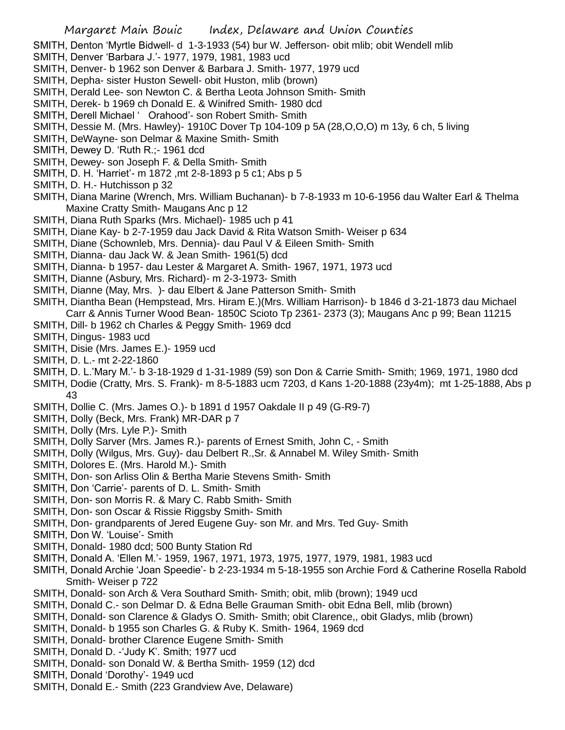SMITH, Denton 'Myrtle Bidwell- d 1-3-1933 (54) bur W. Jefferson- obit mlib; obit Wendell mlib
SMITH, Denver 'Barbara J.'- 1977, 1979, 1981, 1983 ucd
SMITH, Denver- b 1962 son Denver & Barbara J. Smith- 1977, 1979 ucd
SMITH, Depha- sister Huston Sewell- obit Huston, mlib (brown)
SMITH, Derald Lee- son Newton C. & Bertha Leota Johnson Smith- Smith
SMITH, Derek- b 1969 ch Donald E. & Winifred Smith- 1980 dcd
SMITH, Derell Michael ' Orahood'- son Robert Smith- Smith
SMITH, Dessie M. (Mrs. Hawley)- 1910C Dover Tp 104-109 p 5A (28,O,O,O) m 13y, 6 ch, 5 living
SMITH, DeWayne- son Delmar & Maxine Smith- Smith
SMITH, Dewey D. 'Ruth R.;- 1961 dcd
SMITH, Dewey- son Joseph F. & Della Smith- Smith
SMITH, D. H. 'Harriet'- m 1872 ,mt 2-8-1893 p 5 c1; Abs p 5
SMITH, D. H.- Hutchisson p 32
SMITH, Diana Marine (Wrench, Mrs. William Buchanan)- b 7-8-1933 m 10-6-1956 dau Walter Earl & Thelma Maxine Cratty Smith- Maugans Anc p 12
SMITH, Diana Ruth Sparks (Mrs. Michael)- 1985 uch p 41
SMITH, Diane Kay- b 2-7-1959 dau Jack David & Rita Watson Smith- Weiser p 634
SMITH, Diane (Schownleb, Mrs. Dennia)- dau Paul V & Eileen Smith- Smith
SMITH, Dianna- dau Jack W. & Jean Smith- 1961(5) dcd
SMITH, Dianna- b 1957- dau Lester & Margaret A. Smith- 1967, 1971, 1973 ucd
SMITH, Dianne (Asbury, Mrs. Richard)- m 2-3-1973- Smith
SMITH, Dianne (May, Mrs. )- dau Elbert & Jane Patterson Smith- Smith
SMITH, Diantha Bean (Hempstead, Mrs. Hiram E.)(Mrs. William Harrison)- b 1846 d 3-21-1873 dau Michael Carr & Annis Turner Wood Bean- 1850C Scioto Tp 2361- 2373 (3); Maugans Anc p 99; Bean 11215
SMITH, Dill- b 1962 ch Charles & Peggy Smith- 1969 dcd
SMITH, Dingus- 1983 ucd
SMITH, Disie (Mrs. James E.)- 1959 ucd
SMITH, D. L.- mt 2-22-1860
SMITH, D. L.'Mary M.'- b 3-18-1929 d 1-31-1989 (59) son Don & Carrie Smith- Smith; 1969, 1971, 1980 dcd
SMITH, Dodie (Cratty, Mrs. S. Frank)- m 8-5-1883 ucm 7203, d Kans 1-20-1888 (23y4m); mt 1-25-1888, Abs p 43
SMITH, Dollie C. (Mrs. James O.)- b 1891 d 1957 Oakdale II p 49 (G-R9-7)
SMITH, Dolly (Beck, Mrs. Frank) MR-DAR p 7
SMITH, Dolly (Mrs. Lyle P.)- Smith
SMITH, Dolly Sarver (Mrs. James R.)- parents of Ernest Smith, John C, - Smith
SMITH, Dolly (Wilgus, Mrs. Guy)- dau Delbert R.,Sr. & Annabel M. Wiley Smith- Smith
SMITH, Dolores E. (Mrs. Harold M.)- Smith
SMITH, Don- son Arliss Olin & Bertha Marie Stevens Smith- Smith
SMITH, Don 'Carrie'- parents of D. L. Smith- Smith
SMITH, Don- son Morris R. & Mary C. Rabb Smith- Smith
SMITH, Don- son Oscar & Rissie Riggsby Smith- Smith
SMITH, Don- grandparents of Jered Eugene Guy- son Mr. and Mrs. Ted Guy- Smith
SMITH, Don W. 'Louise'- Smith
SMITH, Donald- 1980 dcd; 500 Bunty Station Rd
SMITH, Donald A. 'Ellen M.'- 1959, 1967, 1971, 1973, 1975, 1977, 1979, 1981, 1983 ucd
SMITH, Donald Archie 'Joan Speedie'- b 2-23-1934 m 5-18-1955 son Archie Ford & Catherine Rosella Rabold Smith- Weiser p 722
SMITH, Donald- son Arch & Vera Southard Smith- Smith; obit, mlib (brown); 1949 ucd
SMITH, Donald C.- son Delmar D. & Edna Belle Grauman Smith- obit Edna Bell, mlib (brown)
SMITH, Donald- son Clarence & Gladys O. Smith- Smith; obit Clarence,, obit Gladys, mlib (brown)
SMITH, Donald- b 1955 son Charles G. & Ruby K. Smith- 1964, 1969 dcd
SMITH, Donald- brother Clarence Eugene Smith- Smith
SMITH, Donald D. -'Judy K'. Smith; 1977 ucd
SMITH, Donald- son Donald W. & Bertha Smith- 1959 (12) dcd
SMITH, Donald 'Dorothy'- 1949 ucd
SMITH, Donald E.- Smith (223 Grandview Ave, Delaware)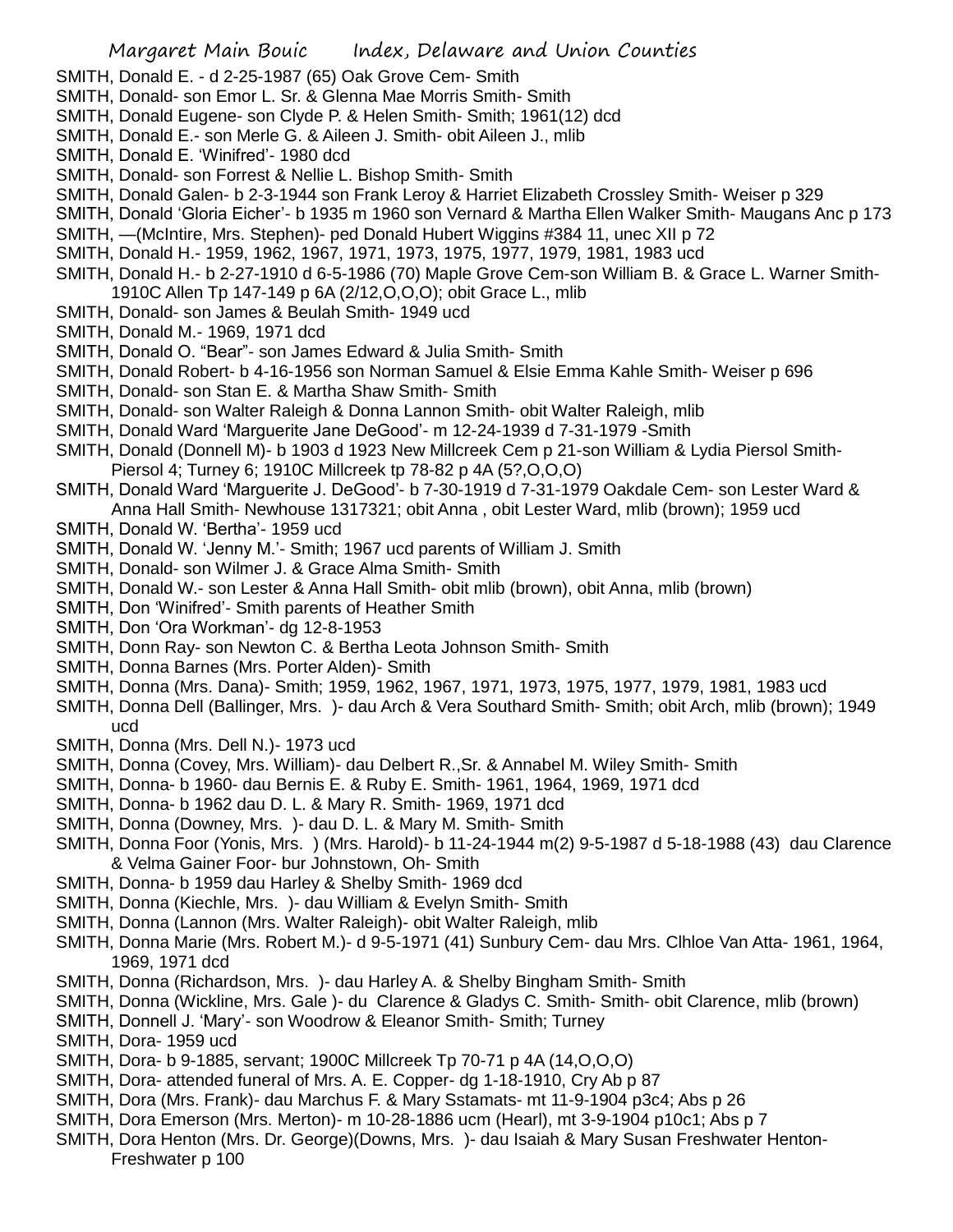SMITH, Donald E. - d 2-25-1987 (65) Oak Grove Cem- Smith
SMITH, Donald- son Emor L. Sr. & Glenna Mae Morris Smith- Smith
SMITH, Donald Eugene- son Clyde P. & Helen Smith- Smith; 1961(12) dcd
SMITH, Donald E.- son Merle G. & Aileen J. Smith- obit Aileen J., mlib
SMITH, Donald E. 'Winifred'- 1980 dcd
SMITH, Donald- son Forrest & Nellie L. Bishop Smith- Smith
SMITH, Donald Galen- b 2-3-1944 son Frank Leroy & Harriet Elizabeth Crossley Smith- Weiser p 329
SMITH, Donald 'Gloria Eicher'- b 1935 m 1960 son Vernard & Martha Ellen Walker Smith- Maugans Anc p 173
SMITH, —(McIntire, Mrs. Stephen)- ped Donald Hubert Wiggins #384 11, unec XII p 72
SMITH, Donald H.- 1959, 1962, 1967, 1971, 1973, 1975, 1977, 1979, 1981, 1983 ucd
SMITH, Donald H.- b 2-27-1910 d 6-5-1986 (70) Maple Grove Cem-son William B. & Grace L. Warner Smith- 1910C Allen Tp 147-149 p 6A (2/12,O,O,O); obit Grace L., mlib
SMITH, Donald- son James & Beulah Smith- 1949 ucd
SMITH, Donald M.- 1969, 1971 dcd
SMITH, Donald O. "Bear"- son James Edward & Julia Smith- Smith
SMITH, Donald Robert- b 4-16-1956 son Norman Samuel & Elsie Emma Kahle Smith- Weiser p 696
SMITH, Donald- son Stan E. & Martha Shaw Smith- Smith
SMITH, Donald- son Walter Raleigh & Donna Lannon Smith- obit Walter Raleigh, mlib
SMITH, Donald Ward 'Marguerite Jane DeGood'- m 12-24-1939 d 7-31-1979 -Smith
SMITH, Donald (Donnell M)- b 1903 d 1923 New Millcreek Cem p 21-son William & Lydia Piersol Smith- Piersol 4; Turney 6; 1910C Millcreek tp 78-82 p 4A (5?,O,O,O)
SMITH, Donald Ward 'Marguerite J. DeGood'- b 7-30-1919 d 7-31-1979 Oakdale Cem- son Lester Ward & Anna Hall Smith- Newhouse 1317321; obit Anna , obit Lester Ward, mlib (brown); 1959 ucd
SMITH, Donald W. 'Bertha'- 1959 ucd
SMITH, Donald W. 'Jenny M.'- Smith; 1967 ucd parents of William J. Smith
SMITH, Donald- son Wilmer J. & Grace Alma Smith- Smith
SMITH, Donald W.- son Lester & Anna Hall Smith- obit mlib (brown), obit Anna, mlib (brown)
SMITH, Don 'Winifred'- Smith parents of Heather Smith
SMITH, Don 'Ora Workman'- dg 12-8-1953
SMITH, Donn Ray- son Newton C. & Bertha Leota Johnson Smith- Smith
SMITH, Donna Barnes (Mrs. Porter Alden)- Smith
SMITH, Donna (Mrs. Dana)- Smith; 1959, 1962, 1967, 1971, 1973, 1975, 1977, 1979, 1981, 1983 ucd
SMITH, Donna Dell (Ballinger, Mrs. )- dau Arch & Vera Southard Smith- Smith; obit Arch, mlib (brown); 1949 ucd
SMITH, Donna (Mrs. Dell N.)- 1973 ucd
SMITH, Donna (Covey, Mrs. William)- dau Delbert R.,Sr. & Annabel M. Wiley Smith- Smith
SMITH, Donna- b 1960- dau Bernis E. & Ruby E. Smith- 1961, 1964, 1969, 1971 dcd
SMITH, Donna- b 1962 dau D. L. & Mary R. Smith- 1969, 1971 dcd
SMITH, Donna (Downey, Mrs. )- dau D. L. & Mary M. Smith- Smith
SMITH, Donna Foor (Yonis, Mrs. ) (Mrs. Harold)- b 11-24-1944 m(2) 9-5-1987 d 5-18-1988 (43) dau Clarence & Velma Gainer Foor- bur Johnstown, Oh- Smith
SMITH, Donna- b 1959 dau Harley & Shelby Smith- 1969 dcd
SMITH, Donna (Kiechle, Mrs. )- dau William & Evelyn Smith- Smith
SMITH, Donna (Lannon (Mrs. Walter Raleigh)- obit Walter Raleigh, mlib
SMITH, Donna Marie (Mrs. Robert M.)- d 9-5-1971 (41) Sunbury Cem- dau Mrs. Clhloe Van Atta- 1961, 1964, 1969, 1971 dcd
SMITH, Donna (Richardson, Mrs. )- dau Harley A. & Shelby Bingham Smith- Smith
SMITH, Donna (Wickline, Mrs. Gale )- du Clarence & Gladys C. Smith- Smith- obit Clarence, mlib (brown)
SMITH, Donnell J. 'Mary'- son Woodrow & Eleanor Smith- Smith; Turney
SMITH, Dora- 1959 ucd
SMITH, Dora- b 9-1885, servant; 1900C Millcreek Tp 70-71 p 4A (14,O,O,O)
SMITH, Dora- attended funeral of Mrs. A. E. Copper- dg 1-18-1910, Cry Ab p 87
SMITH, Dora (Mrs. Frank)- dau Marchus F. & Mary Sstamats- mt 11-9-1904 p3c4; Abs p 26
SMITH, Dora Emerson (Mrs. Merton)- m 10-28-1886 ucm (Hearl), mt 3-9-1904 p10c1; Abs p 7
SMITH, Dora Henton (Mrs. Dr. George)(Downs, Mrs. )- dau Isaiah & Mary Susan Freshwater Henton- Freshwater p 100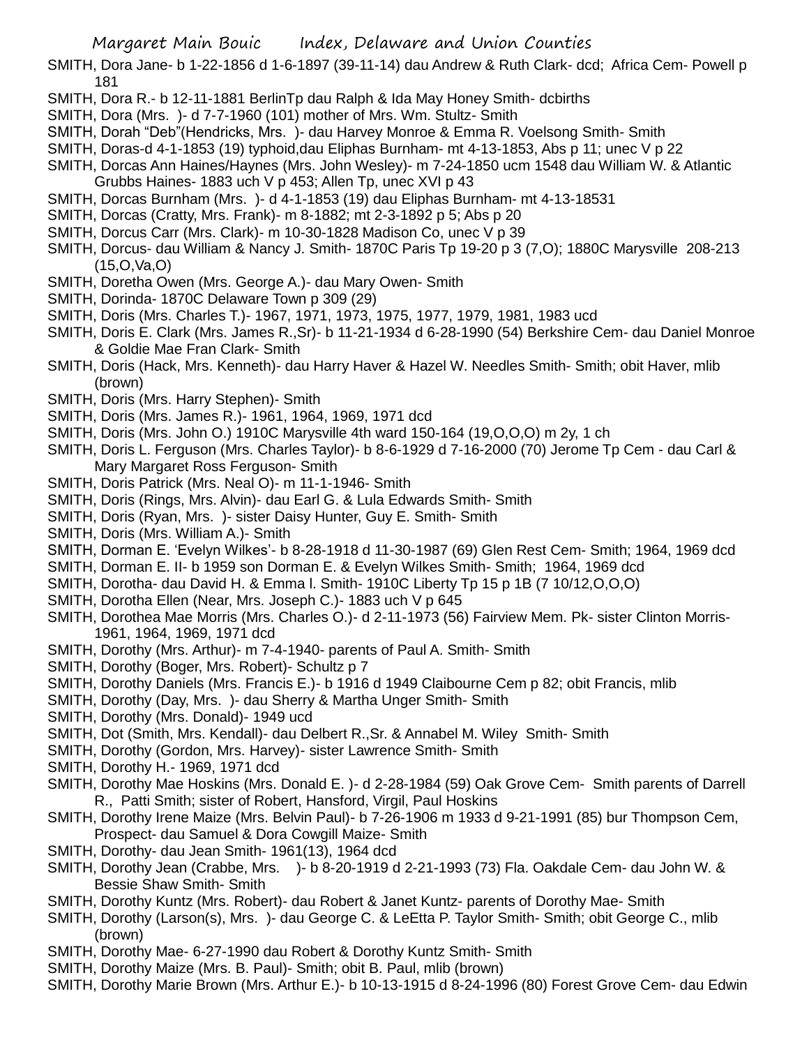SMITH, Dora Jane- b 1-22-1856 d 1-6-1897 (39-11-14) dau Andrew & Ruth Clark- dcd; Africa Cem- Powell p 181

SMITH, Dora R.- b 12-11-1881 BerlinTp dau Ralph & Ida May Honey Smith- dcbirths

SMITH, Dora (Mrs. )- d 7-7-1960 (101) mother of Mrs. Wm. Stultz- Smith

SMITH, Dorah "Deb"(Hendricks, Mrs. )- dau Harvey Monroe & Emma R. Voelsong Smith- Smith

SMITH, Doras-d 4-1-1853 (19) typhoid,dau Eliphas Burnham- mt 4-13-1853, Abs p 11; unec V p 22

SMITH, Dorcas Ann Haines/Haynes (Mrs. John Wesley)- m 7-24-1850 ucm 1548 dau William W. & Atlantic Grubbs Haines- 1883 uch V p 453; Allen Tp, unec XVI p 43

SMITH, Dorcas Burnham (Mrs. )- d 4-1-1853 (19) dau Eliphas Burnham- mt 4-13-18531

SMITH, Dorcas (Cratty, Mrs. Frank)- m 8-1882; mt 2-3-1892 p 5; Abs p 20

SMITH, Dorcus Carr (Mrs. Clark)- m 10-30-1828 Madison Co, unec V p 39

SMITH, Dorcus- dau William & Nancy J. Smith- 1870C Paris Tp 19-20 p 3 (7,O); 1880C Marysville 208-213 (15,O,Va,O)

SMITH, Doretha Owen (Mrs. George A.)- dau Mary Owen- Smith

SMITH, Dorinda- 1870C Delaware Town p 309 (29)

SMITH, Doris (Mrs. Charles T.)- 1967, 1971, 1973, 1975, 1977, 1979, 1981, 1983 ucd

SMITH, Doris E. Clark (Mrs. James R.,Sr)- b 11-21-1934 d 6-28-1990 (54) Berkshire Cem- dau Daniel Monroe & Goldie Mae Fran Clark- Smith

SMITH, Doris (Hack, Mrs. Kenneth)- dau Harry Haver & Hazel W. Needles Smith- Smith; obit Haver, mlib (brown)

SMITH, Doris (Mrs. Harry Stephen)- Smith

SMITH, Doris (Mrs. James R.)- 1961, 1964, 1969, 1971 dcd

SMITH, Doris (Mrs. John O.) 1910C Marysville 4th ward 150-164 (19,O,O,O) m 2y, 1 ch

SMITH, Doris L. Ferguson (Mrs. Charles Taylor)- b 8-6-1929 d 7-16-2000 (70) Jerome Tp Cem - dau Carl & Mary Margaret Ross Ferguson- Smith

SMITH, Doris Patrick (Mrs. Neal O)- m 11-1-1946- Smith

SMITH, Doris (Rings, Mrs. Alvin)- dau Earl G. & Lula Edwards Smith- Smith

SMITH, Doris (Ryan, Mrs. )- sister Daisy Hunter, Guy E. Smith- Smith

SMITH, Doris (Mrs. William A.)- Smith

SMITH, Dorman E. 'Evelyn Wilkes'- b 8-28-1918 d 11-30-1987 (69) Glen Rest Cem- Smith; 1964, 1969 dcd

SMITH, Dorman E. II- b 1959 son Dorman E. & Evelyn Wilkes Smith- Smith; 1964, 1969 dcd

SMITH, Dorotha- dau David H. & Emma l. Smith- 1910C Liberty Tp 15 p 1B (7 10/12,O,O,O)

SMITH, Dorotha Ellen (Near, Mrs. Joseph C.)- 1883 uch V p 645

SMITH, Dorothea Mae Morris (Mrs. Charles O.)- d 2-11-1973 (56) Fairview Mem. Pk- sister Clinton Morris- 1961, 1964, 1969, 1971 dcd

SMITH, Dorothy (Mrs. Arthur)- m 7-4-1940- parents of Paul A. Smith- Smith

SMITH, Dorothy (Boger, Mrs. Robert)- Schultz p 7

SMITH, Dorothy Daniels (Mrs. Francis E.)- b 1916 d 1949 Claibourne Cem p 82; obit Francis, mlib

SMITH, Dorothy (Day, Mrs. )- dau Sherry & Martha Unger Smith- Smith

SMITH, Dorothy (Mrs. Donald)- 1949 ucd

SMITH, Dot (Smith, Mrs. Kendall)- dau Delbert R.,Sr. & Annabel M. Wiley Smith- Smith

SMITH, Dorothy (Gordon, Mrs. Harvey)- sister Lawrence Smith- Smith

SMITH, Dorothy H.- 1969, 1971 dcd

SMITH, Dorothy Mae Hoskins (Mrs. Donald E. )- d 2-28-1984 (59) Oak Grove Cem- Smith parents of Darrell R., Patti Smith; sister of Robert, Hansford, Virgil, Paul Hoskins

SMITH, Dorothy Irene Maize (Mrs. Belvin Paul)- b 7-26-1906 m 1933 d 9-21-1991 (85) bur Thompson Cem, Prospect- dau Samuel & Dora Cowgill Maize- Smith

SMITH, Dorothy- dau Jean Smith- 1961(13), 1964 dcd

SMITH, Dorothy Jean (Crabbe, Mrs. )- b 8-20-1919 d 2-21-1993 (73) Fla. Oakdale Cem- dau John W. & Bessie Shaw Smith- Smith

SMITH, Dorothy Kuntz (Mrs. Robert)- dau Robert & Janet Kuntz- parents of Dorothy Mae- Smith

SMITH, Dorothy (Larson(s), Mrs. )- dau George C. & LeEtta P. Taylor Smith- Smith; obit George C., mlib (brown)

SMITH, Dorothy Mae- 6-27-1990 dau Robert & Dorothy Kuntz Smith- Smith

SMITH, Dorothy Maize (Mrs. B. Paul)- Smith; obit B. Paul, mlib (brown)

SMITH, Dorothy Marie Brown (Mrs. Arthur E.)- b 10-13-1915 d 8-24-1996 (80) Forest Grove Cem- dau Edwin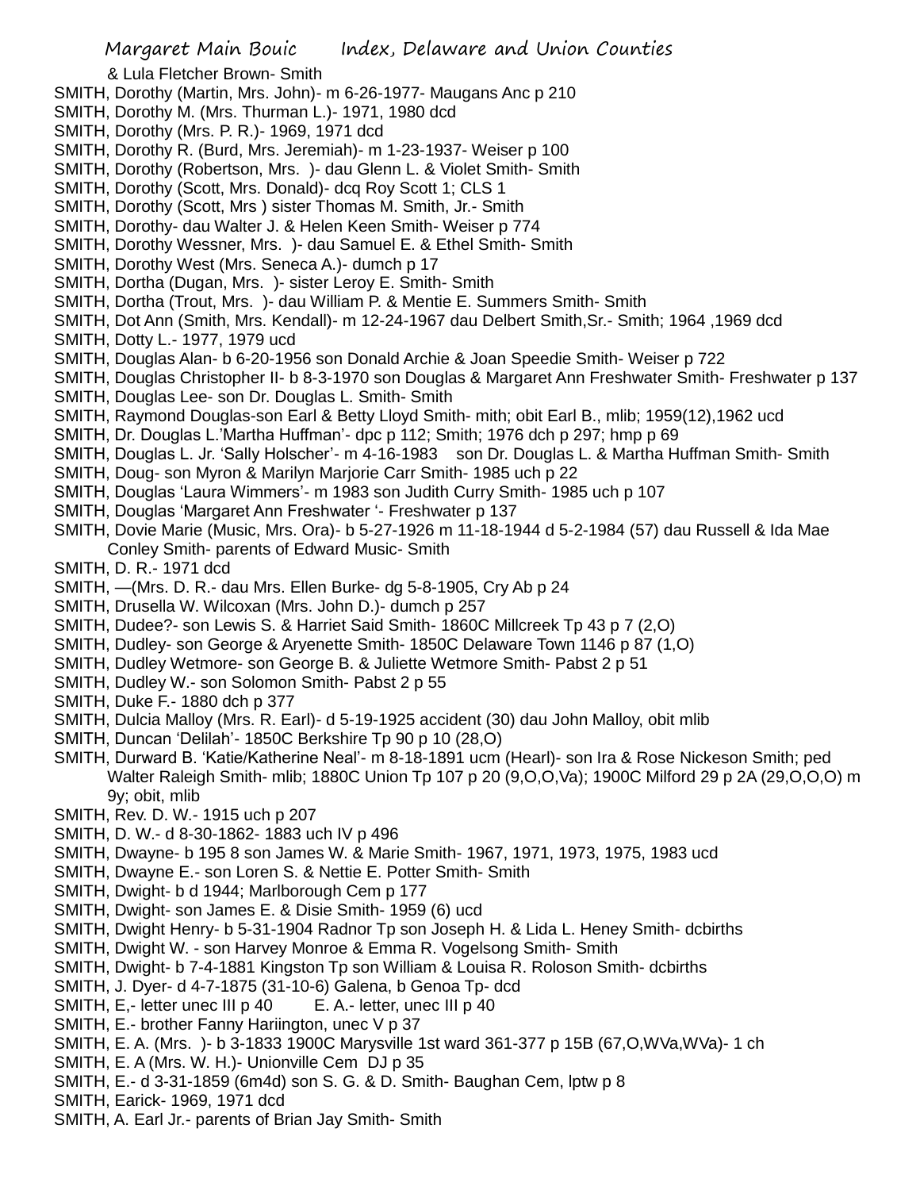& Lula Fletcher Brown- Smith

SMITH, Dorothy (Martin, Mrs. John)- m 6-26-1977- Maugans Anc p 210

SMITH, Dorothy M. (Mrs. Thurman L.)- 1971, 1980 dcd

SMITH, Dorothy (Mrs. P. R.)- 1969, 1971 dcd

SMITH, Dorothy R. (Burd, Mrs. Jeremiah)- m 1-23-1937- Weiser p 100

SMITH, Dorothy (Robertson, Mrs. )- dau Glenn L. & Violet Smith- Smith

SMITH, Dorothy (Scott, Mrs. Donald)- dcq Roy Scott 1; CLS 1

SMITH, Dorothy (Scott, Mrs ) sister Thomas M. Smith, Jr.- Smith

SMITH, Dorothy- dau Walter J. & Helen Keen Smith- Weiser p 774

SMITH, Dorothy Wessner, Mrs. )- dau Samuel E. & Ethel Smith- Smith

SMITH, Dorothy West (Mrs. Seneca A.)- dumch p 17

SMITH, Dortha (Dugan, Mrs. )- sister Leroy E. Smith- Smith

SMITH, Dortha (Trout, Mrs. )- dau William P. & Mentie E. Summers Smith- Smith

SMITH, Dot Ann (Smith, Mrs. Kendall)- m 12-24-1967 dau Delbert Smith,Sr.- Smith; 1964 ,1969 dcd

SMITH, Dotty L.- 1977, 1979 ucd

SMITH, Douglas Alan- b 6-20-1956 son Donald Archie & Joan Speedie Smith- Weiser p 722

SMITH, Douglas Christopher II- b 8-3-1970 son Douglas & Margaret Ann Freshwater Smith- Freshwater p 137

SMITH, Douglas Lee- son Dr. Douglas L. Smith- Smith

SMITH, Raymond Douglas-son Earl & Betty Lloyd Smith- mith; obit Earl B., mlib; 1959(12),1962 ucd

SMITH, Dr. Douglas L.'Martha Huffman'- dpc p 112; Smith; 1976 dch p 297; hmp p 69

SMITH, Douglas L. Jr. 'Sally Holscher'- m 4-16-1983 son Dr. Douglas L. & Martha Huffman Smith- Smith

SMITH, Doug- son Myron & Marilyn Marjorie Carr Smith- 1985 uch p 22

SMITH, Douglas 'Laura Wimmers'- m 1983 son Judith Curry Smith- 1985 uch p 107

SMITH, Douglas 'Margaret Ann Freshwater '- Freshwater p 137

SMITH, Dovie Marie (Music, Mrs. Ora)- b 5-27-1926 m 11-18-1944 d 5-2-1984 (57) dau Russell & Ida Mae Conley Smith- parents of Edward Music- Smith

SMITH, D. R.- 1971 dcd

SMITH, —(Mrs. D. R.- dau Mrs. Ellen Burke- dg 5-8-1905, Cry Ab p 24

SMITH, Drusella W. Wilcoxan (Mrs. John D.)- dumch p 257

SMITH, Dudee?- son Lewis S. & Harriet Said Smith- 1860C Millcreek Tp 43 p 7 (2,O)

SMITH, Dudley- son George & Aryenette Smith- 1850C Delaware Town 1146 p 87 (1,O)

SMITH, Dudley Wetmore- son George B. & Juliette Wetmore Smith- Pabst 2 p 51

SMITH, Dudley W.- son Solomon Smith- Pabst 2 p 55

SMITH, Duke F.- 1880 dch p 377

SMITH, Dulcia Malloy (Mrs. R. Earl)- d 5-19-1925 accident (30) dau John Malloy, obit mlib

SMITH, Duncan 'Delilah'- 1850C Berkshire Tp 90 p 10 (28,O)

SMITH, Durward B. 'Katie/Katherine Neal'- m 8-18-1891 ucm (Hearl)- son Ira & Rose Nickeson Smith; ped Walter Raleigh Smith- mlib; 1880C Union Tp 107 p 20 (9,O,O,Va); 1900C Milford 29 p 2A (29,O,O,O) m 9y; obit, mlib

SMITH, Rev. D. W.- 1915 uch p 207

SMITH, D. W.- d 8-30-1862- 1883 uch IV p 496

SMITH, Dwayne- b 195 8 son James W. & Marie Smith- 1967, 1971, 1973, 1975, 1983 ucd

SMITH, Dwayne E.- son Loren S. & Nettie E. Potter Smith- Smith

SMITH, Dwight- b d 1944; Marlborough Cem p 177

SMITH, Dwight- son James E. & Disie Smith- 1959 (6) ucd

SMITH, Dwight Henry- b 5-31-1904 Radnor Tp son Joseph H. & Lida L. Heney Smith- dcbirths

SMITH, Dwight W. - son Harvey Monroe & Emma R. Vogelsong Smith- Smith

SMITH, Dwight- b 7-4-1881 Kingston Tp son William & Louisa R. Roloson Smith- dcbirths

SMITH, J. Dyer- d 4-7-1875 (31-10-6) Galena, b Genoa Tp- dcd

SMITH, E,- letter unec III p 40     E. A.- letter, unec III p 40

SMITH, E.- brother Fanny Hariington, unec V p 37

SMITH, E. A. (Mrs. )- b 3-1833 1900C Marysville 1st ward 361-377 p 15B (67,O,WVa,WVa)- 1 ch

SMITH, E. A (Mrs. W. H.)- Unionville Cem DJ p 35

SMITH, E.- d 3-31-1859 (6m4d) son S. G. & D. Smith- Baughan Cem, lptw p 8

SMITH, Earick- 1969, 1971 dcd

SMITH, A. Earl Jr.- parents of Brian Jay Smith- Smith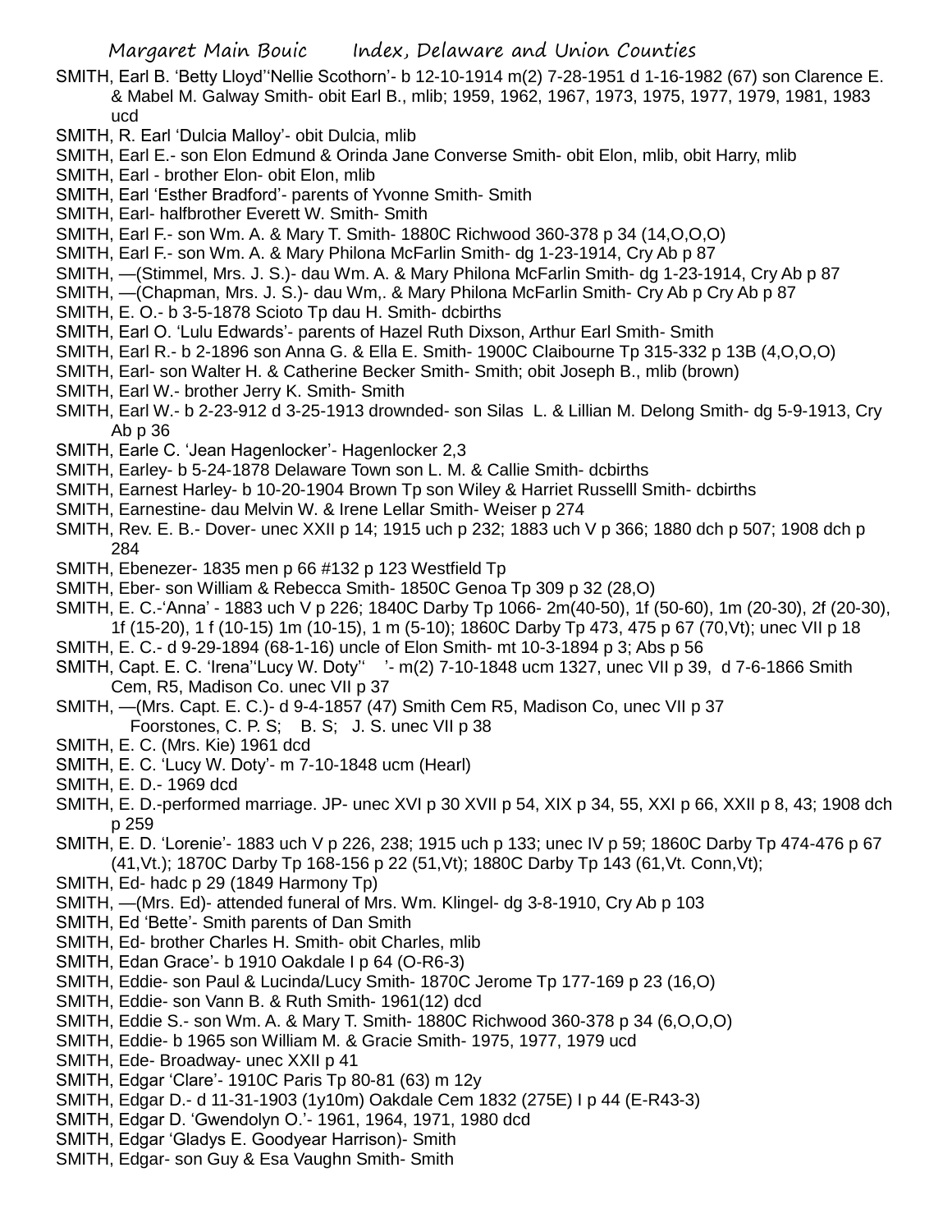SMITH, Earl B. 'Betty Lloyd''Nellie Scothorn'- b 12-10-1914 m(2) 7-28-1951 d 1-16-1982 (67) son Clarence E. & Mabel M. Galway Smith- obit Earl B., mlib; 1959, 1962, 1967, 1973, 1975, 1977, 1979, 1981, 1983 ucd

SMITH, R. Earl 'Dulcia Malloy'- obit Dulcia, mlib

SMITH, Earl E.- son Elon Edmund & Orinda Jane Converse Smith- obit Elon, mlib, obit Harry, mlib

SMITH, Earl - brother Elon- obit Elon, mlib

SMITH, Earl 'Esther Bradford'- parents of Yvonne Smith- Smith

SMITH, Earl- halfbrother Everett W. Smith- Smith

SMITH, Earl F.- son Wm. A. & Mary T. Smith- 1880C Richwood 360-378 p 34 (14,O,O,O)

SMITH, Earl F.- son Wm. A. & Mary Philona McFarlin Smith- dg 1-23-1914, Cry Ab p 87

SMITH, —(Stimmel, Mrs. J. S.)- dau Wm. A. & Mary Philona McFarlin Smith- dg 1-23-1914, Cry Ab p 87

SMITH, —(Chapman, Mrs. J. S.)- dau Wm,. & Mary Philona McFarlin Smith- Cry Ab p Cry Ab p 87

SMITH, E. O.- b 3-5-1878 Scioto Tp dau H. Smith- dcbirths

SMITH, Earl O. 'Lulu Edwards'- parents of Hazel Ruth Dixson, Arthur Earl Smith- Smith

SMITH, Earl R.- b 2-1896 son Anna G. & Ella E. Smith- 1900C Claibourne Tp 315-332 p 13B (4,O,O,O)

SMITH, Earl- son Walter H. & Catherine Becker Smith- Smith; obit Joseph B., mlib (brown)

SMITH, Earl W.- brother Jerry K. Smith- Smith

SMITH, Earl W.- b 2-23-912 d 3-25-1913 drownded- son Silas L. & Lillian M. Delong Smith- dg 5-9-1913, Cry Ab p 36

SMITH, Earle C. 'Jean Hagenlocker'- Hagenlocker 2,3

SMITH, Earley- b 5-24-1878 Delaware Town son L. M. & Callie Smith- dcbirths

SMITH, Earnest Harley- b 10-20-1904 Brown Tp son Wiley & Harriet Russelll Smith- dcbirths

SMITH, Earnestine- dau Melvin W. & Irene Lellar Smith- Weiser p 274

SMITH, Rev. E. B.- Dover- unec XXII p 14; 1915 uch p 232; 1883 uch V p 366; 1880 dch p 507; 1908 dch p 284

SMITH, Ebenezer- 1835 men p 66 #132 p 123 Westfield Tp

SMITH, Eber- son William & Rebecca Smith- 1850C Genoa Tp 309 p 32 (28,O)

SMITH, E. C.-'Anna' - 1883 uch V p 226; 1840C Darby Tp 1066- 2m(40-50), 1f (50-60), 1m (20-30), 2f (20-30), 1f (15-20), 1 f (10-15) 1m (10-15), 1 m (5-10); 1860C Darby Tp 473, 475 p 67 (70,Vt); unec VII p 18

SMITH, E. C.- d 9-29-1894 (68-1-16) uncle of Elon Smith- mt 10-3-1894 p 3; Abs p 56

SMITH, Capt. E. C. 'Irena''Lucy W. Doty'' '- m(2) 7-10-1848 ucm 1327, unec VII p 39, d 7-6-1866 Smith Cem, R5, Madison Co. unec VII p 37

SMITH, —(Mrs. Capt. E. C.)- d 9-4-1857 (47) Smith Cem R5, Madison Co, unec VII p 37 Foorstones, C. P. S; B. S; J. S. unec VII p 38

SMITH, E. C. (Mrs. Kie) 1961 dcd

SMITH, E. C. 'Lucy W. Doty'- m 7-10-1848 ucm (Hearl)

SMITH, E. D.- 1969 dcd

SMITH, E. D.-performed marriage. JP- unec XVI p 30 XVII p 54, XIX p 34, 55, XXI p 66, XXII p 8, 43; 1908 dch p 259

SMITH, E. D. 'Lorenie'- 1883 uch V p 226, 238; 1915 uch p 133; unec IV p 59; 1860C Darby Tp 474-476 p 67 (41,Vt.); 1870C Darby Tp 168-156 p 22 (51,Vt); 1880C Darby Tp 143 (61,Vt. Conn,Vt);

SMITH, Ed- hadc p 29 (1849 Harmony Tp)

SMITH, —(Mrs. Ed)- attended funeral of Mrs. Wm. Klingel- dg 3-8-1910, Cry Ab p 103

SMITH, Ed 'Bette'- Smith parents of Dan Smith

SMITH, Ed- brother Charles H. Smith- obit Charles, mlib

SMITH, Edan Grace'- b 1910 Oakdale I p 64 (O-R6-3)

SMITH, Eddie- son Paul & Lucinda/Lucy Smith- 1870C Jerome Tp 177-169 p 23 (16,O)

SMITH, Eddie- son Vann B. & Ruth Smith- 1961(12) dcd

SMITH, Eddie S.- son Wm. A. & Mary T. Smith- 1880C Richwood 360-378 p 34 (6,O,O,O)

SMITH, Eddie- b 1965 son William M. & Gracie Smith- 1975, 1977, 1979 ucd

SMITH, Ede- Broadway- unec XXII p 41

SMITH, Edgar 'Clare'- 1910C Paris Tp 80-81 (63) m 12y

SMITH, Edgar D.- d 11-31-1903 (1y10m) Oakdale Cem 1832 (275E) I p 44 (E-R43-3)

SMITH, Edgar D. 'Gwendolyn O.'- 1961, 1964, 1971, 1980 dcd

SMITH, Edgar 'Gladys E. Goodyear Harrison)- Smith

SMITH, Edgar- son Guy & Esa Vaughn Smith- Smith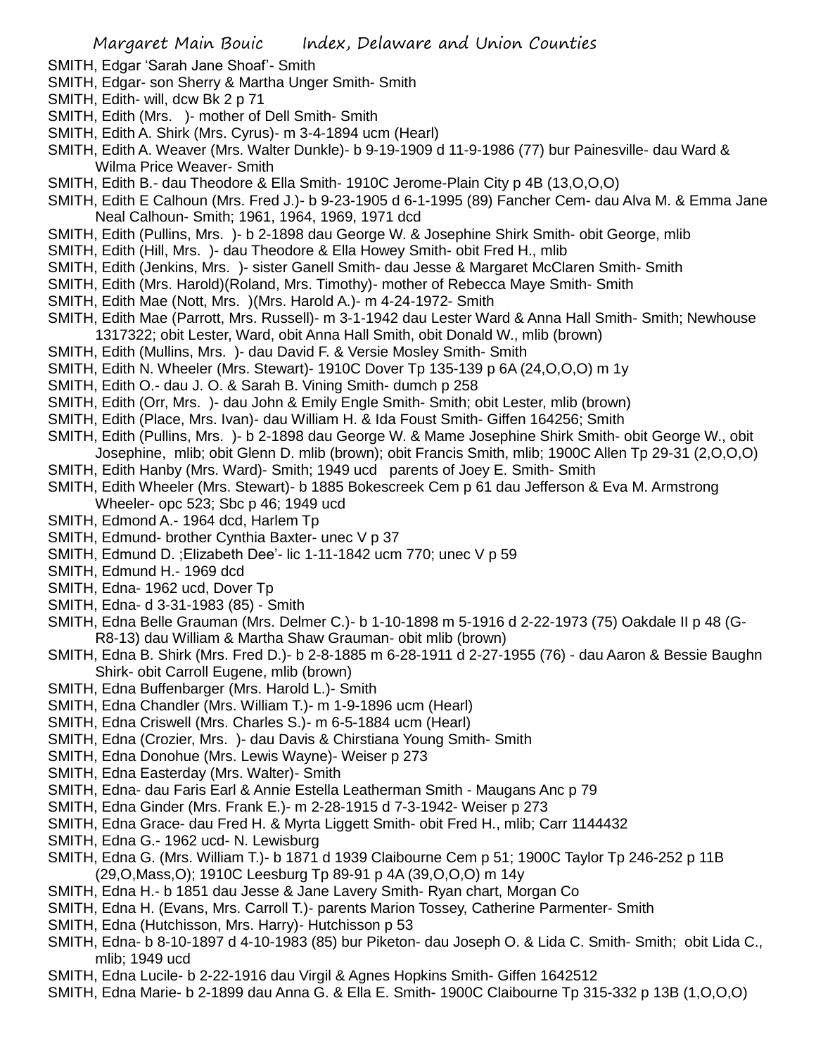SMITH, Edgar 'Sarah Jane Shoaf'- Smith

SMITH, Edgar- son Sherry & Martha Unger Smith- Smith

SMITH, Edith- will, dcw Bk 2 p 71

SMITH, Edith (Mrs. )- mother of Dell Smith- Smith

SMITH, Edith A. Shirk (Mrs. Cyrus)- m 3-4-1894 ucm (Hearl)

SMITH, Edith A. Weaver (Mrs. Walter Dunkle)- b 9-19-1909 d 11-9-1986 (77) bur Painesville- dau Ward & Wilma Price Weaver- Smith

SMITH, Edith B.- dau Theodore & Ella Smith- 1910C Jerome-Plain City p 4B (13,O,O,O)

SMITH, Edith E Calhoun (Mrs. Fred J.)- b 9-23-1905 d 6-1-1995 (89) Fancher Cem- dau Alva M. & Emma Jane Neal Calhoun- Smith; 1961, 1964, 1969, 1971 dcd

SMITH, Edith (Pullins, Mrs. )- b 2-1898 dau George W. & Josephine Shirk Smith- obit George, mlib

SMITH, Edith (Hill, Mrs. )- dau Theodore & Ella Howey Smith- obit Fred H., mlib

SMITH, Edith (Jenkins, Mrs. )- sister Ganell Smith- dau Jesse & Margaret McClaren Smith- Smith

SMITH, Edith (Mrs. Harold)(Roland, Mrs. Timothy)- mother of Rebecca Maye Smith- Smith

SMITH, Edith Mae (Nott, Mrs. )(Mrs. Harold A.)- m 4-24-1972- Smith

SMITH, Edith Mae (Parrott, Mrs. Russell)- m 3-1-1942 dau Lester Ward & Anna Hall Smith- Smith; Newhouse 1317322; obit Lester, Ward, obit Anna Hall Smith, obit Donald W., mlib (brown)

SMITH, Edith (Mullins, Mrs. )- dau David F. & Versie Mosley Smith- Smith

SMITH, Edith N. Wheeler (Mrs. Stewart)- 1910C Dover Tp 135-139 p 6A (24,O,O,O) m 1y

SMITH, Edith O.- dau J. O. & Sarah B. Vining Smith- dumch p 258

SMITH, Edith (Orr, Mrs. )- dau John & Emily Engle Smith- Smith; obit Lester, mlib (brown)

SMITH, Edith (Place, Mrs. Ivan)- dau William H. & Ida Foust Smith- Giffen 164256; Smith

SMITH, Edith (Pullins, Mrs. )- b 2-1898 dau George W. & Mame Josephine Shirk Smith- obit George W., obit Josephine, mlib; obit Glenn D. mlib (brown); obit Francis Smith, mlib; 1900C Allen Tp 29-31 (2,O,O,O)

SMITH, Edith Hanby (Mrs. Ward)- Smith; 1949 ucd parents of Joey E. Smith- Smith

SMITH, Edith Wheeler (Mrs. Stewart)- b 1885 Bokescreek Cem p 61 dau Jefferson & Eva M. Armstrong Wheeler- opc 523; Sbc p 46; 1949 ucd

SMITH, Edmond A.- 1964 dcd, Harlem Tp

SMITH, Edmund- brother Cynthia Baxter- unec V p 37

SMITH, Edmund D. ;Elizabeth Dee'- lic 1-11-1842 ucm 770; unec V p 59

SMITH, Edmund H.- 1969 dcd

SMITH, Edna- 1962 ucd, Dover Tp

SMITH, Edna- d 3-31-1983 (85) - Smith

SMITH, Edna Belle Grauman (Mrs. Delmer C.)- b 1-10-1898 m 5-1916 d 2-22-1973 (75) Oakdale II p 48 (G-R8-13) dau William & Martha Shaw Grauman- obit mlib (brown)

SMITH, Edna B. Shirk (Mrs. Fred D.)- b 2-8-1885 m 6-28-1911 d 2-27-1955 (76) - dau Aaron & Bessie Baughn Shirk- obit Carroll Eugene, mlib (brown)

SMITH, Edna Buffenbarger (Mrs. Harold L.)- Smith

SMITH, Edna Chandler (Mrs. William T.)- m 1-9-1896 ucm (Hearl)

SMITH, Edna Criswell (Mrs. Charles S.)- m 6-5-1884 ucm (Hearl)

SMITH, Edna (Crozier, Mrs. )- dau Davis & Chirstiana Young Smith- Smith

SMITH, Edna Donohue (Mrs. Lewis Wayne)- Weiser p 273

SMITH, Edna Easterday (Mrs. Walter)- Smith

SMITH, Edna- dau Faris Earl & Annie Estella Leatherman Smith - Maugans Anc p 79

SMITH, Edna Ginder (Mrs. Frank E.)- m 2-28-1915 d 7-3-1942- Weiser p 273

SMITH, Edna Grace- dau Fred H. & Myrta Liggett Smith- obit Fred H., mlib; Carr 1144432

SMITH, Edna G.- 1962 ucd- N. Lewisburg

SMITH, Edna G. (Mrs. William T.)- b 1871 d 1939 Claibourne Cem p 51; 1900C Taylor Tp 246-252 p 11B (29,O,Mass,O); 1910C Leesburg Tp 89-91 p 4A (39,O,O,O) m 14y

SMITH, Edna H.- b 1851 dau Jesse & Jane Lavery Smith- Ryan chart, Morgan Co

SMITH, Edna H. (Evans, Mrs. Carroll T.)- parents Marion Tossey, Catherine Parmenter- Smith

SMITH, Edna (Hutchisson, Mrs. Harry)- Hutchisson p 53

SMITH, Edna- b 8-10-1897 d 4-10-1983 (85) bur Piketon- dau Joseph O. & Lida C. Smith- Smith; obit Lida C., mlib; 1949 ucd

SMITH, Edna Lucile- b 2-22-1916 dau Virgil & Agnes Hopkins Smith- Giffen 1642512

SMITH, Edna Marie- b 2-1899 dau Anna G. & Ella E. Smith- 1900C Claibourne Tp 315-332 p 13B (1,O,O,O)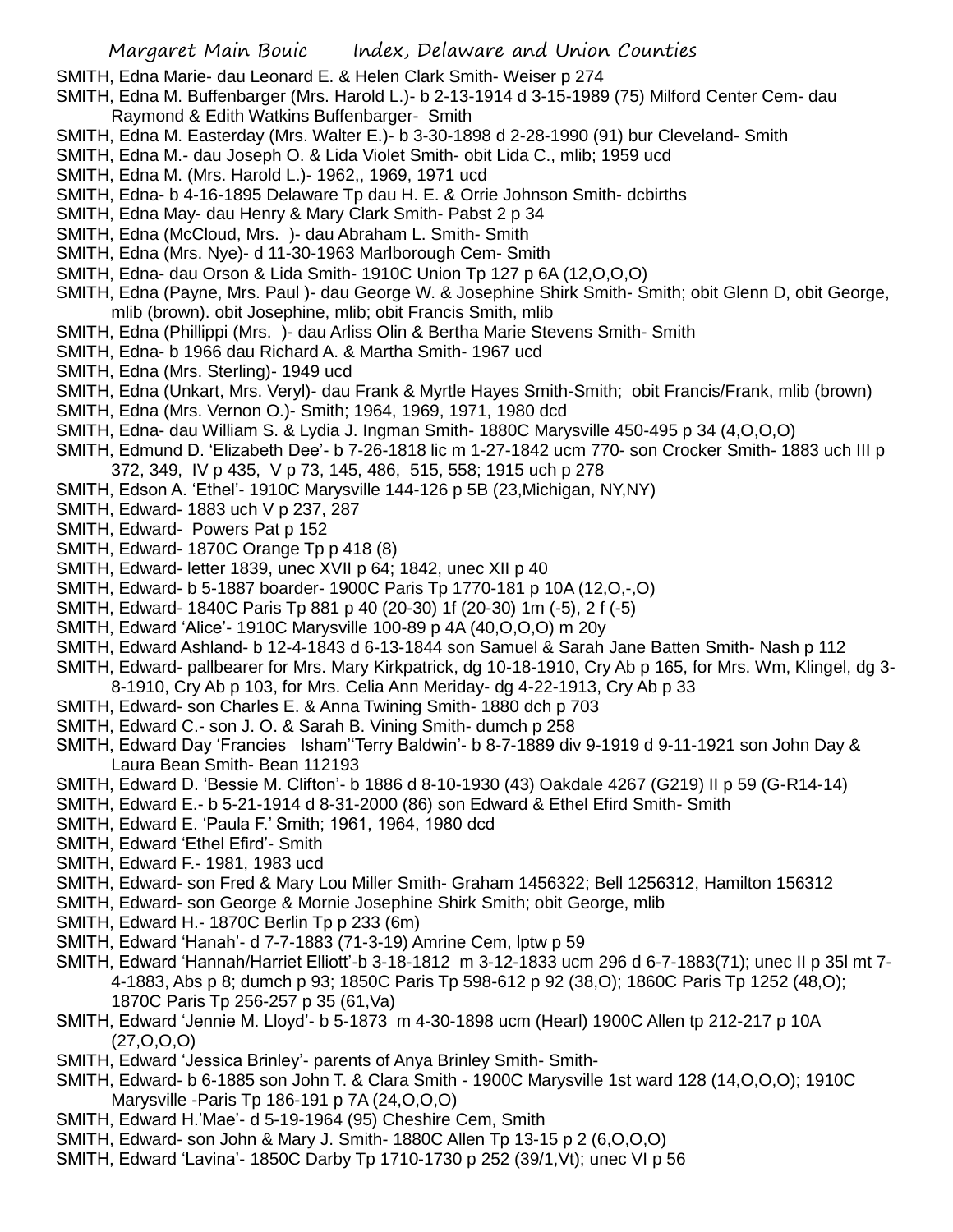SMITH, Edna Marie- dau Leonard E. & Helen Clark Smith- Weiser p 274

SMITH, Edna M. Buffenbarger (Mrs. Harold L.)- b 2-13-1914 d 3-15-1989 (75) Milford Center Cem- dau Raymond & Edith Watkins Buffenbarger- Smith

SMITH, Edna M. Easterday (Mrs. Walter E.)- b 3-30-1898 d 2-28-1990 (91) bur Cleveland- Smith

SMITH, Edna M.- dau Joseph O. & Lida Violet Smith- obit Lida C., mlib; 1959 ucd

SMITH, Edna M. (Mrs. Harold L.)- 1962,, 1969, 1971 ucd

SMITH, Edna- b 4-16-1895 Delaware Tp dau H. E. & Orrie Johnson Smith- dcbirths

SMITH, Edna May- dau Henry & Mary Clark Smith- Pabst 2 p 34

SMITH, Edna (McCloud, Mrs. )- dau Abraham L. Smith- Smith

SMITH, Edna (Mrs. Nye)- d 11-30-1963 Marlborough Cem- Smith

SMITH, Edna- dau Orson & Lida Smith- 1910C Union Tp 127 p 6A (12,O,O,O)

SMITH, Edna (Payne, Mrs. Paul )- dau George W. & Josephine Shirk Smith- Smith; obit Glenn D, obit George, mlib (brown). obit Josephine, mlib; obit Francis Smith, mlib

SMITH, Edna (Phillippi (Mrs. )- dau Arliss Olin & Bertha Marie Stevens Smith- Smith

SMITH, Edna- b 1966 dau Richard A. & Martha Smith- 1967 ucd

SMITH, Edna (Mrs. Sterling)- 1949 ucd

SMITH, Edna (Unkart, Mrs. Veryl)- dau Frank & Myrtle Hayes Smith-Smith; obit Francis/Frank, mlib (brown)

SMITH, Edna (Mrs. Vernon O.)- Smith; 1964, 1969, 1971, 1980 dcd

SMITH, Edna- dau William S. & Lydia J. Ingman Smith- 1880C Marysville 450-495 p 34 (4,O,O,O)

SMITH, Edmund D. 'Elizabeth Dee'- b 7-26-1818 lic m 1-27-1842 ucm 770- son Crocker Smith- 1883 uch III p 372, 349, IV p 435, V p 73, 145, 486, 515, 558; 1915 uch p 278

SMITH, Edson A. 'Ethel'- 1910C Marysville 144-126 p 5B (23,Michigan, NY,NY)

SMITH, Edward- 1883 uch V p 237, 287

SMITH, Edward- Powers Pat p 152

SMITH, Edward- 1870C Orange Tp p 418 (8)

SMITH, Edward- letter 1839, unec XVII p 64; 1842, unec XII p 40

SMITH, Edward- b 5-1887 boarder- 1900C Paris Tp 1770-181 p 10A (12,O,-,O)

SMITH, Edward- 1840C Paris Tp 881 p 40 (20-30) 1f (20-30) 1m (-5), 2 f (-5)

SMITH, Edward 'Alice'- 1910C Marysville 100-89 p 4A (40,O,O,O) m 20y

SMITH, Edward Ashland- b 12-4-1843 d 6-13-1844 son Samuel & Sarah Jane Batten Smith- Nash p 112

SMITH, Edward- pallbearer for Mrs. Mary Kirkpatrick, dg 10-18-1910, Cry Ab p 165, for Mrs. Wm, Klingel, dg 3-8-1910, Cry Ab p 103, for Mrs. Celia Ann Meriday- dg 4-22-1913, Cry Ab p 33

SMITH, Edward- son Charles E. & Anna Twining Smith- 1880 dch p 703

SMITH, Edward C.- son J. O. & Sarah B. Vining Smith- dumch p 258

SMITH, Edward Day 'Francies Isham''Terry Baldwin'- b 8-7-1889 div 9-1919 d 9-11-1921 son John Day & Laura Bean Smith- Bean 112193

SMITH, Edward D. 'Bessie M. Clifton'- b 1886 d 8-10-1930 (43) Oakdale 4267 (G219) II p 59 (G-R14-14)

SMITH, Edward E.- b 5-21-1914 d 8-31-2000 (86) son Edward & Ethel Efird Smith- Smith

SMITH, Edward E. 'Paula F.' Smith; 1961, 1964, 1980 dcd

SMITH, Edward 'Ethel Efird'- Smith

SMITH, Edward F.- 1981, 1983 ucd

SMITH, Edward- son Fred & Mary Lou Miller Smith- Graham 1456322; Bell 1256312, Hamilton 156312

SMITH, Edward- son George & Mornie Josephine Shirk Smith; obit George, mlib

SMITH, Edward H.- 1870C Berlin Tp p 233 (6m)

SMITH, Edward 'Hanah'- d 7-7-1883 (71-3-19) Amrine Cem, lptw p 59

SMITH, Edward 'Hannah/Harriet Elliott'-b 3-18-1812 m 3-12-1833 ucm 296 d 6-7-1883(71); unec II p 35l mt 7-4-1883, Abs p 8; dumch p 93; 1850C Paris Tp 598-612 p 92 (38,O); 1860C Paris Tp 1252 (48,O); 1870C Paris Tp 256-257 p 35 (61,Va)

SMITH, Edward 'Jennie M. Lloyd'- b 5-1873 m 4-30-1898 ucm (Hearl) 1900C Allen tp 212-217 p 10A (27,O,O,O)

SMITH, Edward 'Jessica Brinley'- parents of Anya Brinley Smith- Smith-

SMITH, Edward- b 6-1885 son John T. & Clara Smith - 1900C Marysville 1st ward 128 (14,O,O,O); 1910C Marysville -Paris Tp 186-191 p 7A (24,O,O,O)

SMITH, Edward H.'Mae'- d 5-19-1964 (95) Cheshire Cem, Smith

SMITH, Edward- son John & Mary J. Smith- 1880C Allen Tp 13-15 p 2 (6,O,O,O)

SMITH, Edward 'Lavina'- 1850C Darby Tp 1710-1730 p 252 (39/1,Vt); unec VI p 56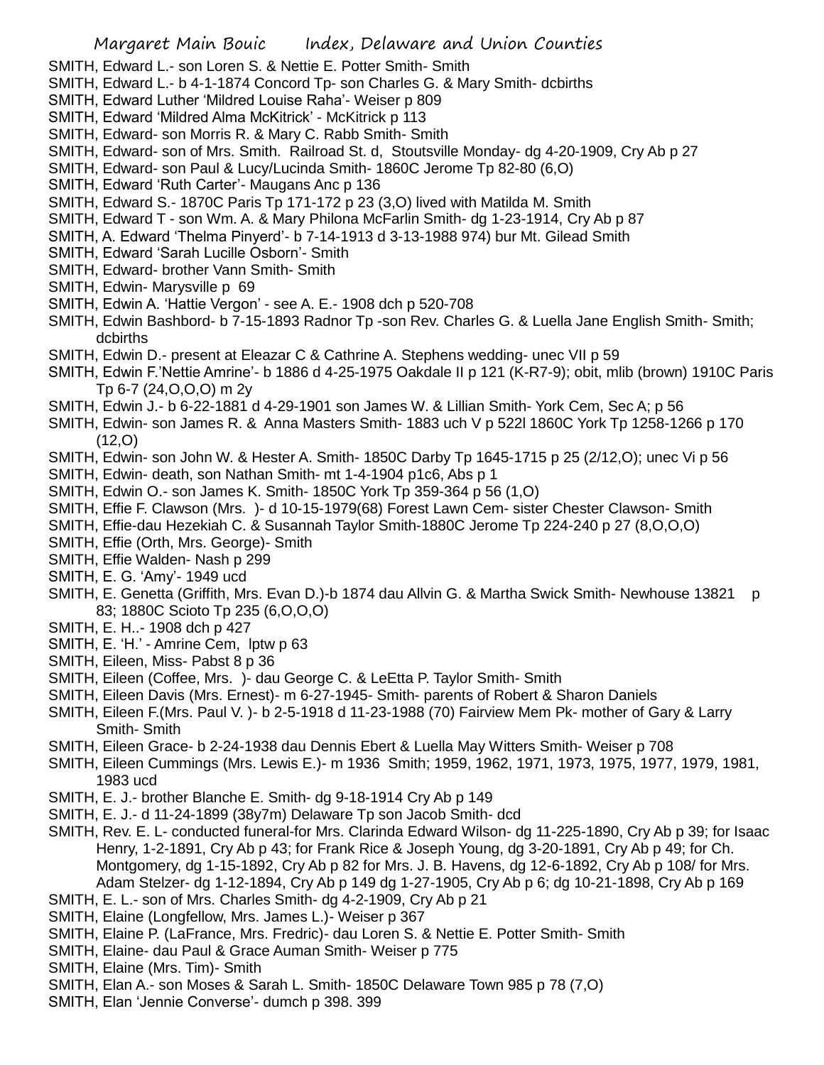SMITH, Edward L.- son Loren S. & Nettie E. Potter Smith- Smith
SMITH, Edward L.- b 4-1-1874 Concord Tp- son Charles G. & Mary Smith- dcbirths
SMITH, Edward Luther 'Mildred Louise Raha'- Weiser p 809
SMITH, Edward 'Mildred Alma McKitrick' - McKitrick p 113
SMITH, Edward- son Morris R. & Mary C. Rabb Smith- Smith
SMITH, Edward- son of Mrs. Smith. Railroad St. d, Stoutsville Monday- dg 4-20-1909, Cry Ab p 27
SMITH, Edward- son Paul & Lucy/Lucinda Smith- 1860C Jerome Tp 82-80 (6,O)
SMITH, Edward 'Ruth Carter'- Maugans Anc p 136
SMITH, Edward S.- 1870C Paris Tp 171-172 p 23 (3,O) lived with Matilda M. Smith
SMITH, Edward T - son Wm. A. & Mary Philona McFarlin Smith- dg 1-23-1914, Cry Ab p 87
SMITH, A. Edward 'Thelma Pinyerd'- b 7-14-1913 d 3-13-1988 974) bur Mt. Gilead Smith
SMITH, Edward 'Sarah Lucille Osborn'- Smith
SMITH, Edward- brother Vann Smith- Smith
SMITH, Edwin- Marysville p 69
SMITH, Edwin A. 'Hattie Vergon' - see A. E.- 1908 dch p 520-708
SMITH, Edwin Bashbord- b 7-15-1893 Radnor Tp -son Rev. Charles G. & Luella Jane English Smith- Smith; dcbirths
SMITH, Edwin D.- present at Eleazar C & Cathrine A. Stephens wedding- unec VII p 59
SMITH, Edwin F.'Nettie Amrine'- b 1886 d 4-25-1975 Oakdale II p 121 (K-R7-9); obit, mlib (brown) 1910C Paris Tp 6-7 (24,O,O,O) m 2y
SMITH, Edwin J.- b 6-22-1881 d 4-29-1901 son James W. & Lillian Smith- York Cem, Sec A; p 56
SMITH, Edwin- son James R. & Anna Masters Smith- 1883 uch V p 522l 1860C York Tp 1258-1266 p 170 (12,O)
SMITH, Edwin- son John W. & Hester A. Smith- 1850C Darby Tp 1645-1715 p 25 (2/12,O); unec Vi p 56
SMITH, Edwin- death, son Nathan Smith- mt 1-4-1904 p1c6, Abs p 1
SMITH, Edwin O.- son James K. Smith- 1850C York Tp 359-364 p 56 (1,O)
SMITH, Effie F. Clawson (Mrs. )- d 10-15-1979(68) Forest Lawn Cem- sister Chester Clawson- Smith
SMITH, Effie-dau Hezekiah C. & Susannah Taylor Smith-1880C Jerome Tp 224-240 p 27 (8,O,O,O)
SMITH, Effie (Orth, Mrs. George)- Smith
SMITH, Effie Walden- Nash p 299
SMITH, E. G. 'Amy'- 1949 ucd
SMITH, E. Genetta (Griffith, Mrs. Evan D.)-b 1874 dau Allvin G. & Martha Swick Smith- Newhouse 13821 p 83; 1880C Scioto Tp 235 (6,O,O,O)
SMITH, E. H..- 1908 dch p 427
SMITH, E. 'H.' - Amrine Cem, lptw p 63
SMITH, Eileen, Miss- Pabst 8 p 36
SMITH, Eileen (Coffee, Mrs. )- dau George C. & LeEtta P. Taylor Smith- Smith
SMITH, Eileen Davis (Mrs. Ernest)- m 6-27-1945- Smith- parents of Robert & Sharon Daniels
SMITH, Eileen F.(Mrs. Paul V. )- b 2-5-1918 d 11-23-1988 (70) Fairview Mem Pk- mother of Gary & Larry Smith- Smith
SMITH, Eileen Grace- b 2-24-1938 dau Dennis Ebert & Luella May Witters Smith- Weiser p 708
SMITH, Eileen Cummings (Mrs. Lewis E.)- m 1936 Smith; 1959, 1962, 1971, 1973, 1975, 1977, 1979, 1981, 1983 ucd
SMITH, E. J.- brother Blanche E. Smith- dg 9-18-1914 Cry Ab p 149
SMITH, E. J.- d 11-24-1899 (38y7m) Delaware Tp son Jacob Smith- dcd
SMITH, Rev. E. L- conducted funeral-for Mrs. Clarinda Edward Wilson- dg 11-225-1890, Cry Ab p 39; for Isaac Henry, 1-2-1891, Cry Ab p 43; for Frank Rice & Joseph Young, dg 3-20-1891, Cry Ab p 49; for Ch. Montgomery, dg 1-15-1892, Cry Ab p 82 for Mrs. J. B. Havens, dg 12-6-1892, Cry Ab p 108/ for Mrs. Adam Stelzer- dg 1-12-1894, Cry Ab p 149 dg 1-27-1905, Cry Ab p 6; dg 10-21-1898, Cry Ab p 169
SMITH, E. L.- son of Mrs. Charles Smith- dg 4-2-1909, Cry Ab p 21
SMITH, Elaine (Longfellow, Mrs. James L.)- Weiser p 367
SMITH, Elaine P. (LaFrance, Mrs. Fredric)- dau Loren S. & Nettie E. Potter Smith- Smith
SMITH, Elaine- dau Paul & Grace Auman Smith- Weiser p 775
SMITH, Elaine (Mrs. Tim)- Smith
SMITH, Elan A.- son Moses & Sarah L. Smith- 1850C Delaware Town 985 p 78 (7,O)
SMITH, Elan 'Jennie Converse'- dumch p 398. 399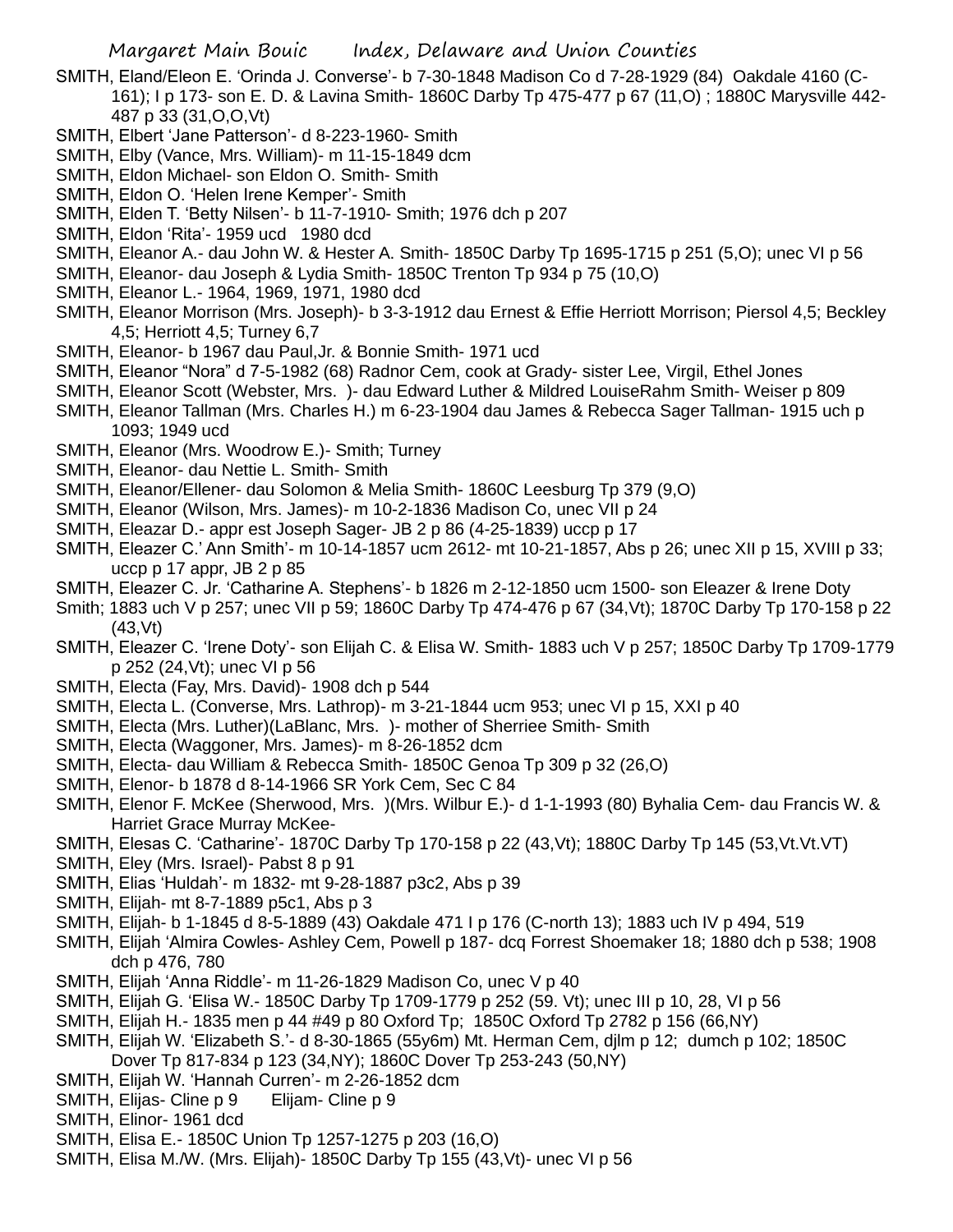SMITH, Eland/Eleon E. 'Orinda J. Converse'- b 7-30-1848 Madison Co d 7-28-1929 (84) Oakdale 4160 (C-161); I p 173- son E. D. & Lavina Smith- 1860C Darby Tp 475-477 p 67 (11,O) ; 1880C Marysville 442-487 p 33 (31,O,O,Vt)

SMITH, Elbert 'Jane Patterson'- d 8-223-1960- Smith

SMITH, Elby (Vance, Mrs. William)- m 11-15-1849 dcm

SMITH, Eldon Michael- son Eldon O. Smith- Smith

SMITH, Eldon O. 'Helen Irene Kemper'- Smith

SMITH, Elden T. 'Betty Nilsen'- b 11-7-1910- Smith; 1976 dch p 207

SMITH, Eldon 'Rita'- 1959 ucd 1980 dcd

SMITH, Eleanor A.- dau John W. & Hester A. Smith- 1850C Darby Tp 1695-1715 p 251 (5,O); unec VI p 56

SMITH, Eleanor- dau Joseph & Lydia Smith- 1850C Trenton Tp 934 p 75 (10,O)

SMITH, Eleanor L.- 1964, 1969, 1971, 1980 dcd

SMITH, Eleanor Morrison (Mrs. Joseph)- b 3-3-1912 dau Ernest & Effie Herriott Morrison; Piersol 4,5; Beckley 4,5; Herriott 4,5; Turney 6,7

SMITH, Eleanor- b 1967 dau Paul,Jr. & Bonnie Smith- 1971 ucd

SMITH, Eleanor "Nora" d 7-5-1982 (68) Radnor Cem, cook at Grady- sister Lee, Virgil, Ethel Jones

SMITH, Eleanor Scott (Webster, Mrs. )- dau Edward Luther & Mildred LouiseRahm Smith- Weiser p 809

SMITH, Eleanor Tallman (Mrs. Charles H.) m 6-23-1904 dau James & Rebecca Sager Tallman- 1915 uch p 1093; 1949 ucd

SMITH, Eleanor (Mrs. Woodrow E.)- Smith; Turney

SMITH, Eleanor- dau Nettie L. Smith- Smith

SMITH, Eleanor/Ellener- dau Solomon & Melia Smith- 1860C Leesburg Tp 379 (9,O)

SMITH, Eleanor (Wilson, Mrs. James)- m 10-2-1836 Madison Co, unec VII p 24

SMITH, Eleazar D.- appr est Joseph Sager- JB 2 p 86 (4-25-1839) uccp p 17

SMITH, Eleazer C.' Ann Smith'- m 10-14-1857 ucm 2612- mt 10-21-1857, Abs p 26; unec XII p 15, XVIII p 33; uccp p 17 appr, JB 2 p 85

SMITH, Eleazer C. Jr. 'Catharine A. Stephens'- b 1826 m 2-12-1850 ucm 1500- son Eleazer & Irene Doty Smith; 1883 uch V p 257; unec VII p 59; 1860C Darby Tp 474-476 p 67 (34,Vt); 1870C Darby Tp 170-158 p 22 (43,Vt)

SMITH, Eleazer C. 'Irene Doty'- son Elijah C. & Elisa W. Smith- 1883 uch V p 257; 1850C Darby Tp 1709-1779 p 252 (24,Vt); unec VI p 56

SMITH, Electa (Fay, Mrs. David)- 1908 dch p 544

SMITH, Electa L. (Converse, Mrs. Lathrop)- m 3-21-1844 ucm 953; unec VI p 15, XXI p 40

SMITH, Electa (Mrs. Luther)(LaBlanc, Mrs. )- mother of Sherriee Smith- Smith

SMITH, Electa (Waggoner, Mrs. James)- m 8-26-1852 dcm

SMITH, Electa- dau William & Rebecca Smith- 1850C Genoa Tp 309 p 32 (26,O)

SMITH, Elenor- b 1878 d 8-14-1966 SR York Cem, Sec C 84

SMITH, Elenor F. McKee (Sherwood, Mrs. )(Mrs. Wilbur E.)- d 1-1-1993 (80) Byhalia Cem- dau Francis W. & Harriet Grace Murray McKee-

SMITH, Elesas C. 'Catharine'- 1870C Darby Tp 170-158 p 22 (43,Vt); 1880C Darby Tp 145 (53,Vt.Vt.VT)

SMITH, Eley (Mrs. Israel)- Pabst 8 p 91

SMITH, Elias 'Huldah'- m 1832- mt 9-28-1887 p3c2, Abs p 39

SMITH, Elijah- mt 8-7-1889 p5c1, Abs p 3

SMITH, Elijah- b 1-1845 d 8-5-1889 (43) Oakdale 471 I p 176 (C-north 13); 1883 uch IV p 494, 519

SMITH, Elijah 'Almira Cowles- Ashley Cem, Powell p 187- dcq Forrest Shoemaker 18; 1880 dch p 538; 1908 dch p 476, 780

SMITH, Elijah 'Anna Riddle'- m 11-26-1829 Madison Co, unec V p 40

SMITH, Elijah G. 'Elisa W.- 1850C Darby Tp 1709-1779 p 252 (59. Vt); unec III p 10, 28, VI p 56

SMITH, Elijah H.- 1835 men p 44 #49 p 80 Oxford Tp; 1850C Oxford Tp 2782 p 156 (66,NY)

SMITH, Elijah W. 'Elizabeth S.'- d 8-30-1865 (55y6m) Mt. Herman Cem, djlm p 12; dumch p 102; 1850C Dover Tp 817-834 p 123 (34,NY); 1860C Dover Tp 253-243 (50,NY)

SMITH, Elijah W. 'Hannah Curren'- m 2-26-1852 dcm

SMITH, Elijas- Cline p 9 Elijam- Cline p 9

SMITH, Elinor- 1961 dcd

SMITH, Elisa E.- 1850C Union Tp 1257-1275 p 203 (16,O)

SMITH, Elisa M./W. (Mrs. Elijah)- 1850C Darby Tp 155 (43,Vt)- unec VI p 56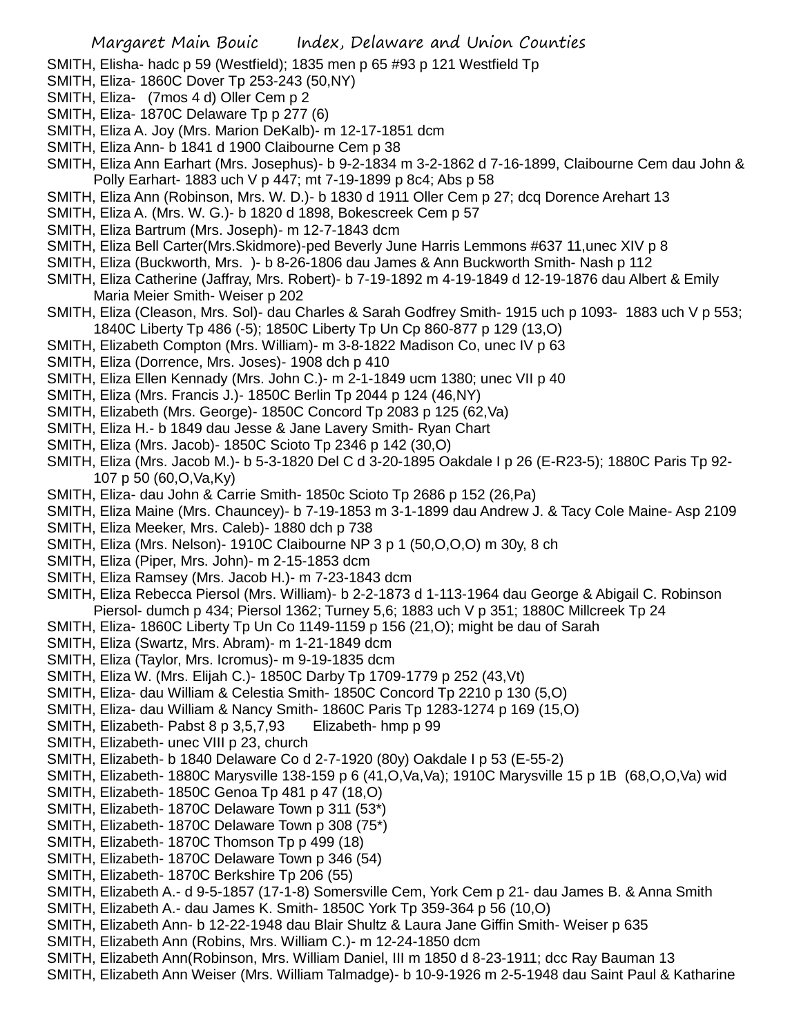SMITH, Elisha- hadc p 59 (Westfield); 1835 men p 65 #93 p 121 Westfield Tp
SMITH, Eliza- 1860C Dover Tp 253-243 (50,NY)
SMITH, Eliza- (7mos 4 d) Oller Cem p 2
SMITH, Eliza- 1870C Delaware Tp p 277 (6)
SMITH, Eliza A. Joy (Mrs. Marion DeKalb)- m 12-17-1851 dcm
SMITH, Eliza Ann- b 1841 d 1900 Claibourne Cem p 38
SMITH, Eliza Ann Earhart (Mrs. Josephus)- b 9-2-1834 m 3-2-1862 d 7-16-1899, Claibourne Cem dau John & Polly Earhart- 1883 uch V p 447; mt 7-19-1899 p 8c4; Abs p 58
SMITH, Eliza Ann (Robinson, Mrs. W. D.)- b 1830 d 1911 Oller Cem p 27; dcq Dorence Arehart 13
SMITH, Eliza A. (Mrs. W. G.)- b 1820 d 1898, Bokescreek Cem p 57
SMITH, Eliza Bartrum (Mrs. Joseph)- m 12-7-1843 dcm
SMITH, Eliza Bell Carter(Mrs.Skidmore)-ped Beverly June Harris Lemmons #637 11,unec XIV p 8
SMITH, Eliza (Buckworth, Mrs. )- b 8-26-1806 dau James & Ann Buckworth Smith- Nash p 112
SMITH, Eliza Catherine (Jaffray, Mrs. Robert)- b 7-19-1892 m 4-19-1849 d 12-19-1876 dau Albert & Emily Maria Meier Smith- Weiser p 202
SMITH, Eliza (Cleason, Mrs. Sol)- dau Charles & Sarah Godfrey Smith- 1915 uch p 1093- 1883 uch V p 553; 1840C Liberty Tp 486 (-5); 1850C Liberty Tp Un Cp 860-877 p 129 (13,O)
SMITH, Elizabeth Compton (Mrs. William)- m 3-8-1822 Madison Co, unec IV p 63
SMITH, Eliza (Dorrence, Mrs. Joses)- 1908 dch p 410
SMITH, Eliza Ellen Kennady (Mrs. John C.)- m 2-1-1849 ucm 1380; unec VII p 40
SMITH, Eliza (Mrs. Francis J.)- 1850C Berlin Tp 2044 p 124 (46,NY)
SMITH, Elizabeth (Mrs. George)- 1850C Concord Tp 2083 p 125 (62,Va)
SMITH, Eliza H.- b 1849 dau Jesse & Jane Lavery Smith- Ryan Chart
SMITH, Eliza (Mrs. Jacob)- 1850C Scioto Tp 2346 p 142 (30,O)
SMITH, Eliza (Mrs. Jacob M.)- b 5-3-1820 Del C d 3-20-1895 Oakdale I p 26 (E-R23-5); 1880C Paris Tp 92-107 p 50 (60,O,Va,Ky)
SMITH, Eliza- dau John & Carrie Smith- 1850c Scioto Tp 2686 p 152 (26,Pa)
SMITH, Eliza Maine (Mrs. Chauncey)- b 7-19-1853 m 3-1-1899 dau Andrew J. & Tacy Cole Maine- Asp 2109
SMITH, Eliza Meeker, Mrs. Caleb)- 1880 dch p 738
SMITH, Eliza (Mrs. Nelson)- 1910C Claibourne NP 3 p 1 (50,O,O,O) m 30y, 8 ch
SMITH, Eliza (Piper, Mrs. John)- m 2-15-1853 dcm
SMITH, Eliza Ramsey (Mrs. Jacob H.)- m 7-23-1843 dcm
SMITH, Eliza Rebecca Piersol (Mrs. William)- b 2-2-1873 d 1-113-1964 dau George & Abigail C. Robinson Piersol- dumch p 434; Piersol 1362; Turney 5,6; 1883 uch V p 351; 1880C Millcreek Tp 24
SMITH, Eliza- 1860C Liberty Tp Un Co 1149-1159 p 156 (21,O); might be dau of Sarah
SMITH, Eliza (Swartz, Mrs. Abram)- m 1-21-1849 dcm
SMITH, Eliza (Taylor, Mrs. Icromus)- m 9-19-1835 dcm
SMITH, Eliza W. (Mrs. Elijah C.)- 1850C Darby Tp 1709-1779 p 252 (43,Vt)
SMITH, Eliza- dau William & Celestia Smith- 1850C Concord Tp 2210 p 130 (5,O)
SMITH, Eliza- dau William & Nancy Smith- 1860C Paris Tp 1283-1274 p 169 (15,O)
SMITH, Elizabeth- Pabst 8 p 3,5,7,93 Elizabeth- hmp p 99
SMITH, Elizabeth- unec VIII p 23, church
SMITH, Elizabeth- b 1840 Delaware Co d 2-7-1920 (80y) Oakdale I p 53 (E-55-2)
SMITH, Elizabeth- 1880C Marysville 138-159 p 6 (41,O,Va,Va); 1910C Marysville 15 p 1B (68,O,O,Va) wid
SMITH, Elizabeth- 1850C Genoa Tp 481 p 47 (18,O)
SMITH, Elizabeth- 1870C Delaware Town p 311 (53*)
SMITH, Elizabeth- 1870C Delaware Town p 308 (75*)
SMITH, Elizabeth- 1870C Thomson Tp p 499 (18)
SMITH, Elizabeth- 1870C Delaware Town p 346 (54)
SMITH, Elizabeth- 1870C Berkshire Tp 206 (55)
SMITH, Elizabeth A.- d 9-5-1857 (17-1-8) Somersville Cem, York Cem p 21- dau James B. & Anna Smith
SMITH, Elizabeth A.- dau James K. Smith- 1850C York Tp 359-364 p 56 (10,O)
SMITH, Elizabeth Ann- b 12-22-1948 dau Blair Shultz & Laura Jane Giffin Smith- Weiser p 635
SMITH, Elizabeth Ann (Robins, Mrs. William C.)- m 12-24-1850 dcm
SMITH, Elizabeth Ann(Robinson, Mrs. William Daniel, III m 1850 d 8-23-1911; dcc Ray Bauman 13
SMITH, Elizabeth Ann Weiser (Mrs. William Talmadge)- b 10-9-1926 m 2-5-1948 dau Saint Paul & Katharine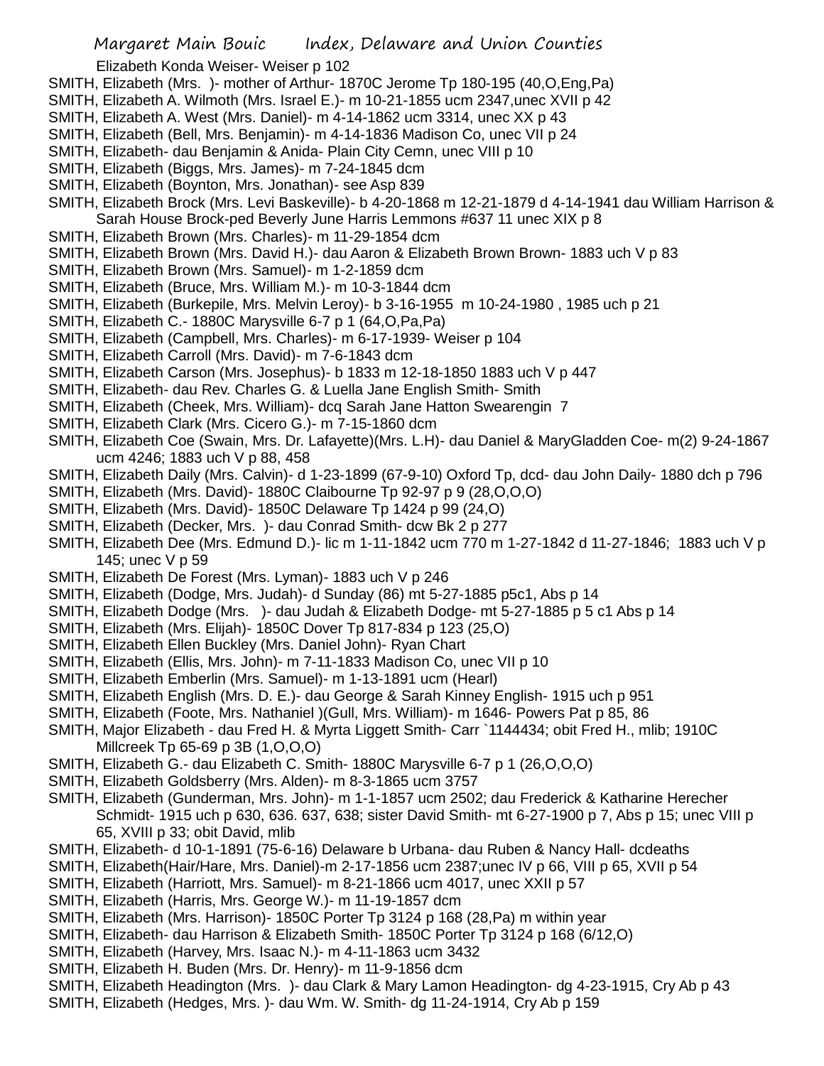Elizabeth Konda Weiser- Weiser p 102

SMITH, Elizabeth (Mrs. )- mother of Arthur- 1870C Jerome Tp 180-195 (40,O,Eng,Pa)

SMITH, Elizabeth A. Wilmoth (Mrs. Israel E.)- m 10-21-1855 ucm 2347,unec XVII p 42

SMITH, Elizabeth A. West (Mrs. Daniel)- m 4-14-1862 ucm 3314, unec XX p 43

SMITH, Elizabeth (Bell, Mrs. Benjamin)- m 4-14-1836 Madison Co, unec VII p 24

SMITH, Elizabeth- dau Benjamin & Anida- Plain City Cemn, unec VIII p 10

SMITH, Elizabeth (Biggs, Mrs. James)- m 7-24-1845 dcm

SMITH, Elizabeth (Boynton, Mrs. Jonathan)- see Asp 839

SMITH, Elizabeth Brock (Mrs. Levi Baskeville)- b 4-20-1868 m 12-21-1879 d 4-14-1941 dau William Harrison & Sarah House Brock-ped Beverly June Harris Lemmons #637 11 unec XIX p 8

SMITH, Elizabeth Brown (Mrs. Charles)- m 11-29-1854 dcm

SMITH, Elizabeth Brown (Mrs. David H.)- dau Aaron & Elizabeth Brown Brown- 1883 uch V p 83

SMITH, Elizabeth Brown (Mrs. Samuel)- m 1-2-1859 dcm

SMITH, Elizabeth (Bruce, Mrs. William M.)- m 10-3-1844 dcm

SMITH, Elizabeth (Burkepile, Mrs. Melvin Leroy)- b 3-16-1955 m 10-24-1980 , 1985 uch p 21

SMITH, Elizabeth C.- 1880C Marysville 6-7 p 1 (64,O,Pa,Pa)

SMITH, Elizabeth (Campbell, Mrs. Charles)- m 6-17-1939- Weiser p 104

SMITH, Elizabeth Carroll (Mrs. David)- m 7-6-1843 dcm

SMITH, Elizabeth Carson (Mrs. Josephus)- b 1833 m 12-18-1850 1883 uch V p 447

SMITH, Elizabeth- dau Rev. Charles G. & Luella Jane English Smith- Smith

SMITH, Elizabeth (Cheek, Mrs. William)- dcq Sarah Jane Hatton Swearengin 7

SMITH, Elizabeth Clark (Mrs. Cicero G.)- m 7-15-1860 dcm

SMITH, Elizabeth Coe (Swain, Mrs. Dr. Lafayette)(Mrs. L.H)- dau Daniel & MaryGladden Coe- m(2) 9-24-1867 ucm 4246; 1883 uch V p 88, 458

SMITH, Elizabeth Daily (Mrs. Calvin)- d 1-23-1899 (67-9-10) Oxford Tp, dcd- dau John Daily- 1880 dch p 796

SMITH, Elizabeth (Mrs. David)- 1880C Claibourne Tp 92-97 p 9 (28,O,O,O)

SMITH, Elizabeth (Mrs. David)- 1850C Delaware Tp 1424 p 99 (24,O)

SMITH, Elizabeth (Decker, Mrs. )- dau Conrad Smith- dcw Bk 2 p 277

SMITH, Elizabeth Dee (Mrs. Edmund D.)- lic m 1-11-1842 ucm 770 m 1-27-1842 d 11-27-1846; 1883 uch V p 145; unec V p 59

SMITH, Elizabeth De Forest (Mrs. Lyman)- 1883 uch V p 246

SMITH, Elizabeth (Dodge, Mrs. Judah)- d Sunday (86) mt 5-27-1885 p5c1, Abs p 14

SMITH, Elizabeth Dodge (Mrs. )- dau Judah & Elizabeth Dodge- mt 5-27-1885 p 5 c1 Abs p 14

SMITH, Elizabeth (Mrs. Elijah)- 1850C Dover Tp 817-834 p 123 (25,O)

SMITH, Elizabeth Ellen Buckley (Mrs. Daniel John)- Ryan Chart

SMITH, Elizabeth (Ellis, Mrs. John)- m 7-11-1833 Madison Co, unec VII p 10

SMITH, Elizabeth Emberlin (Mrs. Samuel)- m 1-13-1891 ucm (Hearl)

SMITH, Elizabeth English (Mrs. D. E.)- dau George & Sarah Kinney English- 1915 uch p 951

SMITH, Elizabeth (Foote, Mrs. Nathaniel )(Gull, Mrs. William)- m 1646- Powers Pat p 85, 86

SMITH, Major Elizabeth - dau Fred H. & Myrta Liggett Smith- Carr `1144434; obit Fred H., mlib; 1910C Millcreek Tp 65-69 p 3B (1,O,O,O)

SMITH, Elizabeth G.- dau Elizabeth C. Smith- 1880C Marysville 6-7 p 1 (26,O,O,O)

SMITH, Elizabeth Goldsberry (Mrs. Alden)- m 8-3-1865 ucm 3757

SMITH, Elizabeth (Gunderman, Mrs. John)- m 1-1-1857 ucm 2502; dau Frederick & Katharine Herecher Schmidt- 1915 uch p 630, 636. 637, 638; sister David Smith- mt 6-27-1900 p 7, Abs p 15; unec VIII p 65, XVIII p 33; obit David, mlib

SMITH, Elizabeth- d 10-1-1891 (75-6-16) Delaware b Urbana- dau Ruben & Nancy Hall- dcdeaths

SMITH, Elizabeth(Hair/Hare, Mrs. Daniel)-m 2-17-1856 ucm 2387;unec IV p 66, VIII p 65, XVII p 54

SMITH, Elizabeth (Harriott, Mrs. Samuel)- m 8-21-1866 ucm 4017, unec XXII p 57

SMITH, Elizabeth (Harris, Mrs. George W.)- m 11-19-1857 dcm

SMITH, Elizabeth (Mrs. Harrison)- 1850C Porter Tp 3124 p 168 (28,Pa) m within year

SMITH, Elizabeth- dau Harrison & Elizabeth Smith- 1850C Porter Tp 3124 p 168 (6/12,O)

SMITH, Elizabeth (Harvey, Mrs. Isaac N.)- m 4-11-1863 ucm 3432

SMITH, Elizabeth H. Buden (Mrs. Dr. Henry)- m 11-9-1856 dcm

SMITH, Elizabeth Headington (Mrs. )- dau Clark & Mary Lamon Headington- dg 4-23-1915, Cry Ab p 43

SMITH, Elizabeth (Hedges, Mrs. )- dau Wm. W. Smith- dg 11-24-1914, Cry Ab p 159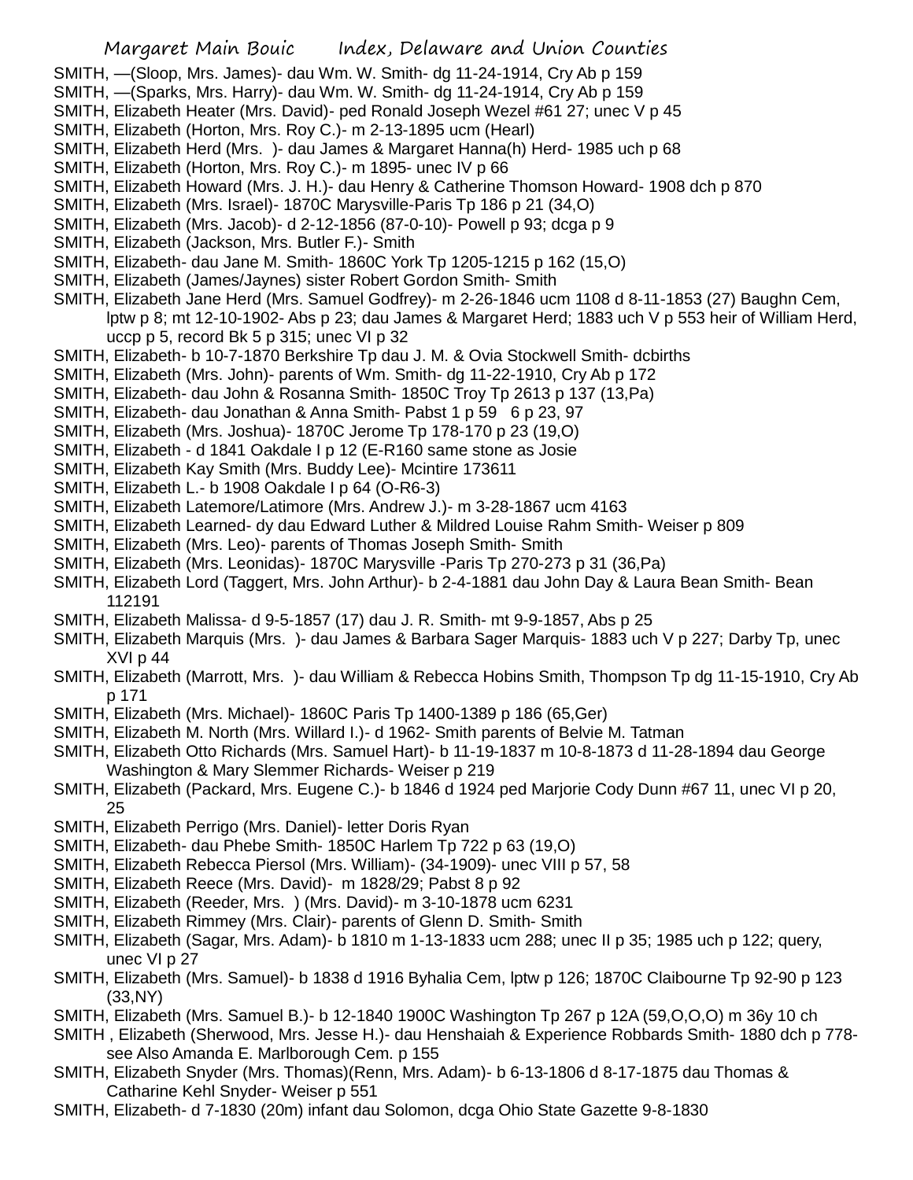SMITH, —(Sloop, Mrs. James)- dau Wm. W. Smith- dg 11-24-1914, Cry Ab p 159

SMITH, —(Sparks, Mrs. Harry)- dau Wm. W. Smith- dg 11-24-1914, Cry Ab p 159

SMITH, Elizabeth Heater (Mrs. David)- ped Ronald Joseph Wezel #61 27; unec V p 45

SMITH, Elizabeth (Horton, Mrs. Roy C.)- m 2-13-1895 ucm (Hearl)

SMITH, Elizabeth Herd (Mrs. )- dau James & Margaret Hanna(h) Herd- 1985 uch p 68

SMITH, Elizabeth (Horton, Mrs. Roy C.)- m 1895- unec IV p 66

SMITH, Elizabeth Howard (Mrs. J. H.)- dau Henry & Catherine Thomson Howard- 1908 dch p 870

SMITH, Elizabeth (Mrs. Israel)- 1870C Marysville-Paris Tp 186 p 21 (34,O)

SMITH, Elizabeth (Mrs. Jacob)- d 2-12-1856 (87-0-10)- Powell p 93; dcga p 9

SMITH, Elizabeth (Jackson, Mrs. Butler F.)- Smith

SMITH, Elizabeth- dau Jane M. Smith- 1860C York Tp 1205-1215 p 162 (15,O)

SMITH, Elizabeth (James/Jaynes) sister Robert Gordon Smith- Smith

SMITH, Elizabeth Jane Herd (Mrs. Samuel Godfrey)- m 2-26-1846 ucm 1108 d 8-11-1853 (27) Baughn Cem, lptw p 8; mt 12-10-1902- Abs p 23; dau James & Margaret Herd; 1883 uch V p 553 heir of William Herd, uccp p 5, record Bk 5 p 315; unec VI p 32

SMITH, Elizabeth- b 10-7-1870 Berkshire Tp dau J. M. & Ovia Stockwell Smith- dcbirths

SMITH, Elizabeth (Mrs. John)- parents of Wm. Smith- dg 11-22-1910, Cry Ab p 172

SMITH, Elizabeth- dau John & Rosanna Smith- 1850C Troy Tp 2613 p 137 (13,Pa)

SMITH, Elizabeth- dau Jonathan & Anna Smith- Pabst 1 p 59 6 p 23, 97

SMITH, Elizabeth (Mrs. Joshua)- 1870C Jerome Tp 178-170 p 23 (19,O)

SMITH, Elizabeth - d 1841 Oakdale I p 12 (E-R160 same stone as Josie

SMITH, Elizabeth Kay Smith (Mrs. Buddy Lee)- Mcintire 173611

SMITH, Elizabeth L.- b 1908 Oakdale I p 64 (O-R6-3)

SMITH, Elizabeth Latemore/Latimore (Mrs. Andrew J.)- m 3-28-1867 ucm 4163

SMITH, Elizabeth Learned- dy dau Edward Luther & Mildred Louise Rahm Smith- Weiser p 809

SMITH, Elizabeth (Mrs. Leo)- parents of Thomas Joseph Smith- Smith

SMITH, Elizabeth (Mrs. Leonidas)- 1870C Marysville -Paris Tp 270-273 p 31 (36,Pa)

SMITH, Elizabeth Lord (Taggert, Mrs. John Arthur)- b 2-4-1881 dau John Day & Laura Bean Smith- Bean 112191

SMITH, Elizabeth Malissa- d 9-5-1857 (17) dau J. R. Smith- mt 9-9-1857, Abs p 25

SMITH, Elizabeth Marquis (Mrs. )- dau James & Barbara Sager Marquis- 1883 uch V p 227; Darby Tp, unec XVI p 44

SMITH, Elizabeth (Marrott, Mrs. )- dau William & Rebecca Hobins Smith, Thompson Tp dg 11-15-1910, Cry Ab p 171

SMITH, Elizabeth (Mrs. Michael)- 1860C Paris Tp 1400-1389 p 186 (65,Ger)

SMITH, Elizabeth M. North (Mrs. Willard I.)- d 1962- Smith parents of Belvie M. Tatman

SMITH, Elizabeth Otto Richards (Mrs. Samuel Hart)- b 11-19-1837 m 10-8-1873 d 11-28-1894 dau George Washington & Mary Slemmer Richards- Weiser p 219

SMITH, Elizabeth (Packard, Mrs. Eugene C.)- b 1846 d 1924 ped Marjorie Cody Dunn #67 11, unec VI p 20, 25

SMITH, Elizabeth Perrigo (Mrs. Daniel)- letter Doris Ryan

SMITH, Elizabeth- dau Phebe Smith- 1850C Harlem Tp 722 p 63 (19,O)

SMITH, Elizabeth Rebecca Piersol (Mrs. William)- (34-1909)- unec VIII p 57, 58

SMITH, Elizabeth Reece (Mrs. David)- m 1828/29; Pabst 8 p 92

SMITH, Elizabeth (Reeder, Mrs. ) (Mrs. David)- m 3-10-1878 ucm 6231

SMITH, Elizabeth Rimmey (Mrs. Clair)- parents of Glenn D. Smith- Smith

SMITH, Elizabeth (Sagar, Mrs. Adam)- b 1810 m 1-13-1833 ucm 288; unec II p 35; 1985 uch p 122; query, unec VI p 27

SMITH, Elizabeth (Mrs. Samuel)- b 1838 d 1916 Byhalia Cem, lptw p 126; 1870C Claibourne Tp 92-90 p 123 (33,NY)

SMITH, Elizabeth (Mrs. Samuel B.)- b 12-1840 1900C Washington Tp 267 p 12A (59,O,O,O) m 36y 10 ch

SMITH , Elizabeth (Sherwood, Mrs. Jesse H.)- dau Henshaiah & Experience Robbards Smith- 1880 dch p 778- see Also Amanda E. Marlborough Cem. p 155

SMITH, Elizabeth Snyder (Mrs. Thomas)(Renn, Mrs. Adam)- b 6-13-1806 d 8-17-1875 dau Thomas & Catharine Kehl Snyder- Weiser p 551

SMITH, Elizabeth- d 7-1830 (20m) infant dau Solomon, dcga Ohio State Gazette 9-8-1830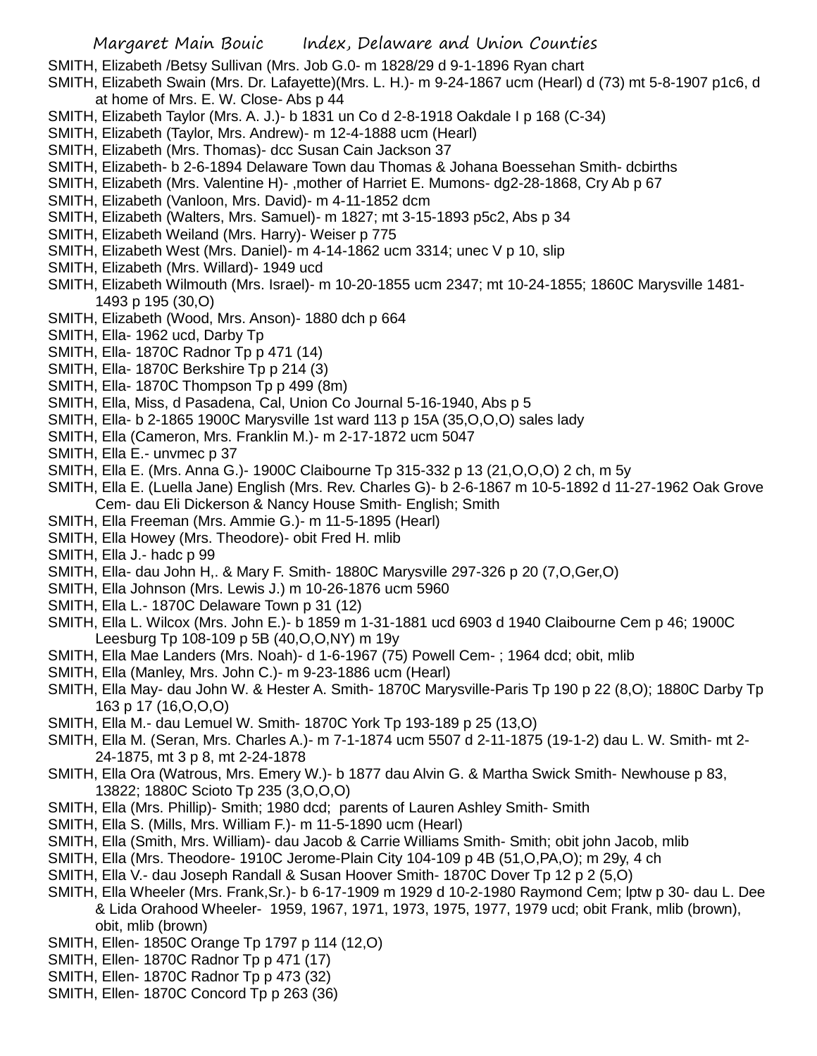SMITH, Elizabeth /Betsy Sullivan (Mrs. Job G.0- m 1828/29 d 9-1-1896 Ryan chart

SMITH, Elizabeth Swain (Mrs. Dr. Lafayette)(Mrs. L. H.)- m 9-24-1867 ucm (Hearl) d (73) mt 5-8-1907 p1c6, d at home of Mrs. E. W. Close- Abs p 44

SMITH, Elizabeth Taylor (Mrs. A. J.)- b 1831 un Co d 2-8-1918 Oakdale I p 168 (C-34)

SMITH, Elizabeth (Taylor, Mrs. Andrew)- m 12-4-1888 ucm (Hearl)

SMITH, Elizabeth (Mrs. Thomas)- dcc Susan Cain Jackson 37

SMITH, Elizabeth- b 2-6-1894 Delaware Town dau Thomas & Johana Boessehan Smith- dcbirths

SMITH, Elizabeth (Mrs. Valentine H)- ,mother of Harriet E. Mumons- dg2-28-1868, Cry Ab p 67

SMITH, Elizabeth (Vanloon, Mrs. David)- m 4-11-1852 dcm

SMITH, Elizabeth (Walters, Mrs. Samuel)- m 1827; mt 3-15-1893 p5c2, Abs p 34

SMITH, Elizabeth Weiland (Mrs. Harry)- Weiser p 775

SMITH, Elizabeth West (Mrs. Daniel)- m 4-14-1862 ucm 3314; unec V p 10, slip

SMITH, Elizabeth (Mrs. Willard)- 1949 ucd

SMITH, Elizabeth Wilmouth (Mrs. Israel)- m 10-20-1855 ucm 2347; mt 10-24-1855; 1860C Marysville 1481-1493 p 195 (30,O)

SMITH, Elizabeth (Wood, Mrs. Anson)- 1880 dch p 664

SMITH, Ella- 1962 ucd, Darby Tp

SMITH, Ella- 1870C Radnor Tp p 471 (14)

SMITH, Ella- 1870C Berkshire Tp p 214 (3)

SMITH, Ella- 1870C Thompson Tp p 499 (8m)

SMITH, Ella, Miss, d Pasadena, Cal, Union Co Journal 5-16-1940, Abs p 5

SMITH, Ella- b 2-1865 1900C Marysville 1st ward 113 p 15A (35,O,O,O) sales lady

SMITH, Ella (Cameron, Mrs. Franklin M.)- m 2-17-1872 ucm 5047

SMITH, Ella E.- unvmec p 37

SMITH, Ella E. (Mrs. Anna G.)- 1900C Claibourne Tp 315-332 p 13 (21,O,O,O) 2 ch, m 5y

SMITH, Ella E. (Luella Jane) English (Mrs. Rev. Charles G)- b 2-6-1867 m 10-5-1892 d 11-27-1962 Oak Grove Cem- dau Eli Dickerson & Nancy House Smith- English; Smith

SMITH, Ella Freeman (Mrs. Ammie G.)- m 11-5-1895 (Hearl)

SMITH, Ella Howey (Mrs. Theodore)- obit Fred H. mlib

SMITH, Ella J.- hadc p 99

SMITH, Ella- dau John H,. & Mary F. Smith- 1880C Marysville 297-326 p 20 (7,O,Ger,O)

SMITH, Ella Johnson (Mrs. Lewis J.) m 10-26-1876 ucm 5960

SMITH, Ella L.- 1870C Delaware Town p 31 (12)

SMITH, Ella L. Wilcox (Mrs. John E.)- b 1859 m 1-31-1881 ucd 6903 d 1940 Claibourne Cem p 46; 1900C Leesburg Tp 108-109 p 5B (40,O,O,NY) m 19y

SMITH, Ella Mae Landers (Mrs. Noah)- d 1-6-1967 (75) Powell Cem- ; 1964 dcd; obit, mlib

SMITH, Ella (Manley, Mrs. John C.)- m 9-23-1886 ucm (Hearl)

SMITH, Ella May- dau John W. & Hester A. Smith- 1870C Marysville-Paris Tp 190 p 22 (8,O); 1880C Darby Tp 163 p 17 (16,O,O,O)

SMITH, Ella M.- dau Lemuel W. Smith- 1870C York Tp 193-189 p 25 (13,O)

SMITH, Ella M. (Seran, Mrs. Charles A.)- m 7-1-1874 ucm 5507 d 2-11-1875 (19-1-2) dau L. W. Smith- mt 2-24-1875, mt 3 p 8, mt 2-24-1878

SMITH, Ella Ora (Watrous, Mrs. Emery W.)- b 1877 dau Alvin G. & Martha Swick Smith- Newhouse p 83, 13822; 1880C Scioto Tp 235 (3,O,O,O)

SMITH, Ella (Mrs. Phillip)- Smith; 1980 dcd; parents of Lauren Ashley Smith- Smith

SMITH, Ella S. (Mills, Mrs. William F.)- m 11-5-1890 ucm (Hearl)

SMITH, Ella (Smith, Mrs. William)- dau Jacob & Carrie Williams Smith- Smith; obit john Jacob, mlib

SMITH, Ella (Mrs. Theodore- 1910C Jerome-Plain City 104-109 p 4B (51,O,PA,O); m 29y, 4 ch

SMITH, Ella V.- dau Joseph Randall & Susan Hoover Smith- 1870C Dover Tp 12 p 2 (5,O)

SMITH, Ella Wheeler (Mrs. Frank,Sr.)- b 6-17-1909 m 1929 d 10-2-1980 Raymond Cem; lptw p 30- dau L. Dee & Lida Orahood Wheeler- 1959, 1967, 1971, 1973, 1975, 1977, 1979 ucd; obit Frank, mlib (brown), obit, mlib (brown)

SMITH, Ellen- 1850C Orange Tp 1797 p 114 (12,O)

SMITH, Ellen- 1870C Radnor Tp p 471 (17)

SMITH, Ellen- 1870C Radnor Tp p 473 (32)

SMITH, Ellen- 1870C Concord Tp p 263 (36)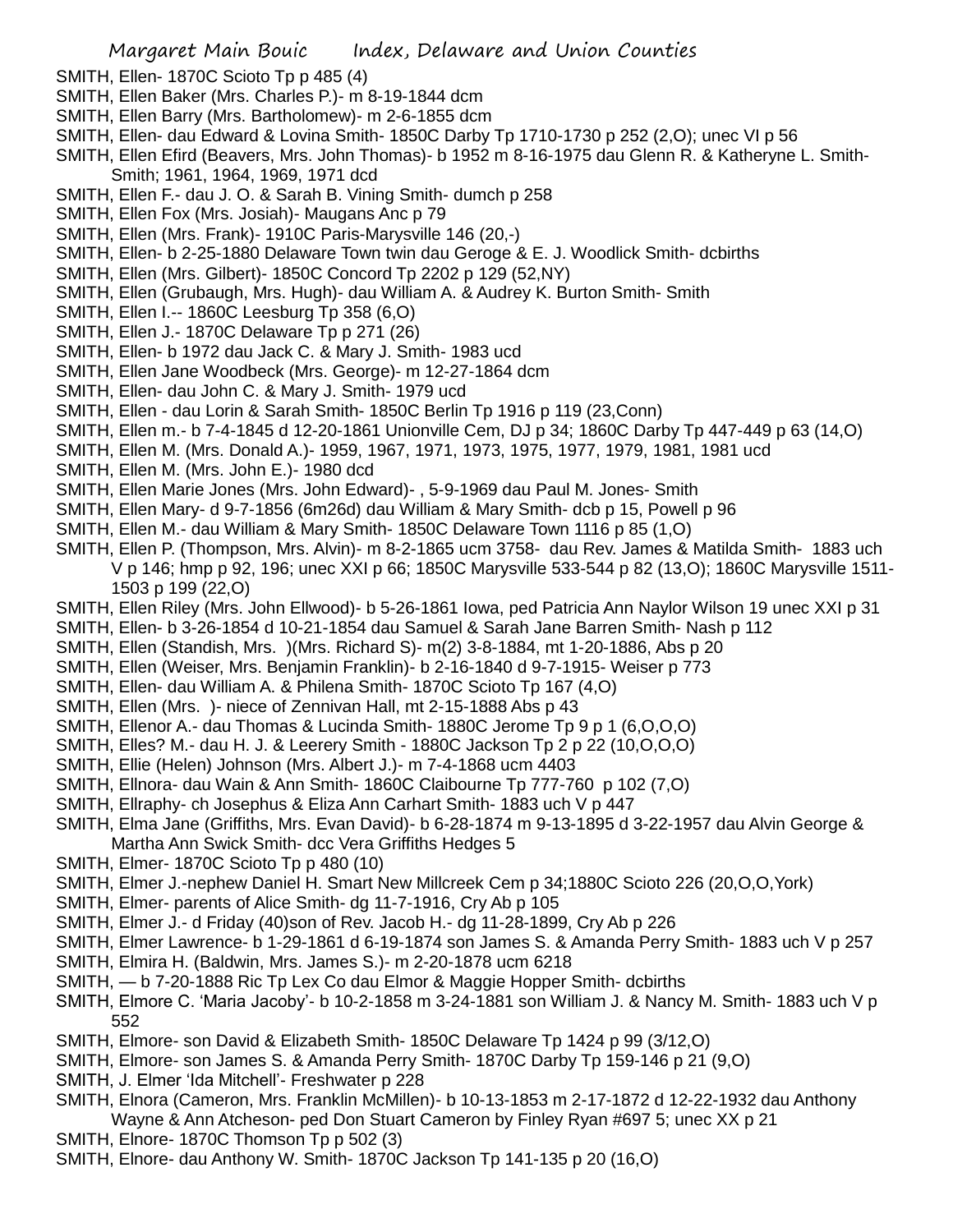SMITH, Ellen- 1870C Scioto Tp p 485 (4)

SMITH, Ellen Baker (Mrs. Charles P.)- m 8-19-1844 dcm

SMITH, Ellen Barry (Mrs. Bartholomew)- m 2-6-1855 dcm

SMITH, Ellen- dau Edward & Lovina Smith- 1850C Darby Tp 1710-1730 p 252 (2,O); unec VI p 56

SMITH, Ellen Efird (Beavers, Mrs. John Thomas)- b 1952 m 8-16-1975 dau Glenn R. & Katheryne L. Smith-Smith; 1961, 1964, 1969, 1971 dcd

SMITH, Ellen F.- dau J. O. & Sarah B. Vining Smith- dumch p 258

SMITH, Ellen Fox (Mrs. Josiah)- Maugans Anc p 79

SMITH, Ellen (Mrs. Frank)- 1910C Paris-Marysville 146 (20,-)

SMITH, Ellen- b 2-25-1880 Delaware Town twin dau Geroge & E. J. Woodlick Smith- dcbirths

SMITH, Ellen (Mrs. Gilbert)- 1850C Concord Tp 2202 p 129 (52,NY)

SMITH, Ellen (Grubaugh, Mrs. Hugh)- dau William A. & Audrey K. Burton Smith- Smith

SMITH, Ellen I.-- 1860C Leesburg Tp 358 (6,O)

SMITH, Ellen J.- 1870C Delaware Tp p 271 (26)

SMITH, Ellen- b 1972 dau Jack C. & Mary J. Smith- 1983 ucd

SMITH, Ellen Jane Woodbeck (Mrs. George)- m 12-27-1864 dcm

SMITH, Ellen- dau John C. & Mary J. Smith- 1979 ucd

SMITH, Ellen - dau Lorin & Sarah Smith- 1850C Berlin Tp 1916 p 119 (23,Conn)

SMITH, Ellen m.- b 7-4-1845 d 12-20-1861 Unionville Cem, DJ p 34; 1860C Darby Tp 447-449 p 63 (14,O)

SMITH, Ellen M. (Mrs. Donald A.)- 1959, 1967, 1971, 1973, 1975, 1977, 1979, 1981, 1981 ucd

SMITH, Ellen M. (Mrs. John E.)- 1980 dcd

SMITH, Ellen Marie Jones (Mrs. John Edward)- , 5-9-1969 dau Paul M. Jones- Smith

SMITH, Ellen Mary- d 9-7-1856 (6m26d) dau William & Mary Smith- dcb p 15, Powell p 96

SMITH, Ellen M.- dau William & Mary Smith- 1850C Delaware Town 1116 p 85 (1,O)

SMITH, Ellen P. (Thompson, Mrs. Alvin)- m 8-2-1865 ucm 3758- dau Rev. James & Matilda Smith- 1883 uch V p 146; hmp p 92, 196; unec XXI p 66; 1850C Marysville 533-544 p 82 (13,O); 1860C Marysville 1511-1503 p 199 (22,O)

SMITH, Ellen Riley (Mrs. John Ellwood)- b 5-26-1861 Iowa, ped Patricia Ann Naylor Wilson 19 unec XXI p 31

SMITH, Ellen- b 3-26-1854 d 10-21-1854 dau Samuel & Sarah Jane Barren Smith- Nash p 112

SMITH, Ellen (Standish, Mrs. )(Mrs. Richard S)- m(2) 3-8-1884, mt 1-20-1886, Abs p 20

SMITH, Ellen (Weiser, Mrs. Benjamin Franklin)- b 2-16-1840 d 9-7-1915- Weiser p 773

SMITH, Ellen- dau William A. & Philena Smith- 1870C Scioto Tp 167 (4,O)

SMITH, Ellen (Mrs. )- niece of Zennivan Hall, mt 2-15-1888 Abs p 43

SMITH, Ellenor A.- dau Thomas & Lucinda Smith- 1880C Jerome Tp 9 p 1 (6,O,O,O)

SMITH, Elles? M.- dau H. J. & Leerery Smith - 1880C Jackson Tp 2 p 22 (10,O,O,O)

SMITH, Ellie (Helen) Johnson (Mrs. Albert J.)- m 7-4-1868 ucm 4403

SMITH, Ellnora- dau Wain & Ann Smith- 1860C Claibourne Tp 777-760 p 102 (7,O)

SMITH, Ellraphy- ch Josephus & Eliza Ann Carhart Smith- 1883 uch V p 447

SMITH, Elma Jane (Griffiths, Mrs. Evan David)- b 6-28-1874 m 9-13-1895 d 3-22-1957 dau Alvin George & Martha Ann Swick Smith- dcc Vera Griffiths Hedges 5

SMITH, Elmer- 1870C Scioto Tp p 480 (10)

SMITH, Elmer J.-nephew Daniel H. Smart New Millcreek Cem p 34;1880C Scioto 226 (20,O,O,York)

SMITH, Elmer- parents of Alice Smith- dg 11-7-1916, Cry Ab p 105

SMITH, Elmer J.- d Friday (40)son of Rev. Jacob H.- dg 11-28-1899, Cry Ab p 226

SMITH, Elmer Lawrence- b 1-29-1861 d 6-19-1874 son James S. & Amanda Perry Smith- 1883 uch V p 257

SMITH, Elmira H. (Baldwin, Mrs. James S.)- m 2-20-1878 ucm 6218

SMITH, — b 7-20-1888 Ric Tp Lex Co dau Elmor & Maggie Hopper Smith- dcbirths

SMITH, Elmore C. 'Maria Jacoby'- b 10-2-1858 m 3-24-1881 son William J. & Nancy M. Smith- 1883 uch V p 552

SMITH, Elmore- son David & Elizabeth Smith- 1850C Delaware Tp 1424 p 99 (3/12,O)

SMITH, Elmore- son James S. & Amanda Perry Smith- 1870C Darby Tp 159-146 p 21 (9,O)

SMITH, J. Elmer 'Ida Mitchell'- Freshwater p 228

SMITH, Elnora (Cameron, Mrs. Franklin McMillen)- b 10-13-1853 m 2-17-1872 d 12-22-1932 dau Anthony Wayne & Ann Atcheson- ped Don Stuart Cameron by Finley Ryan #697 5; unec XX p 21

SMITH, Elnore- 1870C Thomson Tp p 502 (3)

SMITH, Elnore- dau Anthony W. Smith- 1870C Jackson Tp 141-135 p 20 (16,O)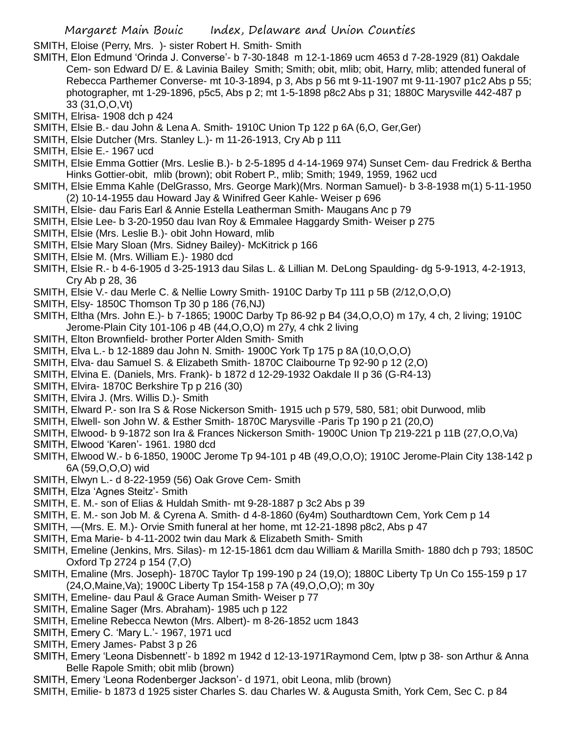SMITH, Eloise (Perry, Mrs. )- sister Robert H. Smith- Smith

SMITH, Elon Edmund 'Orinda J. Converse'- b 7-30-1848 m 12-1-1869 ucm 4653 d 7-28-1929 (81) Oakdale Cem- son Edward D/ E. & Lavinia Bailey Smith; Smith; obit, mlib; obit, Harry, mlib; attended funeral of Rebecca Parthemer Converse- mt 10-3-1894, p 3, Abs p 56 mt 9-11-1907 mt 9-11-1907 p1c2 Abs p 55; photographer, mt 1-29-1896, p5c5, Abs p 2; mt 1-5-1898 p8c2 Abs p 31; 1880C Marysville 442-487 p 33 (31,O,O,Vt)

SMITH, Elrisa- 1908 dch p 424

SMITH, Elsie B.- dau John & Lena A. Smith- 1910C Union Tp 122 p 6A (6,O, Ger,Ger)

SMITH, Elsie Dutcher (Mrs. Stanley L.)- m 11-26-1913, Cry Ab p 111

SMITH, Elsie E.- 1967 ucd

SMITH, Elsie Emma Gottier (Mrs. Leslie B.)- b 2-5-1895 d 4-14-1969 974) Sunset Cem- dau Fredrick & Bertha Hinks Gottier-obit, mlib (brown); obit Robert P., mlib; Smith; 1949, 1959, 1962 ucd

SMITH, Elsie Emma Kahle (DelGrasso, Mrs. George Mark)(Mrs. Norman Samuel)- b 3-8-1938 m(1) 5-11-1950 (2) 10-14-1955 dau Howard Jay & Winifred Geer Kahle- Weiser p 696

SMITH, Elsie- dau Faris Earl & Annie Estella Leatherman Smith- Maugans Anc p 79

SMITH, Elsie Lee- b 3-20-1950 dau Ivan Roy & Emmalee Haggardy Smith- Weiser p 275

SMITH, Elsie (Mrs. Leslie B.)- obit John Howard, mlib

SMITH, Elsie Mary Sloan (Mrs. Sidney Bailey)- McKitrick p 166

SMITH, Elsie M. (Mrs. William E.)- 1980 dcd

SMITH, Elsie R.- b 4-6-1905 d 3-25-1913 dau Silas L. & Lillian M. DeLong Spaulding- dg 5-9-1913, 4-2-1913, Cry Ab p 28, 36

SMITH, Elsie V.- dau Merle C. & Nellie Lowry Smith- 1910C Darby Tp 111 p 5B (2/12,O,O,O)

SMITH, Elsy- 1850C Thomson Tp 30 p 186 (76,NJ)

SMITH, Eltha (Mrs. John E.)- b 7-1865; 1900C Darby Tp 86-92 p B4 (34,O,O,O) m 17y, 4 ch, 2 living; 1910C Jerome-Plain City 101-106 p 4B (44,O,O,O) m 27y, 4 chk 2 living

SMITH, Elton Brownfield- brother Porter Alden Smith- Smith

SMITH, Elva L.- b 12-1889 dau John N. Smith- 1900C York Tp 175 p 8A (10,O,O,O)

SMITH, Elva- dau Samuel S. & Elizabeth Smith- 1870C Claibourne Tp 92-90 p 12 (2,O)

SMITH, Elvina E. (Daniels, Mrs. Frank)- b 1872 d 12-29-1932 Oakdale II p 36 (G-R4-13)

SMITH, Elvira- 1870C Berkshire Tp p 216 (30)

SMITH, Elvira J. (Mrs. Willis D.)- Smith

SMITH, Elward P.- son Ira S & Rose Nickerson Smith- 1915 uch p 579, 580, 581; obit Durwood, mlib

SMITH, Elwell- son John W. & Esther Smith- 1870C Marysville -Paris Tp 190 p 21 (20,O)

SMITH, Elwood- b 9-1872 son Ira & Frances Nickerson Smith- 1900C Union Tp 219-221 p 11B (27,O,O,Va)

SMITH, Elwood 'Karen'- 1961. 1980 dcd

SMITH, Elwood W.- b 6-1850, 1900C Jerome Tp 94-101 p 4B (49,O,O,O); 1910C Jerome-Plain City 138-142 p 6A (59,O,O,O) wid

SMITH, Elwyn L.- d 8-22-1959 (56) Oak Grove Cem- Smith

SMITH, Elza 'Agnes Steitz'- Smith

SMITH, E. M.- son of Elias & Huldah Smith- mt 9-28-1887 p 3c2 Abs p 39

SMITH, E. M.- son Job M. & Cyrena A. Smith- d 4-8-1860 (6y4m) Southardtown Cem, York Cem p 14

SMITH, —(Mrs. E. M.)- Orvie Smith funeral at her home, mt 12-21-1898 p8c2, Abs p 47

SMITH, Ema Marie- b 4-11-2002 twin dau Mark & Elizabeth Smith- Smith

SMITH, Emeline (Jenkins, Mrs. Silas)- m 12-15-1861 dcm dau William & Marilla Smith- 1880 dch p 793; 1850C Oxford Tp 2724 p 154 (7,O)

SMITH, Emaline (Mrs. Joseph)- 1870C Taylor Tp 199-190 p 24 (19,O); 1880C Liberty Tp Un Co 155-159 p 17 (24,O,Maine,Va); 1900C Liberty Tp 154-158 p 7A (49,O,O,O); m 30y

SMITH, Emeline- dau Paul & Grace Auman Smith- Weiser p 77

SMITH, Emaline Sager (Mrs. Abraham)- 1985 uch p 122

SMITH, Emeline Rebecca Newton (Mrs. Albert)- m 8-26-1852 ucm 1843

SMITH, Emery C. 'Mary L.'- 1967, 1971 ucd

SMITH, Emery James- Pabst 3 p 26

SMITH, Emery 'Leona Disbennett'- b 1892 m 1942 d 12-13-1971Raymond Cem, lptw p 38- son Arthur & Anna Belle Rapole Smith; obit mlib (brown)

SMITH, Emery 'Leona Rodenberger Jackson'- d 1971, obit Leona, mlib (brown)

SMITH, Emilie- b 1873 d 1925 sister Charles S. dau Charles W. & Augusta Smith, York Cem, Sec C. p 84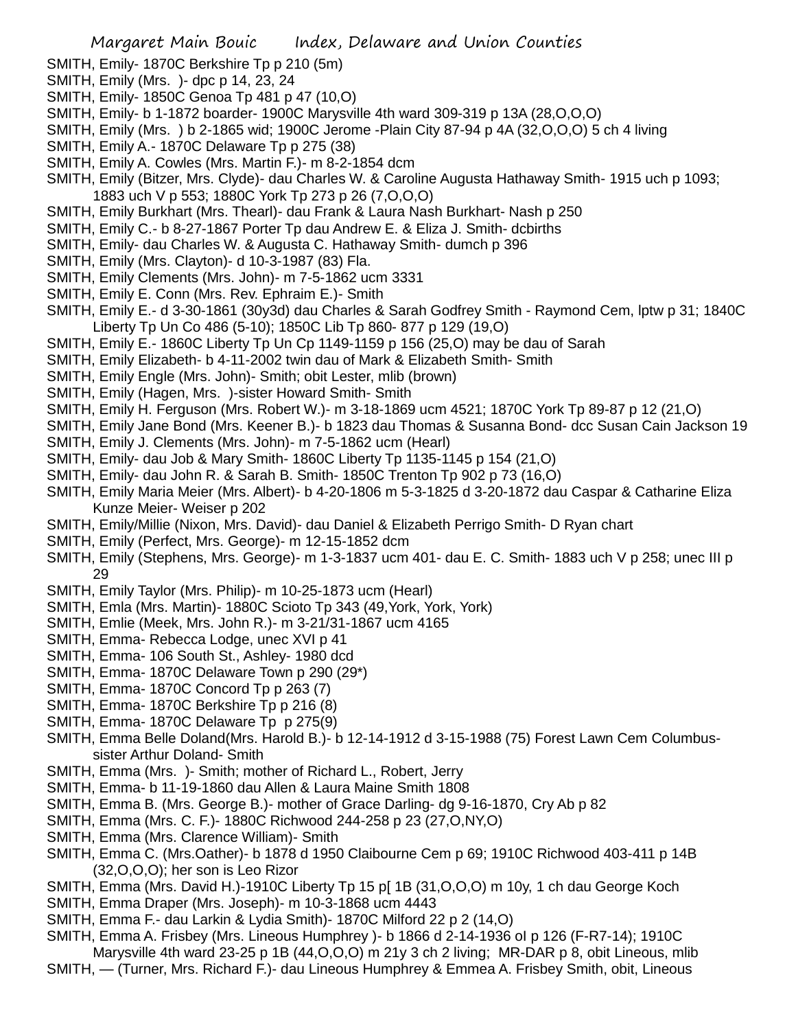SMITH, Emily- 1870C Berkshire Tp p 210 (5m)

SMITH, Emily (Mrs. )- dpc p 14, 23, 24

SMITH, Emily- 1850C Genoa Tp 481 p 47 (10,O)

SMITH, Emily- b 1-1872 boarder- 1900C Marysville 4th ward 309-319 p 13A (28,O,O,O)

SMITH, Emily (Mrs. ) b 2-1865 wid; 1900C Jerome -Plain City 87-94 p 4A (32,O,O,O) 5 ch 4 living

SMITH, Emily A.- 1870C Delaware Tp p 275 (38)

SMITH, Emily A. Cowles (Mrs. Martin F.)- m 8-2-1854 dcm

SMITH, Emily (Bitzer, Mrs. Clyde)- dau Charles W. & Caroline Augusta Hathaway Smith- 1915 uch p 1093; 1883 uch V p 553; 1880C York Tp 273 p 26 (7,O,O,O)

SMITH, Emily Burkhart (Mrs. Thearl)- dau Frank & Laura Nash Burkhart- Nash p 250

SMITH, Emily C.- b 8-27-1867 Porter Tp dau Andrew E. & Eliza J. Smith- dcbirths

SMITH, Emily- dau Charles W. & Augusta C. Hathaway Smith- dumch p 396

SMITH, Emily (Mrs. Clayton)- d 10-3-1987 (83) Fla.

SMITH, Emily Clements (Mrs. John)- m 7-5-1862 ucm 3331

SMITH, Emily E. Conn (Mrs. Rev. Ephraim E.)- Smith

SMITH, Emily E.- d 3-30-1861 (30y3d) dau Charles & Sarah Godfrey Smith - Raymond Cem, lptw p 31; 1840C Liberty Tp Un Co 486 (5-10); 1850C Lib Tp 860- 877 p 129 (19,O)

SMITH, Emily E.- 1860C Liberty Tp Un Cp 1149-1159 p 156 (25,O) may be dau of Sarah

SMITH, Emily Elizabeth- b 4-11-2002 twin dau of Mark & Elizabeth Smith- Smith

SMITH, Emily Engle (Mrs. John)- Smith; obit Lester, mlib (brown)

SMITH, Emily (Hagen, Mrs. )-sister Howard Smith- Smith

SMITH, Emily H. Ferguson (Mrs. Robert W.)- m 3-18-1869 ucm 4521; 1870C York Tp 89-87 p 12 (21,O)

SMITH, Emily Jane Bond (Mrs. Keener B.)- b 1823 dau Thomas & Susanna Bond- dcc Susan Cain Jackson 19

SMITH, Emily J. Clements (Mrs. John)- m 7-5-1862 ucm (Hearl)

SMITH, Emily- dau Job & Mary Smith- 1860C Liberty Tp 1135-1145 p 154 (21,O)

SMITH, Emily- dau John R. & Sarah B. Smith- 1850C Trenton Tp 902 p 73 (16,O)

SMITH, Emily Maria Meier (Mrs. Albert)- b 4-20-1806 m 5-3-1825 d 3-20-1872 dau Caspar & Catharine Eliza Kunze Meier- Weiser p 202

SMITH, Emily/Millie (Nixon, Mrs. David)- dau Daniel & Elizabeth Perrigo Smith- D Ryan chart

SMITH, Emily (Perfect, Mrs. George)- m 12-15-1852 dcm

SMITH, Emily (Stephens, Mrs. George)- m 1-3-1837 ucm 401- dau E. C. Smith- 1883 uch V p 258; unec III p 29

SMITH, Emily Taylor (Mrs. Philip)- m 10-25-1873 ucm (Hearl)

SMITH, Emla (Mrs. Martin)- 1880C Scioto Tp 343 (49,York, York, York)

SMITH, Emlie (Meek, Mrs. John R.)- m 3-21/31-1867 ucm 4165

SMITH, Emma- Rebecca Lodge, unec XVI p 41

SMITH, Emma- 106 South St., Ashley- 1980 dcd

SMITH, Emma- 1870C Delaware Town p 290 (29*)

SMITH, Emma- 1870C Concord Tp p 263 (7)

SMITH, Emma- 1870C Berkshire Tp p 216 (8)

SMITH, Emma- 1870C Delaware Tp p 275(9)

SMITH, Emma Belle Doland(Mrs. Harold B.)- b 12-14-1912 d 3-15-1988 (75) Forest Lawn Cem Columbus- sister Arthur Doland- Smith

SMITH, Emma (Mrs. )- Smith; mother of Richard L., Robert, Jerry

SMITH, Emma- b 11-19-1860 dau Allen & Laura Maine Smith 1808

SMITH, Emma B. (Mrs. George B.)- mother of Grace Darling- dg 9-16-1870, Cry Ab p 82

SMITH, Emma (Mrs. C. F.)- 1880C Richwood 244-258 p 23 (27,O,NY,O)

SMITH, Emma (Mrs. Clarence William)- Smith

SMITH, Emma C. (Mrs.Oather)- b 1878 d 1950 Claibourne Cem p 69; 1910C Richwood 403-411 p 14B (32,O,O,O); her son is Leo Rizor

SMITH, Emma (Mrs. David H.)-1910C Liberty Tp 15 p[ 1B (31,O,O,O) m 10y, 1 ch dau George Koch

SMITH, Emma Draper (Mrs. Joseph)- m 10-3-1868 ucm 4443

SMITH, Emma F.- dau Larkin & Lydia Smith)- 1870C Milford 22 p 2 (14,O)

SMITH, Emma A. Frisbey (Mrs. Lineous Humphrey )- b 1866 d 2-14-1936 ol p 126 (F-R7-14); 1910C Marysville 4th ward 23-25 p 1B (44,O,O,O) m 21y 3 ch 2 living; MR-DAR p 8, obit Lineous, mlib

SMITH, — (Turner, Mrs. Richard F.)- dau Lineous Humphrey & Emmea A. Frisbey Smith, obit, Lineous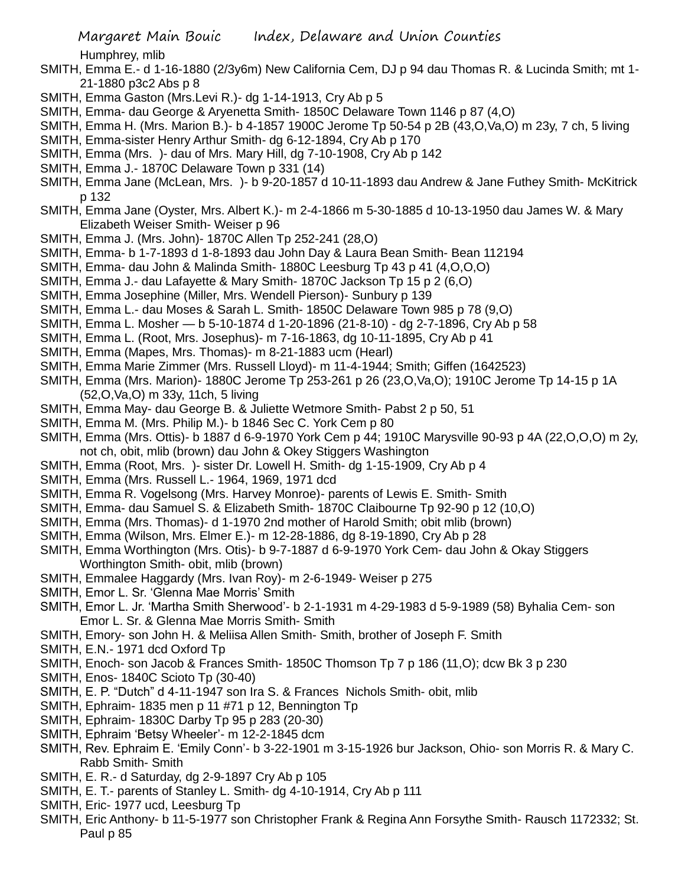Humphrey, mlib

SMITH, Emma E.- d 1-16-1880 (2/3y6m) New California Cem, DJ p 94 dau Thomas R. & Lucinda Smith; mt 1-21-1880 p3c2 Abs p 8

SMITH, Emma Gaston (Mrs.Levi R.)- dg 1-14-1913, Cry Ab p 5

SMITH, Emma- dau George & Aryenetta Smith- 1850C Delaware Town 1146 p 87 (4,O)

SMITH, Emma H. (Mrs. Marion B.)- b 4-1857 1900C Jerome Tp 50-54 p 2B (43,O,Va,O) m 23y, 7 ch, 5 living

SMITH, Emma-sister Henry Arthur Smith- dg 6-12-1894, Cry Ab p 170

SMITH, Emma (Mrs. )- dau of Mrs. Mary Hill, dg 7-10-1908, Cry Ab p 142

SMITH, Emma J.- 1870C Delaware Town p 331 (14)

SMITH, Emma Jane (McLean, Mrs. )- b 9-20-1857 d 10-11-1893 dau Andrew & Jane Futhey Smith- McKitrick p 132

SMITH, Emma Jane (Oyster, Mrs. Albert K.)- m 2-4-1866 m 5-30-1885 d 10-13-1950 dau James W. & Mary Elizabeth Weiser Smith- Weiser p 96

SMITH, Emma J. (Mrs. John)- 1870C Allen Tp 252-241 (28,O)

SMITH, Emma- b 1-7-1893 d 1-8-1893 dau John Day & Laura Bean Smith- Bean 112194

SMITH, Emma- dau John & Malinda Smith- 1880C Leesburg Tp 43 p 41 (4,O,O,O)

SMITH, Emma J.- dau Lafayette & Mary Smith- 1870C Jackson Tp 15 p 2 (6,O)

SMITH, Emma Josephine (Miller, Mrs. Wendell Pierson)- Sunbury p 139

SMITH, Emma L.- dau Moses & Sarah L. Smith- 1850C Delaware Town 985 p 78 (9,O)

SMITH, Emma L. Mosher — b 5-10-1874 d 1-20-1896 (21-8-10) - dg 2-7-1896, Cry Ab p 58

SMITH, Emma L. (Root, Mrs. Josephus)- m 7-16-1863, dg 10-11-1895, Cry Ab p 41

SMITH, Emma (Mapes, Mrs. Thomas)- m 8-21-1883 ucm (Hearl)

SMITH, Emma Marie Zimmer (Mrs. Russell Lloyd)- m 11-4-1944; Smith; Giffen (1642523)

SMITH, Emma (Mrs. Marion)- 1880C Jerome Tp 253-261 p 26 (23,O,Va,O); 1910C Jerome Tp 14-15 p 1A (52,O,Va,O) m 33y, 11ch, 5 living

SMITH, Emma May- dau George B. & Juliette Wetmore Smith- Pabst 2 p 50, 51

SMITH, Emma M. (Mrs. Philip M.)- b 1846 Sec C. York Cem p 80

SMITH, Emma (Mrs. Ottis)- b 1887 d 6-9-1970 York Cem p 44; 1910C Marysville 90-93 p 4A (22,O,O,O) m 2y, not ch, obit, mlib (brown) dau John & Okey Stiggers Washington

SMITH, Emma (Root, Mrs. )- sister Dr. Lowell H. Smith- dg 1-15-1909, Cry Ab p 4

SMITH, Emma (Mrs. Russell L.- 1964, 1969, 1971 dcd

SMITH, Emma R. Vogelsong (Mrs. Harvey Monroe)- parents of Lewis E. Smith- Smith

SMITH, Emma- dau Samuel S. & Elizabeth Smith- 1870C Claibourne Tp 92-90 p 12 (10,O)

SMITH, Emma (Mrs. Thomas)- d 1-1970 2nd mother of Harold Smith; obit mlib (brown)

SMITH, Emma (Wilson, Mrs. Elmer E.)- m 12-28-1886, dg 8-19-1890, Cry Ab p 28

SMITH, Emma Worthington (Mrs. Otis)- b 9-7-1887 d 6-9-1970 York Cem- dau John & Okay Stiggers Worthington Smith- obit, mlib (brown)

SMITH, Emmalee Haggardy (Mrs. Ivan Roy)- m 2-6-1949- Weiser p 275

SMITH, Emor L. Sr. 'Glenna Mae Morris' Smith

SMITH, Emor L. Jr. 'Martha Smith Sherwood'- b 2-1-1931 m 4-29-1983 d 5-9-1989 (58) Byhalia Cem- son Emor L. Sr. & Glenna Mae Morris Smith- Smith

SMITH, Emory- son John H. & Meliisa Allen Smith- Smith, brother of Joseph F. Smith

SMITH, E.N.- 1971 dcd Oxford Tp

SMITH, Enoch- son Jacob & Frances Smith- 1850C Thomson Tp 7 p 186 (11,O); dcw Bk 3 p 230

SMITH, Enos- 1840C Scioto Tp (30-40)

SMITH, E. P. "Dutch" d 4-11-1947 son Ira S. & Frances Nichols Smith- obit, mlib

SMITH, Ephraim- 1835 men p 11 #71 p 12, Bennington Tp

SMITH, Ephraim- 1830C Darby Tp 95 p 283 (20-30)

SMITH, Ephraim 'Betsy Wheeler'- m 12-2-1845 dcm

SMITH, Rev. Ephraim E. 'Emily Conn'- b 3-22-1901 m 3-15-1926 bur Jackson, Ohio- son Morris R. & Mary C. Rabb Smith- Smith

SMITH, E. R.- d Saturday, dg 2-9-1897 Cry Ab p 105

SMITH, E. T.- parents of Stanley L. Smith- dg 4-10-1914, Cry Ab p 111

SMITH, Eric- 1977 ucd, Leesburg Tp

SMITH, Eric Anthony- b 11-5-1977 son Christopher Frank & Regina Ann Forsythe Smith- Rausch 1172332; St. Paul p 85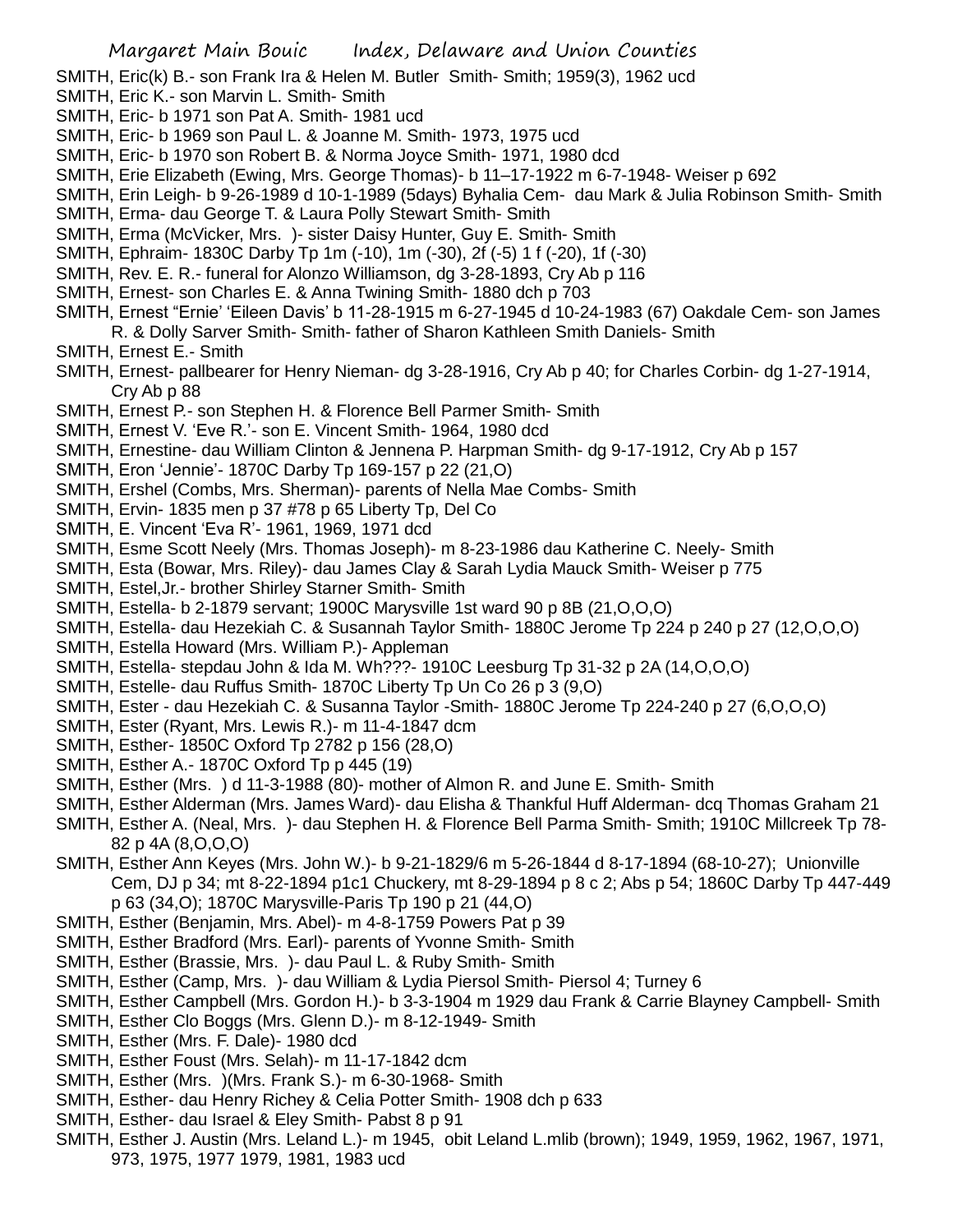SMITH, Eric(k) B.- son Frank Ira & Helen M. Butler Smith- Smith; 1959(3), 1962 ucd

SMITH, Eric K.- son Marvin L. Smith- Smith

SMITH, Eric- b 1971 son Pat A. Smith- 1981 ucd

SMITH, Eric- b 1969 son Paul L. & Joanne M. Smith- 1973, 1975 ucd

SMITH, Eric- b 1970 son Robert B. & Norma Joyce Smith- 1971, 1980 dcd

SMITH, Erie Elizabeth (Ewing, Mrs. George Thomas)- b 11–17-1922 m 6-7-1948- Weiser p 692

SMITH, Erin Leigh- b 9-26-1989 d 10-1-1989 (5days) Byhalia Cem- dau Mark & Julia Robinson Smith- Smith

SMITH, Erma- dau George T. & Laura Polly Stewart Smith- Smith

SMITH, Erma (McVicker, Mrs. )- sister Daisy Hunter, Guy E. Smith- Smith

SMITH, Ephraim- 1830C Darby Tp 1m (-10), 1m (-30), 2f (-5) 1 f (-20), 1f (-30)

SMITH, Rev. E. R.- funeral for Alonzo Williamson, dg 3-28-1893, Cry Ab p 116

SMITH, Ernest- son Charles E. & Anna Twining Smith- 1880 dch p 703

SMITH, Ernest "Ernie' 'Eileen Davis' b 11-28-1915 m 6-27-1945 d 10-24-1983 (67) Oakdale Cem- son James R. & Dolly Sarver Smith- Smith- father of Sharon Kathleen Smith Daniels- Smith

SMITH, Ernest E.- Smith

SMITH, Ernest- pallbearer for Henry Nieman- dg 3-28-1916, Cry Ab p 40; for Charles Corbin- dg 1-27-1914, Cry Ab p 88

SMITH, Ernest P.- son Stephen H. & Florence Bell Parmer Smith- Smith

SMITH, Ernest V. 'Eve R.'- son E. Vincent Smith- 1964, 1980 dcd

SMITH, Ernestine- dau William Clinton & Jennena P. Harpman Smith- dg 9-17-1912, Cry Ab p 157

SMITH, Eron 'Jennie'- 1870C Darby Tp 169-157 p 22 (21,O)

SMITH, Ershel (Combs, Mrs. Sherman)- parents of Nella Mae Combs- Smith

SMITH, Ervin- 1835 men p 37 #78 p 65 Liberty Tp, Del Co

SMITH, E. Vincent 'Eva R'- 1961, 1969, 1971 dcd

SMITH, Esme Scott Neely (Mrs. Thomas Joseph)- m 8-23-1986 dau Katherine C. Neely- Smith

SMITH, Esta (Bowar, Mrs. Riley)- dau James Clay & Sarah Lydia Mauck Smith- Weiser p 775

SMITH, Estel,Jr.- brother Shirley Starner Smith- Smith

SMITH, Estella- b 2-1879 servant; 1900C Marysville 1st ward 90 p 8B (21,O,O,O)

SMITH, Estella- dau Hezekiah C. & Susannah Taylor Smith- 1880C Jerome Tp 224 p 240 p 27 (12,O,O,O)

SMITH, Estella Howard (Mrs. William P.)- Appleman

SMITH, Estella- stepdau John & Ida M. Wh???- 1910C Leesburg Tp 31-32 p 2A (14,O,O,O)

SMITH, Estelle- dau Ruffus Smith- 1870C Liberty Tp Un Co 26 p 3 (9,O)

SMITH, Ester - dau Hezekiah C. & Susanna Taylor -Smith- 1880C Jerome Tp 224-240 p 27 (6,O,O,O)

SMITH, Ester (Ryant, Mrs. Lewis R.)- m 11-4-1847 dcm

SMITH, Esther- 1850C Oxford Tp 2782 p 156 (28,O)

SMITH, Esther A.- 1870C Oxford Tp p 445 (19)

SMITH, Esther (Mrs. ) d 11-3-1988 (80)- mother of Almon R. and June E. Smith- Smith

SMITH, Esther Alderman (Mrs. James Ward)- dau Elisha & Thankful Huff Alderman- dcq Thomas Graham 21

SMITH, Esther A. (Neal, Mrs. )- dau Stephen H. & Florence Bell Parma Smith- Smith; 1910C Millcreek Tp 78-82 p 4A (8,O,O,O)

SMITH, Esther Ann Keyes (Mrs. John W.)- b 9-21-1829/6 m 5-26-1844 d 8-17-1894 (68-10-27); Unionville Cem, DJ p 34; mt 8-22-1894 p1c1 Chuckery, mt 8-29-1894 p 8 c 2; Abs p 54; 1860C Darby Tp 447-449 p 63 (34,O); 1870C Marysville-Paris Tp 190 p 21 (44,O)

SMITH, Esther (Benjamin, Mrs. Abel)- m 4-8-1759 Powers Pat p 39

SMITH, Esther Bradford (Mrs. Earl)- parents of Yvonne Smith- Smith

SMITH, Esther (Brassie, Mrs. )- dau Paul L. & Ruby Smith- Smith

SMITH, Esther (Camp, Mrs. )- dau William & Lydia Piersol Smith- Piersol 4; Turney 6

SMITH, Esther Campbell (Mrs. Gordon H.)- b 3-3-1904 m 1929 dau Frank & Carrie Blayney Campbell- Smith

SMITH, Esther Clo Boggs (Mrs. Glenn D.)- m 8-12-1949- Smith

SMITH, Esther (Mrs. F. Dale)- 1980 dcd

SMITH, Esther Foust (Mrs. Selah)- m 11-17-1842 dcm

SMITH, Esther (Mrs. )(Mrs. Frank S.)- m 6-30-1968- Smith

SMITH, Esther- dau Henry Richey & Celia Potter Smith- 1908 dch p 633

SMITH, Esther- dau Israel & Eley Smith- Pabst 8 p 91

SMITH, Esther J. Austin (Mrs. Leland L.)- m 1945, obit Leland L.mlib (brown); 1949, 1959, 1962, 1967, 1971, 973, 1975, 1977 1979, 1981, 1983 ucd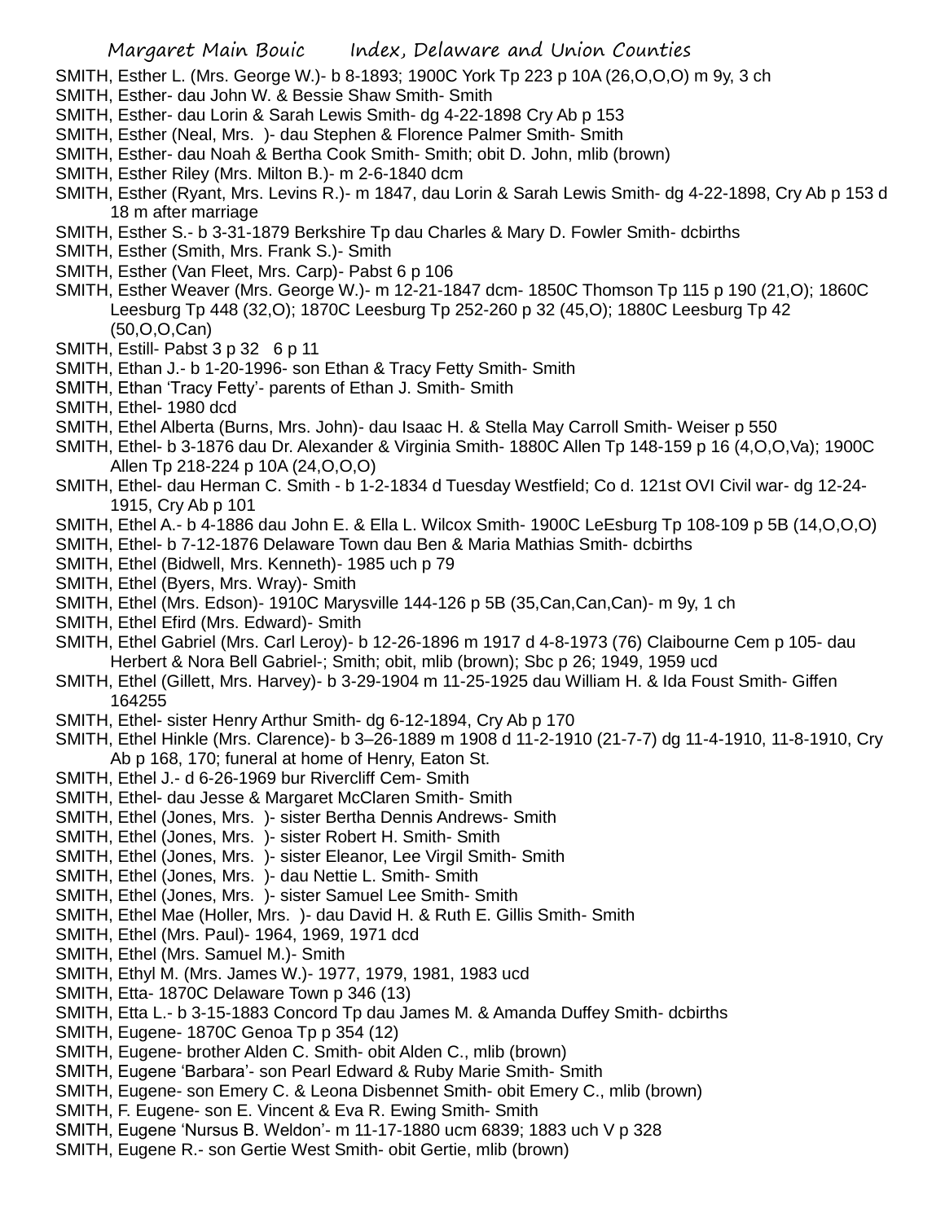SMITH, Esther L. (Mrs. George W.)- b 8-1893; 1900C York Tp 223 p 10A (26,O,O,O) m 9y, 3 ch
SMITH, Esther- dau John W. & Bessie Shaw Smith- Smith
SMITH, Esther- dau Lorin & Sarah Lewis Smith- dg 4-22-1898 Cry Ab p 153
SMITH, Esther (Neal, Mrs. )- dau Stephen & Florence Palmer Smith- Smith
SMITH, Esther- dau Noah & Bertha Cook Smith- Smith; obit D. John, mlib (brown)
SMITH, Esther Riley (Mrs. Milton B.)- m 2-6-1840 dcm
SMITH, Esther (Ryant, Mrs. Levins R.)- m 1847, dau Lorin & Sarah Lewis Smith- dg 4-22-1898, Cry Ab p 153 d 18 m after marriage
SMITH, Esther S.- b 3-31-1879 Berkshire Tp dau Charles & Mary D. Fowler Smith- dcbirths
SMITH, Esther (Smith, Mrs. Frank S.)- Smith
SMITH, Esther (Van Fleet, Mrs. Carp)- Pabst 6 p 106
SMITH, Esther Weaver (Mrs. George W.)- m 12-21-1847 dcm- 1850C Thomson Tp 115 p 190 (21,O); 1860C Leesburg Tp 448 (32,O); 1870C Leesburg Tp 252-260 p 32 (45,O); 1880C Leesburg Tp 42 (50,O,O,Can)
SMITH, Estill- Pabst 3 p 32 6 p 11
SMITH, Ethan J.- b 1-20-1996- son Ethan & Tracy Fetty Smith- Smith
SMITH, Ethan 'Tracy Fetty'- parents of Ethan J. Smith- Smith
SMITH, Ethel- 1980 dcd
SMITH, Ethel Alberta (Burns, Mrs. John)- dau Isaac H. & Stella May Carroll Smith- Weiser p 550
SMITH, Ethel- b 3-1876 dau Dr. Alexander & Virginia Smith- 1880C Allen Tp 148-159 p 16 (4,O,O,Va); 1900C Allen Tp 218-224 p 10A (24,O,O,O)
SMITH, Ethel- dau Herman C. Smith - b 1-2-1834 d Tuesday Westfield; Co d. 121st OVI Civil war- dg 12-24-1915, Cry Ab p 101
SMITH, Ethel A.- b 4-1886 dau John E. & Ella L. Wilcox Smith- 1900C LeEsburg Tp 108-109 p 5B (14,O,O,O)
SMITH, Ethel- b 7-12-1876 Delaware Town dau Ben & Maria Mathias Smith- dcbirths
SMITH, Ethel (Bidwell, Mrs. Kenneth)- 1985 uch p 79
SMITH, Ethel (Byers, Mrs. Wray)- Smith
SMITH, Ethel (Mrs. Edson)- 1910C Marysville 144-126 p 5B (35,Can,Can,Can)- m 9y, 1 ch
SMITH, Ethel Efird (Mrs. Edward)- Smith
SMITH, Ethel Gabriel (Mrs. Carl Leroy)- b 12-26-1896 m 1917 d 4-8-1973 (76) Claibourne Cem p 105- dau Herbert & Nora Bell Gabriel-; Smith; obit, mlib (brown); Sbc p 26; 1949, 1959 ucd
SMITH, Ethel (Gillett, Mrs. Harvey)- b 3-29-1904 m 11-25-1925 dau William H. & Ida Foust Smith- Giffen 164255
SMITH, Ethel- sister Henry Arthur Smith- dg 6-12-1894, Cry Ab p 170
SMITH, Ethel Hinkle (Mrs. Clarence)- b 3–26-1889 m 1908 d 11-2-1910 (21-7-7) dg 11-4-1910, 11-8-1910, Cry Ab p 168, 170; funeral at home of Henry, Eaton St.
SMITH, Ethel J.- d 6-26-1969 bur Rivercliff Cem- Smith
SMITH, Ethel- dau Jesse & Margaret McClaren Smith- Smith
SMITH, Ethel (Jones, Mrs. )- sister Bertha Dennis Andrews- Smith
SMITH, Ethel (Jones, Mrs. )- sister Robert H. Smith- Smith
SMITH, Ethel (Jones, Mrs. )- sister Eleanor, Lee Virgil Smith- Smith
SMITH, Ethel (Jones, Mrs. )- dau Nettie L. Smith- Smith
SMITH, Ethel (Jones, Mrs. )- sister Samuel Lee Smith- Smith
SMITH, Ethel Mae (Holler, Mrs. )- dau David H. & Ruth E. Gillis Smith- Smith
SMITH, Ethel (Mrs. Paul)- 1964, 1969, 1971 dcd
SMITH, Ethel (Mrs. Samuel M.)- Smith
SMITH, Ethyl M. (Mrs. James W.)- 1977, 1979, 1981, 1983 ucd
SMITH, Etta- 1870C Delaware Town p 346 (13)
SMITH, Etta L.- b 3-15-1883 Concord Tp dau James M. & Amanda Duffey Smith- dcbirths
SMITH, Eugene- 1870C Genoa Tp p 354 (12)
SMITH, Eugene- brother Alden C. Smith- obit Alden C., mlib (brown)
SMITH, Eugene 'Barbara'- son Pearl Edward & Ruby Marie Smith- Smith
SMITH, Eugene- son Emery C. & Leona Disbennet Smith- obit Emery C., mlib (brown)
SMITH, F. Eugene- son E. Vincent & Eva R. Ewing Smith- Smith
SMITH, Eugene 'Nursus B. Weldon'- m 11-17-1880 ucm 6839; 1883 uch V p 328
SMITH, Eugene R.- son Gertie West Smith- obit Gertie, mlib (brown)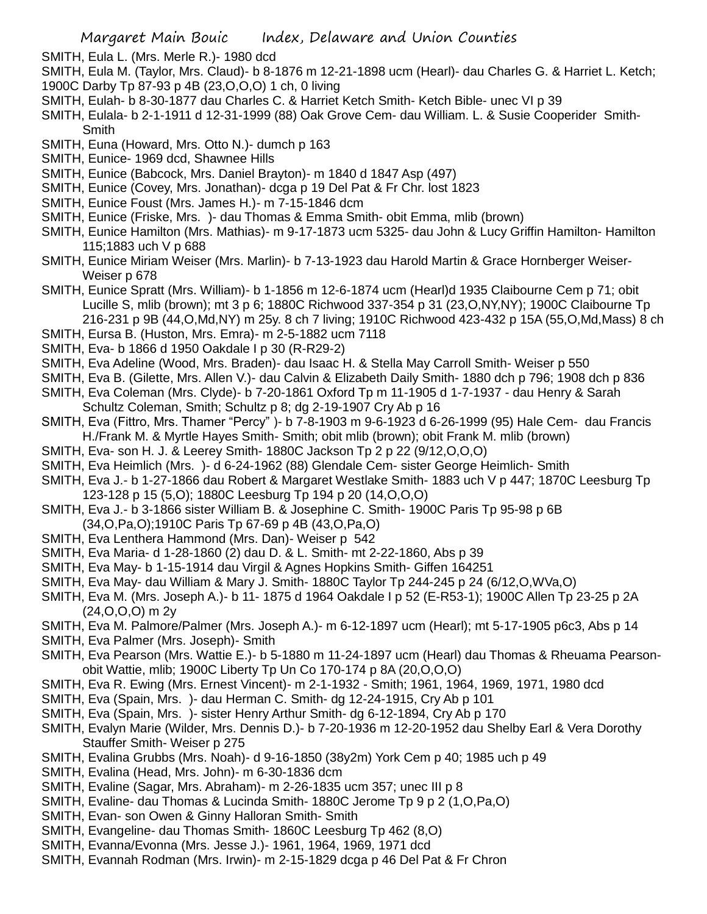SMITH, Eula L. (Mrs. Merle R.)- 1980 dcd

SMITH, Eula M. (Taylor, Mrs. Claud)- b 8-1876 m 12-21-1898 ucm (Hearl)- dau Charles G. & Harriet L. Ketch; 1900C Darby Tp 87-93 p 4B (23,O,O,O) 1 ch, 0 living

SMITH, Eulah- b 8-30-1877 dau Charles C. & Harriet Ketch Smith- Ketch Bible- unec VI p 39

SMITH, Eulala- b 2-1-1911 d 12-31-1999 (88) Oak Grove Cem- dau William. L. & Susie Cooperider Smith- Smith

SMITH, Euna (Howard, Mrs. Otto N.)- dumch p 163

SMITH, Eunice- 1969 dcd, Shawnee Hills

SMITH, Eunice (Babcock, Mrs. Daniel Brayton)- m 1840 d 1847 Asp (497)

SMITH, Eunice (Covey, Mrs. Jonathan)- dcga p 19 Del Pat & Fr Chr. lost 1823

SMITH, Eunice Foust (Mrs. James H.)- m 7-15-1846 dcm

SMITH, Eunice (Friske, Mrs. )- dau Thomas & Emma Smith- obit Emma, mlib (brown)

SMITH, Eunice Hamilton (Mrs. Mathias)- m 9-17-1873 ucm 5325- dau John & Lucy Griffin Hamilton- Hamilton 115;1883 uch V p 688

SMITH, Eunice Miriam Weiser (Mrs. Marlin)- b 7-13-1923 dau Harold Martin & Grace Hornberger Weiser- Weiser p 678

SMITH, Eunice Spratt (Mrs. William)- b 1-1856 m 12-6-1874 ucm (Hearl)d 1935 Claibourne Cem p 71; obit Lucille S, mlib (brown); mt 3 p 6; 1880C Richwood 337-354 p 31 (23,O,NY,NY); 1900C Claibourne Tp 216-231 p 9B (44,O,Md,NY) m 25y. 8 ch 7 living; 1910C Richwood 423-432 p 15A (55,O,Md,Mass) 8 ch

SMITH, Eursa B. (Huston, Mrs. Emra)- m 2-5-1882 ucm 7118

SMITH, Eva- b 1866 d 1950 Oakdale I p 30 (R-R29-2)

SMITH, Eva Adeline (Wood, Mrs. Braden)- dau Isaac H. & Stella May Carroll Smith- Weiser p 550

SMITH, Eva B. (Gilette, Mrs. Allen V.)- dau Calvin & Elizabeth Daily Smith- 1880 dch p 796; 1908 dch p 836

SMITH, Eva Coleman (Mrs. Clyde)- b 7-20-1861 Oxford Tp m 11-1905 d 1-7-1937 - dau Henry & Sarah Schultz Coleman, Smith; Schultz p 8; dg 2-19-1907 Cry Ab p 16

SMITH, Eva (Fittro, Mrs. Thamer “Percy” )- b 7-8-1903 m 9-6-1923 d 6-26-1999 (95) Hale Cem- dau Francis H./Frank M. & Myrtle Hayes Smith- Smith; obit mlib (brown); obit Frank M. mlib (brown)

SMITH, Eva- son H. J. & Leerey Smith- 1880C Jackson Tp 2 p 22 (9/12,O,O,O)

SMITH, Eva Heimlich (Mrs. )- d 6-24-1962 (88) Glendale Cem- sister George Heimlich- Smith

SMITH, Eva J.- b 1-27-1866 dau Robert & Margaret Westlake Smith- 1883 uch V p 447; 1870C Leesburg Tp 123-128 p 15 (5,O); 1880C Leesburg Tp 194 p 20 (14,O,O,O)

SMITH, Eva J.- b 3-1866 sister William B. & Josephine C. Smith- 1900C Paris Tp 95-98 p 6B (34,O,Pa,O);1910C Paris Tp 67-69 p 4B (43,O,Pa,O)

SMITH, Eva Lenthera Hammond (Mrs. Dan)- Weiser p 542

SMITH, Eva Maria- d 1-28-1860 (2) dau D. & L. Smith- mt 2-22-1860, Abs p 39

SMITH, Eva May- b 1-15-1914 dau Virgil & Agnes Hopkins Smith- Giffen 164251

SMITH, Eva May- dau William & Mary J. Smith- 1880C Taylor Tp 244-245 p 24 (6/12,O,WVa,O)

SMITH, Eva M. (Mrs. Joseph A.)- b 11- 1875 d 1964 Oakdale I p 52 (E-R53-1); 1900C Allen Tp 23-25 p 2A (24,O,O,O) m 2y

SMITH, Eva M. Palmore/Palmer (Mrs. Joseph A.)- m 6-12-1897 ucm (Hearl); mt 5-17-1905 p6c3, Abs p 14

SMITH, Eva Palmer (Mrs. Joseph)- Smith

SMITH, Eva Pearson (Mrs. Wattie E.)- b 5-1880 m 11-24-1897 ucm (Hearl) dau Thomas & Rheuama Pearson- obit Wattie, mlib; 1900C Liberty Tp Un Co 170-174 p 8A (20,O,O,O)

SMITH, Eva R. Ewing (Mrs. Ernest Vincent)- m 2-1-1932 - Smith; 1961, 1964, 1969, 1971, 1980 dcd

SMITH, Eva (Spain, Mrs. )- dau Herman C. Smith- dg 12-24-1915, Cry Ab p 101

SMITH, Eva (Spain, Mrs. )- sister Henry Arthur Smith- dg 6-12-1894, Cry Ab p 170

SMITH, Evalyn Marie (Wilder, Mrs. Dennis D.)- b 7-20-1936 m 12-20-1952 dau Shelby Earl & Vera Dorothy Stauffer Smith- Weiser p 275

SMITH, Evalina Grubbs (Mrs. Noah)- d 9-16-1850 (38y2m) York Cem p 40; 1985 uch p 49

SMITH, Evalina (Head, Mrs. John)- m 6-30-1836 dcm

SMITH, Evaline (Sagar, Mrs. Abraham)- m 2-26-1835 ucm 357; unec III p 8

SMITH, Evaline- dau Thomas & Lucinda Smith- 1880C Jerome Tp 9 p 2 (1,O,Pa,O)

SMITH, Evan- son Owen & Ginny Halloran Smith- Smith

SMITH, Evangeline- dau Thomas Smith- 1860C Leesburg Tp 462 (8,O)

SMITH, Evanna/Evonna (Mrs. Jesse J.)- 1961, 1964, 1969, 1971 dcd

SMITH, Evannah Rodman (Mrs. Irwin)- m 2-15-1829 dcga p 46 Del Pat & Fr Chron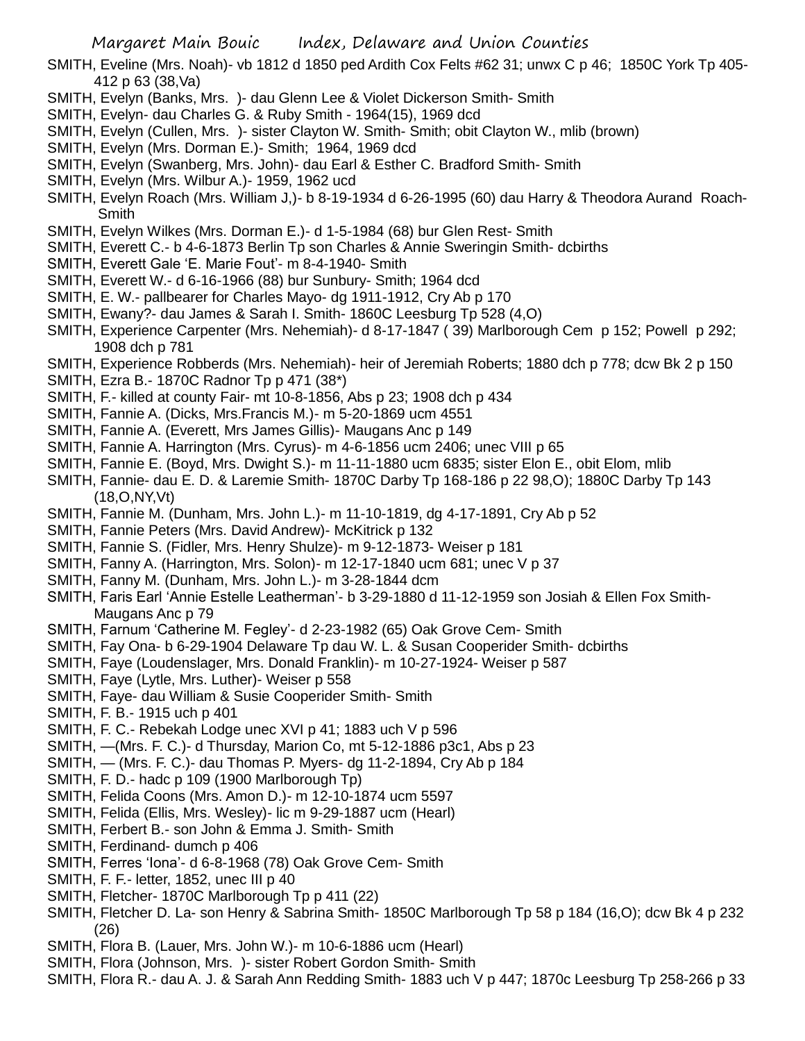SMITH, Eveline (Mrs. Noah)- vb 1812 d 1850 ped Ardith Cox Felts #62 31; unwx C p 46; 1850C York Tp 405-412 p 63 (38,Va)

SMITH, Evelyn (Banks, Mrs. )- dau Glenn Lee & Violet Dickerson Smith- Smith

SMITH, Evelyn- dau Charles G. & Ruby Smith - 1964(15), 1969 dcd

SMITH, Evelyn (Cullen, Mrs. )- sister Clayton W. Smith- Smith; obit Clayton W., mlib (brown)

SMITH, Evelyn (Mrs. Dorman E.)- Smith; 1964, 1969 dcd

SMITH, Evelyn (Swanberg, Mrs. John)- dau Earl & Esther C. Bradford Smith- Smith

SMITH, Evelyn (Mrs. Wilbur A.)- 1959, 1962 ucd

SMITH, Evelyn Roach (Mrs. William J,)- b 8-19-1934 d 6-26-1995 (60) dau Harry & Theodora Aurand Roach-Smith

SMITH, Evelyn Wilkes (Mrs. Dorman E.)- d 1-5-1984 (68) bur Glen Rest- Smith

SMITH, Everett C.- b 4-6-1873 Berlin Tp son Charles & Annie Sweringin Smith- dcbirths

SMITH, Everett Gale 'E. Marie Fout'- m 8-4-1940- Smith

SMITH, Everett W.- d 6-16-1966 (88) bur Sunbury- Smith; 1964 dcd

SMITH, E. W.- pallbearer for Charles Mayo- dg 1911-1912, Cry Ab p 170

SMITH, Ewany?- dau James & Sarah I. Smith- 1860C Leesburg Tp 528 (4,O)

SMITH, Experience Carpenter (Mrs. Nehemiah)- d 8-17-1847 ( 39) Marlborough Cem p 152; Powell p 292; 1908 dch p 781

SMITH, Experience Robberds (Mrs. Nehemiah)- heir of Jeremiah Roberts; 1880 dch p 778; dcw Bk 2 p 150

SMITH, Ezra B.- 1870C Radnor Tp p 471 (38*)

SMITH, F.- killed at county Fair- mt 10-8-1856, Abs p 23; 1908 dch p 434

SMITH, Fannie A. (Dicks, Mrs.Francis M.)- m 5-20-1869 ucm 4551

SMITH, Fannie A. (Everett, Mrs James Gillis)- Maugans Anc p 149

SMITH, Fannie A. Harrington (Mrs. Cyrus)- m 4-6-1856 ucm 2406; unec VIII p 65

SMITH, Fannie E. (Boyd, Mrs. Dwight S.)- m 11-11-1880 ucm 6835; sister Elon E., obit Elom, mlib

SMITH, Fannie- dau E. D. & Laremie Smith- 1870C Darby Tp 168-186 p 22 98,O); 1880C Darby Tp 143 (18,O,NY,Vt)

SMITH, Fannie M. (Dunham, Mrs. John L.)- m 11-10-1819, dg 4-17-1891, Cry Ab p 52

SMITH, Fannie Peters (Mrs. David Andrew)- McKitrick p 132

SMITH, Fannie S. (Fidler, Mrs. Henry Shulze)- m 9-12-1873- Weiser p 181

SMITH, Fanny A. (Harrington, Mrs. Solon)- m 12-17-1840 ucm 681; unec V p 37

SMITH, Fanny M. (Dunham, Mrs. John L.)- m 3-28-1844 dcm

SMITH, Faris Earl 'Annie Estelle Leatherman'- b 3-29-1880 d 11-12-1959 son Josiah & Ellen Fox Smith-Maugans Anc p 79

SMITH, Farnum 'Catherine M. Fegley'- d 2-23-1982 (65) Oak Grove Cem- Smith

SMITH, Fay Ona- b 6-29-1904 Delaware Tp dau W. L. & Susan Cooperider Smith- dcbirths

SMITH, Faye (Loudenslager, Mrs. Donald Franklin)- m 10-27-1924- Weiser p 587

SMITH, Faye (Lytle, Mrs. Luther)- Weiser p 558

SMITH, Faye- dau William & Susie Cooperider Smith- Smith

SMITH, F. B.- 1915 uch p 401

SMITH, F. C.- Rebekah Lodge unec XVI p 41; 1883 uch V p 596

SMITH, —(Mrs. F. C.)- d Thursday, Marion Co, mt 5-12-1886 p3c1, Abs p 23

SMITH, — (Mrs. F. C.)- dau Thomas P. Myers- dg 11-2-1894, Cry Ab p 184

SMITH, F. D.- hadc p 109 (1900 Marlborough Tp)

SMITH, Felida Coons (Mrs. Amon D.)- m 12-10-1874 ucm 5597

SMITH, Felida (Ellis, Mrs. Wesley)- lic m 9-29-1887 ucm (Hearl)

SMITH, Ferbert B.- son John & Emma J. Smith- Smith

SMITH, Ferdinand- dumch p 406

SMITH, Ferres 'Iona'- d 6-8-1968 (78) Oak Grove Cem- Smith

SMITH, F. F.- letter, 1852, unec III p 40

SMITH, Fletcher- 1870C Marlborough Tp p 411 (22)

SMITH, Fletcher D. La- son Henry & Sabrina Smith- 1850C Marlborough Tp 58 p 184 (16,O); dcw Bk 4 p 232 (26)

SMITH, Flora B. (Lauer, Mrs. John W.)- m 10-6-1886 ucm (Hearl)

SMITH, Flora (Johnson, Mrs. )- sister Robert Gordon Smith- Smith

SMITH, Flora R.- dau A. J. & Sarah Ann Redding Smith- 1883 uch V p 447; 1870c Leesburg Tp 258-266 p 33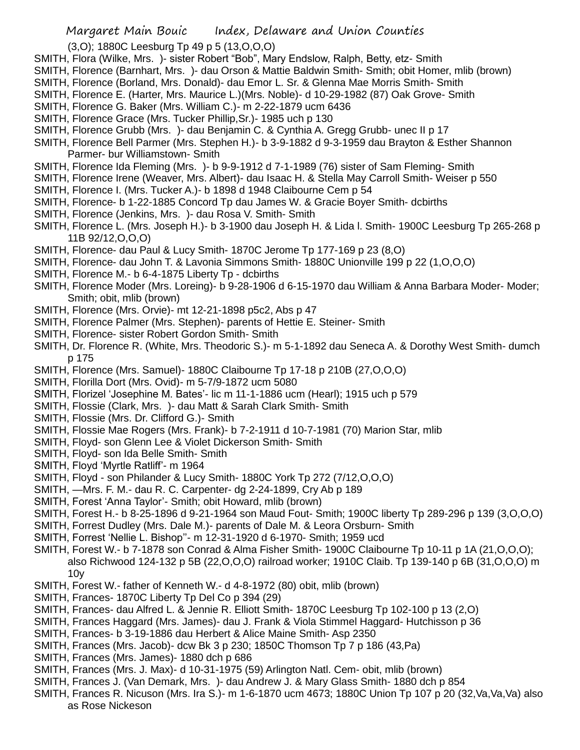(3,O); 1880C Leesburg Tp 49 p 5 (13,O,O,O)

SMITH, Flora (Wilke, Mrs. )- sister Robert "Bob", Mary Endslow, Ralph, Betty, etz- Smith

SMITH, Florence (Barnhart, Mrs. )- dau Orson & Mattie Baldwin Smith- Smith; obit Homer, mlib (brown)

SMITH, Florence (Borland, Mrs. Donald)- dau Emor L. Sr. & Glenna Mae Morris Smith- Smith

SMITH, Florence E. (Harter, Mrs. Maurice L.)(Mrs. Noble)- d 10-29-1982 (87) Oak Grove- Smith

SMITH, Florence G. Baker (Mrs. William C.)- m 2-22-1879 ucm 6436

SMITH, Florence Grace (Mrs. Tucker Phillip,Sr.)- 1985 uch p 130

SMITH, Florence Grubb (Mrs. )- dau Benjamin C. & Cynthia A. Gregg Grubb- unec II p 17

SMITH, Florence Bell Parmer (Mrs. Stephen H.)- b 3-9-1882 d 9-3-1959 dau Brayton & Esther Shannon Parmer- bur Williamstown- Smith

SMITH, Florence Ida Fleming (Mrs. )- b 9-9-1912 d 7-1-1989 (76) sister of Sam Fleming- Smith

SMITH, Florence Irene (Weaver, Mrs. Albert)- dau Isaac H. & Stella May Carroll Smith- Weiser p 550

SMITH, Florence I. (Mrs. Tucker A.)- b 1898 d 1948 Claibourne Cem p 54

SMITH, Florence- b 1-22-1885 Concord Tp dau James W. & Gracie Boyer Smith- dcbirths

SMITH, Florence (Jenkins, Mrs. )- dau Rosa V. Smith- Smith

SMITH, Florence L. (Mrs. Joseph H.)- b 3-1900 dau Joseph H. & Lida l. Smith- 1900C Leesburg Tp 265-268 p 11B 92/12,O,O,O)

SMITH, Florence- dau Paul & Lucy Smith- 1870C Jerome Tp 177-169 p 23 (8,O)

SMITH, Florence- dau John T. & Lavonia Simmons Smith- 1880C Unionville 199 p 22 (1,O,O,O)

SMITH, Florence M.- b 6-4-1875 Liberty Tp - dcbirths

SMITH, Florence Moder (Mrs. Loreing)- b 9-28-1906 d 6-15-1970 dau William & Anna Barbara Moder- Moder; Smith; obit, mlib (brown)

SMITH, Florence (Mrs. Orvie)- mt 12-21-1898 p5c2, Abs p 47

SMITH, Florence Palmer (Mrs. Stephen)- parents of Hettie E. Steiner- Smith

SMITH, Florence- sister Robert Gordon Smith- Smith

SMITH, Dr. Florence R. (White, Mrs. Theodoric S.)- m 5-1-1892 dau Seneca A. & Dorothy West Smith- dumch p 175

SMITH, Florence (Mrs. Samuel)- 1880C Claibourne Tp 17-18 p 210B (27,O,O,O)

SMITH, Florilla Dort (Mrs. Ovid)- m 5-7/9-1872 ucm 5080

SMITH, Florizel 'Josephine M. Bates'- lic m 11-1-1886 ucm (Hearl); 1915 uch p 579

SMITH, Flossie (Clark, Mrs. )- dau Matt & Sarah Clark Smith- Smith

SMITH, Flossie (Mrs. Dr. Clifford G.)- Smith

SMITH, Flossie Mae Rogers (Mrs. Frank)- b 7-2-1911 d 10-7-1981 (70) Marion Star, mlib

SMITH, Floyd- son Glenn Lee & Violet Dickerson Smith- Smith

SMITH, Floyd- son Ida Belle Smith- Smith

SMITH, Floyd 'Myrtle Ratliff'- m 1964

SMITH, Floyd - son Philander & Lucy Smith- 1880C York Tp 272 (7/12,O,O,O)

SMITH, —Mrs. F. M.- dau R. C. Carpenter- dg 2-24-1899, Cry Ab p 189

SMITH, Forest 'Anna Taylor'- Smith; obit Howard, mlib (brown)

SMITH, Forest H.- b 8-25-1896 d 9-21-1964 son Maud Fout- Smith; 1900C liberty Tp 289-296 p 139 (3,O,O,O)

SMITH, Forrest Dudley (Mrs. Dale M.)- parents of Dale M. & Leora Orsburn- Smith

SMITH, Forrest 'Nellie L. Bishop''- m 12-31-1920 d 6-1970- Smith; 1959 ucd

SMITH, Forest W.- b 7-1878 son Conrad & Alma Fisher Smith- 1900C Claibourne Tp 10-11 p 1A (21,O,O,O); also Richwood 124-132 p 5B (22,O,O,O) railroad worker; 1910C Claib. Tp 139-140 p 6B (31,O,O,O) m 10y

SMITH, Forest W.- father of Kenneth W.- d 4-8-1972 (80) obit, mlib (brown)

SMITH, Frances- 1870C Liberty Tp Del Co p 394 (29)

SMITH, Frances- dau Alfred L. & Jennie R. Elliott Smith- 1870C Leesburg Tp 102-100 p 13 (2,O)

SMITH, Frances Haggard (Mrs. James)- dau J. Frank & Viola Stimmel Haggard- Hutchisson p 36

SMITH, Frances- b 3-19-1886 dau Herbert & Alice Maine Smith- Asp 2350

SMITH, Frances (Mrs. Jacob)- dcw Bk 3 p 230; 1850C Thomson Tp 7 p 186 (43,Pa)

SMITH, Frances (Mrs. James)- 1880 dch p 686

SMITH, Frances (Mrs. J. Max)- d 10-31-1975 (59) Arlington Natl. Cem- obit, mlib (brown)

SMITH, Frances J. (Van Demark, Mrs. )- dau Andrew J. & Mary Glass Smith- 1880 dch p 854

SMITH, Frances R. Nicuson (Mrs. Ira S.)- m 1-6-1870 ucm 4673; 1880C Union Tp 107 p 20 (32,Va,Va,Va) also as Rose Nickeson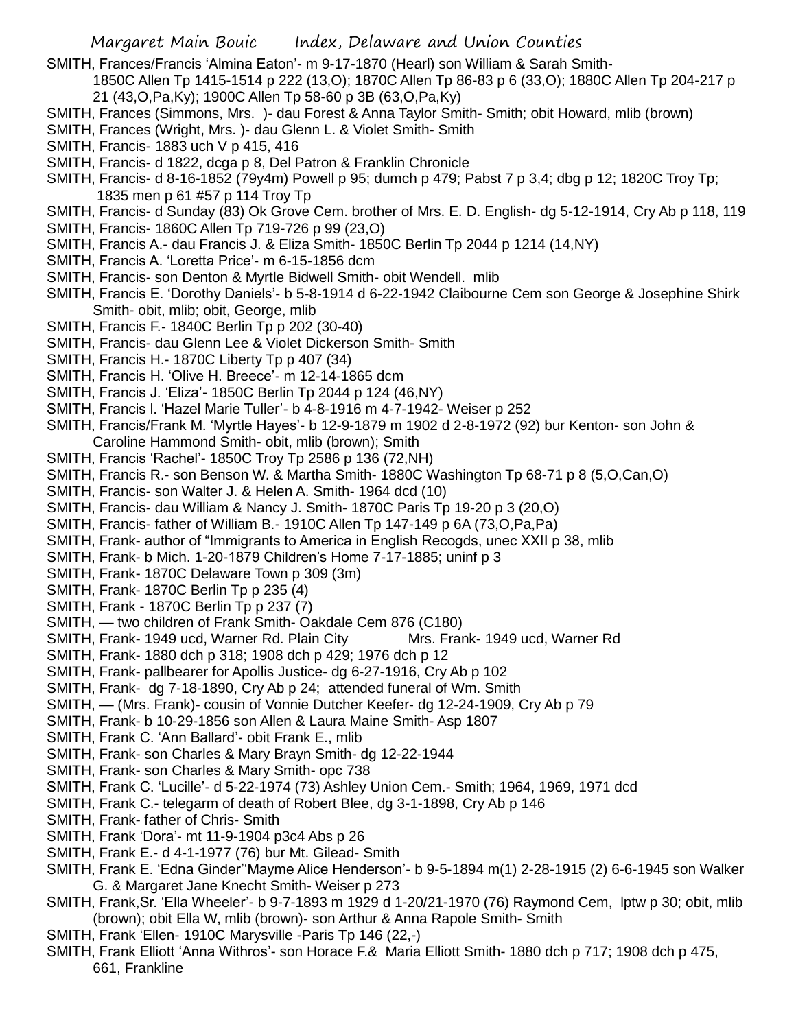SMITH, Frances/Francis 'Almina Eaton'- m 9-17-1870 (Hearl) son William & Sarah Smith- 1850C Allen Tp 1415-1514 p 222 (13,O); 1870C Allen Tp 86-83 p 6 (33,O); 1880C Allen Tp 204-217 p 21 (43,O,Pa,Ky); 1900C Allen Tp 58-60 p 3B (63,O,Pa,Ky)

SMITH, Frances (Simmons, Mrs. )- dau Forest & Anna Taylor Smith- Smith; obit Howard, mlib (brown)

SMITH, Frances (Wright, Mrs. )- dau Glenn L. & Violet Smith- Smith

SMITH, Francis- 1883 uch V p 415, 416

SMITH, Francis- d 1822, dcga p 8, Del Patron & Franklin Chronicle

SMITH, Francis- d 8-16-1852 (79y4m) Powell p 95; dumch p 479; Pabst 7 p 3,4; dbg p 12; 1820C Troy Tp; 1835 men p 61 #57 p 114 Troy Tp

SMITH, Francis- d Sunday (83) Ok Grove Cem. brother of Mrs. E. D. English- dg 5-12-1914, Cry Ab p 118, 119

SMITH, Francis- 1860C Allen Tp 719-726 p 99 (23,O)

SMITH, Francis A.- dau Francis J. & Eliza Smith- 1850C Berlin Tp 2044 p 1214 (14,NY)

SMITH, Francis A. 'Loretta Price'- m 6-15-1856 dcm

SMITH, Francis- son Denton & Myrtle Bidwell Smith- obit Wendell. mlib

SMITH, Francis E. 'Dorothy Daniels'- b 5-8-1914 d 6-22-1942 Claibourne Cem son George & Josephine Shirk Smith- obit, mlib; obit, George, mlib

SMITH, Francis F.- 1840C Berlin Tp p 202 (30-40)

SMITH, Francis- dau Glenn Lee & Violet Dickerson Smith- Smith

SMITH, Francis H.- 1870C Liberty Tp p 407 (34)

SMITH, Francis H. 'Olive H. Breece'- m 12-14-1865 dcm

SMITH, Francis J. 'Eliza'- 1850C Berlin Tp 2044 p 124 (46,NY)

SMITH, Francis l. 'Hazel Marie Tuller'- b 4-8-1916 m 4-7-1942- Weiser p 252

SMITH, Francis/Frank M. 'Myrtle Hayes'- b 12-9-1879 m 1902 d 2-8-1972 (92) bur Kenton- son John & Caroline Hammond Smith- obit, mlib (brown); Smith

SMITH, Francis 'Rachel'- 1850C Troy Tp 2586 p 136 (72,NH)

SMITH, Francis R.- son Benson W. & Martha Smith- 1880C Washington Tp 68-71 p 8 (5,O,Can,O)

SMITH, Francis- son Walter J. & Helen A. Smith- 1964 dcd (10)

SMITH, Francis- dau William & Nancy J. Smith- 1870C Paris Tp 19-20 p 3 (20,O)

SMITH, Francis- father of William B.- 1910C Allen Tp 147-149 p 6A (73,O,Pa,Pa)

SMITH, Frank- author of "Immigrants to America in English Recogds, unec XXII p 38, mlib

SMITH, Frank- b Mich. 1-20-1879 Children's Home 7-17-1885; uninf p 3

SMITH, Frank- 1870C Delaware Town p 309 (3m)

SMITH, Frank- 1870C Berlin Tp p 235 (4)

SMITH, Frank - 1870C Berlin Tp p 237 (7)

SMITH, — two children of Frank Smith- Oakdale Cem 876 (C180)

SMITH, Frank- 1949 ucd, Warner Rd. Plain City  Mrs. Frank- 1949 ucd, Warner Rd

SMITH, Frank- 1880 dch p 318; 1908 dch p 429; 1976 dch p 12

SMITH, Frank- pallbearer for Apollis Justice- dg 6-27-1916, Cry Ab p 102

SMITH, Frank- dg 7-18-1890, Cry Ab p 24; attended funeral of Wm. Smith

SMITH, — (Mrs. Frank)- cousin of Vonnie Dutcher Keefer- dg 12-24-1909, Cry Ab p 79

SMITH, Frank- b 10-29-1856 son Allen & Laura Maine Smith- Asp 1807

SMITH, Frank C. 'Ann Ballard'- obit Frank E., mlib

SMITH, Frank- son Charles & Mary Brayn Smith- dg 12-22-1944

SMITH, Frank- son Charles & Mary Smith- opc 738

SMITH, Frank C. 'Lucille'- d 5-22-1974 (73) Ashley Union Cem.- Smith; 1964, 1969, 1971 dcd

SMITH, Frank C.- telegarm of death of Robert Blee, dg 3-1-1898, Cry Ab p 146

SMITH, Frank- father of Chris- Smith

SMITH, Frank 'Dora'- mt 11-9-1904 p3c4 Abs p 26

SMITH, Frank E.- d 4-1-1977 (76) bur Mt. Gilead- Smith

SMITH, Frank E. 'Edna Ginder''Mayme Alice Henderson'- b 9-5-1894 m(1) 2-28-1915 (2) 6-6-1945 son Walker G. & Margaret Jane Knecht Smith- Weiser p 273

SMITH, Frank,Sr. 'Ella Wheeler'- b 9-7-1893 m 1929 d 1-20/21-1970 (76) Raymond Cem, lptw p 30; obit, mlib (brown); obit Ella W, mlib (brown)- son Arthur & Anna Rapole Smith- Smith

SMITH, Frank 'Ellen- 1910C Marysville -Paris Tp 146 (22,-)

SMITH, Frank Elliott 'Anna Withros'- son Horace F.& Maria Elliott Smith- 1880 dch p 717; 1908 dch p 475, 661, Frankline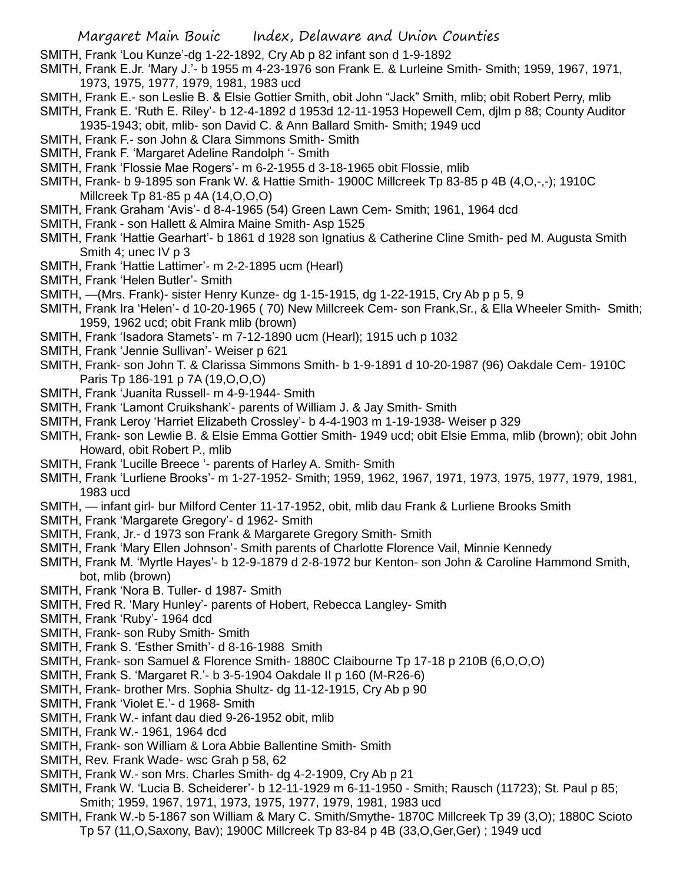SMITH, Frank 'Lou Kunze'-dg 1-22-1892, Cry Ab p 82 infant son d 1-9-1892

SMITH, Frank E.Jr. 'Mary J.'- b 1955 m 4-23-1976 son Frank E. & Lurleine Smith- Smith; 1959, 1967, 1971, 1973, 1975, 1977, 1979, 1981, 1983 ucd

SMITH, Frank E.- son Leslie B. & Elsie Gottier Smith, obit John "Jack" Smith, mlib; obit Robert Perry, mlib

SMITH, Frank E. 'Ruth E. Riley'- b 12-4-1892 d 1953d 12-11-1953 Hopewell Cem, djlm p 88; County Auditor 1935-1943; obit, mlib- son David C. & Ann Ballard Smith- Smith; 1949 ucd

SMITH, Frank F.- son John & Clara Simmons Smith- Smith

SMITH, Frank F. 'Margaret Adeline Randolph '- Smith

SMITH, Frank 'Flossie Mae Rogers'- m 6-2-1955 d 3-18-1965 obit Flossie, mlib

SMITH, Frank- b 9-1895 son Frank W. & Hattie Smith- 1900C Millcreek Tp 83-85 p 4B (4,O,-,-); 1910C Millcreek Tp 81-85 p 4A (14,O,O,O)

SMITH, Frank Graham 'Avis'- d 8-4-1965 (54) Green Lawn Cem- Smith; 1961, 1964 dcd

SMITH, Frank - son Hallett & Almira Maine Smith- Asp 1525

SMITH, Frank 'Hattie Gearhart'- b 1861 d 1928 son Ignatius & Catherine Cline Smith- ped M. Augusta Smith Smith 4; unec IV p 3

SMITH, Frank 'Hattie Lattimer'- m 2-2-1895 ucm (Hearl)

SMITH, Frank 'Helen Butler'- Smith

SMITH, —(Mrs. Frank)- sister Henry Kunze- dg 1-15-1915, dg 1-22-1915, Cry Ab p p 5, 9

SMITH, Frank Ira 'Helen'- d 10-20-1965 ( 70) New Millcreek Cem- son Frank,Sr., & Ella Wheeler Smith- Smith; 1959, 1962 ucd; obit Frank mlib (brown)

SMITH, Frank 'Isadora Stamets'- m 7-12-1890 ucm (Hearl); 1915 uch p 1032

SMITH, Frank 'Jennie Sullivan'- Weiser p 621

SMITH, Frank- son John T. & Clarissa Simmons Smith- b 1-9-1891 d 10-20-1987 (96) Oakdale Cem- 1910C Paris Tp 186-191 p 7A (19,O,O,O)

SMITH, Frank 'Juanita Russell- m 4-9-1944- Smith

SMITH, Frank 'Lamont Cruikshank'- parents of William J. & Jay Smith- Smith

SMITH, Frank Leroy 'Harriet Elizabeth Crossley'- b 4-4-1903 m 1-19-1938- Weiser p 329

SMITH, Frank- son Lewlie B. & Elsie Emma Gottier Smith- 1949 ucd; obit Elsie Emma, mlib (brown); obit John Howard, obit Robert P., mlib

SMITH, Frank 'Lucille Breece '- parents of Harley A. Smith- Smith

SMITH, Frank 'Lurliene Brooks'- m 1-27-1952- Smith; 1959, 1962, 1967, 1971, 1973, 1975, 1977, 1979, 1981, 1983 ucd

SMITH, — infant girl- bur Milford Center 11-17-1952, obit, mlib dau Frank & Lurliene Brooks Smith

SMITH, Frank 'Margarete Gregory'- d 1962- Smith

SMITH, Frank, Jr.- d 1973 son Frank & Margarete Gregory Smith- Smith

SMITH, Frank 'Mary Ellen Johnson'- Smith parents of Charlotte Florence Vail, Minnie Kennedy

SMITH, Frank M. 'Myrtle Hayes'- b 12-9-1879 d 2-8-1972 bur Kenton- son John & Caroline Hammond Smith, bot, mlib (brown)

SMITH, Frank 'Nora B. Tuller- d 1987- Smith

SMITH, Fred R. 'Mary Hunley'- parents of Hobert, Rebecca Langley- Smith

SMITH, Frank 'Ruby'- 1964 dcd

SMITH, Frank- son Ruby Smith- Smith

SMITH, Frank S. 'Esther Smith'- d 8-16-1988 Smith

SMITH, Frank- son Samuel & Florence Smith- 1880C Claibourne Tp 17-18 p 210B (6,O,O,O)

SMITH, Frank S. 'Margaret R.'- b 3-5-1904 Oakdale II p 160 (M-R26-6)

SMITH, Frank- brother Mrs. Sophia Shultz- dg 11-12-1915, Cry Ab p 90

SMITH, Frank 'Violet E.'- d 1968- Smith

SMITH, Frank W.- infant dau died 9-26-1952 obit, mlib

SMITH, Frank W.- 1961, 1964 dcd

SMITH, Frank- son William & Lora Abbie Ballentine Smith- Smith

SMITH, Rev. Frank Wade- wsc Grah p 58, 62

SMITH, Frank W.- son Mrs. Charles Smith- dg 4-2-1909, Cry Ab p 21

SMITH, Frank W. 'Lucia B. Scheiderer'- b 12-11-1929 m 6-11-1950 - Smith; Rausch (11723); St. Paul p 85; Smith; 1959, 1967, 1971, 1973, 1975, 1977, 1979, 1981, 1983 ucd

SMITH, Frank W.-b 5-1867 son William & Mary C. Smith/Smythe- 1870C Millcreek Tp 39 (3,O); 1880C Scioto Tp 57 (11,O,Saxony, Bav); 1900C Millcreek Tp 83-84 p 4B (33,O,Ger,Ger) ; 1949 ucd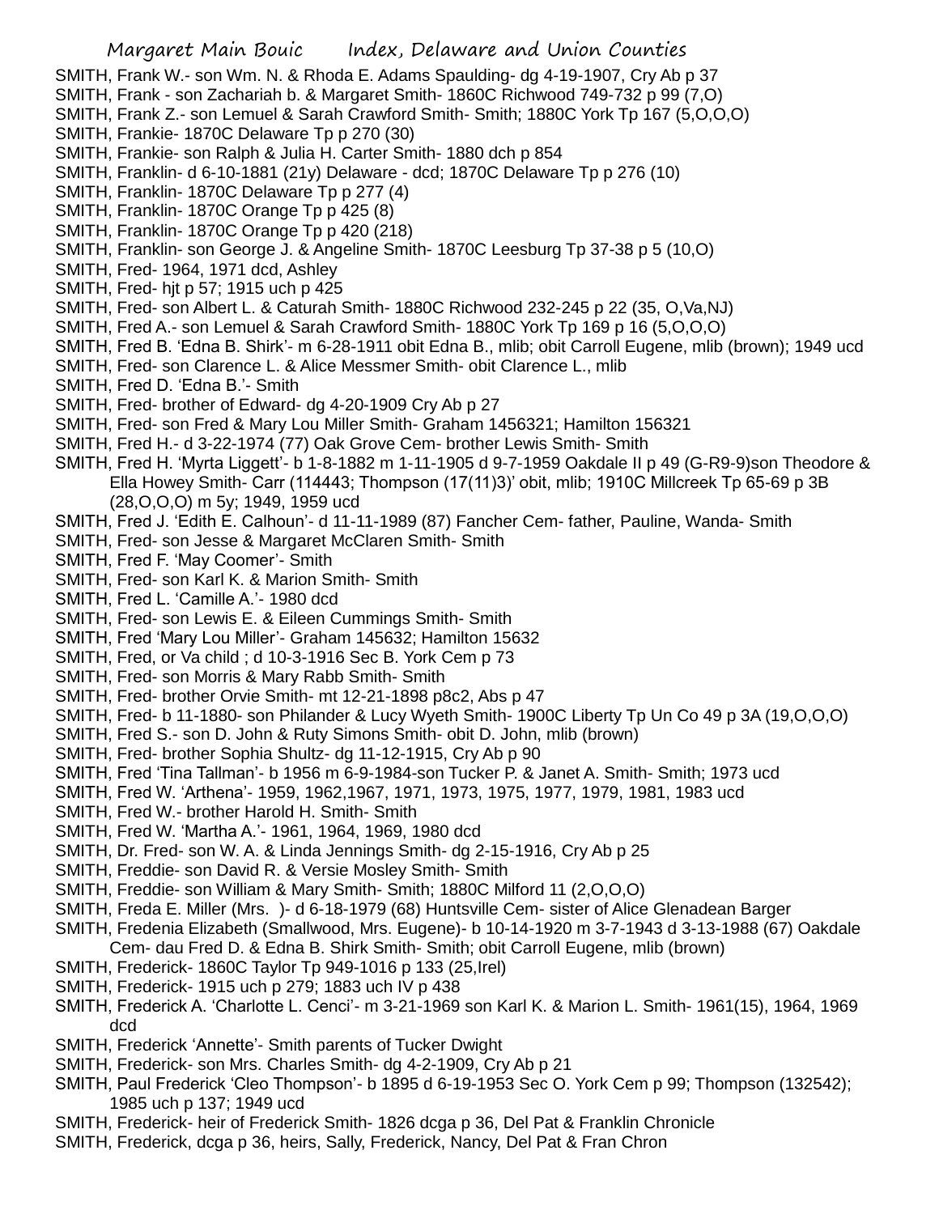SMITH, Frank W.- son Wm. N. & Rhoda E. Adams Spaulding- dg 4-19-1907, Cry Ab p 37
SMITH, Frank - son Zachariah b. & Margaret Smith- 1860C Richwood 749-732 p 99 (7,O)
SMITH, Frank Z.- son Lemuel & Sarah Crawford Smith- Smith; 1880C York Tp 167 (5,O,O,O)
SMITH, Frankie- 1870C Delaware Tp p 270 (30)
SMITH, Frankie- son Ralph & Julia H. Carter Smith- 1880 dch p 854
SMITH, Franklin- d 6-10-1881 (21y) Delaware - dcd; 1870C Delaware Tp p 276 (10)
SMITH, Franklin- 1870C Delaware Tp p 277 (4)
SMITH, Franklin- 1870C Orange Tp p 425 (8)
SMITH, Franklin- 1870C Orange Tp p 420 (218)
SMITH, Franklin- son George J. & Angeline Smith- 1870C Leesburg Tp 37-38 p 5 (10,O)
SMITH, Fred- 1964, 1971 dcd, Ashley
SMITH, Fred- hjt p 57; 1915 uch p 425
SMITH, Fred- son Albert L. & Caturah Smith- 1880C Richwood 232-245 p 22 (35, O,Va,NJ)
SMITH, Fred A.- son Lemuel & Sarah Crawford Smith- 1880C York Tp 169 p 16 (5,O,O,O)
SMITH, Fred B. 'Edna B. Shirk'- m 6-28-1911 obit Edna B., mlib; obit Carroll Eugene, mlib (brown); 1949 ucd
SMITH, Fred- son Clarence L. & Alice Messmer Smith- obit Clarence L., mlib
SMITH, Fred D. 'Edna B.'- Smith
SMITH, Fred- brother of Edward- dg 4-20-1909 Cry Ab p 27
SMITH, Fred- son Fred & Mary Lou Miller Smith- Graham 1456321; Hamilton 156321
SMITH, Fred H.- d 3-22-1974 (77) Oak Grove Cem- brother Lewis Smith- Smith
SMITH, Fred H. 'Myrta Liggett'- b 1-8-1882 m 1-11-1905 d 9-7-1959 Oakdale II p 49 (G-R9-9)son Theodore & Ella Howey Smith- Carr (114443; Thompson (17(11)3)' obit, mlib; 1910C Millcreek Tp 65-69 p 3B (28,O,O,O) m 5y; 1949, 1959 ucd
SMITH, Fred J. 'Edith E. Calhoun'- d 11-11-1989 (87) Fancher Cem- father, Pauline, Wanda- Smith
SMITH, Fred- son Jesse & Margaret McClaren Smith- Smith
SMITH, Fred F. 'May Coomer'- Smith
SMITH, Fred- son Karl K. & Marion Smith- Smith
SMITH, Fred L. 'Camille A.'- 1980 dcd
SMITH, Fred- son Lewis E. & Eileen Cummings Smith- Smith
SMITH, Fred 'Mary Lou Miller'- Graham 145632; Hamilton 15632
SMITH, Fred, or Va child ; d 10-3-1916 Sec B. York Cem p 73
SMITH, Fred- son Morris & Mary Rabb Smith- Smith
SMITH, Fred- brother Orvie Smith- mt 12-21-1898 p8c2, Abs p 47
SMITH, Fred- b 11-1880- son Philander & Lucy Wyeth Smith- 1900C Liberty Tp Un Co 49 p 3A (19,O,O,O)
SMITH, Fred S.- son D. John & Ruty Simons Smith- obit D. John, mlib (brown)
SMITH, Fred- brother Sophia Shultz- dg 11-12-1915, Cry Ab p 90
SMITH, Fred 'Tina Tallman'- b 1956 m 6-9-1984-son Tucker P. & Janet A. Smith- Smith; 1973 ucd
SMITH, Fred W. 'Arthena'- 1959, 1962,1967, 1971, 1973, 1975, 1977, 1979, 1981, 1983 ucd
SMITH, Fred W.- brother Harold H. Smith- Smith
SMITH, Fred W. 'Martha A.'- 1961, 1964, 1969, 1980 dcd
SMITH, Dr. Fred- son W. A. & Linda Jennings Smith- dg 2-15-1916, Cry Ab p 25
SMITH, Freddie- son David R. & Versie Mosley Smith- Smith
SMITH, Freddie- son William & Mary Smith- Smith; 1880C Milford 11 (2,O,O,O)
SMITH, Freda E. Miller (Mrs. )- d 6-18-1979 (68) Huntsville Cem- sister of Alice Glenadean Barger
SMITH, Fredenia Elizabeth (Smallwood, Mrs. Eugene)- b 10-14-1920 m 3-7-1943 d 3-13-1988 (67) Oakdale Cem- dau Fred D. & Edna B. Shirk Smith- Smith; obit Carroll Eugene, mlib (brown)
SMITH, Frederick- 1860C Taylor Tp 949-1016 p 133 (25,Irel)
SMITH, Frederick- 1915 uch p 279; 1883 uch IV p 438
SMITH, Frederick A. 'Charlotte L. Cenci'- m 3-21-1969 son Karl K. & Marion L. Smith- 1961(15), 1964, 1969 dcd
SMITH, Frederick 'Annette'- Smith parents of Tucker Dwight
SMITH, Frederick- son Mrs. Charles Smith- dg 4-2-1909, Cry Ab p 21
SMITH, Paul Frederick 'Cleo Thompson'- b 1895 d 6-19-1953 Sec O. York Cem p 99; Thompson (132542); 1985 uch p 137; 1949 ucd
SMITH, Frederick- heir of Frederick Smith- 1826 dcga p 36, Del Pat & Franklin Chronicle
SMITH, Frederick, dcga p 36, heirs, Sally, Frederick, Nancy, Del Pat & Fran Chron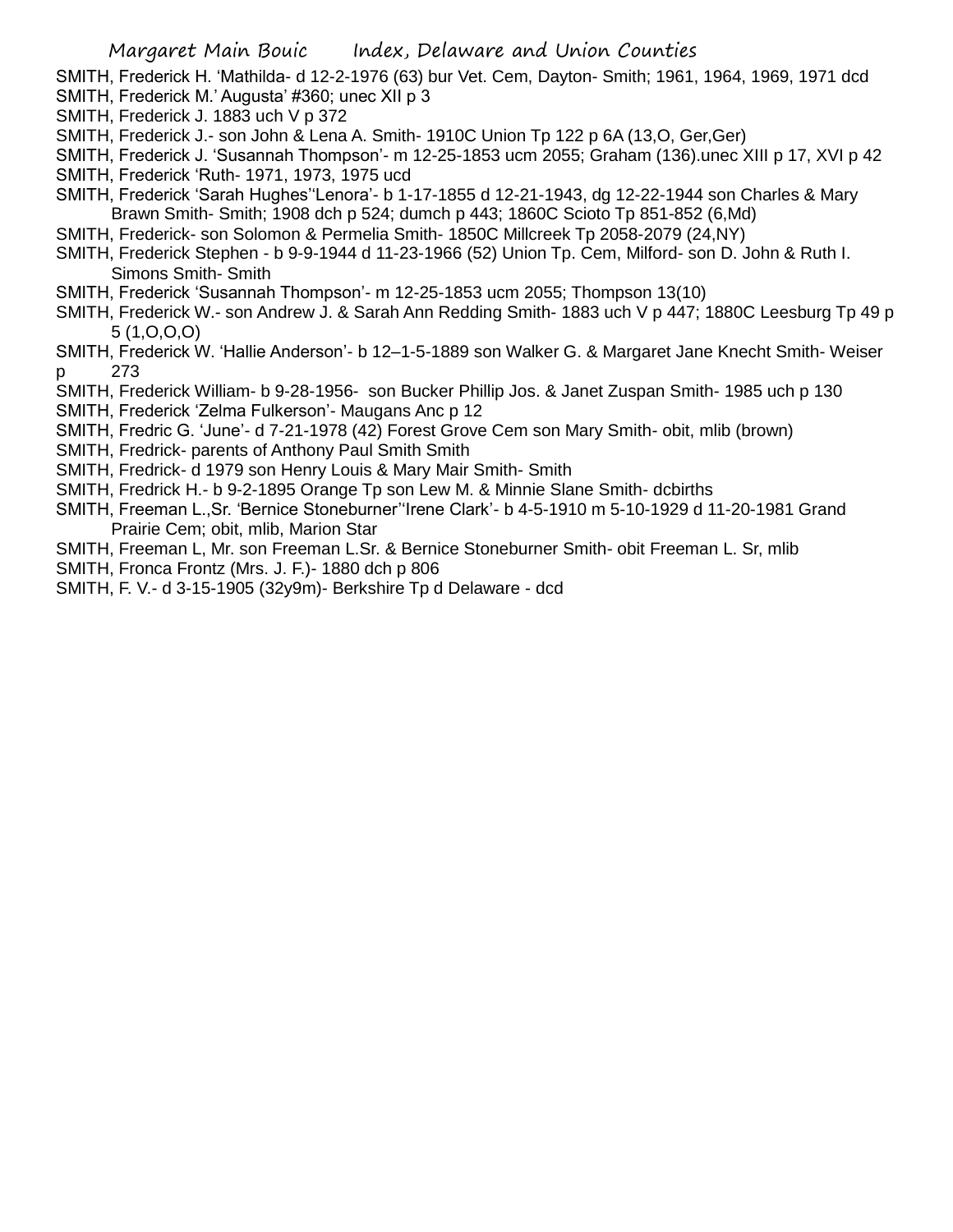SMITH, Frederick H. 'Mathilda- d 12-2-1976 (63) bur Vet. Cem, Dayton- Smith; 1961, 1964, 1969, 1971 dcd
SMITH, Frederick M.' Augusta' #360; unec XII p 3
SMITH, Frederick J. 1883 uch V p 372
SMITH, Frederick J.- son John & Lena A. Smith- 1910C Union Tp 122 p 6A (13,O, Ger,Ger)
SMITH, Frederick J. 'Susannah Thompson'- m 12-25-1853 ucm 2055; Graham (136).unec XIII p 17, XVI p 42
SMITH, Frederick 'Ruth- 1971, 1973, 1975 ucd
SMITH, Frederick 'Sarah Hughes''Lenora'- b 1-17-1855 d 12-21-1943, dg 12-22-1944 son Charles & Mary Brawn Smith- Smith; 1908 dch p 524; dumch p 443; 1860C Scioto Tp 851-852 (6,Md)
SMITH, Frederick- son Solomon & Permelia Smith- 1850C Millcreek Tp 2058-2079 (24,NY)
SMITH, Frederick Stephen - b 9-9-1944 d 11-23-1966 (52) Union Tp. Cem, Milford- son D. John & Ruth I. Simons Smith- Smith
SMITH, Frederick 'Susannah Thompson'- m 12-25-1853 ucm 2055; Thompson 13(10)
SMITH, Frederick W.- son Andrew J. & Sarah Ann Redding Smith- 1883 uch V p 447; 1880C Leesburg Tp 49 p 5 (1,O,O,O)
SMITH, Frederick W. 'Hallie Anderson'- b 12–1-5-1889 son Walker G. & Margaret Jane Knecht Smith- Weiser p 273
SMITH, Frederick William- b 9-28-1956- son Bucker Phillip Jos. & Janet Zuspan Smith- 1985 uch p 130
SMITH, Frederick 'Zelma Fulkerson'- Maugans Anc p 12
SMITH, Fredric G. 'June'- d 7-21-1978 (42) Forest Grove Cem son Mary Smith- obit, mlib (brown)
SMITH, Fredrick- parents of Anthony Paul Smith Smith
SMITH, Fredrick- d 1979 son Henry Louis & Mary Mair Smith- Smith
SMITH, Fredrick H.- b 9-2-1895 Orange Tp son Lew M. & Minnie Slane Smith- dcbirths
SMITH, Freeman L.,Sr. 'Bernice Stoneburner''Irene Clark'- b 4-5-1910 m 5-10-1929 d 11-20-1981 Grand Prairie Cem; obit, mlib, Marion Star
SMITH, Freeman L, Mr. son Freeman L.Sr. & Bernice Stoneburner Smith- obit Freeman L. Sr, mlib
SMITH, Fronca Frontz (Mrs. J. F.)- 1880 dch p 806
SMITH, F. V.- d 3-15-1905 (32y9m)- Berkshire Tp d Delaware - dcd